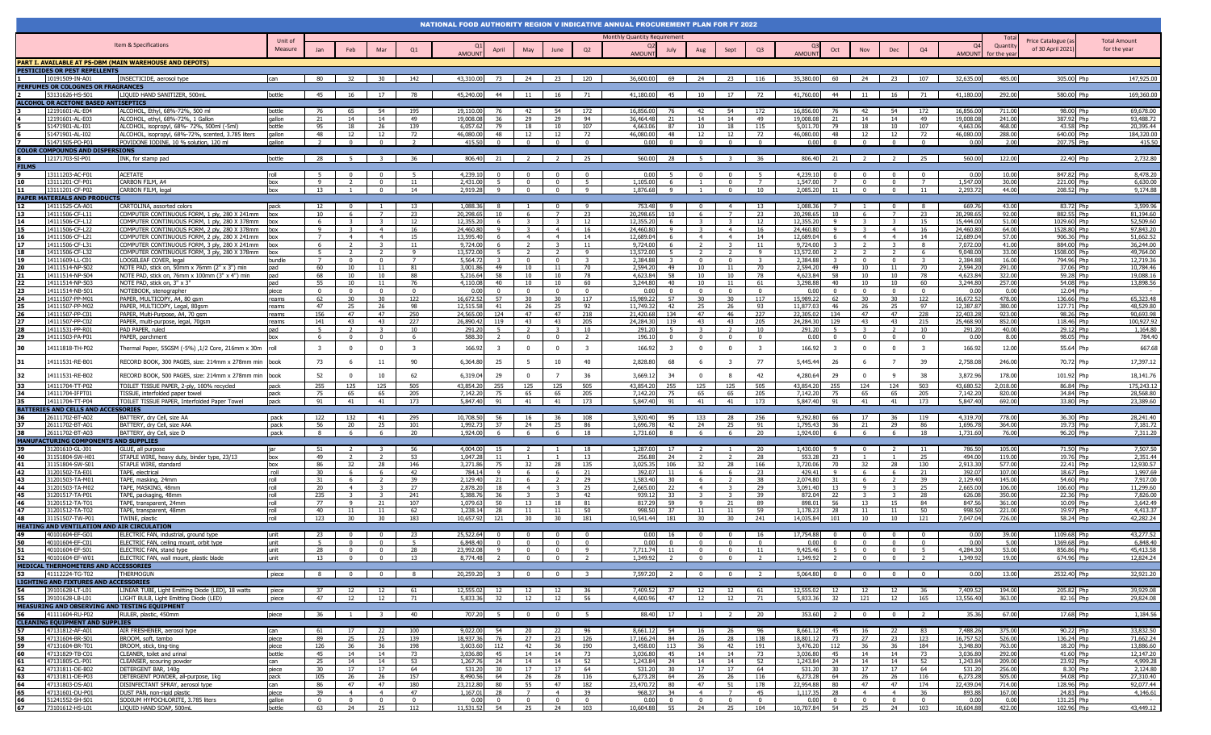# NATIONAL FOOD AUTHORITY REGION V INDICATIVE ANNUAL PROCUREMENT PLAN FOR FY 2022

| | Item & Specifications | | Unit of Measure | Monthly Quantity Requirement | | | | | | | | | | | | | | | | | | | | Total Quantity for the year | Price Catalogue (as of 30 April 2021) | | Total Amount for the year |
|---|---|---|---|---|---|---|---|---|---|---|---|---|---|---|---|---|---|---|---|---|---|---|---|---|---|---|---|
| | | | | Jan | Feb | Mar | Q1 | Q1 AMOUNT | April | May | June | Q2 | Q2 AMOUNT | July | Aug | Sept | Q3 | Q3 AMOUNT | Oct | Nov | Dec | Q4 | Q4 AMOUNT | | | | |
| **PART I. AVAILABLE AT PS-DBM (MAIN WAREHOUSE AND DEPOTS)** | | | | | | | | | | | | | | | | | | | | | | | | | | | |
| **PESTICIDES OR PEST REPELLENTS** | | | | | | | | | | | | | | | | | | | | | | | | | | | |
| 1 | 10191509-IN-A01 | INSECTICIDE, aerosol type | can | 80 | 32 | 30 | 142 | 43,310.00 | 73 | 24 | 23 | 120 | 36,600.00 | 69 | 24 | 23 | 116 | 35,380.00 | 60 | 24 | 23 | 107 | 32,635.00 | 485.00 | 305.00 | Php | 147,925.00 |
| **PERFUMES OR COLOGNES OR FRAGRANCES** | | | | | | | | | | | | | | | | | | | | | | | | | | | |
| 2 | 53131626-HS-S01 | LIQUID HAND SANITIZER, 500mL | bottle | 45 | 16 | 17 | 78 | 45,240.00 | 44 | 11 | 16 | 71 | 41,180.00 | 45 | 10 | 17 | 72 | 41,760.00 | 44 | 11 | 16 | 71 | 41,180.00 | 292.00 | 580.00 | Php | 169,360.00 |
| **ALCOHOL OR ACETONE BASED ANTISEPTICS** | | | | | | | | | | | | | | | | | | | | | | | | | | | |
| 3 | 12191601-AL-E04 | ALCOHOL, Ethyl, 68%-72%, 500 ml | bottle | 76 | 65 | 54 | 195 | 19,110.00 | 76 | 42 | 54 | 172 | 16,856.00 | 76 | 42 | 54 | 172 | 16,856.00 | 76 | 42 | 54 | 172 | 16,856.00 | 711.00 | 98.00 | Php | 69,678.00 |
| 4 | 12191601-AL-E03 | ALCOHOL, ethyl, 68%-72%, 1 Gallon | gallon | 21 | 14 | 14 | 49 | 19,008.08 | 36 | 29 | 29 | 94 | 36,464.48 | 21 | 14 | 14 | 49 | 19,008.08 | 21 | 14 | 14 | 49 | 19,008.08 | 241.00 | 387.92 | Php | 93,488.72 |
| 5 | 51471901-AL-I01 | ALCOHOL, isopropyl, 68%- 72%, 500ml (-5ml) | bottle | 95 | 18 | 26 | 139 | 6,057.62 | 79 | 18 | 10 | 107 | 4,663.06 | 87 | 10 | 18 | 115 | 5,011.70 | 79 | 18 | 10 | 107 | 4,663.06 | 468.00 | 43.58 | Php | 20,395.44 |
| 6 | 51471901-AL-I02 | ALCOHOL, isopropyl, 68%-72%, scented, 3.785 liters | gallon | 48 | 12 | 12 | 72 | 46,080.00 | 48 | 12 | 12 | 72 | 46,080.00 | 48 | 12 | 12 | 72 | 46,080.00 | 48 | 12 | 12 | 72 | 46,080.00 | 288.00 | 640.00 | Php | 184,320.00 |
| 7 | 51471505-PO-P01 | POVIDONE IODINE, 10 % solution, 120 ml | gallon | 2 | 0 | 0 | 2 | 415.50 | 0 | 0 | 0 | 0 | 0.00 | 0 | 0 | 0 | 0 | 0.00 | 0 | 0 | 0 | 0 | 0.00 | 2.00 | 207.75 | Php | 415.50 |
| **COLOR COMPOUNDS AND DISPERSIONS** | | | | | | | | | | | | | | | | | | | | | | | | | | | |
| 8 | 12171703-SI-P01 | INK, for stamp pad | bottle | 28 | 5 | 3 | 36 | 806.40 | 21 | 2 | 2 | 25 | 560.00 | 28 | 5 | 3 | 36 | 806.40 | 21 | 2 | 2 | 25 | 560.00 | 122.00 | 22.40 | Php | 2,732.80 |
| **FILMS** | | | | | | | | | | | | | | | | | | | | | | | | | | | |
| 9 | 13111203-AC-F01 | ACETATE | roll | 5 | 0 | 0 | 5 | 4,239.10 | 0 | 0 | 0 | 0 | 0.00 | 5 | 0 | 0 | 5 | 4,239.10 | 0 | 0 | 0 | 0 | 0.00 | 10.00 | 847.82 | Php | 8,478.20 |
| 10 | 13111201-CF-P01 | CARBON FILM, A4 | box | 9 | 2 | 0 | 11 | 2,431.00 | 5 | 0 | 0 | 5 | 1,105.00 | 6 | 1 | 0 | 7 | 1,547.00 | 7 | 0 | 0 | 7 | 1,547.00 | 30.00 | 221.00 | Php | 6,630.00 |
| 11 | 13111201-CF-P02 | CARBON FILM, legal | box | 13 | 1 | 0 | 14 | 2,919.28 | 9 | 0 | 0 | 9 | 1,876.68 | 9 | 1 | 0 | 10 | 2,085.20 | 11 | 0 | 0 | 11 | 2,293.72 | 44.00 | 208.52 | Php | 9,174.88 |
| **PAPER MATERIALS AND PRODUCTS** | | | | | | | | | | | | | | | | | | | | | | | | | | | |
| 12 | 14111525-CA-A01 | CARTOLINA, assorted colors | pack | 12 | 0 | 1 | 13 | 1,088.36 | 8 | 1 | 0 | 9 | 753.48 | 9 | 0 | 4 | 13 | 1,088.36 | 7 | 1 | 0 | 8 | 669.76 | 43.00 | 83.72 | Php | 3,599.96 |
| 13 | 14111506-CF-L11 | COMPUTER CONTINUOUS FORM, 1 ply, 280 X 241mm | box | 10 | 6 | 7 | 23 | 20,298.65 | 10 | 6 | 7 | 23 | 20,298.65 | 10 | 6 | 7 | 23 | 20,298.65 | 10 | 6 | 7 | 23 | 20,298.65 | 92.00 | 882.55 | Php | 81,194.60 |
| 14 | 14111506-CF-L12 | COMPUTER CONTINUOUS FORM, 1 ply, 280 X 378mm | box | 6 | 3 | 3 | 12 | 12,355.20 | 6 | 3 | 3 | 12 | 12,355.20 | 6 | 3 | 3 | 12 | 12,355.20 | 9 | 3 | 3 | 15 | 15,444.00 | 51.00 | 1029.60 | Php | 52,509.60 |
| 15 | 14111506-CF-L22 | COMPUTER CONTINUOUS FORM, 2 ply, 280 X 378mm | box | 9 | 3 | 4 | 16 | 24,460.80 | 9 | 3 | 4 | 16 | 24,460.80 | 9 | 3 | 4 | 16 | 24,460.80 | 9 | 3 | 4 | 16 | 24,460.80 | 64.00 | 1528.80 | Php | 97,843.20 |
| 16 | 14111506-CF-L21 | COMPUTER CONTINUOUS FORM, 2 ply, 280 X 241mm | box | 7 | 4 | 4 | 15 | 13,595.40 | 6 | 4 | 4 | 14 | 12,689.04 | 6 | 4 | 4 | 14 | 12,689.04 | 6 | 4 | 4 | 14 | 12,689.04 | 57.00 | 906.36 | Php | 51,662.52 |
| 17 | 14111506-CF-L31 | COMPUTER CONTINUOUS FORM, 3 ply, 280 X 241mm | box | 6 | 2 | 3 | 11 | 9,724.00 | 6 | 2 | 3 | 11 | 9,724.00 | 6 | 2 | 3 | 11 | 9,724.00 | 3 | 2 | 3 | 8 | 7,072.00 | 41.00 | 884.00 | Php | 36,244.00 |
| 18 | 14111506-CF-L32 | COMPUTER CONTINUOUS FORM, 3 ply, 280 X 378mm | box | 5 | 2 | 2 | 9 | 13,572.00 | 5 | 2 | 2 | 9 | 13,572.00 | 5 | 2 | 2 | 9 | 13,572.00 | 2 | 2 | 2 | 6 | 9,048.00 | 33.00 | 1508.00 | Php | 49,764.00 |
| 19 | 14111609-LL-C01 | LOOSELEAF COVER, legal | bundle | 7 | 0 | 0 | 7 | 5,564.72 | 3 | 0 | 0 | 3 | 2,384.88 | 3 | 0 | 0 | 3 | 2,384.88 | 3 | 0 | 0 | 3 | 2,384.88 | 16.00 | 794.96 | Php | 12,719.36 |
| 20 | 14111514-NP-S02 | NOTE PAD, stick on, 50mm x 76mm (2" x 3") min | pad | 60 | 10 | 11 | 81 | 3,001.86 | 49 | 10 | 11 | 70 | 2,594.20 | 49 | 10 | 11 | 70 | 2,594.20 | 49 | 10 | 11 | 70 | 2,594.20 | 291.00 | 37.06 | Php | 10,784.46 |
| 21 | 14111514-NP-S04 | NOTE PAD, stick on, 76mm x 100mm (3" x 4") min | pad | 68 | 10 | 10 | 88 | 5,216.64 | 58 | 10 | 10 | 78 | 4,623.84 | 58 | 10 | 10 | 78 | 4,623.84 | 58 | 10 | 10 | 78 | 4,623.84 | 322.00 | 59.28 | Php | 19,088.16 |
| 22 | 14111514-NP-S03 | NOTE PAD, stick on, 3" x 3" | pad | 55 | 10 | 11 | 76 | 4,110.08 | 40 | 10 | 10 | 60 | 3,244.80 | 40 | 10 | 11 | 61 | 3,298.88 | 40 | 10 | 10 | 60 | 3,244.80 | 257.00 | 54.08 | Php | 13,898.56 |
| 23 | 14111514-NB-S01 | NOTEBOOK, stenographer | piece | 0 | 0 | 0 | 0 | 0.00 | 0 | 0 | 0 | 0 | 0.00 | 0 | 0 | 0 | 0 | 0.00 | 0 | 0 | 0 | 0 | 0.00 | 0.00 | 12.04 | Php | - |
| 24 | 14111507-PP-M01 | PAPER, MULTICOPY, A4, 80 gsm | reams | 62 | 30 | 30 | 122 | 16,672.52 | 57 | 30 | 30 | 117 | 15,989.22 | 57 | 30 | 30 | 117 | 15,989.22 | 62 | 30 | 30 | 122 | 16,672.52 | 478.00 | 136.66 | Php | 65,323.48 |
| 25 | 14111507-PP-M02 | PAPER, MULTICOPY, Legal, 80gsm | reams | 47 | 25 | 26 | 98 | 12,515.58 | 41 | 26 | 25 | 92 | 11,749.32 | 42 | 25 | 26 | 93 | 11,877.03 | 46 | 26 | 25 | 97 | 12,387.87 | 380.00 | 127.71 | Php | 48,529.80 |
| 26 | 14111507-PP-C01 | PAPER, Multi-Purpose, A4, 70 gsm | reams | 156 | 47 | 47 | 250 | 24,565.00 | 124 | 47 | 47 | 218 | 21,420.68 | 134 | 47 | 46 | 227 | 22,305.02 | 134 | 47 | 47 | 228 | 22,403.28 | 923.00 | 98.26 | Php | 90,693.98 |
| 27 | 14111507-PP-C02 | PAPER, multi-purpose, legal, 70gsm | reams | 141 | 43 | 43 | 227 | 26,890.42 | 119 | 43 | 43 | 205 | 24,284.30 | 119 | 43 | 43 | 205 | 24,284.30 | 129 | 43 | 43 | 215 | 25,468.90 | 852.00 | 118.46 | Php | 100,927.92 |
| 28 | 14111531-PP-R01 | PAD PAPER, ruled | pad | 5 | 2 | 3 | 10 | 291.20 | 5 | 2 | 3 | 10 | 291.20 | 5 | 3 | 2 | 10 | 291.20 | 5 | 3 | 2 | 10 | 291.20 | 40.00 | 29.12 | Php | 1,164.80 |
| 29 | 14111503-PA-P01 | PAPER, parchment | box | 6 | 0 | 0 | 6 | 588.30 | 2 | 0 | 0 | 2 | 196.10 | 0 | 0 | 0 | 0 | 0.00 | 0 | 0 | 0 | 0 | 0.00 | 8.00 | 98.05 | Php | 784.40 |
| 30 | 14111818-TH-P02 | Thermal Paper, 55GSM (-5%) ,1/2 Core, 216mm x 30m | roll | 3 | 0 | 0 | 3 | 166.92 | 3 | 0 | 0 | 3 | 166.92 | 3 | 0 | 0 | 3 | 166.92 | 3 | 0 | 0 | 3 | 166.92 | 12.00 | 55.64 | Php | 667.68 |
| 31 | 14111531-RE-B01 | RECORD BOOK, 300 PAGES, size: 214mm x 278mm min | book | 73 | 6 | 11 | 90 | 6,364.80 | 25 | 5 | 10 | 40 | 2,828.80 | 68 | 6 | 3 | 77 | 5,445.44 | 26 | 6 | 7 | 39 | 2,758.08 | 246.00 | 70.72 | Php | 17,397.12 |
| 32 | 14111531-RE-B02 | RECORD BOOK, 500 PAGES, size: 214mm x 278mm min | book | 52 | 0 | 10 | 62 | 6,319.04 | 29 | 0 | 7 | 36 | 3,669.12 | 34 | 0 | 8 | 42 | 4,280.64 | 29 | 0 | 9 | 38 | 3,872.96 | 178.00 | 101.92 | Php | 18,141.76 |
| 33 | 14111704-TT-P02 | TOILET TISSUE PAPER, 2-ply, 100% recycled | pack | 255 | 125 | 125 | 505 | 43,854.20 | 255 | 125 | 125 | 505 | 43,854.20 | 255 | 125 | 125 | 505 | 43,854.20 | 255 | 124 | 124 | 503 | 43,680.52 | 2,018.00 | 86.84 | Php | 175,243.12 |
| 34 | 14111704-IFPT01 | TISSUE, interfolded paper towel | pack | 75 | 65 | 65 | 205 | 7,142.20 | 75 | 65 | 65 | 205 | 7,142.20 | 75 | 65 | 65 | 205 | 7,142.20 | 75 | 65 | 65 | 205 | 7,142.20 | 820.00 | 34.84 | Php | 28,568.80 |
| 35 | 14111704-TT-P04 | TOILET TISSUE PAPER, Interfolded Paper Towel | pack | 91 | 41 | 41 | 173 | 5,847.40 | 91 | 41 | 41 | 173 | 5,847.40 | 91 | 41 | 41 | 173 | 5,847.40 | 91 | 41 | 41 | 173 | 5,847.40 | 692.00 | 33.80 | Php | 23,389.60 |
| **BATTERIES AND CELLS AND ACCESSORIES** | | | | | | | | | | | | | | | | | | | | | | | | | | | |
| 36 | 26111702-BT-A02 | BATTERY, dry Cell, size AA | pack | 122 | 132 | 41 | 295 | 10,708.50 | 56 | 16 | 36 | 108 | 3,920.40 | 95 | 133 | 28 | 256 | 9,292.80 | 66 | 17 | 36 | 119 | 4,319.70 | 778.00 | 36.30 | Php | 28,241.40 |
| 37 | 26111702-BT-A01 | BATTERY, dry Cell, size AAA | pack | 56 | 20 | 25 | 101 | 1,992.73 | 37 | 24 | 25 | 86 | 1,696.78 | 42 | 24 | 25 | 91 | 1,795.43 | 36 | 21 | 29 | 86 | 1,696.78 | 364.00 | 19.73 | Php | 7,181.72 |
| 38 | 26111702-BT-A03 | BATTERY, dry Cell, size D | pack | 8 | 6 | 6 | 20 | 1,924.00 | 6 | 6 | 6 | 18 | 1,731.60 | 8 | 6 | 6 | 20 | 1,924.00 | 6 | 6 | 6 | 18 | 1,731.60 | 76.00 | 96.20 | Php | 7,311.20 |
| **MANUFACTURING COMPONENTS AND SUPPLIES** | | | | | | | | | | | | | | | | | | | | | | | | | | | |
| 39 | 31201610-GL-J01 | GLUE, all purpose | jar | 51 | 2 | 3 | 56 | 4,004.00 | 15 | 2 | 1 | 18 | 1,287.00 | 17 | 2 | 1 | 20 | 1,430.00 | 9 | 0 | 2 | 11 | 786.50 | 105.00 | 71.50 | Php | 7,507.50 |
| 40 | 31151804-SW-H01 | STAPLE WIRE, heavy duty, binder type, 23/13 | box | 49 | 2 | 2 | 53 | 1,047.28 | 11 | 1 | 1 | 13 | 256.88 | 24 | 2 | 2 | 28 | 553.28 | 23 | 1 | 1 | 25 | 494.00 | 119.00 | 19.76 | Php | 2,351.44 |
| 41 | 31151804-SW-S01 | STAPLE WIRE, standard | box | 86 | 32 | 28 | 146 | 3,271.86 | 75 | 32 | 28 | 135 | 3,025.35 | 106 | 32 | 28 | 166 | 3,720.06 | 70 | 32 | 28 | 130 | 2,913.30 | 577.00 | 22.41 | Php | 12,930.57 |
| 42 | 31201502-TA-E01 | TAPE, electrical | roll | 30 | 6 | 6 | 42 | 784.14 | 9 | 6 | 6 | 21 | 392.07 | 11 | 6 | 6 | 23 | 429.41 | 9 | 6 | 6 | 21 | 392.07 | 107.00 | 18.67 | Php | 1,997.69 |
| 43 | 31201503-TA-M01 | TAPE, masking, 24mm | roll | 31 | 6 | 2 | 39 | 2,129.40 | 21 | 6 | 2 | 29 | 1,583.40 | 30 | 6 | 2 | 38 | 2,074.80 | 31 | 6 | 2 | 39 | 2,129.40 | 145.00 | 54.60 | Php | 7,917.00 |
| 44 | 31201503-TA-M02 | TAPE, MASKING, 48mm | roll | 20 | 4 | 3 | 27 | 2,878.20 | 18 | 4 | 3 | 25 | 2,665.00 | 22 | 4 | 3 | 29 | 3,091.40 | 13 | 9 | 3 | 25 | 2,665.00 | 106.00 | 106.60 | Php | 11,299.60 |
| 45 | 31201517-TA-P01 | TAPE, packaging, 48mm | roll | 235 | 3 | 3 | 241 | 5,388.76 | 36 | 3 | 3 | 42 | 939.12 | 33 | 3 | 3 | 39 | 872.04 | 22 | 3 | 3 | 28 | 626.08 | 350.00 | 22.36 | Php | 7,826.00 |
| 46 | 31201512-TA-T01 | TAPE, transparent, 24mm | roll | 77 | 9 | 21 | 107 | 1,079.63 | 50 | 13 | 18 | 81 | 817.29 | 59 | 9 | 21 | 89 | 898.01 | 56 | 13 | 15 | 84 | 847.56 | 361.00 | 10.09 | Php | 3,642.49 |
| 47 | 31201512-TA-T02 | TAPE, transparent, 48mm | roll | 40 | 11 | 11 | 62 | 1,238.14 | 28 | 11 | 11 | 50 | 998.50 | 37 | 11 | 11 | 59 | 1,178.23 | 28 | 11 | 11 | 50 | 998.50 | 221.00 | 19.97 | Php | 4,413.37 |
| 48 | 31151507-TW-P01 | TWINE, plastic | roll | 123 | 30 | 30 | 183 | 10,657.92 | 121 | 30 | 30 | 181 | 10,541.44 | 181 | 30 | 30 | 241 | 14,035.84 | 101 | 10 | 10 | 121 | 7,047.04 | 726.00 | 58.24 | Php | 42,282.24 |
| **HEATING AND VENTILATION AND AIR CIRCULATION** | | | | | | | | | | | | | | | | | | | | | | | | | | | |
| 49 | 40101604-EF-G01 | ELECTRIC FAN, industrial, ground type | unit | 23 | 0 | 0 | 23 | 25,522.64 | 0 | 0 | 0 | 0 | 0.00 | 16 | 0 | 0 | 16 | 17,754.88 | 0 | 0 | 0 | 0 | 0.00 | 39.00 | 1109.68 | Php | 43,277.52 |
| 50 | 40101604-EF-C01 | ELECTRIC FAN, ceiling mount, orbit type | unit | 5 | 0 | 0 | 5 | 6,848.40 | 0 | 0 | 0 | 0 | 0.00 | 0 | 0 | 0 | 0 | 0.00 | 0 | 0 | 0 | 0 | 0.00 | 5.00 | 1369.68 | Php | 6,848.40 |
| 51 | 40101604-EF-S01 | ELECTRIC FAN, stand type | unit | 28 | 0 | 0 | 28 | 23,992.08 | 9 | 0 | 0 | 9 | 7,711.74 | 11 | 0 | 0 | 11 | 9,425.46 | 5 | 0 | 0 | 5 | 4,284.30 | 53.00 | 856.86 | Php | 45,413.58 |
| 52 | 40101604-EF-W01 | ELECTRIC FAN, wall mount, plastic blade | unit | 13 | 0 | 0 | 13 | 8,774.48 | 2 | 0 | 0 | 2 | 1,349.92 | 2 | 0 | 0 | 2 | 1,349.92 | 2 | 0 | 0 | 2 | 1,349.92 | 19.00 | 674.96 | Php | 12,824.24 |
| **MEDICAL THERMOMETERS AND ACCESSORIES** | | | | | | | | | | | | | | | | | | | | | | | | | | | |
| 53 | 41112224-TG-T02 | THERMOGUN | piece | 8 | 0 | 0 | 8 | 20,259.20 | 3 | 0 | 0 | 3 | 7,597.20 | 2 | 0 | 0 | 2 | 5,064.80 | 0 | 0 | 0 | 0 | 0.00 | 13.00 | 2532.40 | Php | 32,921.20 |
| **LIGHTING AND FIXTURES AND ACCESSORIES** | | | | | | | | | | | | | | | | | | | | | | | | | | | |
| 54 | 39101628-LT-L01 | LINEAR TUBE, Light Emitting Diode (LED), 18 watts | piece | 37 | 12 | 12 | 61 | 12,555.02 | 12 | 12 | 12 | 36 | 7,409.52 | 37 | 12 | 12 | 61 | 12,555.02 | 12 | 12 | 12 | 36 | 7,409.52 | 194.00 | 205.82 | Php | 39,929.08 |
| 55 | 39101628-LB-L01 | LIGHT BULB, Light Emitting Diode (LED) | piece | 47 | 12 | 12 | 71 | 5,833.36 | 32 | 12 | 12 | 56 | 4,600.96 | 47 | 12 | 12 | 71 | 5,833.36 | 32 | 121 | 12 | 165 | 13,556.40 | 363.00 | 82.16 | Php | 29,824.08 |
| **MEASURING AND OBSERVING AND TESTING EQUIPMENT** | | | | | | | | | | | | | | | | | | | | | | | | | | | |
| 56 | 41111604-RU-P02 | RULER, plastic, 450mm | piece | 36 | 1 | 3 | 40 | 707.20 | 5 | 0 | 0 | 5 | 88.40 | 17 | 1 | 2 | 20 | 353.60 | 2 | 0 | 0 | 2 | 35.36 | 67.00 | 17.68 | Php | 1,184.56 |
| **CLEANING EQUIPMENT AND SUPPLIES** | | | | | | | | | | | | | | | | | | | | | | | | | | | |
| 57 | 47131812-AF-A01 | AIR FRESHENER, aerosol type | can | 61 | 17 | 22 | 100 | 9,022.00 | 54 | 20 | 22 | 96 | 8,661.12 | 54 | 16 | 26 | 96 | 8,661.12 | 45 | 16 | 22 | 83 | 7,488.26 | 375.00 | 90.22 | Php | 33,832.50 |
| 58 | 47131604-BR-S01 | BROOM, soft, tambo | piece | 89 | 25 | 25 | 139 | 18,937.36 | 76 | 27 | 23 | 126 | 17,166.24 | 84 | 26 | 28 | 138 | 18,801.12 | 73 | 27 | 23 | 123 | 16,757.52 | 526.00 | 136.24 | Php | 71,662.24 |
| 59 | 47131604-BR-T01 | BROOM, stick, ting-ting | piece | 126 | 36 | 36 | 198 | 3,603.60 | 112 | 42 | 36 | 190 | 3,458.00 | 113 | 36 | 42 | 191 | 3,476.20 | 112 | 36 | 36 | 184 | 3,348.80 | 763.00 | 18.20 | Php | 13,886.60 |
| 60 | 47131829-TB-C01 | CLEANER, toilet and urinal | bottle | 45 | 14 | 14 | 73 | 3,036.80 | 45 | 14 | 14 | 73 | 3,036.80 | 45 | 14 | 14 | 73 | 3,036.80 | 45 | 14 | 14 | 73 | 3,036.80 | 292.00 | 41.60 | Php | 12,147.20 |
| 61 | 47131805-CL-P01 | CLEANSER, scouring powder | can | 25 | 14 | 14 | 53 | 1,267.76 | 24 | 14 | 14 | 52 | 1,243.84 | 24 | 14 | 14 | 52 | 1,243.84 | 24 | 14 | 14 | 52 | 1,243.84 | 209.00 | 23.92 | Php | 4,999.28 |
| 62 | 47131811-DE-B02 | DETERGENT BAR, 140g | piece | 30 | 17 | 17 | 64 | 531.20 | 30 | 17 | 17 | 64 | 531.20 | 30 | 17 | 17 | 64 | 531.20 | 30 | 17 | 17 | 64 | 531.20 | 256.00 | 8.30 | Php | 2,124.80 |
| 63 | 47131811-DE-P03 | DETERGENT POWDER, all-purpose, 1kg | pack | 105 | 26 | 26 | 157 | 8,490.56 | 64 | 26 | 26 | 116 | 6,273.28 | 64 | 26 | 26 | 116 | 6,273.28 | 64 | 26 | 26 | 116 | 6,273.28 | 505.00 | 54.08 | Php | 27,310.40 |
| 64 | 47131803-DS-A01 | DISINFECTANT SPRAY, aerosol type | can | 86 | 47 | 47 | 180 | 23,210.82 | 80 | 55 | 47 | 182 | 23,470.72 | 80 | 47 | 51 | 178 | 22,954.88 | 80 | 47 | 47 | 174 | 22,439.04 | 714.00 | 128.96 | Php | 92,077.44 |
| 65 | 47131601-DU-P01 | DUST PAN, non-rigid plastic | piece | 39 | 4 | 4 | 47 | 1,167.01 | 28 | 7 | 4 | 39 | 968.37 | 34 | 4 | 7 | 45 | 1,117.35 | 28 | 4 | 4 | 36 | 893.88 | 167.00 | 24.83 | Php | 4,146.61 |
| 66 | 51241552-SH-S01 | SODIUM HYPOCHLORITE, 3.785 liters | gallon | 0 | 0 | 0 | 0 | 0.00 | 0 | 0 | 0 | 0 | 0.00 | 0 | 0 | 0 | 0 | 0.00 | 0 | 0 | 0 | 0 | 0.00 | 0.00 | 131.25 | Php | - |
| 67 | 73101612-HS-L01 | LIQUID HAND SOAP, 500mL | bottle | 63 | 24 | 25 | 112 | 11,531.52 | 54 | 25 | 24 | 103 | 10,604.88 | 55 | 24 | 25 | 104 | 10,707.84 | 54 | 25 | 24 | 103 | 10,604.88 | 422.00 | 102.96 | Php | 43,449.12 |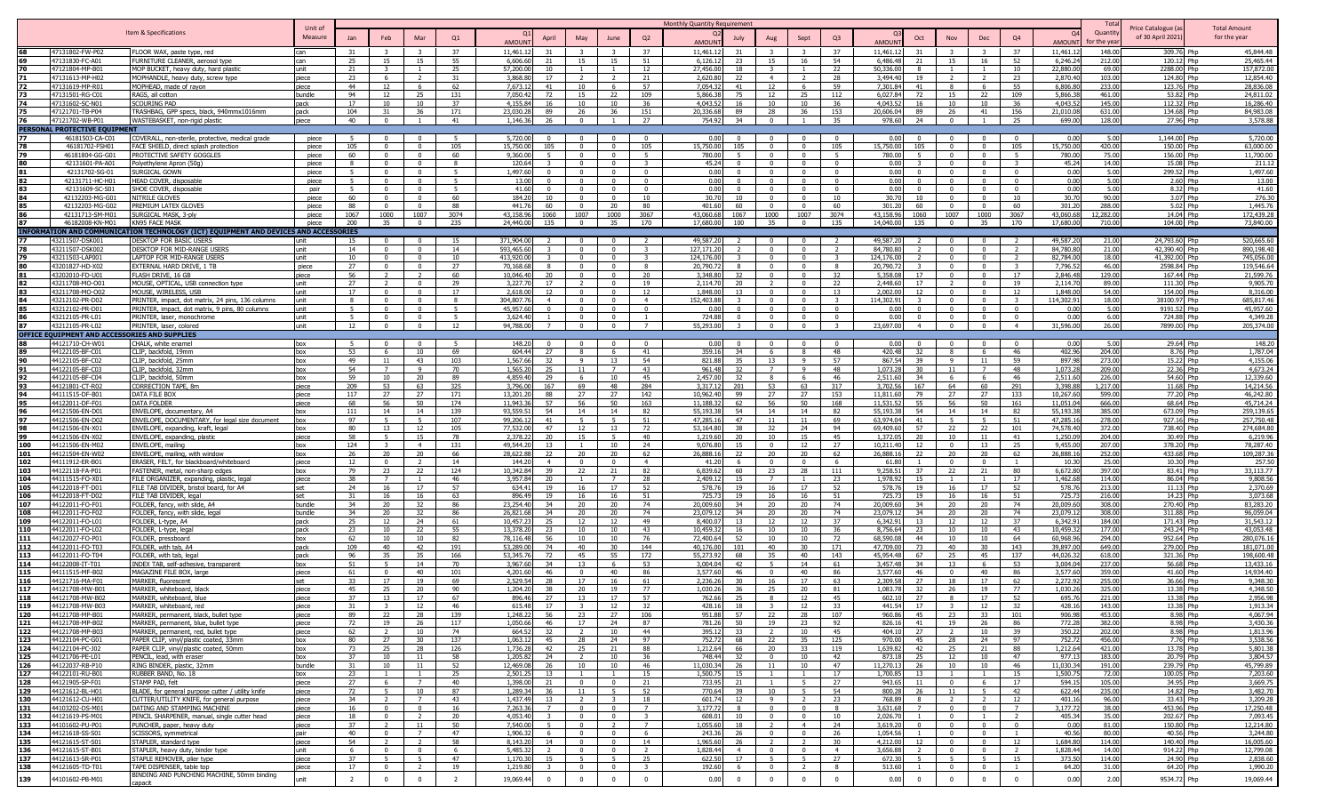| # | Item Code | Item & Specifications | Unit of Measure | Jan | Feb | Mar | Q1 | Q1 AMOUNT | April | May | June | Q2 | Q2 AMOUNT | July | Aug | Sept | Q3 | Q3 AMOUNT | Oct | Nov | Dec | Q4 | Q4 AMOUNT | Total Quantity for the year | Price Catalogue (as of 30 April 2021) | Total Amount for the year |
|---|---|---|---|---|---|---|---|---|---|---|---|---|---|---|---|---|---|---|---|---|---|---|---|---|---|---|
| 68 | 47131802-FW-P02 | FLOOR WAX, paste type, red | can | 31 | 3 | 3 | 37 | 11,461.12 | 31 | 3 | 3 | 37 | 11,461.12 | 31 | 3 | 3 | 37 | 11,461.12 | 31 | 3 | 3 | 37 | 11,461.12 | 148.00 | 309.76 Php | 45,844.48 |
| 69 | 47131830-FC-A01 | FURNITURE CLEANER, aerosol type | can | 25 | 15 | 15 | 55 | 6,606.60 | 21 | 15 | 15 | 51 | 6,126.12 | 23 | 15 | 16 | 54 | 6,486.48 | 21 | 15 | 16 | 52 | 6,246.24 | 212.00 | 120.12 Php | 25,465.44 |
| 70 | 47121804-MP-B01 | MOP BUCKET, heavy duty, hard plastic | unit | 21 | 3 | 1 | 25 | 57,200.00 | 10 | 1 | 1 | 12 | 27,456.00 | 18 | 3 | 1 | 22 | 50,336.00 | 8 | 1 | 1 | 10 | 22,880.00 | 69.00 | 2288.00 Php | 157,872.00 |
| 71 | 47131613-MP-H02 | MOPHANDLE, heavy duty, screw type | piece | 23 | 6 | 2 | 31 | 3,868.80 | 17 | 2 | 2 | 21 | 2,620.80 | 22 | 4 | 2 | 28 | 3,494.40 | 19 | 2 | 2 | 23 | 2,870.40 | 103.00 | 124.80 Php | 12,854.40 |
| 72 | 47131619-MP-R01 | MOPHEAD, made of rayon | piece | 44 | 12 | 6 | 62 | 7,673.12 | 41 | 10 | 6 | 57 | 7,054.32 | 41 | 12 | 6 | 59 | 7,301.84 | 41 | 8 | 6 | 55 | 6,806.80 | 233.00 | 123.76 Php | 28,836.08 |
| 73 | 47131501-RG-C01 | RAGS, all cotton | bundle | 94 | 12 | 25 | 131 | 7,050.42 | 72 | 15 | 22 | 109 | 5,866.38 | 75 | 12 | 25 | 112 | 6,027.84 | 72 | 15 | 22 | 109 | 5,866.38 | 461.00 | 53.82 Php | 24,811.02 |
| 74 | 47131602-SC-N01 | SCOURING PAD | pack | 17 | 10 | 10 | 37 | 4,155.84 | 16 | 10 | 10 | 36 | 4,043.52 | 16 | 10 | 10 | 36 | 4,043.52 | 16 | 10 | 10 | 36 | 4,043.52 | 145.00 | 112.32 Php | 16,286.40 |
| 75 | 47121701-TB-P04 | TRASHBAG, GPP specs, black, 940mmx1016mm | pack | 104 | 31 | 36 | 171 | 23,030.28 | 89 | 26 | 36 | 151 | 20,336.68 | 89 | 28 | 36 | 153 | 20,606.04 | 89 | 26 | 41 | 156 | 21,010.08 | 631.00 | 134.68 Php | 84,983.08 |
| 76 | 47121702-WB-P01 | WASTEBASKET, non-rigid plastic | piece | 40 | 0 | 1 | 41 | 1,146.36 | 26 | 0 | 1 | 27 | 754.92 | 34 | 0 | 1 | 35 | 978.60 | 24 | 0 | 1 | 25 | 699.00 | 128.00 | 27.96 Php | 3,578.88 |
| **PERSONAL PROTECTIVE EQUIPMENT** | | | | | | | | | | | | | | | | | | | | | | | | | | |
| 77 | 46181503-CA-C01 | COVERALL, non-sterile, protective, medical grade | piece | 5 | 0 | 0 | 5 | 5,720.00 | 0 | 0 | 0 | 0 | 0.00 | 0 | 0 | 0 | 0 | 0.00 | 0 | 0 | 0 | 0 | 0.00 | 5.00 | 1,144.00 Php | 5,720.00 |
| 78 | 46181702-FSH01 | FACE SHIELD, direct splash protection | piece | 105 | 0 | 0 | 105 | 15,750.00 | 105 | 0 | 0 | 105 | 15,750.00 | 105 | 0 | 0 | 105 | 15,750.00 | 105 | 0 | 0 | 105 | 15,750.00 | 420.00 | 150.00 Php | 63,000.00 |
| 79 | 46181804-GG-G01 | PROTECTIVE SAFETY GOGGLES | piece | 60 | 0 | 0 | 60 | 9,360.00 | 5 | 0 | 0 | 5 | 780.00 | 5 | 0 | 0 | 5 | 780.00 | 5 | 0 | 0 | 5 | 780.00 | 75.00 | 156.00 Php | 11,700.00 |
| 80 | 42131601-PA-A01 | Polyethylene Apron (50g) | piece | 8 | 0 | 0 | 8 | 120.64 | 3 | 0 | 0 | 3 | 45.24 | 0 | 0 | 0 | 0 | 0.00 | 3 | 0 | 0 | 3 | 45.24 | 14.00 | 15.08 Php | 211.12 |
| 81 | 42131702-SG-01 | SURGICAL GOWN | piece | 5 | 0 | 0 | 5 | 1,497.60 | 0 | 0 | 0 | 0 | 0.00 | 0 | 0 | 0 | 0 | 0.00 | 0 | 0 | 0 | 0 | 0.00 | 5.00 | 299.52 Php | 1,497.60 |
| 82 | 42131711-HC-H01 | HEAD COVER, disposable | piece | 5 | 0 | 0 | 5 | 13.00 | 0 | 0 | 0 | 0 | 0.00 | 0 | 0 | 0 | 0 | 0.00 | 0 | 0 | 0 | 0 | 0.00 | 5.00 | 2.60 Php | 13.00 |
| 83 | 42131609-SC-S01 | SHOE COVER, disposable | pair | 5 | 0 | 0 | 5 | 41.60 | 0 | 0 | 0 | 0 | 0.00 | 0 | 0 | 0 | 0 | 0.00 | 0 | 0 | 0 | 0 | 0.00 | 5.00 | 8.32 Php | 41.60 |
| 84 | 42132203-MG-G01 | NITRILE GLOVES | piece | 60 | 0 | 0 | 60 | 184.20 | 10 | 0 | 0 | 10 | 30.70 | 10 | 0 | 0 | 10 | 30.70 | 10 | 0 | 0 | 10 | 30.70 | 90.00 | 3.07 Php | 276.30 |
| 85 | 42132203-MG-G02 | PREMIUM LATEX GLOVES | piece | 88 | 0 | 0 | 88 | 441.76 | 60 | 0 | 20 | 80 | 401.60 | 60 | 0 | 0 | 60 | 301.20 | 60 | 0 | 0 | 60 | 301.20 | 288.00 | 5.02 Php | 1,445.76 |
| 86 | 42131713-SM-M01 | SURGICAL MASK, 3-ply | piece | 1067 | 1000 | 1007 | 3074 | 43,158.96 | 1060 | 1007 | 1000 | 3067 | 43,060.68 | 1067 | 1000 | 1007 | 3074 | 43,158.96 | 1060 | 1007 | 1000 | 3067 | 43,060.68 | 12,282.00 | 14.04 Php | 172,439.28 |
| 87 | 46182008-KN-M01 | KN95 FACE MASK | piece | 200 | 35 | 0 | 235 | 24,440.00 | 135 | 0 | 35 | 170 | 17,680.00 | 100 | 35 | 0 | 135 | 14,040.00 | 135 | 0 | 35 | 170 | 17,680.00 | 710.00 | 104.00 Php | 73,840.00 |
| **INFORMATION AND COMMUNICATION TECHNOLOGY (ICT) EQUIPMENT AND DEVICES AND ACCESSORIES** | | | | | | | | | | | | | | | | | | | | | | | | | | |
| 77 | 43211507-DSK001 | DESKTOP FOR BASIC USERS | unit | 15 | 0 | 0 | 15 | 371,904.00 | 2 | 0 | 0 | 2 | 49,587.20 | 2 | 0 | 0 | 2 | 49,587.20 | 2 | 0 | 0 | 2 | 49,587.20 | 21.00 | 24,793.60 Php | 520,665.60 |
| 78 | 43211507-DSK002 | DESKTOP FOR MID-RANGE USERS | unit | 14 | 0 | 0 | 14 | 593,465.60 | 3 | 0 | 0 | 3 | 127,171.20 | 2 | 0 | 0 | 2 | 84,780.80 | 2 | 0 | 0 | 2 | 84,780.80 | 21.00 | 42,390.40 Php | 890,198.40 |
| 79 | 43211503-LAP001 | LAPTOP FOR MID-RANGE USERS | unit | 10 | 0 | 0 | 10 | 413,920.00 | 3 | 0 | 0 | 3 | 124,176.00 | 3 | 0 | 0 | 3 | 124,176.00 | 2 | 0 | 0 | 2 | 82,784.00 | 18.00 | 41,392.00 Php | 745,056.00 |
| 80 | 43201827-HD-X02 | EXTERNAL HARD DRIVE, 1 TB | piece | 27 | 0 | 0 | 27 | 70,168.68 | 8 | 0 | 0 | 8 | 20,790.72 | 8 | 0 | 0 | 8 | 20,790.72 | 3 | 0 | 0 | 3 | 7,796.52 | 46.00 | 2598.84 Php | 119,546.64 |
| 81 | 43202010-FD-U01 | FLASH DRIVE, 16 GB | piece | 56 | 2 | 2 | 60 | 10,046.40 | 20 | 0 | 0 | 20 | 3,348.80 | 32 | 0 | 0 | 32 | 5,358.08 | 17 | 0 | 0 | 17 | 2,846.48 | 129.00 | 167.44 Php | 21,599.76 |
| 82 | 43211708-MO-O01 | MOUSE, OPTICAL, USB connection type | unit | 27 | 2 | 0 | 29 | 3,227.70 | 17 | 2 | 0 | 19 | 2,114.70 | 20 | 2 | 0 | 22 | 2,448.60 | 17 | 2 | 0 | 19 | 2,114.70 | 89.00 | 111.30 Php | 9,905.70 |
| 83 | 43211708-MO-O02 | MOUSE, WIRELESS, USB | unit | 17 | 0 | 0 | 17 | 2,618.00 | 12 | 0 | 0 | 12 | 1,848.00 | 13 | 0 | 0 | 13 | 2,002.00 | 12 | 0 | 0 | 12 | 1,848.00 | 54.00 | 154.00 Php | 8,316.00 |
| 84 | 43212102-PR-D02 | PRINTER, impact, dot matrix, 24 pins, 136 columns | unit | 8 | 0 | 0 | 8 | 304,807.76 | 4 | 0 | 0 | 4 | 152,403.88 | 3 | 0 | 0 | 3 | 114,302.91 | 3 | 0 | 0 | 3 | 114,302.91 | 18.00 | 38100.97 Php | 685,817.46 |
| 85 | 43212102-PR-D01 | PRINTER, impact, dot matrix, 9 pins, 80 columns | unit | 5 | 0 | 0 | 5 | 45,957.60 | 0 | 0 | 0 | 0 | 0.00 | 0 | 0 | 0 | 0 | 0.00 | 0 | 0 | 0 | 0 | 0.00 | 5.00 | 9191.52 Php | 45,957.60 |
| 86 | 43212105-PR-L01 | PRINTER, laser, monochrome | unit | 5 | 0 | 0 | 5 | 3,624.40 | 1 | 0 | 0 | 1 | 724.88 | 0 | 0 | 0 | 0 | 0.00 | 0 | 0 | 0 | 0 | 0.00 | 6.00 | 724.88 Php | 4,349.28 |
| 87 | 43212105-PR-L02 | PRINTER, laser, colored | unit | 12 | 0 | 0 | 12 | 94,788.00 | 7 | 0 | 0 | 7 | 55,293.00 | 3 | 0 | 0 | 3 | 23,697.00 | 4 | 0 | 0 | 4 | 31,596.00 | 26.00 | 7899.00 Php | 205,374.00 |
| **OFFICE EQUIPMENT AND ACCESSORIES AND SUPPLIES** | | | | | | | | | | | | | | | | | | | | | | | | | | |
| 88 | 44121710-CH-W01 | CHALK, white enamel | box | 5 | 0 | 0 | 5 | 148.20 | 0 | 0 | 0 | 0 | 0.00 | 0 | 0 | 0 | 0 | 0.00 | 0 | 0 | 0 | 0 | 0.00 | 5.00 | 29.64 Php | 148.20 |
| 89 | 44122105-BF-C01 | CLIP, backfold, 19mm | box | 53 | 6 | 10 | 69 | 604.44 | 27 | 8 | 6 | 41 | 359.16 | 34 | 6 | 8 | 48 | 420.48 | 32 | 8 | 6 | 46 | 402.96 | 204.00 | 8.76 Php | 1,787.04 |
| 90 | 44122105-BF-C02 | CLIP, backfold, 25mm | box | 49 | 11 | 43 | 103 | 1,567.66 | 32 | 9 | 13 | 54 | 821.88 | 35 | 13 | 9 | 57 | 867.54 | 39 | 9 | 11 | 59 | 897.98 | 273.00 | 15.22 Php | 4,155.06 |
| 91 | 44122105-BF-C03 | CLIP, backfold, 32mm | box | 54 | 7 | 9 | 70 | 1,565.20 | 25 | 11 | 7 | 43 | 961.48 | 32 | 7 | 9 | 48 | 1,073.28 | 30 | 11 | 7 | 48 | 1,073.28 | 209.00 | 22.36 Php | 4,673.24 |
| 92 | 44122105-BF-C04 | CLIP, backfold, 50mm | box | 59 | 10 | 20 | 89 | 4,859.40 | 29 | 6 | 10 | 45 | 2,457.00 | 32 | 8 | 6 | 46 | 2,511.60 | 34 | 6 | 6 | 46 | 2,511.60 | 226.00 | 54.60 Php | 12,339.60 |
| 93 | 44121801-CT-R02 | CORRECTION TAPE, 8m | piece | 209 | 53 | 63 | 325 | 3,796.00 | 167 | 69 | 48 | 284 | 3,317.12 | 201 | 53 | 63 | 317 | 3,702.56 | 167 | 64 | 60 | 291 | 3,398.88 | 1,217.00 | 11.68 Php | 14,214.56 |
| 94 | 44111515-DF-B01 | DATA FILE BOX | piece | 117 | 27 | 27 | 171 | 13,201.20 | 88 | 27 | 27 | 142 | 10,962.40 | 99 | 27 | 27 | 153 | 11,811.60 | 79 | 27 | 27 | 133 | 10,267.60 | 599.00 | 77.20 Php | 46,242.80 |
| 95 | 44122011-DF-F01 | DATA FOLDER | piece | 68 | 56 | 50 | 174 | 11,943.36 | 57 | 56 | 50 | 163 | 11,188.32 | 62 | 56 | 50 | 168 | 11,531.52 | 55 | 56 | 50 | 161 | 11,051.04 | 666.00 | 68.64 Php | 45,714.24 |
| 96 | 44121506-EN-D01 | ENVELOPE, documentary, A4 | box | 111 | 14 | 14 | 139 | 93,559.51 | 54 | 14 | 14 | 82 | 55,193.38 | 54 | 14 | 14 | 82 | 55,193.38 | 54 | 14 | 14 | 82 | 55,193.38 | 385.00 | 673.09 Php | 259,139.65 |
| 97 | 44121506-EN-D02 | ENVELOPE, DOCUMENTARY, for legal size document | box | 97 | 5 | 5 | 107 | 99,206.12 | 41 | 5 | 5 | 51 | 47,285.16 | 47 | 11 | 11 | 69 | 63,974.04 | 41 | 5 | 5 | 51 | 47,285.16 | 278.00 | 927.16 Php | 257,750.48 |
| 98 | 44121506-EN-X01 | ENVELOPE, expanding, kraft, legal | box | 80 | 13 | 12 | 105 | 77,532.00 | 47 | 12 | 13 | 72 | 53,164.80 | 38 | 32 | 24 | 94 | 69,409.60 | 57 | 22 | 22 | 101 | 74,578.40 | 372.00 | 738.40 Php | 274,684.80 |
| 99 | 44121506-EN-X02 | ENVELOPE, expanding, plastic | piece | 58 | 5 | 15 | 78 | 2,378.22 | 20 | 15 | 5 | 40 | 1,219.60 | 20 | 10 | 15 | 45 | 1,372.05 | 20 | 10 | 11 | 41 | 1,250.09 | 204.00 | 30.49 Php | 6,219.96 |
| 100 | 44121506-EN-M02 | ENVELOPE, mailing | box | 124 | 3 | 4 | 131 | 49,549.20 | 13 | 1 | 10 | 24 | 9,076.80 | 15 | 0 | 12 | 27 | 10,211.40 | 12 | 0 | 13 | 25 | 9,455.00 | 207.00 | 378.20 Php | 78,287.40 |
| 101 | 44121504-EN-W02 | ENVELOPE, mailing, with window | box | 26 | 20 | 20 | 66 | 28,622.88 | 22 | 20 | 20 | 62 | 26,888.16 | 22 | 20 | 20 | 62 | 26,888.16 | 22 | 20 | 20 | 62 | 26,888.16 | 252.00 | 433.68 Php | 109,287.36 |
| 102 | 44111912-ER-B01 | ERASER, FELT, for blackboard/whiteboard | piece | 12 | 0 | 2 | 14 | 144.20 | 4 | 0 | 0 | 4 | 41.20 | 6 | 0 | 0 | 6 | 61.80 | 1 | 0 | 0 | 1 | 10.30 | 25.00 | 10.30 Php | 257.50 |
| 103 | 44122118-FA-P01 | FASTENER, metal, non-sharp edges | box | 79 | 23 | 22 | 124 | 10,342.84 | 39 | 22 | 21 | 82 | 6,839.62 | 60 | 23 | 28 | 111 | 9,258.51 | 37 | 22 | 21 | 80 | 6,672.80 | 397.00 | 83.41 Php | 33,113.77 |
| 104 | 44111515-FO-X01 | FILE ORGANIZER, expanding, plastic, legal | piece | 38 | 7 | 1 | 46 | 3,957.84 | 20 | 1 | 7 | 28 | 2,409.12 | 15 | 7 | 1 | 23 | 1,978.92 | 15 | 1 | 1 | 17 | 1,462.68 | 114.00 | 86.04 Php | 9,808.56 |
| 105 | 44122018-FT-D01 | FILE TAB DIVIDER, bristol board, for A4 | set | 24 | 16 | 17 | 57 | 634.41 | 19 | 16 | 17 | 52 | 578.76 | 19 | 16 | 17 | 52 | 578.76 | 19 | 16 | 17 | 52 | 578.76 | 213.00 | 11.13 Php | 2,370.69 |
| 106 | 44122018-FT-D02 | FILE TAB DIVIDER, legal | set | 31 | 16 | 16 | 63 | 896.49 | 19 | 16 | 16 | 51 | 725.73 | 19 | 16 | 16 | 51 | 725.73 | 19 | 16 | 16 | 51 | 725.73 | 216.00 | 14.23 Php | 3,073.68 |
| 107 | 44122011-FO-F01 | FOLDER, fancy, with slide, A4 | bundle | 34 | 20 | 32 | 86 | 23,254.40 | 34 | 20 | 20 | 74 | 20,009.60 | 34 | 20 | 20 | 74 | 20,009.60 | 34 | 20 | 20 | 74 | 20,009.60 | 308.00 | 270.40 Php | 83,283.20 |
| 108 | 44122011-FO-F02 | FOLDER, fancy, with slide, legal | bundle | 34 | 20 | 32 | 86 | 26,821.68 | 34 | 20 | 20 | 74 | 23,079.12 | 34 | 20 | 20 | 74 | 23,079.12 | 34 | 20 | 20 | 74 | 23,079.12 | 308.00 | 311.88 Php | 96,059.04 |
| 109 | 44122011-FO-L01 | FOLDER, L-type, A4 | pack | 25 | 12 | 24 | 61 | 10,457.23 | 25 | 12 | 12 | 49 | 8,400.07 | 13 | 12 | 12 | 37 | 6,342.91 | 13 | 12 | 12 | 37 | 6,342.91 | 184.00 | 171.43 Php | 31,543.12 |
| 110 | 44122011-FO-L02 | FOLDER, L-type, legal | pack | 23 | 10 | 22 | 55 | 13,378.20 | 23 | 10 | 10 | 43 | 10,459.32 | 16 | 10 | 10 | 36 | 8,756.64 | 23 | 10 | 10 | 43 | 10,459.32 | 177.00 | 243.24 Php | 43,053.48 |
| 111 | 44122027-FO-P01 | FOLDER, pressboard | box | 62 | 10 | 10 | 82 | 78,116.48 | 56 | 10 | 10 | 76 | 72,400.64 | 52 | 10 | 10 | 72 | 68,590.08 | 44 | 10 | 10 | 64 | 60,968.96 | 294.00 | 952.64 Php | 280,076.16 |
| 112 | 44122011-FO-T03 | FOLDER, with tab, A4 | pack | 109 | 40 | 42 | 191 | 53,289.00 | 74 | 40 | 30 | 144 | 40,176.00 | 101 | 40 | 30 | 171 | 47,709.00 | 73 | 40 | 30 | 143 | 39,897.00 | 649.00 | 279.00 Php | 181,071.00 |
| 113 | 44122011-FO-T04 | FOLDER, with tab, legal | pack | 96 | 35 | 35 | 166 | 53,345.76 | 72 | 45 | 55 | 172 | 55,273.92 | 68 | 35 | 40 | 143 | 45,954.48 | 67 | 25 | 45 | 137 | 44,026.32 | 618.00 | 321.36 Php | 198,600.48 |
| 114 | 44122008-IT-T01 | INDEX TAB, self-adhesive, transparent | box | 51 | 5 | 14 | 70 | 3,967.60 | 34 | 13 | 6 | 53 | 3,004.04 | 42 | 5 | 14 | 61 | 3,457.48 | 34 | 13 | 6 | 53 | 3,004.04 | 237.00 | 56.68 Php | 13,433.16 |
| 115 | 44111515-MF-B02 | MAGAZINE FILE BOX, large | piece | 61 | 0 | 40 | 101 | 4,201.60 | 46 | 0 | 40 | 86 | 3,577.60 | 46 | 0 | 40 | 86 | 3,577.60 | 46 | 0 | 40 | 86 | 3,577.60 | 359.00 | 41.60 Php | 14,934.40 |
| 116 | 44121716-MA-F01 | MARKER, fluorescent | set | 33 | 17 | 19 | 69 | 2,529.54 | 28 | 17 | 16 | 61 | 2,236.26 | 30 | 16 | 17 | 63 | 2,309.58 | 27 | 18 | 17 | 62 | 2,272.92 | 255.00 | 36.66 Php | 9,348.30 |
| 117 | 44121708-MW-B01 | MARKER, whiteboard, black | piece | 45 | 25 | 20 | 90 | 1,204.20 | 38 | 20 | 19 | 77 | 1,030.26 | 35 | 25 | 20 | 81 | 1,083.78 | 32 | 26 | 19 | 77 | 1,030.26 | 325.00 | 13.38 Php | 4,348.50 |
| 118 | 44121708-MW-B02 | MARKER, whiteboard, blue | piece | 37 | 13 | 17 | 67 | 896.46 | 27 | 13 | 17 | 57 | 762.66 | 25 | 8 | 12 | 45 | 602.10 | 27 | 8 | 17 | 52 | 695.76 | 221.00 | 13.38 Php | 2,956.98 |
| 119 | 44121708-MW-B03 | MARKER, whiteboard, red | piece | 31 | 3 | 12 | 46 | 615.48 | 17 | 3 | 12 | 32 | 428.16 | 18 | 3 | 12 | 33 | 441.54 | 17 | 3 | 12 | 32 | 428.16 | 143.00 | 13.38 Php | 1,913.34 |
| 120 | 44121708-MP-B01 | MARKER, permanent, black, bullet type | piece | 89 | 22 | 28 | 139 | 1,248.22 | 56 | 23 | 27 | 106 | 951.88 | 57 | 22 | 28 | 107 | 960.86 | 45 | 23 | 33 | 101 | 906.98 | 453.00 | 8.98 Php | 4,067.94 |
| 121 | 44121708-MP-B02 | MARKER, permanent, blue, bullet type | piece | 72 | 19 | 26 | 117 | 1,050.66 | 46 | 17 | 24 | 87 | 781.26 | 50 | 19 | 23 | 92 | 826.16 | 41 | 19 | 26 | 86 | 772.28 | 382.00 | 8.98 Php | 3,430.36 |
| 122 | 44121708-MP-B03 | MARKER, permanent, red, bullet type | piece | 62 | 2 | 10 | 74 | 664.52 | 32 | 2 | 10 | 44 | 395.12 | 33 | 2 | 10 | 45 | 404.10 | 27 | 2 | 10 | 39 | 350.22 | 202.00 | 8.98 Php | 1,813.96 |
| 123 | 44122104-PC-G01 | PAPER CLIP, vinyl/plastic coated, 33mm | box | 80 | 27 | 30 | 137 | 1,063.12 | 45 | 28 | 24 | 97 | 752.72 | 68 | 22 | 35 | 125 | 970.00 | 45 | 28 | 24 | 97 | 752.72 | 456.00 | 7.76 Php | 3,538.56 |
| 124 | 44122104-PC-J02 | PAPER CLIP, vinyl/plastic coated, 50mm | box | 73 | 25 | 28 | 126 | 1,736.28 | 42 | 25 | 21 | 88 | 1,212.64 | 66 | 20 | 33 | 119 | 1,639.82 | 42 | 25 | 21 | 88 | 1,212.64 | 421.00 | 13.78 Php | 5,801.38 |
| 125 | 44121706-PE-L01 | PENCIL, lead, with eraser | box | 37 | 10 | 11 | 58 | 1,205.82 | 24 | 2 | 10 | 36 | 748.44 | 32 | 0 | 10 | 42 | 873.18 | 25 | 12 | 10 | 47 | 977.13 | 183.00 | 20.79 Php | 3,804.57 |
| 126 | 44122037-RB-P10 | RING BINDER, plastic, 32mm | bundle | 31 | 10 | 11 | 52 | 12,469.08 | 26 | 10 | 10 | 46 | 11,030.34 | 26 | 11 | 10 | 47 | 11,270.13 | 26 | 10 | 10 | 46 | 11,030.34 | 191.00 | 239.79 Php | 45,799.89 |
| 127 | 44122101-RU-B01 | RUBBER BAND, No. 18 | box | 23 | 1 | 1 | 25 | 2,501.25 | 13 | 1 | 1 | 15 | 1,500.75 | 15 | 1 | 1 | 17 | 1,700.85 | 13 | 1 | 1 | 15 | 1,500.75 | 72.00 | 100.05 Php | 7,203.60 |
| 128 | 44121905-SP-F01 | STAMP PAD, felt | piece | 27 | 6 | 7 | 40 | 1,398.00 | 21 | 0 | 0 | 21 | 733.95 | 21 | 1 | 5 | 27 | 943.65 | 11 | 0 | 6 | 17 | 594.15 | 105.00 | 34.95 Php | 3,669.75 |
| 129 | 44121612-BL-H01 | BLADE, for general purpose cutter / utility knife | piece | 72 | 5 | 10 | 87 | 1,289.34 | 36 | 11 | 5 | 52 | 770.64 | 39 | 10 | 5 | 54 | 800.28 | 26 | 11 | 5 | 42 | 622.44 | 235.00 | 14.82 Php | 3,482.70 |
| 130 | 44121612-CU-H01 | CUTTER/UTILITY KNIFE, for general purpose | piece | 34 | 2 | 7 | 43 | 1,437.49 | 13 | 2 | 3 | 18 | 601.74 | 12 | 9 | 2 | 23 | 768.89 | 8 | 2 | 2 | 12 | 401.16 | 96.00 | 33.43 Php | 3,209.28 |
| 131 | 44101202-DS-M01 | DATING AND STAMPING MACHINE | piece | 16 | 0 | 0 | 16 | 7,263.36 | 7 | 0 | 0 | 7 | 3,177.72 | 8 | 0 | 0 | 8 | 3,631.68 | 7 | 0 | 0 | 7 | 3,177.72 | 38.00 | 453.96 Php | 17,250.48 |
| 132 | 44121619-PS-M01 | PENCIL SHARPENER, manual, single cutter head | piece | 18 | 0 | 2 | 20 | 4,053.40 | 3 | 0 | 0 | 3 | 608.01 | 10 | 0 | 0 | 10 | 2,026.70 | 1 | 0 | 1 | 2 | 405.34 | 35.00 | 202.67 Php | 7,093.45 |
| 133 | 44101602-PU-P01 | PUNCHER, paper, heavy duty | piece | 37 | 2 | 11 | 50 | 7,540.00 | 5 | 0 | 2 | 7 | 1,055.60 | 18 | 2 | 4 | 24 | 3,619.20 | 0 | 0 | 0 | 0 | 0.00 | 81.00 | 150.80 Php | 12,214.80 |
| 134 | 44121618-SS-S01 | SCISSORS, symmetrical | pair | 40 | 0 | 7 | 47 | 1,906.32 | 6 | 0 | 0 | 6 | 243.36 | 26 | 0 | 0 | 26 | 1,054.56 | 1 | 0 | 0 | 1 | 40.56 | 80.00 | 40.56 Php | 3,244.80 |
| 135 | 44121615-ST-S01 | STAPLER, standard type | piece | 54 | 2 | 2 | 58 | 8,143.20 | 14 | 0 | 0 | 14 | 1,965.60 | 26 | 2 | 2 | 30 | 4,212.00 | 12 | 0 | 0 | 12 | 1,684.80 | 114.00 | 140.40 Php | 16,005.60 |
| 136 | 44121615-ST-B01 | STAPLER, heavy duty, binder type | unit | 6 | 0 | 0 | 6 | 5,485.32 | 2 | 0 | 0 | 2 | 1,828.44 | 4 | 0 | 0 | 4 | 3,656.88 | 2 | 0 | 0 | 2 | 1,828.44 | 14.00 | 914.22 Php | 12,799.08 |
| 137 | 44121613-SR-P01 | STAPLE REMOVER, plier type | piece | 37 | 5 | 5 | 47 | 1,170.30 | 15 | 5 | 5 | 25 | 622.50 | 17 | 5 | 5 | 27 | 672.30 | 5 | 5 | 5 | 15 | 373.50 | 114.00 | 24.90 Php | 2,838.60 |
| 138 | 44121605-TD-T01 | TAPE DISPENSER, table top | piece | 17 | 0 | 2 | 19 | 1,219.80 | 3 | 0 | 0 | 3 | 192.60 | 6 | 0 | 2 | 8 | 513.60 | 1 | 0 | 0 | 1 | 64.20 | 31.00 | 64.20 Php | 1,990.20 |
| 139 | 44101602-PB-M01 | BINDING AND PUNCHING MACHINE, 50mm binding capacit | unit | 2 | 0 | 0 | 2 | 19,069.44 | 0 | 0 | 0 | 0 | 0.00 | 0 | 0 | 0 | 0 | 0.00 | 0 | 0 | 0 | 0 | 0.00 | 2.00 | 9534.72 Php | 19,069.44 |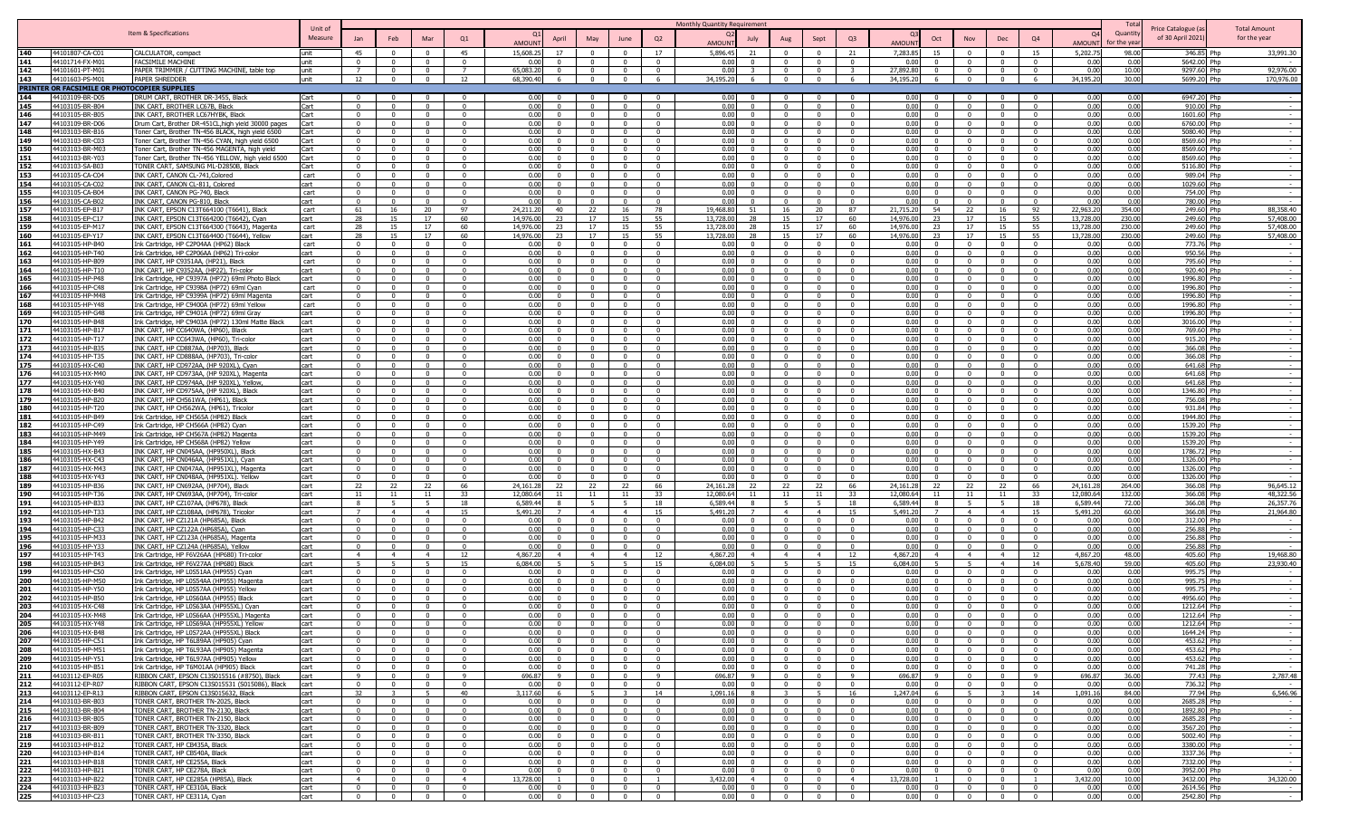| | Item & Specifications | | Unit of Measure | Monthly Quantity Requirement | | | | | | | | | | | | | | | | | | | | Total Quantity for the year | Price Catalogue (as of 30 April 2021) | Total Amount for the year |
|---|---|---|---|---|---|---|---|---|---|---|---|---|---|---|---|---|---|---|---|---|---|---|---|---|---|---|
| | | | | Jan | Feb | Mar | Q1 | Q1 AMOUNT | April | May | June | Q2 | Q2 AMOUNT | July | Aug | Sept | Q3 | Q3 AMOUNT | Oct | Nov | Dec | Q4 | Q4 AMOUNT | | | |
| 140 | 44101807-CA-C01 | CALCULATOR, compact | unit | 45 | 0 | 0 | 45 | 15,608.25 | 17 | 0 | 0 | 17 | 5,896.45 | 21 | 0 | 0 | 21 | 7,283.85 | 15 | 0 | 0 | 15 | 5,202.75 | 98.00 | 346.85 Php | 33,991.30 |
| 141 | 44101714-FX-M01 | FACSIMILE MACHINE | unit | 0 | 0 | 0 | 0 | 0.00 | 0 | 0 | 0 | 0 | 0.00 | 0 | 0 | 0 | 0 | 0.00 | 0 | 0 | 0 | 0 | 0.00 | 0.00 | 5642.00 Php | - |
| 142 | 44101601-PT-M01 | PAPER TRIMMER / CUTTING MACHINE, table top | unit | 7 | 0 | 0 | 7 | 65,083.20 | 0 | 0 | 0 | 0 | 0.00 | 3 | 0 | 0 | 3 | 27,892.80 | 0 | 0 | 0 | 0 | 0.00 | 10.00 | 9297.60 Php | 92,976.00 |
| 143 | 44101603-PS-M01 | PAPER SHREDDER | unit | 12 | 0 | 0 | 12 | 68,390.40 | 6 | 0 | 0 | 6 | 34,195.20 | 6 | 0 | 0 | 6 | 34,195.20 | 6 | 0 | 0 | 6 | 34,195.20 | 30.00 | 5699.20 Php | 170,976.00 |
| | PRINTER OR FACSIMILE OR PHOTOCOPIER SUPPLIES | | | | | | | | | | | | | | | | | | | | | | | | | |
| 144 | 44103109-BR-D05 | DRUM CART, BROTHER DR-3455, Black | Cart | 0 | 0 | 0 | 0 | 0.00 | 0 | 0 | 0 | 0 | 0.00 | 0 | 0 | 0 | 0 | 0.00 | 0 | 0 | 0 | 0 | 0.00 | 0.00 | 6947.20 Php | - |
| 145 | 44103105-BR-B04 | INK CART, BROTHER LC67B, Black | Cart | 0 | 0 | 0 | 0 | 0.00 | 0 | 0 | 0 | 0 | 0.00 | 0 | 0 | 0 | 0 | 0.00 | 0 | 0 | 0 | 0 | 0.00 | 0.00 | 910.00 Php | - |
| 146 | 44103105-BR-B05 | INK CART, BROTHER LC67HYBK, Black | Cart | 0 | 0 | 0 | 0 | 0.00 | 0 | 0 | 0 | 0 | 0.00 | 0 | 0 | 0 | 0 | 0.00 | 0 | 0 | 0 | 0 | 0.00 | 0.00 | 1601.60 Php | - |
| 147 | 44103109-BR-D06 | Drum Cart, Brother DR-451CL,high yield 30000 pages | Cart | 0 | 0 | 0 | 0 | 0.00 | 0 | 0 | 0 | 0 | 0.00 | 0 | 0 | 0 | 0 | 0.00 | 0 | 0 | 0 | 0 | 0.00 | 0.00 | 6760.00 Php | - |
| 148 | 44103103-BR-B16 | Toner Cart, Brother TN-456 BLACK, high yield 6500 | Cart | 0 | 0 | 0 | 0 | 0.00 | 0 | 0 | 0 | 0 | 0.00 | 0 | 0 | 0 | 0 | 0.00 | 0 | 0 | 0 | 0 | 0.00 | 0.00 | 5080.40 Php | - |
| 149 | 44103103-BR-C03 | Toner Cart, Brother TN-456 CYAN, high yield 6500 | Cart | 0 | 0 | 0 | 0 | 0.00 | 0 | 0 | 0 | 0 | 0.00 | 0 | 0 | 0 | 0 | 0.00 | 0 | 0 | 0 | 0 | 0.00 | 0.00 | 8569.60 Php | - |
| 150 | 44103103-BR-M03 | Toner Cart, Brother TN-456 MAGENTA, high yield | Cart | 0 | 0 | 0 | 0 | 0.00 | 0 | 0 | 0 | 0 | 0.00 | 0 | 0 | 0 | 0 | 0.00 | 0 | 0 | 0 | 0 | 0.00 | 0.00 | 8569.60 Php | - |
| 151 | 44103103-BR-Y03 | Toner Cart, Brother TN-456 YELLOW, high yield 6500 | Cart | 0 | 0 | 0 | 0 | 0.00 | 0 | 0 | 0 | 0 | 0.00 | 0 | 0 | 0 | 0 | 0.00 | 0 | 0 | 0 | 0 | 0.00 | 0.00 | 8569.60 Php | - |
| 152 | 44103103-SA-B03 | TONER CART, SAMSUNG ML-D2850B, Black | Cart | 0 | 0 | 0 | 0 | 0.00 | 0 | 0 | 0 | 0 | 0.00 | 0 | 0 | 0 | 0 | 0.00 | 0 | 0 | 0 | 0 | 0.00 | 0.00 | 5116.80 Php | - |
| 153 | 44103105-CA-C04 | INK CART, CANON CL-741,Colored | cart | 0 | 0 | 0 | 0 | 0.00 | 0 | 0 | 0 | 0 | 0.00 | 0 | 0 | 0 | 0 | 0.00 | 0 | 0 | 0 | 0 | 0.00 | 0.00 | 989.04 Php | - |
| 154 | 44103105-CA-C02 | INK CART, CANON CL-811, Colored | cart | 0 | 0 | 0 | 0 | 0.00 | 0 | 0 | 0 | 0 | 0.00 | 0 | 0 | 0 | 0 | 0.00 | 0 | 0 | 0 | 0 | 0.00 | 0.00 | 1029.60 Php | - |
| 155 | 44103105-CA-B04 | INK CART, CANON PG-740, Black | cart | 0 | 0 | 0 | 0 | 0.00 | 0 | 0 | 0 | 0 | 0.00 | 0 | 0 | 0 | 0 | 0.00 | 0 | 0 | 0 | 0 | 0.00 | 0.00 | 754.00 Php | - |
| 156 | 44103105-CA-B02 | INK CART, CANON PG-810, Black | cart | 0 | 0 | 0 | 0 | 0.00 | 0 | 0 | 0 | 0 | 0.00 | 0 | 0 | 0 | 0 | 0.00 | 0 | 0 | 0 | 0 | 0.00 | 0.00 | 780.00 Php | - |
| 157 | 44103105-EP-B17 | INK CART, EPSON C13T664100 (T6641), Black | cart | 61 | 16 | 20 | 97 | 24,211.20 | 40 | 22 | 16 | 78 | 19,468.80 | 51 | 16 | 20 | 87 | 21,715.20 | 54 | 22 | 16 | 92 | 22,963.20 | 354.00 | 249.60 Php | 88,358.40 |
| 158 | 44103105-EP-C17 | INK CART, EPSON C13T664200 (T6642), Cyan | cart | 28 | 15 | 17 | 60 | 14,976.00 | 23 | 17 | 15 | 55 | 13,728.00 | 28 | 15 | 17 | 60 | 14,976.00 | 23 | 17 | 15 | 55 | 13,728.00 | 230.00 | 249.60 Php | 57,408.00 |
| 159 | 44103105-EP-M17 | INK CART, EPSON C13T664300 (T6643), Magenta | cart | 28 | 15 | 17 | 60 | 14,976.00 | 23 | 17 | 15 | 55 | 13,728.00 | 28 | 15 | 17 | 60 | 14,976.00 | 23 | 17 | 15 | 55 | 13,728.00 | 230.00 | 249.60 Php | 57,408.00 |
| 160 | 44103105-EP-Y17 | INK CART, EPSON C13T664400 (T6644), Yellow | cart | 28 | 15 | 17 | 60 | 14,976.00 | 23 | 17 | 15 | 55 | 13,728.00 | 28 | 15 | 17 | 60 | 14,976.00 | 23 | 17 | 15 | 55 | 13,728.00 | 230.00 | 249.60 Php | 57,408.00 |
| 161 | 44103105-HP-B40 | Ink Cartridge, HP C2P04AA (HP62) Black | cart | 0 | 0 | 0 | 0 | 0.00 | 0 | 0 | 0 | 0 | 0.00 | 0 | 0 | 0 | 0 | 0.00 | 0 | 0 | 0 | 0 | 0.00 | 0.00 | 773.76 Php | - |
| 162 | 44103105-HP-T40 | Ink Cartridge, HP C2P06AA (HP62) Tri-color | cart | 0 | 0 | 0 | 0 | 0.00 | 0 | 0 | 0 | 0 | 0.00 | 0 | 0 | 0 | 0 | 0.00 | 0 | 0 | 0 | 0 | 0.00 | 0.00 | 950.56 Php | - |
| 163 | 44103105-HP-B09 | INK CART, HP C9351AA, (HP21), Black | cart | 0 | 0 | 0 | 0 | 0.00 | 0 | 0 | 0 | 0 | 0.00 | 0 | 0 | 0 | 0 | 0.00 | 0 | 0 | 0 | 0 | 0.00 | 0.00 | 795.60 Php | - |
| 164 | 44103105-HP-T10 | INK CART, HP C9352AA, (HP22), Tri-color | cart | 0 | 0 | 0 | 0 | 0.00 | 0 | 0 | 0 | 0 | 0.00 | 0 | 0 | 0 | 0 | 0.00 | 0 | 0 | 0 | 0 | 0.00 | 0.00 | 920.40 Php | - |
| 165 | 44103105-HP-P48 | Ink Cartridge, HP C9397A (HP72) 69ml Photo Black | cart | 0 | 0 | 0 | 0 | 0.00 | 0 | 0 | 0 | 0 | 0.00 | 0 | 0 | 0 | 0 | 0.00 | 0 | 0 | 0 | 0 | 0.00 | 0.00 | 1996.80 Php | - |
| 166 | 44103105-HP-C48 | Ink Cartridge, HP C9398A (HP72) 69ml Cyan | cart | 0 | 0 | 0 | 0 | 0.00 | 0 | 0 | 0 | 0 | 0.00 | 0 | 0 | 0 | 0 | 0.00 | 0 | 0 | 0 | 0 | 0.00 | 0.00 | 1996.80 Php | - |
| 167 | 44103105-HP-M48 | Ink Cartridge, HP C9399A (HP72) 69ml Magenta | cart | 0 | 0 | 0 | 0 | 0.00 | 0 | 0 | 0 | 0 | 0.00 | 0 | 0 | 0 | 0 | 0.00 | 0 | 0 | 0 | 0 | 0.00 | 0.00 | 1996.80 Php | - |
| 168 | 44103105-HP-Y48 | Ink Cartridge, HP C9400A (HP72) 69ml Yellow | cart | 0 | 0 | 0 | 0 | 0.00 | 0 | 0 | 0 | 0 | 0.00 | 0 | 0 | 0 | 0 | 0.00 | 0 | 0 | 0 | 0 | 0.00 | 0.00 | 1996.80 Php | - |
| 169 | 44103105-HP-G48 | Ink Cartridge, HP C9401A (HP72) 69ml Gray | cart | 0 | 0 | 0 | 0 | 0.00 | 0 | 0 | 0 | 0 | 0.00 | 0 | 0 | 0 | 0 | 0.00 | 0 | 0 | 0 | 0 | 0.00 | 0.00 | 1996.80 Php | - |
| 170 | 44103105-HP-B48 | Ink Cartridge, HP C9403A (HP72) 130ml Matte Black | cart | 0 | 0 | 0 | 0 | 0.00 | 0 | 0 | 0 | 0 | 0.00 | 0 | 0 | 0 | 0 | 0.00 | 0 | 0 | 0 | 0 | 0.00 | 0.00 | 3016.00 Php | - |
| 171 | 44103105-HP-B17 | INK CART, HP CC640WA, (HP60), Black | cart | 0 | 0 | 0 | 0 | 0.00 | 0 | 0 | 0 | 0 | 0.00 | 0 | 0 | 0 | 0 | 0.00 | 0 | 0 | 0 | 0 | 0.00 | 0.00 | 769.60 Php | - |
| 172 | 44103105-HP-T17 | INK CART, HP CC643WA, (HP60), Tri-color | cart | 0 | 0 | 0 | 0 | 0.00 | 0 | 0 | 0 | 0 | 0.00 | 0 | 0 | 0 | 0 | 0.00 | 0 | 0 | 0 | 0 | 0.00 | 0.00 | 915.20 Php | - |
| 173 | 44103105-HP-B35 | INK CART, HP CD887AA, (HP703), Black | cart | 0 | 0 | 0 | 0 | 0.00 | 0 | 0 | 0 | 0 | 0.00 | 0 | 0 | 0 | 0 | 0.00 | 0 | 0 | 0 | 0 | 0.00 | 0.00 | 366.08 Php | - |
| 174 | 44103105-HP-T35 | INK CART, HP CD888AA, (HP703), Tri-color | cart | 0 | 0 | 0 | 0 | 0.00 | 0 | 0 | 0 | 0 | 0.00 | 0 | 0 | 0 | 0 | 0.00 | 0 | 0 | 0 | 0 | 0.00 | 0.00 | 366.08 Php | - |
| 175 | 44103105-HX-C40 | INK CART, HP CD972AA, (HP 920XL), Cyan | cart | 0 | 0 | 0 | 0 | 0.00 | 0 | 0 | 0 | 0 | 0.00 | 0 | 0 | 0 | 0 | 0.00 | 0 | 0 | 0 | 0 | 0.00 | 0.00 | 641.68 Php | - |
| 176 | 44103105-HX-M40 | INK CART, HP CD973AA, (HP 920XL), Magenta | cart | 0 | 0 | 0 | 0 | 0.00 | 0 | 0 | 0 | 0 | 0.00 | 0 | 0 | 0 | 0 | 0.00 | 0 | 0 | 0 | 0 | 0.00 | 0.00 | 641.68 Php | - |
| 177 | 44103105-HX-Y40 | INK CART, HP CD974AA, (HP 920XL), Yellow, | cart | 0 | 0 | 0 | 0 | 0.00 | 0 | 0 | 0 | 0 | 0.00 | 0 | 0 | 0 | 0 | 0.00 | 0 | 0 | 0 | 0 | 0.00 | 0.00 | 641.68 Php | - |
| 178 | 44103105-HX-B40 | INK CART, HP CD975AA, (HP 920XL), Black | cart | 0 | 0 | 0 | 0 | 0.00 | 0 | 0 | 0 | 0 | 0.00 | 0 | 0 | 0 | 0 | 0.00 | 0 | 0 | 0 | 0 | 0.00 | 0.00 | 1346.80 Php | - |
| 179 | 44103105-HP-B20 | INK CART, HP CH561WA, (HP61), Black | cart | 0 | 0 | 0 | 0 | 0.00 | 0 | 0 | 0 | 0 | 0.00 | 0 | 0 | 0 | 0 | 0.00 | 0 | 0 | 0 | 0 | 0.00 | 0.00 | 756.08 Php | - |
| 180 | 44103105-HP-T20 | INK CART, HP CH562WA, (HP61), Tricolor | cart | 0 | 0 | 0 | 0 | 0.00 | 0 | 0 | 0 | 0 | 0.00 | 0 | 0 | 0 | 0 | 0.00 | 0 | 0 | 0 | 0 | 0.00 | 0.00 | 931.84 Php | - |
| 181 | 44103105-HP-B49 | Ink Cartridge, HP CH565A (HP82) Black | cart | 0 | 0 | 0 | 0 | 0.00 | 0 | 0 | 0 | 0 | 0.00 | 0 | 0 | 0 | 0 | 0.00 | 0 | 0 | 0 | 0 | 0.00 | 0.00 | 1944.80 Php | - |
| 182 | 44103105-HP-C49 | Ink Cartridge, HP CH566A (HP82) Cyan | cart | 0 | 0 | 0 | 0 | 0.00 | 0 | 0 | 0 | 0 | 0.00 | 0 | 0 | 0 | 0 | 0.00 | 0 | 0 | 0 | 0 | 0.00 | 0.00 | 1539.20 Php | - |
| 183 | 44103105-HP-M49 | Ink Cartridge, HP CH567A (HP82) Magenta | cart | 0 | 0 | 0 | 0 | 0.00 | 0 | 0 | 0 | 0 | 0.00 | 0 | 0 | 0 | 0 | 0.00 | 0 | 0 | 0 | 0 | 0.00 | 0.00 | 1539.20 Php | - |
| 184 | 44103105-HP-Y49 | Ink Cartridge, HP CH568A (HP82) Yellow | cart | 0 | 0 | 0 | 0 | 0.00 | 0 | 0 | 0 | 0 | 0.00 | 0 | 0 | 0 | 0 | 0.00 | 0 | 0 | 0 | 0 | 0.00 | 0.00 | 1539.20 Php | - |
| 185 | 44103105-HX-B43 | INK CART, HP CN045AA, (HP950XL), Black | cart | 0 | 0 | 0 | 0 | 0.00 | 0 | 0 | 0 | 0 | 0.00 | 0 | 0 | 0 | 0 | 0.00 | 0 | 0 | 0 | 0 | 0.00 | 0.00 | 1786.72 Php | - |
| 186 | 44103105-HX-C43 | INK CART, HP CN046AA, (HP951XL), Cyan | cart | 0 | 0 | 0 | 0 | 0.00 | 0 | 0 | 0 | 0 | 0.00 | 0 | 0 | 0 | 0 | 0.00 | 0 | 0 | 0 | 0 | 0.00 | 0.00 | 1326.00 Php | - |
| 187 | 44103105-HX-M43 | INK CART, HP CN047AA, (HP951XL), Magenta | cart | 0 | 0 | 0 | 0 | 0.00 | 0 | 0 | 0 | 0 | 0.00 | 0 | 0 | 0 | 0 | 0.00 | 0 | 0 | 0 | 0 | 0.00 | 0.00 | 1326.00 Php | - |
| 188 | 44103105-HX-Y43 | INK CART, HP CN048AA, (HP951XL). Yellow | cart | 0 | 0 | 0 | 0 | 0.00 | 0 | 0 | 0 | 0 | 0.00 | 0 | 0 | 0 | 0 | 0.00 | 0 | 0 | 0 | 0 | 0.00 | 0.00 | 1326.00 Php | - |
| 189 | 44103105-HP-B36 | INK CART, HP CN692AA, (HP704), Black | cart | 22 | 22 | 22 | 66 | 24,161.28 | 22 | 22 | 22 | 66 | 24,161.28 | 22 | 22 | 22 | 66 | 24,161.28 | 22 | 22 | 22 | 66 | 24,161.28 | 264.00 | 366.08 Php | 96,645.12 |
| 190 | 44103105-HP-T36 | INK CART, HP CN693AA, (HP704), Tri-color | cart | 11 | 11 | 11 | 33 | 12,080.64 | 11 | 11 | 11 | 33 | 12,080.64 | 11 | 11 | 11 | 33 | 12,080.64 | 11 | 11 | 11 | 33 | 12,080.64 | 132.00 | 366.08 Php | 48,322.56 |
| 191 | 44103105-HP-B33 | INK CART, HP CZ107AA, (HP678), Black | cart | 8 | 5 | 5 | 18 | 6,589.44 | 8 | 5 | 5 | 18 | 6,589.44 | 8 | 5 | 5 | 18 | 6,589.44 | 8 | 5 | 5 | 18 | 6,589.44 | 72.00 | 366.08 Php | 26,357.76 |
| 192 | 44103105-HP-T33 | INK CART, HP CZ108AA, (HP678), Tricolor | cart | 7 | 4 | 4 | 15 | 5,491.20 | 7 | 4 | 4 | 15 | 5,491.20 | 7 | 4 | 4 | 15 | 5,491.20 | 7 | 4 | 4 | 15 | 5,491.20 | 60.00 | 366.08 Php | 21,964.80 |
| 193 | 44103105-HP-B42 | INK CART, HP CZ121A (HP685A), Black | cart | 0 | 0 | 0 | 0 | 0.00 | 0 | 0 | 0 | 0 | 0.00 | 0 | 0 | 0 | 0 | 0.00 | 0 | 0 | 0 | 0 | 0.00 | 0.00 | 312.00 Php | - |
| 194 | 44103105-HP-C33 | INK CART, HP CZ122A (HP685A), Cyan | cart | 0 | 0 | 0 | 0 | 0.00 | 0 | 0 | 0 | 0 | 0.00 | 0 | 0 | 0 | 0 | 0.00 | 0 | 0 | 0 | 0 | 0.00 | 0.00 | 256.88 Php | - |
| 195 | 44103105-HP-M33 | INK CART, HP CZ123A (HP685A), Magenta | cart | 0 | 0 | 0 | 0 | 0.00 | 0 | 0 | 0 | 0 | 0.00 | 0 | 0 | 0 | 0 | 0.00 | 0 | 0 | 0 | 0 | 0.00 | 0.00 | 256.88 Php | - |
| 196 | 44103105-HP-Y33 | INK CART, HP CZ124A (HP685A), Yellow | cart | 0 | 0 | 0 | 0 | 0.00 | 0 | 0 | 0 | 0 | 0.00 | 0 | 0 | 0 | 0 | 0.00 | 0 | 0 | 0 | 0 | 0.00 | 0.00 | 256.88 Php | - |
| 197 | 44103105-HP-T43 | Ink Cartridge, HP F6V26AA (HP680) Tri-color | cart | 4 | 4 | 4 | 12 | 4,867.20 | 4 | 4 | 4 | 12 | 4,867.20 | 4 | 4 | 4 | 12 | 4,867.20 | 4 | 4 | 4 | 12 | 4,867.20 | 48.00 | 405.60 Php | 19,468.80 |
| 198 | 44103105-HP-B43 | Ink Cartridge, HP F6V27AA (HP680) Black | cart | 5 | 5 | 5 | 15 | 6,084.00 | 5 | 5 | 5 | 15 | 6,084.00 | 5 | 5 | 5 | 15 | 6,084.00 | 5 | 5 | 4 | 14 | 5,678.40 | 59.00 | 405.60 Php | 23,930.40 |
| 199 | 44103105-HP-C50 | Ink Cartridge, HP L0S51AA (HP955) Cyan | cart | 0 | 0 | 0 | 0 | 0.00 | 0 | 0 | 0 | 0 | 0.00 | 0 | 0 | 0 | 0 | 0.00 | 0 | 0 | 0 | 0 | 0.00 | 0.00 | 995.75 Php | - |
| 200 | 44103105-HP-M50 | Ink Cartridge, HP L0S54AA (HP955) Magenta | cart | 0 | 0 | 0 | 0 | 0.00 | 0 | 0 | 0 | 0 | 0.00 | 0 | 0 | 0 | 0 | 0.00 | 0 | 0 | 0 | 0 | 0.00 | 0.00 | 995.75 Php | - |
| 201 | 44103105-HP-Y50 | Ink Cartridge, HP L0S57AA (HP955) Yellow | cart | 0 | 0 | 0 | 0 | 0.00 | 0 | 0 | 0 | 0 | 0.00 | 0 | 0 | 0 | 0 | 0.00 | 0 | 0 | 0 | 0 | 0.00 | 0.00 | 995.75 Php | - |
| 202 | 44103105-HP-B50 | Ink Cartridge, HP L0S60AA (HP955) Black | cart | 0 | 0 | 0 | 0 | 0.00 | 0 | 0 | 0 | 0 | 0.00 | 0 | 0 | 0 | 0 | 0.00 | 0 | 0 | 0 | 0 | 0.00 | 0.00 | 4956.60 Php | - |
| 203 | 44103105-HX-C48 | Ink Cartridge, HP L0S63AA (HP955XL) Cyan | cart | 0 | 0 | 0 | 0 | 0.00 | 0 | 0 | 0 | 0 | 0.00 | 0 | 0 | 0 | 0 | 0.00 | 0 | 0 | 0 | 0 | 0.00 | 0.00 | 1212.64 Php | - |
| 204 | 44103105-HX-M48 | Ink Cartridge, HP L0S66AA (HP955XL) Magenta | cart | 0 | 0 | 0 | 0 | 0.00 | 0 | 0 | 0 | 0 | 0.00 | 0 | 0 | 0 | 0 | 0.00 | 0 | 0 | 0 | 0 | 0.00 | 0.00 | 1212.64 Php | - |
| 205 | 44103105-HX-Y48 | Ink Cartridge, HP L0S69AA (HP955XL) Yellow | cart | 0 | 0 | 0 | 0 | 0.00 | 0 | 0 | 0 | 0 | 0.00 | 0 | 0 | 0 | 0 | 0.00 | 0 | 0 | 0 | 0 | 0.00 | 0.00 | 1212.64 Php | - |
| 206 | 44103105-HX-B48 | Ink Cartridge, HP L0S72AA (HP955XL) Black | cart | 0 | 0 | 0 | 0 | 0.00 | 0 | 0 | 0 | 0 | 0.00 | 0 | 0 | 0 | 0 | 0.00 | 0 | 0 | 0 | 0 | 0.00 | 0.00 | 1644.24 Php | - |
| 207 | 44103105-HP-C51 | Ink Cartridge, HP T6L89AA (HP905) Cyan | cart | 0 | 0 | 0 | 0 | 0.00 | 0 | 0 | 0 | 0 | 0.00 | 0 | 0 | 0 | 0 | 0.00 | 0 | 0 | 0 | 0 | 0.00 | 0.00 | 453.62 Php | - |
| 208 | 44103105-HP-M51 | Ink Cartridge, HP T6L93AA (HP905) Magenta | cart | 0 | 0 | 0 | 0 | 0.00 | 0 | 0 | 0 | 0 | 0.00 | 0 | 0 | 0 | 0 | 0.00 | 0 | 0 | 0 | 0 | 0.00 | 0.00 | 453.62 Php | - |
| 209 | 44103105-HP-Y51 | Ink Cartridge, HP T6L97AA (HP905) Yellow | cart | 0 | 0 | 0 | 0 | 0.00 | 0 | 0 | 0 | 0 | 0.00 | 0 | 0 | 0 | 0 | 0.00 | 0 | 0 | 0 | 0 | 0.00 | 0.00 | 453.62 Php | - |
| 210 | 44103105-HP-B51 | Ink Cartridge, HP T6M01AA (HP905) Black | cart | 0 | 0 | 0 | 0 | 0.00 | 0 | 0 | 0 | 0 | 0.00 | 0 | 0 | 0 | 0 | 0.00 | 0 | 0 | 0 | 0 | 0.00 | 0.00 | 741.28 Php | - |
| 211 | 44103112-EP-R05 | RIBBON CART, EPSON C13S015516 (#8750), Black | cart | 9 | 0 | 0 | 9 | 696.87 | 9 | 0 | 0 | 9 | 696.87 | 9 | 0 | 0 | 9 | 696.87 | 9 | 0 | 0 | 9 | 696.87 | 36.00 | 77.43 Php | 2,787.48 |
| 212 | 44103112-EP-R07 | RIBBON CART, EPSON C13S015531 (S015086), Black | cart | 0 | 0 | 0 | 0 | 0.00 | 0 | 0 | 0 | 0 | 0.00 | 0 | 0 | 0 | 0 | 0.00 | 0 | 0 | 0 | 0 | 0.00 | 0.00 | 736.32 Php | - |
| 213 | 44103112-EP-R13 | RIBBON CART, EPSON C13S015632, Black | cart | 32 | 3 | 5 | 40 | 3,117.60 | 6 | 5 | 3 | 14 | 1,091.16 | 8 | 3 | 5 | 16 | 1,247.04 | 6 | 5 | 3 | 14 | 1,091.16 | 84.00 | 77.94 Php | 6,546.96 |
| 214 | 44103103-BR-B03 | TONER CART, BROTHER TN-2025, Black | cart | 0 | 0 | 0 | 0 | 0.00 | 0 | 0 | 0 | 0 | 0.00 | 0 | 0 | 0 | 0 | 0.00 | 0 | 0 | 0 | 0 | 0.00 | 0.00 | 2685.28 Php | - |
| 215 | 44103103-BR-B04 | TONER CART, BROTHER TN-2130, Black | cart | 0 | 0 | 0 | 0 | 0.00 | 0 | 0 | 0 | 0 | 0.00 | 0 | 0 | 0 | 0 | 0.00 | 0 | 0 | 0 | 0 | 0.00 | 0.00 | 1892.80 Php | - |
| 216 | 44103103-BR-B05 | TONER CART, BROTHER TN-2150, Black | cart | 0 | 0 | 0 | 0 | 0.00 | 0 | 0 | 0 | 0 | 0.00 | 0 | 0 | 0 | 0 | 0.00 | 0 | 0 | 0 | 0 | 0.00 | 0.00 | 2685.28 Php | - |
| 217 | 44103103-BR-B09 | TONER CART, BROTHER TN-3320, Black | cart | 0 | 0 | 0 | 0 | 0.00 | 0 | 0 | 0 | 0 | 0.00 | 0 | 0 | 0 | 0 | 0.00 | 0 | 0 | 0 | 0 | 0.00 | 0.00 | 3567.20 Php | - |
| 218 | 44103103-BR-B11 | TONER CART, BROTHER TN-3350, Black | cart | 0 | 0 | 0 | 0 | 0.00 | 0 | 0 | 0 | 0 | 0.00 | 0 | 0 | 0 | 0 | 0.00 | 0 | 0 | 0 | 0 | 0.00 | 0.00 | 5002.40 Php | - |
| 219 | 44103103-HP-B12 | TONER CART, HP CB435A, Black | cart | 0 | 0 | 0 | 0 | 0.00 | 0 | 0 | 0 | 0 | 0.00 | 0 | 0 | 0 | 0 | 0.00 | 0 | 0 | 0 | 0 | 0.00 | 0.00 | 3380.00 Php | - |
| 220 | 44103103-HP-B14 | TONER CART, HP CB540A, Black | cart | 0 | 0 | 0 | 0 | 0.00 | 0 | 0 | 0 | 0 | 0.00 | 0 | 0 | 0 | 0 | 0.00 | 0 | 0 | 0 | 0 | 0.00 | 0.00 | 3337.36 Php | - |
| 221 | 44103103-HP-B18 | TONER CART, HP CE255A, Black | cart | 0 | 0 | 0 | 0 | 0.00 | 0 | 0 | 0 | 0 | 0.00 | 0 | 0 | 0 | 0 | 0.00 | 0 | 0 | 0 | 0 | 0.00 | 0.00 | 7332.00 Php | - |
| 222 | 44103103-HP-B21 | TONER CART, HP CE278A, Black | cart | 0 | 0 | 0 | 0 | 0.00 | 0 | 0 | 0 | 0 | 0.00 | 0 | 0 | 0 | 0 | 0.00 | 0 | 0 | 0 | 0 | 0.00 | 0.00 | 3952.00 Php | - |
| 223 | 44103103-HP-B22 | TONER CART, HP CE285A (HP85A), Black | cart | 4 | 0 | 0 | 4 | 13,728.00 | 1 | 0 | 0 | 1 | 3,432.00 | 4 | 0 | 0 | 4 | 13,728.00 | 1 | 0 | 0 | 1 | 3,432.00 | 10.00 | 3432.00 Php | 34,320.00 |
| 224 | 44103103-HP-B23 | TONER CART, HP CE310A, Black | cart | 0 | 0 | 0 | 0 | 0.00 | 0 | 0 | 0 | 0 | 0.00 | 0 | 0 | 0 | 0 | 0.00 | 0 | 0 | 0 | 0 | 0.00 | 0.00 | 2614.56 Php | - |
| 225 | 44103103-HP-C23 | TONER CART, HP CE311A, Cyan | cart | 0 | 0 | 0 | 0 | 0.00 | 0 | 0 | 0 | 0 | 0.00 | 0 | 0 | 0 | 0 | 0.00 | 0 | 0 | 0 | 0 | 0.00 | 0.00 | 2542.80 Php | - |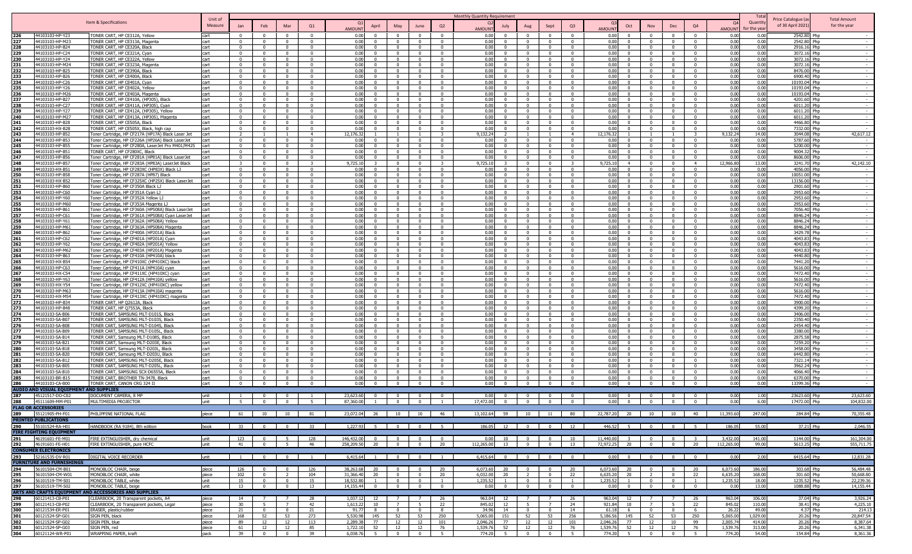| | Item & Specifications | | Unit of Measure | Monthly Quantity Requirement | | | | | | | | | | | | | | | | | | | | Total Quantity for the year | Price Catalogue (as of 30 April 2021) | Total Amount for the year |
|---|---|---|---|---|---|---|---|---|---|---|---|---|---|---|---|---|---|---|---|---|---|---|---|---|---|---|
| | | | | Jan | Feb | Mar | Q1 | Q1 AMOUNT | April | May | June | Q2 | Q2 AMOUNT | July | Aug | Sept | Q3 | Q3 AMOUNT | Oct | Nov | Dec | Q4 | Q4 AMOUNT | | | |
| 226 | 44103103-HP-Y23 | TONER CART, HP CE312A, Yellow | cart | 0 | 0 | 0 | 0 | 0.00 | 0 | 0 | 0 | 0 | 0.00 | 0 | 0 | 0 | 0 | 0.00 | 0 | 0 | 0 | 0 | 0.00 | 0.00 | 2542.80 Php | - |
| 227 | 44103103-HP-M23 | TONER CART, HP CE313A, Magenta | cart | 0 | 0 | 0 | 0 | 0.00 | 0 | 0 | 0 | 0 | 0.00 | 0 | 0 | 0 | 0 | 0.00 | 0 | 0 | 0 | 0 | 0.00 | 0.00 | 2542.80 Php | - |
| 228 | 44103103-HP-B24 | TONER CART, HP CE320A, Black | cart | 0 | 0 | 0 | 0 | 0.00 | 0 | 0 | 0 | 0 | 0.00 | 0 | 0 | 0 | 0 | 0.00 | 0 | 0 | 0 | 0 | 0.00 | 0.00 | 2916.16 Php | - |
| 229 | 44103103-HP-C24 | TONER CART, HP CE321A, Cyan | cart | 0 | 0 | 0 | 0 | 0.00 | 0 | 0 | 0 | 0 | 0.00 | 0 | 0 | 0 | 0 | 0.00 | 0 | 0 | 0 | 0 | 0.00 | 0.00 | 3072.16 Php | - |
| 230 | 44103103-HP-Y24 | TONER CART, HP CE322A, Yellow | cart | 0 | 0 | 0 | 0 | 0.00 | 0 | 0 | 0 | 0 | 0.00 | 0 | 0 | 0 | 0 | 0.00 | 0 | 0 | 0 | 0 | 0.00 | 0.00 | 3072.16 Php | - |
| 231 | 44103103-HP-M24 | TONER CART, HP CE323A, Magenta | cart | 0 | 0 | 0 | 0 | 0.00 | 0 | 0 | 0 | 0 | 0.00 | 0 | 0 | 0 | 0 | 0.00 | 0 | 0 | 0 | 0 | 0.00 | 0.00 | 3072.16 Php | - |
| 232 | 44103103-HP-B25 | TONER CART, HP CE390A, Black | cart | 0 | 0 | 0 | 0 | 0.00 | 0 | 0 | 0 | 0 | 0.00 | 0 | 0 | 0 | 0 | 0.00 | 0 | 0 | 0 | 0 | 0.00 | 0.00 | 8476.00 Php | - |
| 233 | 44103103-HP-B26 | TONER CART, HP CE400A, Black | cart | 0 | 0 | 0 | 0 | 0.00 | 0 | 0 | 0 | 0 | 0.00 | 0 | 0 | 0 | 0 | 0.00 | 0 | 0 | 0 | 0 | 0.00 | 0.00 | 6900.40 Php | - |
| 234 | 44103103-HP-C26 | TONER CART, HP CE401A, Cyan | cart | 0 | 0 | 0 | 0 | 0.00 | 0 | 0 | 0 | 0 | 0.00 | 0 | 0 | 0 | 0 | 0.00 | 0 | 0 | 0 | 0 | 0.00 | 0.00 | 10193.04 Php | - |
| 235 | 44103103-HP-Y26 | TONER CART, HP CE402A, Yellow | cart | 0 | 0 | 0 | 0 | 0.00 | 0 | 0 | 0 | 0 | 0.00 | 0 | 0 | 0 | 0 | 0.00 | 0 | 0 | 0 | 0 | 0.00 | 0.00 | 10193.04 Php | - |
| 236 | 44103103-HP-M26 | TONER CART, HP CE403A, Magenta | cart | 0 | 0 | 0 | 0 | 0.00 | 0 | 0 | 0 | 0 | 0.00 | 0 | 0 | 0 | 0 | 0.00 | 0 | 0 | 0 | 0 | 0.00 | 0.00 | 10193.04 Php | - |
| 237 | 44103103-HP-B27 | TONER CART, HP CE410A, (HP305), Black | cart | 0 | 0 | 0 | 0 | 0.00 | 0 | 0 | 0 | 0 | 0.00 | 0 | 0 | 0 | 0 | 0.00 | 0 | 0 | 0 | 0 | 0.00 | 0.00 | 4201.60 Php | - |
| 238 | 44103103-HP-C27 | TONER CART, HP CE411A, (HP305), Cyan | cart | 0 | 0 | 0 | 0 | 0.00 | 0 | 0 | 0 | 0 | 0.00 | 0 | 0 | 0 | 0 | 0.00 | 0 | 0 | 0 | 0 | 0.00 | 0.00 | 6011.20 Php | - |
| 239 | 44103103-HP-Y27 | TONER CART, HP CE412A, (HP305), Yellow | cart | 0 | 0 | 0 | 0 | 0.00 | 0 | 0 | 0 | 0 | 0.00 | 0 | 0 | 0 | 0 | 0.00 | 0 | 0 | 0 | 0 | 0.00 | 0.00 | 6011.20 Php | - |
| 240 | 44103103-HP-M27 | TONER CART, HP CE413A, (HP305), Magenta | cart | 0 | 0 | 0 | 0 | 0.00 | 0 | 0 | 0 | 0 | 0.00 | 0 | 0 | 0 | 0 | 0.00 | 0 | 0 | 0 | 0 | 0.00 | 0.00 | 6011.20 Php | - |
| 241 | 44103103-HP-B28 | TONER CART, HP CE505A, Black | cart | 0 | 0 | 0 | 0 | 0.00 | 0 | 0 | 0 | 0 | 0.00 | 0 | 0 | 0 | 0 | 0.00 | 0 | 0 | 0 | 0 | 0.00 | 0.00 | 4466.80 Php | - |
| 242 | 44103103-HX-B28 | TONER CART, HP CE505X, Black, high cap | cart | 0 | 0 | 0 | 0 | 0.00 | 0 | 0 | 0 | 0 | 0.00 | 0 | 0 | 0 | 0 | 0.00 | 0 | 0 | 0 | 0 | 0.00 | 0.00 | 7332.00 Php | - |
| 243 | 44103103-HP-B52 | Toner Cartridge, HP CF217A (HP17A) Black Laser Jet | cart | 2 | 1 | 1 | 4 | 12,176.32 | 1 | 1 | 1 | 3 | 9,132.24 | 2 | 1 | 1 | 4 | 12,176.32 | 1 | 1 | 1 | 3 | 9,132.24 | 14.00 | 3044.08 Php | 42,617.12 |
| 244 | 44103103-HP-B53 | Toner Cartridge, HP CF226A (HP26A) Black LaserJet | cart | 0 | 0 | 0 | 0 | 0.00 | 0 | 0 | 0 | 0 | 0.00 | 0 | 0 | 0 | 0 | 0.00 | 0 | 0 | 0 | 0 | 0.00 | 0.00 | 5787.60 Php | - |
| 245 | 44103103-HP-B55 | Toner Cartridge, HP CF280A, LaserJet Pro M401/M425 | cart | 0 | 0 | 0 | 0 | 0.00 | 0 | 0 | 0 | 0 | 0.00 | 0 | 0 | 0 | 0 | 0.00 | 0 | 0 | 0 | 0 | 0.00 | 0.00 | 5200.00 Php | - |
| 246 | 44103103-HP-B51 | TONER CART, HP CF280X, Black | cart | 0 | 0 | 0 | 0 | 0.00 | 0 | 0 | 0 | 0 | 0.00 | 0 | 0 | 0 | 0 | 0.00 | 0 | 0 | 0 | 0 | 0.00 | 0.00 | 9004.32 Php | - |
| 247 | 44103103-HP-B56 | Toner Cartridge, HP CF281A (HP81A) Black LaserJet | cart | 0 | 0 | 0 | 0 | 0.00 | 0 | 0 | 0 | 0 | 0.00 | 0 | 0 | 0 | 0 | 0.00 | 0 | 0 | 0 | 0 | 0.00 | 0.00 | 8606.00 Php | - |
| 248 | 44103103-HP-B57 | Toner Cartridge, HP CF283A (HP83A) LaserJet Black | cart | 3 | 0 | 0 | 3 | 9,725.10 | 3 | 0 | 0 | 3 | 9,725.10 | 3 | 0 | 0 | 3 | 9,725.10 | 4 | 0 | 0 | 4 | 12,966.80 | 13.00 | 3241.70 Php | 42,142.10 |
| 249 | 44103103-HX-B51 | Toner Cartridge, HP CF283XC (HP83X) Black LJ | cart | 0 | 0 | 0 | 0 | 0.00 | 0 | 0 | 0 | 0 | 0.00 | 0 | 0 | 0 | 0 | 0.00 | 0 | 0 | 0 | 0 | 0.00 | 0.00 | 4056.00 Php | - |
| 250 | 44103103-HP-B58 | Toner Cartridge, HP CF287A (HP87) Black | cart | 0 | 0 | 0 | 0 | 0.00 | 0 | 0 | 0 | 0 | 0.00 | 0 | 0 | 0 | 0 | 0.00 | 0 | 0 | 0 | 0 | 0.00 | 0.00 | 10051.00 Php | - |
| 251 | 44103103-HX-B52 | Toner Cartridge, HP CF325XC (HP25X) Black LaserJet | cart | 0 | 0 | 0 | 0 | 0.00 | 0 | 0 | 0 | 0 | 0.00 | 0 | 0 | 0 | 0 | 0.00 | 0 | 0 | 0 | 0 | 0.00 | 0.00 | 13156.00 Php | - |
| 252 | 44103103-HP-B60 | Toner Cartridge, HP CF350A Black LJ | cart | 0 | 0 | 0 | 0 | 0.00 | 0 | 0 | 0 | 0 | 0.00 | 0 | 0 | 0 | 0 | 0.00 | 0 | 0 | 0 | 0 | 0.00 | 0.00 | 2901.60 Php | - |
| 253 | 44103103-HP-C60 | Toner Cartridge, HP CF351A Cyan LJ | cart | 0 | 0 | 0 | 0 | 0.00 | 0 | 0 | 0 | 0 | 0.00 | 0 | 0 | 0 | 0 | 0.00 | 0 | 0 | 0 | 0 | 0.00 | 0.00 | 2953.60 Php | - |
| 254 | 44103103-HP-Y60 | Toner Cartridge, HP CF352A Yellow LJ | cart | 0 | 0 | 0 | 0 | 0.00 | 0 | 0 | 0 | 0 | 0.00 | 0 | 0 | 0 | 0 | 0.00 | 0 | 0 | 0 | 0 | 0.00 | 0.00 | 2953.60 Php | - |
| 255 | 44103103-HP-M60 | Toner Cartridge, HP CF353A Magenta LJ | cart | 0 | 0 | 0 | 0 | 0.00 | 0 | 0 | 0 | 0 | 0.00 | 0 | 0 | 0 | 0 | 0.00 | 0 | 0 | 0 | 0 | 0.00 | 0.00 | 2953.60 Php | - |
| 256 | 44103103-HP-B61 | Toner Cartridge, HP CF360A (HP508A) Black LaserJet | cart | 0 | 0 | 0 | 0 | 0.00 | 0 | 0 | 0 | 0 | 0.00 | 0 | 0 | 0 | 0 | 0.00 | 0 | 0 | 0 | 0 | 0.00 | 0.00 | 7056.40 Php | - |
| 257 | 44103103-HP-C61 | Toner Cartridge, HP CF361A (HP508A) Cyan LaserJet | cart | 0 | 0 | 0 | 0 | 0.00 | 0 | 0 | 0 | 0 | 0.00 | 0 | 0 | 0 | 0 | 0.00 | 0 | 0 | 0 | 0 | 0.00 | 0.00 | 8846.24 Php | - |
| 258 | 44103103-HP-Y61 | Toner Cartridge, HP CF362A (HP508A) Yellow | cart | 0 | 0 | 0 | 0 | 0.00 | 0 | 0 | 0 | 0 | 0.00 | 0 | 0 | 0 | 0 | 0.00 | 0 | 0 | 0 | 0 | 0.00 | 0.00 | 8846.24 Php | - |
| 259 | 44103103-HP-M61 | Toner Cartridge, HP CF363A (HP508A) Magenta | cart | 0 | 0 | 0 | 0 | 0.00 | 0 | 0 | 0 | 0 | 0.00 | 0 | 0 | 0 | 0 | 0.00 | 0 | 0 | 0 | 0 | 0.00 | 0.00 | 8846.24 Php | - |
| 260 | 44103103-HP-B62 | Toner Cartridge, HP CF400A (HP201A) Black | cart | 0 | 0 | 0 | 0 | 0.00 | 0 | 0 | 0 | 0 | 0.00 | 0 | 0 | 0 | 0 | 0.00 | 0 | 0 | 0 | 0 | 0.00 | 0.00 | 3429.78 Php | - |
| 261 | 44103103-HP-C62 | Toner Cartridge, HP CF401A (HP201A) Cyan | cart | 0 | 0 | 0 | 0 | 0.00 | 0 | 0 | 0 | 0 | 0.00 | 0 | 0 | 0 | 0 | 0.00 | 0 | 0 | 0 | 0 | 0.00 | 0.00 | 4043.83 Php | - |
| 262 | 44103103-HP-Y62 | Toner Cartridge, HP CF402A (HP201A) Yellow | cart | 0 | 0 | 0 | 0 | 0.00 | 0 | 0 | 0 | 0 | 0.00 | 0 | 0 | 0 | 0 | 0.00 | 0 | 0 | 0 | 0 | 0.00 | 0.00 | 4043.83 Php | - |
| 263 | 44103103-HP-M62 | Toner Cartridge, HP CF403A (HP201A) Magenta | cart | 0 | 0 | 0 | 0 | 0.00 | 0 | 0 | 0 | 0 | 0.00 | 0 | 0 | 0 | 0 | 0.00 | 0 | 0 | 0 | 0 | 0.00 | 0.00 | 4043.83 Php | - |
| 264 | 44103103-HP-B63 | Toner Cartridge, HP CF410A (HP410A) black | cart | 0 | 0 | 0 | 0 | 0.00 | 0 | 0 | 0 | 0 | 0.00 | 0 | 0 | 0 | 0 | 0.00 | 0 | 0 | 0 | 0 | 0.00 | 0.00 | 4440.80 Php | - |
| 265 | 44103103-HX-B54 | Toner Cartridge, HP CF410XC (HP410XC) black | cart | 0 | 0 | 0 | 0 | 0.00 | 0 | 0 | 0 | 0 | 0.00 | 0 | 0 | 0 | 0 | 0.00 | 0 | 0 | 0 | 0 | 0.00 | 0.00 | 7441.20 Php | - |
| 266 | 44103103-HP-C63 | Toner Cartridge, HP CF411A (HP410A) cyan | cart | 0 | 0 | 0 | 0 | 0.00 | 0 | 0 | 0 | 0 | 0.00 | 0 | 0 | 0 | 0 | 0.00 | 0 | 0 | 0 | 0 | 0.00 | 0.00 | 5616.00 Php | - |
| 267 | 44103103-HX-C54 | Toner Cartridge, HP CF411XC (HP410XC) cyan | cart | 0 | 0 | 0 | 0 | 0.00 | 0 | 0 | 0 | 0 | 0.00 | 0 | 0 | 0 | 0 | 0.00 | 0 | 0 | 0 | 0 | 0.00 | 0.00 | 7472.40 Php | - |
| 268 | 44103103-HP-Y63 | Toner Cartridge, HP CF412A (HP410A) yellow | cart | 0 | 0 | 0 | 0 | 0.00 | 0 | 0 | 0 | 0 | 0.00 | 0 | 0 | 0 | 0 | 0.00 | 0 | 0 | 0 | 0 | 0.00 | 0.00 | 5616.00 Php | - |
| 269 | 44103103-HX-Y54 | Toner Cartridge, HP CF412XC (HP410XC) yellow | cart | 0 | 0 | 0 | 0 | 0.00 | 0 | 0 | 0 | 0 | 0.00 | 0 | 0 | 0 | 0 | 0.00 | 0 | 0 | 0 | 0 | 0.00 | 0.00 | 7472.40 Php | - |
| 270 | 44103103-HP-M63 | Toner Cartridge, HP CF413A (HP410A) magenta | cart | 0 | 0 | 0 | 0 | 0.00 | 0 | 0 | 0 | 0 | 0.00 | 0 | 0 | 0 | 0 | 0.00 | 0 | 0 | 0 | 0 | 0.00 | 0.00 | 5616.00 Php | - |
| 271 | 44103103-HX-M54 | Toner Cartridge, HP CF413XC (HP410XC) magenta | cart | 0 | 0 | 0 | 0 | 0.00 | 0 | 0 | 0 | 0 | 0.00 | 0 | 0 | 0 | 0 | 0.00 | 0 | 0 | 0 | 0 | 0.00 | 0.00 | 7472.40 Php | - |
| 272 | 44103103-HP-B34 | TONER CART, HP Q2612A, Black | cart | 0 | 0 | 0 | 0 | 0.00 | 0 | 0 | 0 | 0 | 0.00 | 0 | 0 | 0 | 0 | 0.00 | 0 | 0 | 0 | 0 | 0.00 | 0.00 | 3900.00 Php | - |
| 273 | 44103103-HP-B48 | TONER CART, HP Q7553A, Black | cart | 0 | 0 | 0 | 0 | 0.00 | 0 | 0 | 0 | 0 | 0.00 | 0 | 0 | 0 | 0 | 0.00 | 0 | 0 | 0 | 0 | 0.00 | 0.00 | 4399.20 Php | - |
| 274 | 44103103-SA-B06 | TONER CART, SAMSUNG MLT-D101S, Black | cart | 0 | 0 | 0 | 0 | 0.00 | 0 | 0 | 0 | 0 | 0.00 | 0 | 0 | 0 | 0 | 0.00 | 0 | 0 | 0 | 0 | 0.00 | 0.00 | 3406.00 Php | - |
| 275 | 44103103-SA-B07 | TONER CART, SAMSUNG MLT-D103S, Black | cart | 0 | 0 | 0 | 0 | 0.00 | 0 | 0 | 0 | 0 | 0.00 | 0 | 0 | 0 | 0 | 0.00 | 0 | 0 | 0 | 0 | 0.00 | 0.00 | 2350.40 Php | - |
| 276 | 44103103-SA-B08 | TONER CART, SAMSUNG MLT-D104S, Black | cart | 0 | 0 | 0 | 0 | 0.00 | 0 | 0 | 0 | 0 | 0.00 | 0 | 0 | 0 | 0 | 0.00 | 0 | 0 | 0 | 0 | 0.00 | 0.00 | 2454.40 Php | - |
| 277 | 44103103-SA-B09 | TONER CART, SAMSUNG MLT-D105L, Black | cart | 0 | 0 | 0 | 0 | 0.00 | 0 | 0 | 0 | 0 | 0.00 | 0 | 0 | 0 | 0 | 0.00 | 0 | 0 | 0 | 0 | 0.00 | 0.00 | 3380.00 Php | - |
| 278 | 44103103-SA-B14 | TONER CART, Samsung MLT-D108S, Black | cart | 0 | 0 | 0 | 0 | 0.00 | 0 | 0 | 0 | 0 | 0.00 | 0 | 0 | 0 | 0 | 0.00 | 0 | 0 | 0 | 0 | 0.00 | 0.00 | 2875.58 Php | - |
| 279 | 44103103-SA-B21 | TONER CART, Samsung MLT-D203E, Black | cart | 0 | 0 | 0 | 0 | 0.00 | 0 | 0 | 0 | 0 | 0.00 | 0 | 0 | 0 | 0 | 0.00 | 0 | 0 | 0 | 0 | 0.00 | 0.00 | 7259.20 Php | - |
| 280 | 44103103-SA-B18 | TONER CART, Samsung MLT-D203L, Black | cart | 0 | 0 | 0 | 0 | 0.00 | 0 | 0 | 0 | 0 | 0.00 | 0 | 0 | 0 | 0 | 0.00 | 0 | 0 | 0 | 0 | 0.00 | 0.00 | 3458.00 Php | - |
| 281 | 44103103-SA-B20 | TONER CART, Samsung MLT-D203U, Black | cart | 0 | 0 | 0 | 0 | 0.00 | 0 | 0 | 0 | 0 | 0.00 | 0 | 0 | 0 | 0 | 0.00 | 0 | 0 | 0 | 0 | 0.00 | 0.00 | 6442.80 Php | - |
| 282 | 44103103-SA-B12 | TONER CART, SAMSUNG MLT-D205E, Black | cart | 0 | 0 | 0 | 0 | 0.00 | 0 | 0 | 0 | 0 | 0.00 | 0 | 0 | 0 | 0 | 0.00 | 0 | 0 | 0 | 0 | 0.00 | 0.00 | 7321.14 Php | - |
| 283 | 44103103-SA-B05 | TONER CART, SAMSUNG MLT-D205L, Black | cart | 0 | 0 | 0 | 0 | 0.00 | 0 | 0 | 0 | 0 | 0.00 | 0 | 0 | 0 | 0 | 0.00 | 0 | 0 | 0 | 0 | 0.00 | 0.00 | 3962.24 Php | - |
| 284 | 44103103-SA-B10 | TONER CART, SAMSUNG SCX-D6555A, Black | cart | 0 | 0 | 0 | 0 | 0.00 | 0 | 0 | 0 | 0 | 0.00 | 0 | 0 | 0 | 0 | 0.00 | 0 | 0 | 0 | 0 | 0.00 | 0.00 | 4066.40 Php | - |
| 285 | 44103103-BR-B15 | TONER CART, BROTHER TN-3478, Black | cart | 0 | 0 | 0 | 0 | 0.00 | 0 | 0 | 0 | 0 | 0.00 | 0 | 0 | 0 | 0 | 0.00 | 0 | 0 | 0 | 0 | 0.00 | 0.00 | 6370.00 Php | - |
| 286 | 44103103-CA-B00 | TONER CART, CANON CRG 324 II | cart | 0 | 0 | 0 | 0 | 0.00 | 0 | 0 | 0 | 0 | 0.00 | 0 | 0 | 0 | 0 | 0.00 | 0 | 0 | 0 | 0 | 0.00 | 0.00 | 13399.36 Php | - |
| **AUDIO AND VISUAL EQUIPMENT AND SUPPLIES** | | | | | | | | | | | | | | | | | | | | | | | | | | |
| 287 | 45121517-DO-C02 | DOCUMENT CAMERA, 8 MP | unit | 1 | 0 | 0 | 1 | 23,623.60 | 0 | 0 | 0 | 0 | 0.00 | 0 | 0 | 0 | 0 | 0.00 | 0 | 0 | 0 | 0 | 0.00 | 1.00 | 23623.60 Php | 23,623.60 |
| 288 | 45111609-MM-P01 | MULTIMEDIA PROJECTOR | unit | 5 | 0 | 0 | 5 | 87,360.00 | 1 | 0 | 0 | 1 | 17,472.00 | 0 | 0 | 0 | 0 | 0.00 | 0 | 0 | 0 | 0 | 0.00 | 6.00 | 17472.00 Php | 104,832.00 |
| **FLAG OR ACCESSORIES** | | | | | | | | | | | | | | | | | | | | | | | | | | |
| 289 | 55121905-PH-F01 | PHILIPPINE NATIONAL FLAG | piece | 61 | 10 | 10 | 81 | 23,072.04 | 26 | 10 | 10 | 46 | 13,102.64 | 59 | 10 | 11 | 80 | 22,787.20 | 20 | 10 | 10 | 40 | 11,393.60 | 247.00 | 284.84 Php | 70,355.48 |
| **PRINTED PUBLICATIONS** | | | | | | | | | | | | | | | | | | | | | | | | | | |
| 290 | 55101524-RA-H01 | HANDBOOK (RA 9184), 8th edition | book | 33 | 0 | 0 | 33 | 1,227.93 | 5 | 0 | 0 | 5 | 186.05 | 12 | 0 | 0 | 12 | 446.52 | 5 | 0 | 0 | 5 | 186.05 | 55.00 | 37.21 Php | 2,046.55 |
| **FIRE FIGHTING EQUIPMENT** | | | | | | | | | | | | | | | | | | | | | | | | | | |
| 291 | 46191601-FE-M01 | FIRE EXTINGUISHER, dry chemical | unit | 123 | 0 | 5 | 128 | 146,432.00 | 0 | 0 | 0 | 0 | 0.00 | 10 | 0 | 0 | 10 | 11,440.00 | 3 | 0 | 0 | 3 | 3,432.00 | 141.00 | 1144.00 Php | 161,304.00 |
| 292 | 46191601-FE-H01 | FIRE EXTINGUISHER, pure HCFC | unit | 41 | 0 | 5 | 46 | 258,209.50 | 20 | 0 | 0 | 20 | 112,265.00 | 13 | 0 | 0 | 13 | 72,972.25 | 20 | 0 | 0 | 20 | 112,265.00 | 99.00 | 5613.25 Php | 555,711.75 |
| **CONSUMER ELECTRONICS** | | | | | | | | | | | | | | | | | | | | | | | | | | |
| 293 | 52161535-DV-R01 | DIGITAL VOICE RECORDER | unit | 1 | 0 | 0 | 1 | 6,415.64 | 1 | 0 | 0 | 1 | 6,415.64 | 0 | 0 | 0 | 0 | 0.00 | 0 | 0 | 0 | 0 | 0.00 | 2.00 | 6415.64 Php | 12,831.28 |
| **FURNITURE AND FURNISHINGS** | | | | | | | | | | | | | | | | | | | | | | | | | | |
| 294 | 56101504-CM-B01 | MONOBLOC CHAIR, beige | piece | 126 | 0 | 0 | 126 | 38,263.68 | 20 | 0 | 0 | 20 | 6,073.60 | 20 | 0 | 0 | 20 | 6,073.60 | 20 | 0 | 0 | 20 | 6,073.60 | 186.00 | 303.68 Php | 56,484.48 |
| 295 | 56101504-CM-W01 | MONOBLOC CHAIR, white | piece | 102 | 0 | 2 | 104 | 31,366.40 | 20 | 0 | 0 | 20 | 6,032.00 | 20 | 2 | 0 | 22 | 6,635.20 | 20 | 2 | 0 | 22 | 6,635.20 | 168.00 | 301.60 Php | 50,668.80 |
| 296 | 56101519-TM-S01 | MONOBLOC TABLE, white | unit | 15 | 0 | 0 | 15 | 18,532.80 | 1 | 0 | 0 | 1 | 1,235.52 | 1 | 0 | 0 | 1 | 1,235.52 | 1 | 0 | 0 | 1 | 1,235.52 | 18.00 | 1235.52 Php | 22,239.36 |
| 297 | 56101519-TM-S02 | MONOBLOC TABLE, beige | unit | 13 | 0 | 0 | 13 | 14,155.44 | 0 | 0 | 0 | 0 | 0.00 | 0 | 0 | 0 | 0 | 0.00 | 0 | 0 | 0 | 0 | 0.00 | 13.00 | 1088.88 Php | 14,155.44 |
| **ARTS AND CRAFTS EQUIPMENT AND ACCESSORIES AND SUPPLIES** | | | | | | | | | | | | | | | | | | | | | | | | | | |
| 298 | 60121413-CB-P01 | CLEARBOOK, 20 Transparent pockets, A4 | piece | 14 | 7 | 7 | 28 | 1,037.12 | 12 | 7 | 7 | 26 | 963.04 | 12 | 7 | 7 | 26 | 963.04 | 12 | 7 | 7 | 26 | 963.04 | 106.00 | 37.04 Php | 3,926.24 |
| 299 | 60121413-CB-P02 | CLEARBOOK, 20 Transparent pockets, Legal | piece | 30 | 5 | 7 | 42 | 1,613.22 | 10 | 7 | 5 | 22 | 845.02 | 12 | 5 | 7 | 24 | 921.84 | 10 | 7 | 5 | 22 | 845.02 | 110.00 | 38.41 Php | 4,225.10 |
| 300 | 60121534-ER-P01 | ERASER, plastic/rubber | piece | 21 | 0 | 0 | 21 | 91.77 | 8 | 0 | 0 | 8 | 34.96 | 14 | 0 | 0 | 14 | 61.18 | 6 | 0 | 0 | 6 | 26.22 | 49.00 | 4.37 Php | 214.13 |
| 301 | 60121524-SP-G01 | SIGN PEN, black | piece | 168 | 52 | 53 | 273 | 5,530.98 | 145 | 52 | 53 | 250 | 5,065.00 | 151 | 52 | 53 | 256 | 5,186.56 | 145 | 52 | 53 | 250 | 5,065.00 | 1,029.00 | 20.26 Php | 20,847.54 |
| 302 | 60121524-SP-G02 | SIGN PEN, blue | piece | 89 | 12 | 12 | 113 | 2,289.38 | 77 | 12 | 12 | 101 | 2,046.26 | 77 | 12 | 12 | 101 | 2,046.26 | 77 | 12 | 10 | 99 | 2,005.74 | 414.00 | 20.26 Php | 8,387.64 |
| 303 | 60121524-SP-G03 | SIGN PEN, red | piece | 61 | 12 | 12 | 85 | 1,722.10 | 52 | 12 | 12 | 76 | 1,539.76 | 52 | 12 | 12 | 76 | 1,539.76 | 52 | 12 | 12 | 76 | 1,539.76 | 313.00 | 20.26 Php | 6,341.38 |
| 304 | 60121124-WR-P01 | WRAPPING PAPER, kraft | pack | 39 | 0 | 0 | 39 | 6,038.76 | 5 | 0 | 0 | 5 | 774.20 | 5 | 0 | 0 | 5 | 774.20 | 5 | 0 | 0 | 5 | 774.20 | 54.00 | 154.84 Php | 8,361.36 |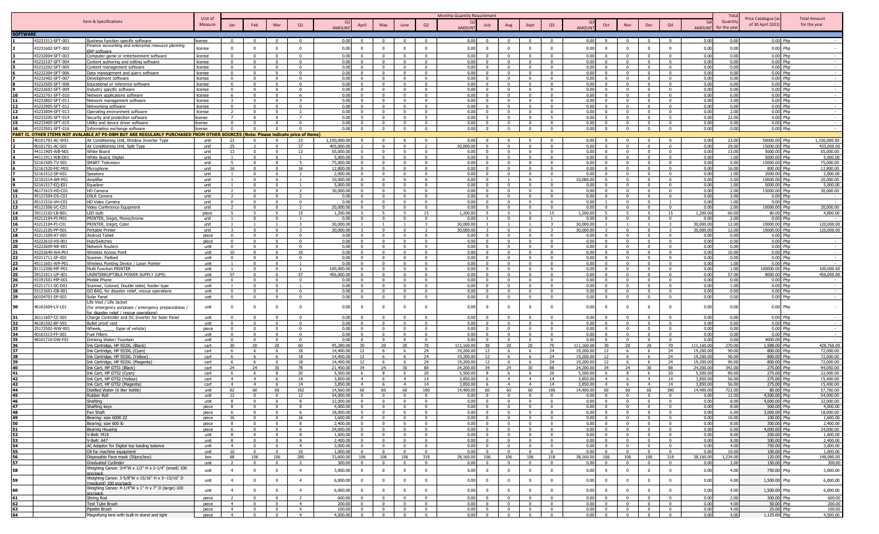| | | Item & Specifications | Unit of Measure | Monthly Quantity Requirement | | | | | | | | | | | | | | | | | | | | Total Quantity for the year | Price Catalogue (as of 30 April 2021) | | Total Amount for the year |
|---|---|---|---|---|---|---|---|---|---|---|---|---|---|---|---|---|---|---|---|---|---|---|---|---|---|---|---|
| | | | | Jan | Feb | Mar | Q1 | Q1 AMOUNT | April | May | June | Q2 | Q2 AMOUNT | July | Aug | Sept | Q3 | Q3 AMOUNT | Oct | Nov | Dec | Q4 | Q4 AMOUNT | | | | |
| **SOFTWARE** | | | | | | | | | | | | | | | | | | | | | | | | | | | |
| 1 | 43231513-SFT-001 | Business function specific software | license | 0 | 0 | 0 | 0 | 0.00 | 0 | 0 | 0 | 0 | 0.00 | 0 | 0 | 0 | 0 | 0.00 | 0 | 0 | 0 | 0 | 0.00 | 0.00 | 0.00 | Php | - |
| 2 | 43231602-SFT-002 | Finance accounting and enterprise resource planning ERP software | license | 0 | 0 | 0 | 0 | 0.00 | 0 | 0 | 0 | 0 | 0.00 | 0 | 0 | 0 | 0 | 0.00 | 0 | 0 | 0 | 0 | 0.00 | 0.00 | 0.00 | Php | - |
| 3 | 43232004-SFT-003 | Computer game or entertainment software | license | 0 | 0 | 0 | 0 | 0.00 | 0 | 0 | 0 | 0 | 0.00 | 0 | 0 | 0 | 0 | 0.00 | 0 | 0 | 0 | 0 | 0.00 | 0.00 | 0.00 | Php | - |
| 4 | 43232107-SFT-004 | Content authoring and editing software | license | 0 | 0 | 0 | 0 | 0.00 | 0 | 0 | 0 | 0 | 0.00 | 0 | 0 | 0 | 0 | 0.00 | 0 | 0 | 0 | 0 | 0.00 | 0.00 | 0.00 | Php | - |
| 5 | 43232202-SFT-005 | Content management software | license | 0 | 0 | 0 | 0 | 0.00 | 0 | 0 | 0 | 0 | 0.00 | 0 | 0 | 0 | 0 | 0.00 | 0 | 0 | 0 | 0 | 0.00 | 0.00 | 0.00 | Php | - |
| 6 | 43232304-SFT-006 | Data management and query software | license | 0 | 0 | 0 | 0 | 0.00 | 0 | 0 | 0 | 0 | 0.00 | 0 | 0 | 0 | 0 | 0.00 | 0 | 0 | 0 | 0 | 0.00 | 0.00 | 0.00 | Php | - |
| 7 | 43232402-SFT-007 | Development software | license | 0 | 0 | 0 | 0 | 0.00 | 0 | 0 | 0 | 0 | 0.00 | 0 | 0 | 0 | 0 | 0.00 | 0 | 0 | 0 | 0 | 0.00 | 0.00 | 0.00 | Php | - |
| 8 | 43232505-SFT-008 | Educational or reference software | license | 0 | 0 | 0 | 0 | 0.00 | 0 | 0 | 0 | 0 | 0.00 | 0 | 0 | 0 | 0 | 0.00 | 0 | 0 | 0 | 0 | 0.00 | 0.00 | 0.00 | Php | - |
| 9 | 43232603-SFT-009 | Industry specific software | license | 0 | 0 | 0 | 0 | 0.00 | 0 | 0 | 0 | 0 | 0.00 | 0 | 0 | 0 | 0 | 0.00 | 0 | 0 | 0 | 0 | 0.00 | 0.00 | 0.00 | Php | - |
| 10 | 43232701-SFT-010 | Network applications software | license | 6 | 0 | 0 | 6 | 0.00 | 0 | 0 | 0 | 0 | 0.00 | 0 | 0 | 0 | 0 | 0.00 | 0 | 0 | 0 | 0 | 0.00 | 6.00 | 0.00 | Php | - |
| 11 | 43232802-SFT-011 | Network management software | license | 3 | 0 | 0 | 3 | 0.00 | 0 | 0 | 0 | 0 | 0.00 | 0 | 0 | 0 | 0 | 0.00 | 0 | 0 | 0 | 0 | 0.00 | 3.00 | 0.00 | Php | - |
| 12 | 43232905-SFT-012 | Networking software | license | 0 | 0 | 0 | 0 | 0.00 | 0 | 0 | 0 | 0 | 0.00 | 0 | 0 | 0 | 0 | 0.00 | 0 | 0 | 0 | 0 | 0.00 | 0.00 | 0.00 | Php | - |
| 13 | 43233004-SFT-013 | Operating environment software | license | 2 | 0 | 0 | 2 | 0.00 | 0 | 0 | 0 | 0 | 0.00 | 0 | 0 | 0 | 0 | 0.00 | 0 | 0 | 0 | 0 | 0.00 | 2.00 | 0.00 | Php | - |
| 14 | 43233205-SFT-014 | Security and protection software | license | 7 | 0 | 0 | 7 | 0.00 | 5 | 0 | 0 | 5 | 0.00 | 5 | 0 | 0 | 5 | 0.00 | 5 | 0 | 0 | 5 | 0.00 | 22.00 | 0.00 | Php | - |
| 15 | 43233405-SFT-015 | Utility and device driver software | license | 0 | 0 | 0 | 0 | 0.00 | 0 | 0 | 0 | 0 | 0.00 | 0 | 0 | 0 | 0 | 0.00 | 0 | 0 | 0 | 0 | 0.00 | 0.00 | 0.00 | Php | - |
| 16 | 43233501-SFT-016 | Information exchange software | license | 0 | 0 | 0 | 0 | 0.00 | 0 | 0 | 0 | 0 | 0.00 | 0 | 0 | 0 | 0 | 0.00 | 0 | 0 | 0 | 0 | 0.00 | 0.00 | 0.00 | Php | - |
| **PART II. OTHER ITEMS NOT AVALABLE AT PS-DBM BUT ARE REGULARLY PURCHASED FROM OTHER SOURCES (Note: Please indicate price of items)** | | | | | | | | | | | | | | | | | | | | | | | | | | | |
| 1 | 40101701-AC-W01 | Air Conditioning Unit, Window Inverter Type | unit | 23 | 0 | 0 | 23 | 1,150,000.00 | 0 | 0 | 0 | 0 | 0.00 | 0 | 0 | 0 | 0 | 0.00 | 0 | 0 | 0 | 0 | 0.00 | 23.00 | 50000.00 | Php | 1,150,000.00 |
| 2 | 40101701-AC-S01 | Air Conditioning Unit, Split Type | unit | 25 | 2 | 0 | 27 | 405,000.00 | 2 | 0 | 0 | 2 | 30,000.00 | 0 | 0 | 0 | 0 | 0.00 | 0 | 0 | 0 | 0 | 0.00 | 29.00 | 15000.00 | Php | 435,000.00 |
| 3 | 44111905-WB-N01 | White Board | unit | 13 | 0 | 0 | 13 | 65,000.00 | 0 | 0 | 0 | 0 | 0.00 | 0 | 0 | 0 | 0 | 0.00 | 0 | 0 | 0 | 0 | 0.00 | 13.00 | 5000.00 | Php | 65,000.00 |
| 4 | 44111911-WB-D01 | White Board, Digital | unit | 1 | 0 | 0 | 1 | 5,000.00 | 0 | 0 | 0 | 0 | 0.00 | 0 | 0 | 0 | 0 | 0.00 | 0 | 0 | 0 | 0 | 0.00 | 1.00 | 5000.00 | Php | 5,000.00 |
| 5 | 52161505-TV-S01 | SMART Television | unit | 5 | 0 | 0 | 5 | 75,000.00 | 0 | 0 | 0 | 0 | 0.00 | 0 | 0 | 0 | 0 | 0.00 | 0 | 0 | 0 | 0 | 0.00 | 5.00 | 15000.00 | Php | 75,000.00 |
| 6 | 52161520-MC-M01 | Microphone | unit | 16 | 0 | 0 | 16 | 12,800.00 | 0 | 0 | 0 | 0 | 0.00 | 0 | 0 | 0 | 0 | 0.00 | 0 | 0 | 0 | 0 | 0.00 | 16.00 | 800.00 | Php | 12,800.00 |
| 7 | 52161512-SP-K01 | Speakers | unit | 1 | 0 | 0 | 1 | 2,000.00 | 0 | 0 | 0 | 0 | 0.00 | 0 | 0 | 0 | 0 | 0.00 | 0 | 0 | 0 | 0 | 0.00 | 1.00 | 2000.00 | Php | 2,000.00 |
| 8 | 32101514-AM-P01 | Amplifier | unit | 1 | 0 | 0 | 1 | 10,000.00 | 0 | 0 | 0 | 0 | 0.00 | 0 | 1 | 0 | 1 | 10,000.00 | 0 | 0 | 0 | 0 | 0.00 | 2.00 | 10000.00 | Php | 20,000.00 |
| 9 | 52161517-EQ-E01 | Equalizer | unit | 1 | 0 | 0 | 1 | 5,000.00 | 0 | 0 | 0 | 0 | 0.00 | 0 | 0 | 0 | 0 | 0.00 | 0 | 0 | 0 | 0 | 0.00 | 1.00 | 5000.00 | Php | 5,000.00 |
| 10 | 46171615-HD-C01 | HD Camera | unit | 2 | 0 | 0 | 2 | 30,000.00 | 0 | 0 | 0 | 0 | 0.00 | 0 | 0 | 0 | 0 | 0.00 | 0 | 0 | 0 | 0 | 0.00 | 2.00 | 15000.00 | Php | 30,000.00 |
| 11 | 45121504-DS-C01 | DSLR Camera | unit | 2 | 0 | 0 | 2 | 0.00 | 0 | 0 | 0 | 0 | 0.00 | 0 | 0 | 0 | 0 | 0.00 | 0 | 0 | 0 | 0 | 0.00 | 2.00 | 0.00 | Php | - |
| 12 | 45121516-VE-C01 | HD Video Camera | unit | 0 | 0 | 0 | 0 | 0.00 | 0 | 0 | 0 | 0 | 0.00 | 0 | 0 | 0 | 0 | 0.00 | 1 | 0 | 0 | 1 | 0.00 | 1.00 | 0.00 | Php | - |
| 13 | 45121506-VC-C01 | Video Conference Equipment | unit | 2 | 0 | 0 | 2 | 20,000.00 | 0 | 0 | 0 | 0 | 0.00 | 0 | 0 | 0 | 0 | 0.00 | 0 | 0 | 0 | 0 | 0.00 | 2.00 | 10000.00 | Php | 20,000.00 |
| 14 | 39112102-LB-B01 | LED bulb | piece | 5 | 5 | 5 | 15 | 1,200.00 | 5 | 5 | 5 | 15 | 1,200.00 | 5 | 5 | 5 | 15 | 1,200.00 | 5 | 5 | 5 | 15 | 1,200.00 | 60.00 | 80.00 | Php | 4,800.00 |
| 15 | 43212104-PI-M01 | PRINTER, Inkjet, Monochrome | unit | 1 | 0 | 0 | 1 | 0.00 | 0 | 0 | 0 | 0 | 0.00 | 1 | 0 | 0 | 1 | 0.00 | 0 | 0 | 0 | 0 | 0.00 | 2.00 | 0.00 | Php | - |
| 16 | 43212104-PI-C01 | PRINTER, Inkjet, Color | unit | 1 | 1 | 1 | 3 | 30,000.00 | 1 | 1 | 1 | 3 | 30,000.00 | 1 | 1 | 1 | 3 | 30,000.00 | 1 | 1 | 1 | 3 | 30,000.00 | 12.00 | 10000.00 | Php | 120,000.00 |
| 17 | 43212105-PP-001 | Portable Printer | unit | 3 | 0 | 0 | 3 | 30,000.00 | 3 | 0 | 0 | 3 | 30,000.00 | 3 | 0 | 0 | 3 | 30,000.00 | 3 | 0 | 0 | 3 | 30,000.00 | 12.00 | 10000.00 | Php | 120,000.00 |
| 18 | 43211509-AT-001 | Android Tablet | piece | 0 | 0 | 0 | 0 | 0.00 | 0 | 0 | 0 | 0 | 0.00 | 0 | 0 | 0 | 0 | 0.00 | 0 | 0 | 0 | 0 | 0.00 | 0.00 | 0.00 | Php | - |
| 19 | 43222610-HS-001 | Hub/Switches | piece | 0 | 0 | 0 | 0 | 0.00 | 0 | 0 | 0 | 0 | 0.00 | 0 | 0 | 0 | 0 | 0.00 | 0 | 0 | 0 | 0 | 0.00 | 0.00 | 0.00 | Php | - |
| 20 | 43222609-NR-001 | Network Routers | unit | 0 | 0 | 0 | 0 | 0.00 | 0 | 0 | 0 | 0 | 0.00 | 0 | 0 | 0 | 0 | 0.00 | 0 | 0 | 0 | 0 | 0.00 | 0.00 | 0.00 | Php | - |
| 21 | 43222640-WA-P01 | Wireless Access Point | unit | 10 | 0 | 0 | 10 | 0.00 | 0 | 0 | 0 | 0 | 0.00 | 0 | 0 | 0 | 0 | 0.00 | 0 | 0 | 0 | 0 | 0.00 | 10.00 | 0.00 | Php | - |
| 22 | 43211711-SF-001 | Scanner, Flatbed | unit | 0 | 0 | 0 | 0 | 0.00 | 0 | 0 | 0 | 0 | 0.00 | 0 | 0 | 0 | 0 | 0.00 | 0 | 0 | 0 | 0 | 0.00 | 0.00 | 0.00 | Php | - |
| 23 | 45111601-WP-P01 | Wireless Pointing Device / Laser Pointer | unit | 1 | 0 | 0 | 1 | 0.00 | 0 | 0 | 0 | 0 | 0.00 | 0 | 0 | 0 | 0 | 0.00 | 0 | 0 | 0 | 0 | 0.00 | 1.00 | 0.00 | Php | - |
| 24 | 81112306-MF-P01 | Multi Function PRINTER | unit | 1 | 0 | 0 | 1 | 100,000.00 | 0 | 0 | 0 | 0 | 0.00 | 0 | 0 | 0 | 0 | 0.00 | 0 | 0 | 0 | 0 | 0.00 | 1.00 | 100000.00 | Php | 100,000.00 |
| 25 | 39121011-UP-S01 | UNINTERRUPTIBLE POWER SUPPLY (UPS) | unit | 57 | 0 | 0 | 57 | 456,000.00 | 0 | 0 | 0 | 0 | 0.00 | 0 | 0 | 0 | 0 | 0.00 | 0 | 0 | 0 | 0 | 0.00 | 57.00 | 8000.00 | Php | 456,000.00 |
| 26 | 43191501-MP-001 | Mobile Phone | unit | 0 | 0 | 0 | 0 | 0.00 | 0 | 0 | 0 | 0 | 0.00 | 0 | 0 | 0 | 0 | 0.00 | 0 | 0 | 0 | 0 | 0.00 | 0.00 | 0.00 | Php | - |
| 27 | 43211711-SC-D01 | Scanner, Colored, Double sided, feeder type | unit | 1 | 0 | 0 | 1 | 0.00 | 0 | 0 | 0 | 0 | 0.00 | 0 | 0 | 0 | 0 | 0.00 | 0 | 0 | 0 | 0 | 0.00 | 1.00 | 0.00 | Php | - |
| 28 | 53121601-GB-001 | GO BAG, for disaster relief, rescue operations | unit | 0 | 0 | 0 | 0 | 0.00 | 0 | 0 | 0 | 0 | 0.00 | 0 | 0 | 0 | 0 | 0.00 | 0 | 0 | 0 | 0 | 0.00 | 0.00 | 0.00 | Php | - |
| 29 | 60104701-SP-001 | Solar Panel | unit | 0 | 0 | 0 | 0 | 0.00 | 0 | 0 | 0 | 0 | 0.00 | 0 | 0 | 0 | 0 | 0.00 | 0 | 0 | 0 | 0 | 0.00 | 0.00 | 0.00 | Php | - |
| 30 | 46161604-LV-L01 | Life Vest / Life Jacket (for emergency purposes / emergency preparedness / for disaster relief / rescue operations) | unit | 0 | 0 | 0 | 0 | 0.00 | 0 | 0 | 0 | 0 | 0.00 | 0 | 0 | 0 | 0 | 0.00 | 0 | 0 | 0 | 0 | 0.00 | 0.00 | 0.00 | Php | - |
| 31 | 26111607-CC-S01 | Charge Controller and DC Inverter for Solar Panel | unit | 0 | 0 | 0 | 0 | 0.00 | 0 | 0 | 0 | 0 | 0.00 | 0 | 0 | 0 | 0 | 0.00 | 0 | 0 | 0 | 0 | 0.00 | 0.00 | 0.00 | Php | - |
| 32 | 46181502-BF-V01 | Bullet proof vest | unit | 0 | 0 | 0 | 0 | 0.00 | 0 | 0 | 0 | 0 | 0.00 | 0 | 0 | 0 | 0 | 0.00 | 0 | 0 | 0 | 0 | 0.00 | 0.00 | 0.00 | Php | - |
| 33 | 25172502-WW-001 | Wheels, _____ (type of vehicle) | piece | 0 | 0 | 0 | 0 | 0.00 | 0 | 0 | 0 | 0 | 0.00 | 0 | 0 | 0 | 0 | 0.00 | 0 | 0 | 0 | 0 | 0.00 | 0.00 | 0.00 | Php | - |
| 34 | 40161513-FF-001 | Fuel Filters | unit | 0 | 0 | 0 | 0 | 0.00 | 0 | 0 | 0 | 0 | 0.00 | 0 | 0 | 0 | 0 | 0.00 | 0 | 0 | 0 | 0 | 0.00 | 0.00 | 0.00 | Php | - |
| 35 | 48101710-DW-F01 | Drinking Water/ Fountain | unit | 0 | 0 | 0 | 0 | 0.00 | 0 | 0 | 0 | 0 | 0.00 | 0 | 0 | 0 | 0 | 0.00 | 0 | 0 | 0 | 0 | 0.00 | 0.00 | 4000.00 | Php | - |
| 36 | | Ink Cartridge, HP 932XL (Black) | cart | 20 | 20 | 20 | 60 | 95,280.00 | 30 | 20 | 20 | 70 | 111,160.00 | 30 | 20 | 20 | 70 | 111,160.00 | 30 | 20 | 20 | 70 | 111,160.00 | 270.00 | 1,588.00 | Php | 428,760.00 |
| 37 | | Ink Cartridge, HP 933XL (Cyan) | cart | 6 | 6 | 6 | 18 | 14,400.00 | 12 | 6 | 6 | 24 | 19,200.00 | 12 | 6 | 6 | 24 | 19,200.00 | 12 | 6 | 6 | 24 | 19,200.00 | 90.00 | 800.00 | Php | 72,000.00 |
| 38 | | Ink Cartridge, HP 933XL (Yellow) | cart | 6 | 6 | 6 | 18 | 14,400.00 | 12 | 6 | 6 | 24 | 19,200.00 | 12 | 6 | 6 | 24 | 19,200.00 | 12 | 6 | 6 | 24 | 19,200.00 | 90.00 | 800.00 | Php | 72,000.00 |
| 39 | | Ink Cartridge, HP 933XL (Magenta) | cart | 6 | 6 | 6 | 18 | 14,400.00 | 12 | 6 | 6 | 24 | 19,200.00 | 12 | 6 | 6 | 24 | 19,200.00 | 12 | 6 | 6 | 24 | 19,200.00 | 90.00 | 800.00 | Php | 72,000.00 |
| 40 | | Ink Cart, HP GT51 (Black) | cart | 24 | 24 | 30 | 78 | 21,450.00 | 34 | 24 | 30 | 88 | 24,200.00 | 34 | 24 | 30 | 88 | 24,200.00 | 34 | 24 | 30 | 88 | 24,200.00 | 342.00 | 275.00 | Php | 94,050.00 |
| 41 | | Ink Cart, HP GT52 (Cyan) | cart | 6 | 6 | 8 | 20 | 5,500.00 | 6 | 8 | 6 | 20 | 5,500.00 | 8 | 6 | 6 | 20 | 5,500.00 | 6 | 8 | 6 | 20 | 5,500.00 | 80.00 | 275.00 | Php | 22,000.00 |
| 42 | | Ink Cart, HP GT52 (Yellow) | cart | 4 | 4 | 6 | 14 | 3,850.00 | 4 | 6 | 4 | 14 | 3,850.00 | 6 | 4 | 4 | 14 | 3,850.00 | 4 | 6 | 4 | 14 | 3,850.00 | 56.00 | 275.00 | Php | 15,400.00 |
| 43 | | Ink Cart, HP GT52 (Magenta) | cart | 4 | 4 | 6 | 14 | 3,850.00 | 4 | 6 | 4 | 14 | 3,850.00 | 6 | 4 | 4 | 14 | 3,850.00 | 4 | 6 | 4 | 14 | 3,850.00 | 56.00 | 275.00 | Php | 15,400.00 |
| 44 | | Distilled Water (6 liter bottle) | unit | 62 | 60 | 60 | 182 | 14,560.00 | 60 | 60 | 60 | 180 | 14,400.00 | 60 | 60 | 60 | 180 | 14,400.00 | 60 | 60 | 60 | 180 | 14,400.00 | 722.00 | 80.00 | Php | 57,760.00 |
| 45 | | Rubber Roll | unit | 12 | 0 | 0 | 12 | 54,000.00 | 0 | 0 | 0 | 0 | 0.00 | 0 | 0 | 0 | 0 | 0.00 | 0 | 0 | 0 | 0 | 0.00 | 12.00 | 4,500.00 | Php | 54,000.00 |
| 46 | | Shafting | unit | 8 | 0 | 0 | 8 | 32,000.00 | 0 | 0 | 0 | 0 | 0.00 | 0 | 0 | 0 | 0 | 0.00 | 0 | 0 | 0 | 0 | 0.00 | 8.00 | 4,000.00 | Php | 32,000.00 |
| 47 | | Shafting keys | piece | 8 | 0 | 0 | 8 | 4,000.00 | 0 | 0 | 0 | 0 | 0.00 | 0 | 0 | 0 | 0 | 0.00 | 0 | 0 | 0 | 0 | 0.00 | 8.00 | 500.00 | Php | 4,000.00 |
| 48 | | Fan Shaft | piece | 6 | 0 | 0 | 6 | 18,000.00 | 0 | 0 | 0 | 0 | 0.00 | 0 | 0 | 0 | 0 | 0.00 | 0 | 0 | 0 | 0 | 0.00 | 6.00 | 3,000.00 | Php | 18,000.00 |
| 49 | | Bearing: size 6000 ZZ | piece | 16 | 0 | 0 | 16 | 1,600.00 | 0 | 0 | 0 | 0 | 0.00 | 0 | 0 | 0 | 0 | 0.00 | 0 | 0 | 0 | 0 | 0.00 | 16.00 | 100.00 | Php | 1,600.00 |
| 50 | | Bearing: size 600 lb | piece | 8 | 0 | 0 | 8 | 2,400.00 | 0 | 0 | 0 | 0 | 0.00 | 0 | 0 | 0 | 0 | 0.00 | 0 | 0 | 0 | 0 | 0.00 | 8.00 | 300.00 | Php | 2,400.00 |
| 51 | | Bearing Housing | piece | 6 | 0 | 0 | 6 | 24,000.00 | 0 | 0 | 0 | 0 | 0.00 | 0 | 0 | 0 | 0 | 0.00 | 0 | 0 | 0 | 0 | 0.00 | 6.00 | 4,000.00 | Php | 24,000.00 |
| 52 | | V-Belt: M18 | unit | 8 | 0 | 0 | 8 | 1,600.00 | 0 | 0 | 0 | 0 | 0.00 | 0 | 0 | 0 | 0 | 0.00 | 0 | 0 | 0 | 0 | 0.00 | 8.00 | 200.00 | Php | 1,600.00 |
| 53 | | V-Belt: A47 | unit | 8 | 0 | 0 | 8 | 2,400.00 | 0 | 0 | 0 | 0 | 0.00 | 0 | 0 | 0 | 0 | 0.00 | 0 | 0 | 0 | 0 | 0.00 | 8.00 | 300.00 | Php | 2,400.00 |
| 54 | | AC Adaptor for Digital top loading balance | unit | 4 | 0 | 0 | 4 | 3,000.00 | 0 | 0 | 0 | 0 | 0.00 | 0 | 0 | 0 | 0 | 0.00 | 0 | 0 | 0 | 0 | 0.00 | 4.00 | 750.00 | Php | 3,000.00 |
| 55 | | Oil for machine equipment | unit | 10 | 0 | 0 | 10 | 1,000.00 | 0 | 0 | 0 | 0 | 0.00 | 0 | 0 | 0 | 0 | 0.00 | 0 | 0 | 0 | 0 | 0.00 | 10.00 | 100.00 | Php | 1,000.00 |
| 56 | | Disposable Face mask (50pcs/box) | box | 68 | 106 | 106 | 280 | 33,600.00 | 106 | 106 | 106 | 318 | 38,160.00 | 106 | 106 | 106 | 318 | 38,160.00 | 106 | 106 | 106 | 318 | 38,160.00 | 1,234.00 | 120.00 | Php | 148,080.00 |
| 57 | | Graduated Cyclinder | unit | 2 | 0 | 0 | 2 | 300.00 | 0 | 0 | 0 | 0 | 0.00 | 0 | 0 | 0 | 0 | 0.00 | 0 | 0 | 0 | 0 | 0.00 | 2.00 | 150.00 | Php | 300.00 |
| 58 | | Weighing Canoe: 3/4"W x 1/2" H x 2-1/4" (small) 100 pcs/pack | unit | 4 | 0 | 0 | 4 | 3,000.00 | 0 | 0 | 0 | 0 | 0.00 | 0 | 0 | 0 | 0 | 0.00 | 0 | 0 | 0 | 0 | 0.00 | 4.00 | 750.00 | Php | 3,000.00 |
| 59 | | Weighing Canoe: 3-5/8"W x 15/16" H x 5--15/16" D (medium) 100 pcs/pack | unit | 4 | 0 | 0 | 4 | 6,000.00 | 0 | 0 | 0 | 0 | 0.00 | 0 | 0 | 0 | 0 | 0.00 | 0 | 0 | 0 | 0 | 0.00 | 4.00 | 1,500.00 | Php | 6,000.00 |
| 60 | | Weighing Canoe: 4-1/4"W x 1" H x 7" D (large) 100 pcs/pack | unit | 4 | 0 | 0 | 4 | 6,000.00 | 0 | 0 | 0 | 0 | 0.00 | 0 | 0 | 0 | 0 | 0.00 | 0 | 0 | 0 | 0 | 0.00 | 4.00 | 1,500.00 | Php | 6,000.00 |
| 61 | | Stiring Rod | piece | 2 | 0 | 0 | 2 | 600.00 | 0 | 0 | 0 | 0 | 0.00 | 0 | 0 | 0 | 0 | 0.00 | 0 | 0 | 0 | 0 | 0.00 | 2.00 | 300.00 | Php | 600.00 |
| 62 | | Test Tube Brush | piece | 4 | 0 | 0 | 4 | 200.00 | 0 | 0 | 0 | 0 | 0.00 | 0 | 0 | 0 | 0 | 0.00 | 0 | 0 | 0 | 0 | 0.00 | 4.00 | 50.00 | Php | 200.00 |
| 63 | | Pipette Brush | piece | 4 | 0 | 0 | 4 | 100.00 | 0 | 0 | 0 | 0 | 0.00 | 0 | 0 | 0 | 0 | 0.00 | 0 | 0 | 0 | 0 | 0.00 | 4.00 | 25.00 | Php | 100.00 |
| 64 | | Magnifying lens with built-in stand and light | piece | 4 | 0 | 0 | 4 | 4,500.00 | 0 | 0 | 0 | 0 | 0.00 | 0 | 0 | 0 | 0 | 0.00 | 0 | 0 | 0 | 0 | 0.00 | 4.00 | 1,125.00 | Php | 4,500.00 |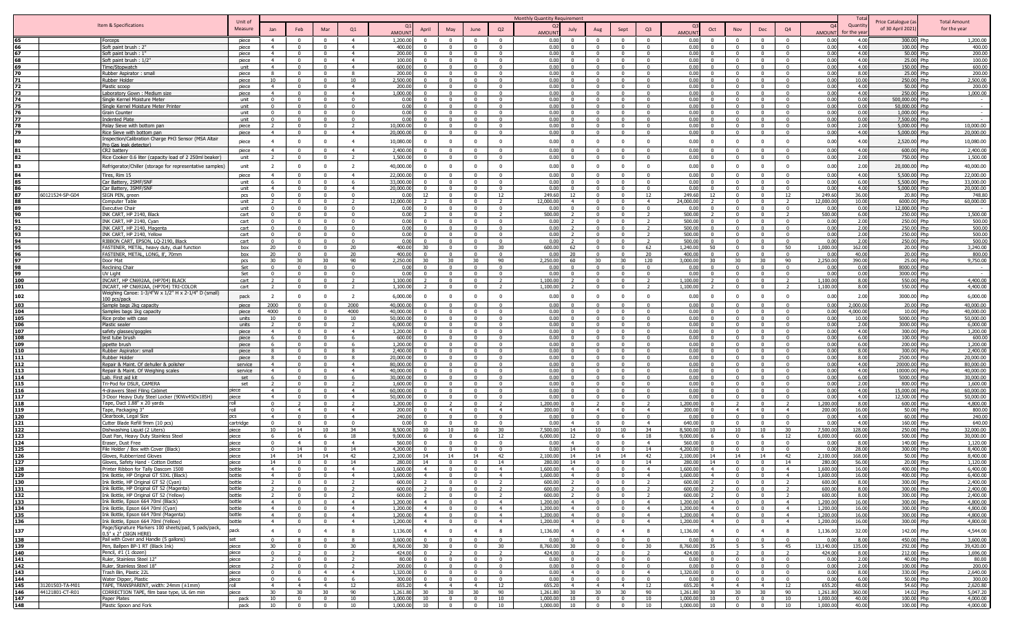| | | Item & Specifications | Unit of Measure | Monthly Quantity Requirement | | | | | | | | | | | | | | | | | | | | Total Quantity for the year | Price Catalogue (as of 30 April 2021) | Total Amount for the year |
|---|---|---|---|---|---|---|---|---|---|---|---|---|---|---|---|---|---|---|---|---|---|---|---|---|---|---|
| | | | | Jan | Feb | Mar | Q1 | Q1 AMOUNT | April | May | June | Q2 | Q2 AMOUNT | July | Aug | Sept | Q3 | Q3 AMOUNT | Oct | Nov | Dec | Q4 | Q4 AMOUNT | | | |
| 65 | | Forceps | piece | 4 | 0 | 0 | 4 | 1,200.00 | 0 | 0 | 0 | 0 | 0.00 | 0 | 0 | 0 | 0 | 0.00 | 0 | 0 | 0 | 0 | 0.00 | 4.00 | 300.00 Php | 1,200.00 |
| 66 | | Soft paint brush : 2" | piece | 4 | 0 | 0 | 4 | 400.00 | 0 | 0 | 0 | 0 | 0.00 | 0 | 0 | 0 | 0 | 0.00 | 0 | 0 | 0 | 0 | 0.00 | 4.00 | 100.00 Php | 400.00 |
| 67 | | Soft paint brush : 1" | piece | 4 | 0 | 0 | 4 | 200.00 | 0 | 0 | 0 | 0 | 0.00 | 0 | 0 | 0 | 0 | 0.00 | 0 | 0 | 0 | 0 | 0.00 | 4.00 | 50.00 Php | 200.00 |
| 68 | | Soft paint brush : 1/2" | piece | 4 | 0 | 0 | 4 | 100.00 | 0 | 0 | 0 | 0 | 0.00 | 0 | 0 | 0 | 0 | 0.00 | 0 | 0 | 0 | 0 | 0.00 | 4.00 | 25.00 Php | 100.00 |
| 69 | | Time/Stopwatch | unit | 4 | 0 | 0 | 4 | 600.00 | 0 | 0 | 0 | 0 | 0.00 | 0 | 0 | 0 | 0 | 0.00 | 0 | 0 | 0 | 0 | 0.00 | 4.00 | 150.00 Php | 600.00 |
| 70 | | Rubber Aspirator : small | piece | 8 | 0 | 0 | 8 | 200.00 | 0 | 0 | 0 | 0 | 0.00 | 0 | 0 | 0 | 0 | 0.00 | 0 | 0 | 0 | 0 | 0.00 | 8.00 | 25.00 Php | 200.00 |
| 71 | | Rubber Holder | piece | 10 | 0 | 0 | 10 | 2,500.00 | 0 | 0 | 0 | 0 | 0.00 | 0 | 0 | 0 | 0 | 0.00 | 0 | 0 | 0 | 0 | 0.00 | 10.00 | 250.00 Php | 2,500.00 |
| 72 | | Plastic scoop | piece | 4 | 0 | 0 | 4 | 200.00 | 0 | 0 | 0 | 0 | 0.00 | 0 | 0 | 0 | 0 | 0.00 | 0 | 0 | 0 | 0 | 0.00 | 4.00 | 50.00 Php | 200.00 |
| 73 | | Laboratory Gown : Medium size | piece | 4 | 0 | 0 | 4 | 1,000.00 | 0 | 0 | 0 | 0 | 0.00 | 0 | 0 | 0 | 0 | 0.00 | 0 | 0 | 0 | 0 | 0.00 | 4.00 | 250.00 Php | 1,000.00 |
| 74 | | Single Kernel Moisture Meter | unit | 0 | 0 | 0 | 0 | 0.00 | 0 | 0 | 0 | 0 | 0.00 | 0 | 0 | 0 | 0 | 0.00 | 0 | 0 | 0 | 0 | 0.00 | 0.00 | 500,000.00 Php | - |
| 75 | | Single Kernel Moisture Meter Printer | unit | 0 | 0 | 0 | 0 | 0.00 | 0 | 0 | 0 | 0 | 0.00 | 0 | 0 | 0 | 0 | 0.00 | 0 | 0 | 0 | 0 | 0.00 | 0.00 | 50,000.00 Php | - |
| 76 | | Grain Counter | unit | 0 | 0 | 0 | 0 | 0.00 | 0 | 0 | 0 | 0 | 0.00 | 0 | 0 | 0 | 0 | 0.00 | 0 | 0 | 0 | 0 | 0.00 | 0.00 | 1,000.00 Php | - |
| 77 | | Indented Plate | unit | 0 | 0 | 0 | 0 | 0.00 | 0 | 0 | 0 | 0 | 0.00 | 0 | 0 | 0 | 0 | 0.00 | 0 | 0 | 0 | 0 | 0.00 | 0.00 | 7,500.00 Php | - |
| 78 | | Palay Sieve with bottom pan | piece | 2 | 0 | 0 | 2 | 10,000.00 | 0 | 0 | 0 | 0 | 0.00 | 0 | 0 | 0 | 0 | 0.00 | 0 | 0 | 0 | 0 | 0.00 | 2.00 | 5,000.00 Php | 10,000.00 |
| 79 | | Rice Sieve with bottom pan | piece | 4 | 0 | 0 | 4 | 20,000.00 | 0 | 0 | 0 | 0 | 0.00 | 0 | 0 | 0 | 0 | 0.00 | 0 | 0 | 0 | 0 | 0.00 | 4.00 | 5,000.00 Php | 20,000.00 |
| 80 | | Inspection/Calibration Charge PH3 Sensor (MSA Altair Pro Gas leak detector) | piece | 4 | 0 | 0 | 4 | 10,080.00 | 0 | 0 | 0 | 0 | 0.00 | 0 | 0 | 0 | 0 | 0.00 | 0 | 0 | 0 | 0 | 0.00 | 4.00 | 2,520.00 Php | 10,080.00 |
| 81 | | CR2 battery | piece | 4 | 0 | 0 | 4 | 2,400.00 | 0 | 0 | 0 | 0 | 0.00 | 0 | 0 | 0 | 0 | 0.00 | 0 | 0 | 0 | 0 | 0.00 | 4.00 | 600.00 Php | 2,400.00 |
| 82 | | Rice Cooker 0.6 liter (capacity load of 2 250ml beaker) | unit | 2 | 0 | 0 | 2 | 1,500.00 | 0 | 0 | 0 | 0 | 0.00 | 0 | 0 | 0 | 0 | 0.00 | 0 | 0 | 0 | 0 | 0.00 | 2.00 | 750.00 Php | 1,500.00 |
| 83 | | Refrigerator/Chiller (storage for representative samples) | unit | 2 | 0 | 0 | 2 | 40,000.00 | 0 | 0 | 0 | 0 | 0.00 | 0 | 0 | 0 | 0 | 0.00 | 0 | 0 | 0 | 0 | 0.00 | 2.00 | 20,000.00 Php | 40,000.00 |
| 84 | | Tires, Rim 15 | piece | 4 | 0 | 0 | 4 | 22,000.00 | 0 | 0 | 0 | 0 | 0.00 | 0 | 0 | 0 | 0 | 0.00 | 0 | 0 | 0 | 0 | 0.00 | 4.00 | 5,500.00 Php | 22,000.00 |
| 85 | | Car Battery, 2SMF/SNF | unit | 6 | 0 | 0 | 6 | 33,000.00 | 0 | 0 | 0 | 0 | 0.00 | 0 | 0 | 0 | 0 | 0.00 | 0 | 0 | 0 | 0 | 0.00 | 6.00 | 5,500.00 Php | 33,000.00 |
| 86 | | Car Battery, 3SMF/SNF | unit | 4 | 0 | 0 | 4 | 20,000.00 | 0 | 0 | 0 | 0 | 0.00 | 0 | 0 | 0 | 0 | 0.00 | 0 | 0 | 0 | 0 | 0.00 | 4.00 | 5,000.00 Php | 20,000.00 |
| 87 | 60121524-SP-G04 | SIGN PEN, green | pcs | 0 | 0 | 0 | 0 | 0.00 | 12 | 0 | 0 | 12 | 249.60 | 12 | 0 | 0 | 12 | 249.60 | 12 | 0 | 0 | 12 | 249.60 | 36.00 | 20.80 Php | 748.80 |
| 88 | | Computer Table | unit | 2 | 0 | 0 | 2 | 12,000.00 | 2 | 0 | 0 | 2 | 12,000.00 | 4 | 0 | 0 | 4 | 24,000.00 | 2 | 0 | 0 | 2 | 12,000.00 | 10.00 | 6000.00 Php | 60,000.00 |
| 89 | | Executive Chair | unit | 0 | 0 | 0 | 0 | 0.00 | 0 | 0 | 0 | 0 | 0.00 | 0 | 0 | 0 | 0 | 0.00 | 0 | 0 | 0 | 0 | 0.00 | 0.00 | 12,000.00 Php | - |
| 90 | | INK CART, HP 2140, Black | cart | 0 | 0 | 0 | 0 | 0.00 | 2 | 0 | 0 | 2 | 500.00 | 2 | 0 | 0 | 2 | 500.00 | 2 | 0 | 0 | 2 | 500.00 | 6.00 | 250.00 Php | 1,500.00 |
| 91 | | INK CART, HP 2140, Cyan | cart | 0 | 0 | 0 | 0 | 0.00 | 0 | 0 | 0 | 0 | 0.00 | 2 | 0 | 0 | 2 | 500.00 | 0 | 0 | 0 | 0 | 0.00 | 2.00 | 250.00 Php | 500.00 |
| 92 | | INK CART, HP 2140, Magenta | cart | 0 | 0 | 0 | 0 | 0.00 | 0 | 0 | 0 | 0 | 0.00 | 2 | 0 | 0 | 2 | 500.00 | 0 | 0 | 0 | 0 | 0.00 | 2.00 | 250.00 Php | 500.00 |
| 93 | | INK CART, HP 2140, Yellow | cart | 0 | 0 | 0 | 0 | 0.00 | 0 | 0 | 0 | 0 | 0.00 | 2 | 0 | 0 | 2 | 500.00 | 0 | 0 | 0 | 0 | 0.00 | 2.00 | 250.00 Php | 500.00 |
| 94 | | RIBBON CART, EPSON, LQ-2190, Black | cart | 0 | 0 | 0 | 0 | 0.00 | 0 | 0 | 0 | 0 | 0.00 | 2 | 0 | 0 | 2 | 500.00 | 0 | 0 | 0 | 0 | 0.00 | 2.00 | 250.00 Php | 500.00 |
| 95 | | FASTENER, METAL, heavy duty, dual function | box | 20 | 0 | 0 | 20 | 400.00 | 30 | 0 | 0 | 30 | 600.00 | 62 | 0 | 0 | 62 | 1,240.00 | 50 | 0 | 0 | 50 | 1,000.00 | 162.00 | 20.00 Php | 3,240.00 |
| 96 | | FASTENER, METAL, LONG, 8', 70mm | box | 20 | 0 | 0 | 20 | 400.00 | 0 | 0 | 0 | 0 | 0.00 | 20 | 0 | 0 | 20 | 400.00 | 0 | 0 | 0 | 0 | 0.00 | 40.00 | 20.00 Php | 800.00 |
| 97 | | Door Mat | pcs | 30 | 30 | 30 | 90 | 2,250.00 | 30 | 30 | 30 | 90 | 2,250.00 | 60 | 30 | 30 | 120 | 3,000.00 | 30 | 30 | 30 | 90 | 2,250.00 | 390.00 | 25.00 Php | 9,750.00 |
| 98 | | Reclining Chair | Set | 0 | 0 | 0 | 0 | 0.00 | 0 | 0 | 0 | 0 | 0.00 | 0 | 0 | 0 | 0 | 0.00 | 0 | 0 | 0 | 0 | 0.00 | 0.00 | 8000.00 Php | - |
| 99 | | UV Light | Set | 0 | 0 | 0 | 0 | 0.00 | 0 | 0 | 0 | 0 | 0.00 | 0 | 0 | 0 | 0 | 0.00 | 0 | 0 | 0 | 0 | 0.00 | 0.00 | 3000.00 Php | - |
| 100 | | INCART, HP CN692AA, (HP704) BLACK | cart | 2 | 0 | 0 | 2 | 1,100.00 | 2 | 0 | 0 | 2 | 1,100.00 | 2 | 0 | 0 | 2 | 1,100.00 | 2 | 0 | 0 | 2 | 1,100.00 | 8.00 | 550.00 Php | 4,400.00 |
| 101 | | INCART, HP CN692AA, (HP704) TRI-COLOR | cart | 2 | 0 | 0 | 2 | 1,100.00 | 2 | 0 | 0 | 2 | 1,100.00 | 2 | 0 | 0 | 2 | 1,100.00 | 2 | 0 | 0 | 2 | 1,100.00 | 8.00 | 550.00 Php | 4,400.00 |
| 102 | | Weighing Canoe: 1-3/4"W x 1/2" H x 2-1/4" D (small) 100 pcs/pack | pack | 2 | 0 | 0 | 2 | 6,000.00 | 0 | 0 | 0 | 0 | 0.00 | 0 | 0 | 0 | 0 | 0.00 | 0 | 0 | 0 | 0 | 0.00 | 2.00 | 3000.00 Php | 6,000.00 |
| 103 | | Sample bags 2kg capacity | piece | 2000 | 0 | 0 | 2000 | 40,000.00 | 0 | 0 | 0 | 0 | 0.00 | 0 | 0 | 0 | 0 | 0.00 | 0 | 0 | 0 | 0 | 0.00 | 2,000.00 | 20.00 Php | 40,000.00 |
| 104 | | Samples bags 1kg capacity | piece | 4000 | 0 | 0 | 4000 | 40,000.00 | 0 | 0 | 0 | 0 | 0.00 | 0 | 0 | 0 | 0 | 0.00 | 0 | 0 | 0 | 0 | 0.00 | 4,000.00 | 10.00 Php | 40,000.00 |
| 105 | | Rice probe with case | units | 10 | 0 | 0 | 10 | 50,000.00 | 0 | 0 | 0 | 0 | 0.00 | 0 | 0 | 0 | 0 | 0.00 | 0 | 0 | 0 | 0 | 0.00 | 10.00 | 5000.00 Php | 50,000.00 |
| 106 | | Plastic sealer | units | 2 | 0 | 0 | 2 | 6,000.00 | 0 | 0 | 0 | 0 | 0.00 | 0 | 0 | 0 | 0 | 0.00 | 0 | 0 | 0 | 0 | 0.00 | 2.00 | 3000.00 Php | 6,000.00 |
| 107 | | safety glasses/goggles | piece | 4 | 0 | 0 | 4 | 1,200.00 | 0 | 0 | 0 | 0 | 0.00 | 0 | 0 | 0 | 0 | 0.00 | 0 | 0 | 0 | 0 | 0.00 | 4.00 | 300.00 Php | 1,200.00 |
| 108 | | test tube brush | piece | 6 | 0 | 0 | 6 | 600.00 | 0 | 0 | 0 | 0 | 0.00 | 0 | 0 | 0 | 0 | 0.00 | 0 | 0 | 0 | 0 | 0.00 | 6.00 | 100.00 Php | 600.00 |
| 109 | | pipette brush | piece | 6 | 0 | 0 | 6 | 1,200.00 | 0 | 0 | 0 | 0 | 0.00 | 0 | 0 | 0 | 0 | 0.00 | 0 | 0 | 0 | 0 | 0.00 | 6.00 | 200.00 Php | 1,200.00 |
| 110 | | Rubber Aspirator: small | piece | 8 | 0 | 0 | 8 | 2,400.00 | 0 | 0 | 0 | 0 | 0.00 | 0 | 0 | 0 | 0 | 0.00 | 0 | 0 | 0 | 0 | 0.00 | 8.00 | 300.00 Php | 2,400.00 |
| 111 | | Rubber Holder | piece | 8 | 0 | 0 | 8 | 20,000.00 | 0 | 0 | 0 | 0 | 0.00 | 0 | 0 | 0 | 0 | 0.00 | 0 | 0 | 0 | 0 | 0.00 | 8.00 | 2500.00 Php | 20,000.00 |
| 112 | | Repair & Maint. Of dehuller & polisher | service | 4 | 0 | 0 | 4 | 80,000.00 | 0 | 0 | 0 | 0 | 0.00 | 0 | 0 | 0 | 0 | 0.00 | 0 | 0 | 0 | 0 | 0.00 | 4.00 | 20000.00 Php | 80,000.00 |
| 113 | | Repair & Maint. Of Weighing scales | service | 4 | 0 | 0 | 4 | 40,000.00 | 0 | 0 | 0 | 0 | 0.00 | 0 | 0 | 0 | 0 | 0.00 | 0 | 0 | 0 | 0 | 0.00 | 4.00 | 10000.00 Php | 40,000.00 |
| 114 | | Lab. First aid kit | set | 6 | 0 | 0 | 6 | 30,000.00 | 0 | 0 | 0 | 0 | 0.00 | 0 | 0 | 0 | 0 | 0.00 | 0 | 0 | 0 | 0 | 0.00 | 6.00 | 5000.00 Php | 30,000.00 |
| 115 | | Tri-Pod for DSLR, CAMERA | set | 2 | 0 | 0 | 2 | 1,600.00 | 0 | 0 | 0 | 0 | 0.00 | 0 | 0 | 0 | 0 | 0.00 | 0 | 0 | 0 | 0 | 0.00 | 2.00 | 800.00 Php | 1,600.00 |
| 116 | | 4-drawers Steel Filing Cabinet | piece | 4 | 0 | 0 | 4 | 60,000.00 | 0 | 0 | 0 | 0 | 0.00 | 0 | 0 | 0 | 0 | 0.00 | 0 | 0 | 0 | 0 | 0.00 | 4.00 | 15,000.00 Php | 60,000.00 |
| 117 | | 3-Door Heavy Duty Steel Locker (90Wx45Dx185H) | piece | 4 | 0 | 0 | 4 | 50,000.00 | 0 | 0 | 0 | 0 | 0.00 | 0 | 0 | 0 | 0 | 0.00 | 0 | 0 | 0 | 0 | 0.00 | 4.00 | 12,500.00 Php | 50,000.00 |
| 118 | | Tape, Duct 1.88" x 20 yards | roll | 0 | 2 | 0 | 2 | 1,200.00 | 0 | 2 | 0 | 2 | 1,200.00 | 0 | 2 | 0 | 2 | 1,200.00 | 0 | 2 | 0 | 2 | 1,200.00 | 8.00 | 600.00 Php | 4,800.00 |
| 119 | | Tape, Packaging 3" | roll | 0 | 4 | 0 | 4 | 200.00 | 0 | 4 | 0 | 4 | 200.00 | 0 | 4 | 0 | 4 | 200.00 | 0 | 4 | 0 | 4 | 200.00 | 16.00 | 50.00 Php | 800.00 |
| 120 | | Clearbook, Legal Size | pcs | 4 | 0 | 0 | 4 | 240.00 | 0 | 0 | 0 | 0 | 0.00 | 0 | 0 | 0 | 0 | 0.00 | 0 | 0 | 0 | 0 | 0.00 | 4.00 | 60.00 Php | 240.00 |
| 121 | | Cutter Blade Refill 9mm (10 pcs) | cartridge | 0 | 0 | 0 | 0 | 0.00 | 0 | 0 | 0 | 0 | 0.00 | 4 | 0 | 0 | 4 | 640.00 | 0 | 0 | 0 | 0 | 0.00 | 4.00 | 160.00 Php | 640.00 |
| 122 | | Dishwashing Liquid (2 Liters) | piece | 10 | 14 | 10 | 34 | 8,500.00 | 10 | 10 | 10 | 30 | 7,500.00 | 14 | 10 | 10 | 34 | 8,500.00 | 10 | 10 | 10 | 30 | 7,500.00 | 128.00 | 250.00 Php | 32,000.00 |
| 123 | | Dust Pan, Heavy Duty Stainless Steel | piece | 6 | 6 | 6 | 18 | 9,000.00 | 6 | 0 | 6 | 12 | 6,000.00 | 12 | 0 | 6 | 18 | 9,000.00 | 6 | 0 | 6 | 12 | 6,000.00 | 60.00 | 500.00 Php | 30,000.00 |
| 124 | | Eraser, Dust Free | piece | 0 | 4 | 0 | 4 | 560.00 | 0 | 0 | 0 | 0 | 0.00 | 4 | 0 | 0 | 4 | 560.00 | 0 | 0 | 0 | 0 | 0.00 | 8.00 | 140.00 Php | 1,120.00 |
| 125 | | File Holder / Box with Cover (Black) | piece | 0 | 14 | 0 | 14 | 4,200.00 | 0 | 0 | 0 | 0 | 0.00 | 14 | 0 | 0 | 14 | 4,200.00 | 0 | 0 | 0 | 0 | 0.00 | 28.00 | 300.00 Php | 8,400.00 |
| 126 | | Gloves, Rubberrized Gloves | piece | 14 | 14 | 14 | 42 | 2,100.00 | 14 | 14 | 14 | 42 | 2,100.00 | 14 | 14 | 14 | 42 | 2,100.00 | 14 | 14 | 14 | 42 | 2,100.00 | 168.00 | 50.00 Php | 8,400.00 |
| 127 | | Gloves, Safety Hand - Cotton Dotted | piece | 14 | 0 | 0 | 14 | 280.00 | 14 | 0 | 0 | 14 | 280.00 | 14 | 0 | 0 | 14 | 280.00 | 14 | 0 | 0 | 14 | 280.00 | 56.00 | 20.00 Php | 1,120.00 |
| 128 | | Printer Ribbon for Tally Dascom 1500 | bottle | 4 | 0 | 0 | 4 | 1,600.00 | 4 | 0 | 0 | 4 | 1,600.00 | 4 | 0 | 0 | 4 | 1,600.00 | 4 | 0 | 0 | 4 | 1,600.00 | 16.00 | 400.00 Php | 6,400.00 |
| 129 | | Ink Bottle, HP Original GT 53XL (Black) | bottle | 4 | 0 | 0 | 4 | 1,600.00 | 4 | 0 | 0 | 4 | 1,600.00 | 4 | 0 | 0 | 4 | 1,600.00 | 4 | 0 | 0 | 4 | 1,600.00 | 16.00 | 400.00 Php | 6,400.00 |
| 130 | | Ink Bottle, HP Original GT 52 (Cyan) | bottle | 2 | 0 | 0 | 2 | 600.00 | 2 | 0 | 0 | 2 | 600.00 | 2 | 0 | 0 | 2 | 600.00 | 2 | 0 | 0 | 2 | 600.00 | 8.00 | 300.00 Php | 2,400.00 |
| 131 | | Ink Bottle, HP Original GT 52 (Magenta) | bottle | 2 | 0 | 0 | 2 | 600.00 | 2 | 0 | 0 | 2 | 600.00 | 2 | 0 | 0 | 2 | 600.00 | 2 | 0 | 0 | 2 | 600.00 | 8.00 | 300.00 Php | 2,400.00 |
| 132 | | Ink Bottle, HP Original GT 52 (Yellow) | bottle | 2 | 0 | 0 | 2 | 600.00 | 2 | 0 | 0 | 2 | 600.00 | 2 | 0 | 0 | 2 | 600.00 | 2 | 0 | 0 | 2 | 600.00 | 8.00 | 300.00 Php | 2,400.00 |
| 133 | | Ink Bottle, Epson 664 70ml (Black) | bottle | 4 | 0 | 0 | 4 | 1,200.00 | 4 | 0 | 0 | 4 | 1,200.00 | 4 | 0 | 0 | 4 | 1,200.00 | 4 | 0 | 0 | 4 | 1,200.00 | 16.00 | 300.00 Php | 4,800.00 |
| 134 | | Ink Bottle, Epson 664 70ml (Cyan) | bottle | 4 | 0 | 0 | 4 | 1,200.00 | 4 | 0 | 0 | 4 | 1,200.00 | 4 | 0 | 0 | 4 | 1,200.00 | 4 | 0 | 0 | 4 | 1,200.00 | 16.00 | 300.00 Php | 4,800.00 |
| 135 | | Ink Bottle, Epson 664 70ml (Magenta) | bottle | 4 | 0 | 0 | 4 | 1,200.00 | 4 | 0 | 0 | 4 | 1,200.00 | 4 | 0 | 0 | 4 | 1,200.00 | 4 | 0 | 0 | 4 | 1,200.00 | 16.00 | 300.00 Php | 4,800.00 |
| 136 | | Ink Bottle, Epson 664 70ml (Yellow) | bottle | 4 | 0 | 0 | 4 | 1,200.00 | 4 | 0 | 0 | 4 | 1,200.00 | 4 | 0 | 0 | 4 | 1,200.00 | 4 | 0 | 0 | 4 | 1,200.00 | 16.00 | 300.00 Php | 4,800.00 |
| 137 | | Page/Signature Markers 100 sheets/pad, 5 pads/pack, 0.5" x 2" (SIGN HERE) | pack | 4 | 0 | 4 | 8 | 1,136.00 | 4 | 0 | 4 | 8 | 1,136.00 | 4 | 0 | 4 | 8 | 1,136.00 | 4 | 0 | 4 | 8 | 1,136.00 | 32.00 | 142.00 Php | 4,544.00 |
| 138 | | Pail with Cover and Handle (5 gallons) | set | 0 | 8 | 0 | 8 | 3,600.00 | 0 | 0 | 0 | 0 | 0.00 | 0 | 0 | 0 | 0 | 0.00 | 0 | 0 | 0 | 0 | 0.00 | 8.00 | 450.00 Php | 3,600.00 |
| 139 | | Pen, Ballpen BP-1 RT (Black Ink) | piece | 30 | 0 | 0 | 30 | 8,760.00 | 30 | 0 | 0 | 30 | 8,760.00 | 30 | 0 | 0 | 30 | 8,760.00 | 35 | 5 | 5 | 45 | 13,140.00 | 135.00 | 292.00 Php | 39,420.00 |
| 140 | | Pencil, #1 (1 dozen) | piece | 0 | 0 | 2 | 2 | 424.00 | 0 | 2 | 0 | 2 | 424.00 | 0 | 2 | 0 | 2 | 424.00 | 0 | 2 | 0 | 2 | 424.00 | 8.00 | 212.00 Php | 1,696.00 |
| 141 | | Ruler, Stainless Steel 12" | piece | 2 | 0 | 0 | 2 | 80.00 | 0 | 0 | 0 | 0 | 0.00 | 0 | 0 | 0 | 0 | 0.00 | 0 | 0 | 0 | 0 | 0.00 | 2.00 | 40.00 Php | 80.00 |
| 142 | | Ruler, Stainless Steel 18" | piece | 2 | 0 | 0 | 2 | 200.00 | 0 | 0 | 0 | 0 | 0.00 | 0 | 0 | 0 | 0 | 0.00 | 0 | 0 | 0 | 0 | 0.00 | 2.00 | 100.00 Php | 200.00 |
| 143 | | Trash Bin, Plastic 22L | piece | 0 | 0 | 4 | 4 | 1,320.00 | 0 | 0 | 0 | 0 | 0.00 | 4 | 0 | 0 | 4 | 1,320.00 | 0 | 0 | 0 | 0 | 0.00 | 8.00 | 330.00 Php | 2,640.00 |
| 144 | | Water Dipper, Plastic | piece | 0 | 6 | 0 | 6 | 300.00 | 0 | 0 | 0 | 0 | 0.00 | 0 | 0 | 0 | 0 | 0.00 | 0 | 0 | 0 | 0 | 0.00 | 6.00 | 50.00 Php | 300.00 |
| 145 | 31201503-TA-M01 | TAPE, TRANSPARENT, width: 24mm (±1mm) | roll | 4 | 4 | 4 | 12 | 655.20 | 4 | 4 | 4 | 12 | 655.20 | 4 | 4 | 4 | 12 | 655.20 | 4 | 4 | 4 | 12 | 655.20 | 48.00 | 54.60 Php | 2,620.80 |
| 146 | 44121801-CT-R01 | CORRECTION TAPE, film base type, UL 6m min | piece | 30 | 30 | 30 | 90 | 1,261.80 | 30 | 30 | 30 | 90 | 1,261.80 | 30 | 30 | 30 | 90 | 1,261.80 | 30 | 30 | 30 | 90 | 1,261.80 | 360.00 | 14.02 Php | 5,047.20 |
| 147 | | Paper Plates | pack | 10 | 0 | 0 | 10 | 1,000.00 | 10 | 0 | 0 | 10 | 1,000.00 | 10 | 0 | 0 | 10 | 1,000.00 | 10 | 0 | 0 | 10 | 1,000.00 | 40.00 | 100.00 Php | 4,000.00 |
| 148 | | Plastic Spoon and Fork | pack | 10 | 0 | 0 | 10 | 1,000.00 | 10 | 0 | 0 | 10 | 1,000.00 | 10 | 0 | 0 | 10 | 1,000.00 | 10 | 0 | 0 | 10 | 1,000.00 | 40.00 | 100.00 Php | 4,000.00 |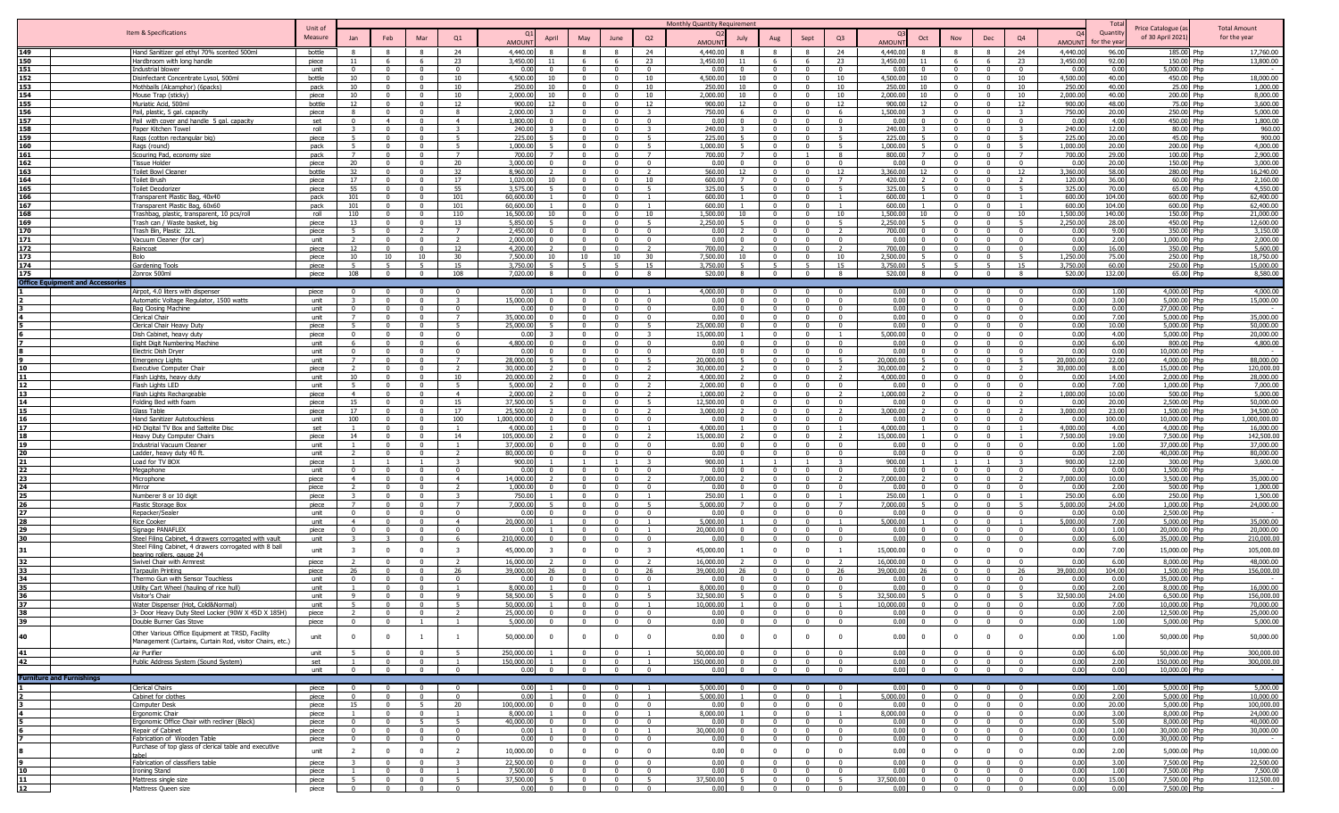| | Item & Specifications | Unit of Measure | Monthly Quantity Requirement | | | | | | | | | | | | | | | | | | | | Total Quantity for the year | Price Catalogue (as of 30 April 2021) | Total Amount for the year |
|---|---|---|---|---|---|---|---|---|---|---|---|---|---|---|---|---|---|---|---|---|---|---|---|---|---|
| | | | Jan | Feb | Mar | Q1 | Q1 AMOUNT | April | May | June | Q2 | Q2 AMOUNT | July | Aug | Sept | Q3 | Q3 AMOUNT | Oct | Nov | Dec | Q4 | Q4 AMOUNT | | | |
| 149 | Hand Sanitizer gel ethyl 70% scented 500ml | bottle | 8 | 8 | 8 | 24 | 4,440.00 | 8 | 8 | 8 | 24 | 4,440.00 | 8 | 8 | 8 | 24 | 4,440.00 | 8 | 8 | 8 | 24 | 4,440.00 | 96.00 | 185.00 Php | 17,760.00 |
| 150 | Hardbroom with long handle | piece | 11 | 6 | 6 | 23 | 3,450.00 | 11 | 6 | 6 | 23 | 3,450.00 | 11 | 6 | 6 | 23 | 3,450.00 | 11 | 6 | 6 | 23 | 3,450.00 | 92.00 | 150.00 Php | 13,800.00 |
| 151 | Industrial blower | unit | 0 | 0 | 0 | 0 | 0.00 | 0 | 0 | 0 | 0 | 0.00 | 0 | 0 | 0 | 0 | 0.00 | 0 | 0 | 0 | 0 | 0.00 | 0.00 | 5,000.00 Php | - |
| 152 | Disinfectant Concentrate Lysol, 500ml | bottle | 10 | 0 | 0 | 10 | 4,500.00 | 10 | 0 | 0 | 10 | 4,500.00 | 10 | 0 | 0 | 10 | 4,500.00 | 10 | 0 | 0 | 10 | 4,500.00 | 40.00 | 450.00 Php | 18,000.00 |
| 153 | Mothballs (Alcamphor) (6packs) | pack | 10 | 0 | 0 | 10 | 250.00 | 10 | 0 | 0 | 10 | 250.00 | 10 | 0 | 0 | 10 | 250.00 | 10 | 0 | 0 | 10 | 250.00 | 40.00 | 25.00 Php | 1,000.00 |
| 154 | Mouse Trap (sticky) | piece | 10 | 0 | 0 | 10 | 2,000.00 | 10 | 0 | 0 | 10 | 2,000.00 | 10 | 0 | 0 | 10 | 2,000.00 | 10 | 0 | 0 | 10 | 2,000.00 | 40.00 | 200.00 Php | 8,000.00 |
| 155 | Muriatic Acid, 500ml | bottle | 12 | 0 | 0 | 12 | 900.00 | 12 | 0 | 0 | 12 | 900.00 | 12 | 0 | 0 | 12 | 900.00 | 12 | 0 | 0 | 12 | 900.00 | 48.00 | 75.00 Php | 3,600.00 |
| 156 | Pail, plastic, 5 gal. capacity | piece | 8 | 0 | 0 | 8 | 2,000.00 | 3 | 0 | 0 | 3 | 750.00 | 6 | 0 | 0 | 6 | 1,500.00 | 3 | 0 | 0 | 3 | 750.00 | 20.00 | 250.00 Php | 5,000.00 |
| 157 | Pail with cover and handle 5 gal. capacity | set | 0 | 4 | 0 | 4 | 1,800.00 | 0 | 0 | 0 | 0 | 0.00 | 0 | 0 | 0 | 0 | 0.00 | 0 | 0 | 0 | 0 | 0.00 | 4.00 | 450.00 Php | 1,800.00 |
| 158 | Paper Kitchen Towel | roll | 3 | 0 | 0 | 3 | 240.00 | 3 | 0 | 0 | 3 | 240.00 | 3 | 0 | 0 | 3 | 240.00 | 3 | 0 | 0 | 3 | 240.00 | 12.00 | 80.00 Php | 960.00 |
| 159 | Rags (cotton rectangular big) | piece | 5 | 0 | 0 | 5 | 225.00 | 5 | 0 | 0 | 5 | 225.00 | 5 | 0 | 0 | 5 | 225.00 | 5 | 0 | 0 | 5 | 225.00 | 20.00 | 45.00 Php | 900.00 |
| 160 | Rags (round) | pack | 5 | 0 | 0 | 5 | 1,000.00 | 5 | 0 | 0 | 5 | 1,000.00 | 5 | 0 | 0 | 5 | 1,000.00 | 5 | 0 | 0 | 5 | 1,000.00 | 20.00 | 200.00 Php | 4,000.00 |
| 161 | Scouring Pad, economy size | pack | 7 | 0 | 0 | 7 | 700.00 | 7 | 0 | 0 | 7 | 700.00 | 7 | 0 | 1 | 8 | 800.00 | 7 | 0 | 0 | 7 | 700.00 | 29.00 | 100.00 Php | 2,900.00 |
| 162 | Tissue Holder | piece | 20 | 0 | 0 | 20 | 3,000.00 | 0 | 0 | 0 | 0 | 0.00 | 0 | 0 | 0 | 0 | 0.00 | 0 | 0 | 0 | 0 | 0.00 | 20.00 | 150.00 Php | 3,000.00 |
| 163 | Toilet Bowl Cleaner | bottle | 32 | 0 | 0 | 32 | 8,960.00 | 2 | 0 | 0 | 2 | 560.00 | 12 | 0 | 0 | 12 | 3,360.00 | 12 | 0 | 0 | 12 | 3,360.00 | 58.00 | 280.00 Php | 16,240.00 |
| 164 | Toilet Brush | piece | 17 | 0 | 0 | 17 | 1,020.00 | 10 | 0 | 0 | 10 | 600.00 | 7 | 0 | 0 | 7 | 420.00 | 2 | 0 | 0 | 2 | 120.00 | 36.00 | 60.00 Php | 2,160.00 |
| 165 | Toilet Deodorizer | piece | 55 | 0 | 0 | 55 | 3,575.00 | 5 | 0 | 0 | 5 | 325.00 | 5 | 0 | 0 | 5 | 325.00 | 5 | 0 | 0 | 5 | 325.00 | 70.00 | 65.00 Php | 4,550.00 |
| 166 | Transparent Plastic Bag, 40x40 | pack | 101 | 0 | 0 | 101 | 60,600.00 | 1 | 0 | 0 | 1 | 600.00 | 1 | 0 | 0 | 1 | 600.00 | 1 | 0 | 0 | 1 | 600.00 | 104.00 | 600.00 Php | 62,400.00 |
| 167 | Transparent Plastic Bag, 60x60 | pack | 101 | 0 | 0 | 101 | 60,600.00 | 1 | 0 | 0 | 1 | 600.00 | 1 | 0 | 0 | 1 | 600.00 | 1 | 0 | 0 | 1 | 600.00 | 104.00 | 600.00 Php | 62,400.00 |
| 168 | Trashbag, plastic, transparent, 10 pcs/roll | roll | 110 | 0 | 0 | 110 | 16,500.00 | 10 | 0 | 0 | 10 | 1,500.00 | 10 | 0 | 0 | 10 | 1,500.00 | 10 | 0 | 0 | 10 | 1,500.00 | 140.00 | 150.00 Php | 21,000.00 |
| 169 | Trash can / Waste basket, big | piece | 13 | 0 | 0 | 13 | 5,850.00 | 5 | 0 | 0 | 5 | 2,250.00 | 5 | 0 | 0 | 5 | 2,250.00 | 5 | 0 | 0 | 5 | 2,250.00 | 28.00 | 450.00 Php | 12,600.00 |
| 170 | Trash Bin, Plastic 22L | piece | 5 | 0 | 2 | 7 | 2,450.00 | 0 | 0 | 0 | 0 | 0.00 | 2 | 0 | 0 | 2 | 700.00 | 0 | 0 | 0 | 0 | 0.00 | 9.00 | 350.00 Php | 3,150.00 |
| 171 | Vacuum Cleaner (for car) | unit | 2 | 0 | 0 | 2 | 2,000.00 | 0 | 0 | 0 | 0 | 0.00 | 0 | 0 | 0 | 0 | 0.00 | 0 | 0 | 0 | 0 | 0.00 | 2.00 | 1,000.00 Php | 2,000.00 |
| 172 | Raincoat | piece | 12 | 0 | 0 | 12 | 4,200.00 | 2 | 0 | 0 | 2 | 700.00 | 2 | 0 | 0 | 2 | 700.00 | 0 | 0 | 0 | 0 | 0.00 | 16.00 | 350.00 Php | 5,600.00 |
| 173 | Bolo | piece | 10 | 10 | 10 | 30 | 7,500.00 | 10 | 10 | 10 | 30 | 7,500.00 | 10 | 0 | 0 | 10 | 2,500.00 | 5 | 0 | 0 | 5 | 1,250.00 | 75.00 | 250.00 Php | 18,750.00 |
| 174 | Gardening Tools | piece | 5 | 5 | 5 | 15 | 3,750.00 | 5 | 5 | 5 | 15 | 3,750.00 | 5 | 5 | 5 | 15 | 3,750.00 | 5 | 5 | 5 | 15 | 3,750.00 | 60.00 | 250.00 Php | 15,000.00 |
| 175 | Zonrox 500ml | piece | 108 | 0 | 0 | 108 | 7,020.00 | 8 | 0 | 0 | 8 | 520.00 | 8 | 0 | 0 | 8 | 520.00 | 8 | 0 | 0 | 8 | 520.00 | 132.00 | 65.00 Php | 8,580.00 |
| **Office Equipment and Accessories** | | | | | | | | | | | | | | | | | | | | | | | | | |
| 1 | Airpot, 4.0 liters with dispenser | piece | 0 | 0 | 0 | 0 | 0.00 | 1 | 0 | 0 | 1 | 4,000.00 | 0 | 0 | 0 | 0 | 0.00 | 0 | 0 | 0 | 0 | 0.00 | 1.00 | 4,000.00 Php | 4,000.00 |
| 2 | Automatic Voltage Regulator, 1500 watts | unit | 3 | 0 | 0 | 3 | 15,000.00 | 0 | 0 | 0 | 0 | 0.00 | 0 | 0 | 0 | 0 | 0.00 | 0 | 0 | 0 | 0 | 0.00 | 3.00 | 5,000.00 Php | 15,000.00 |
| 3 | Bag Closing Machine | unit | 0 | 0 | 0 | 0 | 0.00 | 0 | 0 | 0 | 0 | 0.00 | 0 | 0 | 0 | 0 | 0.00 | 0 | 0 | 0 | 0 | 0.00 | 0.00 | 27,000.00 Php | - |
| 4 | Clerical Chair | unit | 7 | 0 | 0 | 7 | 35,000.00 | 0 | 0 | 0 | 0 | 0.00 | 0 | 0 | 0 | 0 | 0.00 | 0 | 0 | 0 | 0 | 0.00 | 7.00 | 5,000.00 Php | 35,000.00 |
| 5 | Clerical Chair Heavy Duty | piece | 5 | 0 | 0 | 5 | 25,000.00 | 5 | 0 | 0 | 5 | 25,000.00 | 0 | 0 | 0 | 0 | 0.00 | 0 | 0 | 0 | 0 | 0.00 | 10.00 | 5,000.00 Php | 50,000.00 |
| 6 | Dish Cabinet, heavy duty | piece | 0 | 0 | 0 | 0 | 0.00 | 3 | 0 | 0 | 3 | 15,000.00 | 1 | 0 | 0 | 1 | 5,000.00 | 0 | 0 | 0 | 0 | 0.00 | 4.00 | 5,000.00 Php | 20,000.00 |
| 7 | Eight Digit Numbering Machine | unit | 6 | 0 | 0 | 6 | 4,800.00 | 0 | 0 | 0 | 0 | 0.00 | 0 | 0 | 0 | 0 | 0.00 | 0 | 0 | 0 | 0 | 0.00 | 6.00 | 800.00 Php | 4,800.00 |
| 8 | Electric Dish Dryer | unit | 0 | 0 | 0 | 0 | 0.00 | 0 | 0 | 0 | 0 | 0.00 | 0 | 0 | 0 | 0 | 0.00 | 0 | 0 | 0 | 0 | 0.00 | 0.00 | 10,000.00 Php | - |
| 9 | Emergency Lights | unit | 7 | 0 | 0 | 7 | 28,000.00 | 5 | 0 | 0 | 5 | 20,000.00 | 5 | 0 | 0 | 5 | 20,000.00 | 5 | 0 | 0 | 5 | 20,000.00 | 22.00 | 4,000.00 Php | 88,000.00 |
| 10 | Executive Computer Chair | piece | 2 | 0 | 0 | 2 | 30,000.00 | 2 | 0 | 0 | 2 | 30,000.00 | 2 | 0 | 0 | 2 | 30,000.00 | 2 | 0 | 0 | 2 | 30,000.00 | 8.00 | 15,000.00 Php | 120,000.00 |
| 11 | Flash Lights, heavy duty | unit | 10 | 0 | 0 | 10 | 20,000.00 | 2 | 0 | 0 | 2 | 4,000.00 | 2 | 0 | 0 | 2 | 4,000.00 | 0 | 0 | 0 | 0 | 0.00 | 14.00 | 2,000.00 Php | 28,000.00 |
| 12 | Flash Lights LED | unit | 5 | 0 | 0 | 5 | 5,000.00 | 2 | 0 | 0 | 2 | 2,000.00 | 0 | 0 | 0 | 0 | 0.00 | 0 | 0 | 0 | 0 | 0.00 | 7.00 | 1,000.00 Php | 7,000.00 |
| 13 | Flash Lights Rechargeable | piece | 4 | 0 | 0 | 4 | 2,000.00 | 2 | 0 | 0 | 2 | 1,000.00 | 2 | 0 | 0 | 2 | 1,000.00 | 2 | 0 | 0 | 2 | 1,000.00 | 10.00 | 500.00 Php | 5,000.00 |
| 14 | Folding Bed with foam | piece | 15 | 0 | 0 | 15 | 37,500.00 | 5 | 0 | 0 | 5 | 12,500.00 | 0 | 0 | 0 | 0 | 0.00 | 0 | 0 | 0 | 0 | 0.00 | 20.00 | 2,500.00 Php | 50,000.00 |
| 15 | Glass Table | piece | 17 | 0 | 0 | 17 | 25,500.00 | 2 | 0 | 0 | 2 | 3,000.00 | 2 | 0 | 0 | 2 | 3,000.00 | 2 | 0 | 0 | 2 | 3,000.00 | 23.00 | 1,500.00 Php | 34,500.00 |
| 16 | Hand Sanitizer Autotouchless | unit | 100 | 0 | 0 | 100 | 1,000,000.00 | 0 | 0 | 0 | 0 | 0.00 | 0 | 0 | 0 | 0 | 0.00 | 0 | 0 | 0 | 0 | 0.00 | 100.00 | 10,000.00 Php | 1,000,000.00 |
| 17 | HD Digital TV Box and Sattelite Disc | set | 1 | 0 | 0 | 1 | 4,000.00 | 1 | 0 | 0 | 1 | 4,000.00 | 1 | 0 | 0 | 1 | 4,000.00 | 1 | 0 | 0 | 1 | 4,000.00 | 4.00 | 4,000.00 Php | 16,000.00 |
| 18 | Heavy Duty Computer Chairs | piece | 14 | 0 | 0 | 14 | 105,000.00 | 2 | 0 | 0 | 2 | 15,000.00 | 2 | 0 | 0 | 2 | 15,000.00 | 1 | 0 | 0 | 1 | 7,500.00 | 19.00 | 7,500.00 Php | 142,500.00 |
| 19 | Industrial Vacuum Cleaner | unit | 1 | 0 | 0 | 1 | 37,000.00 | 0 | 0 | 0 | 0 | 0.00 | 0 | 0 | 0 | 0 | 0.00 | 0 | 0 | 0 | 0 | 0.00 | 1.00 | 37,000.00 Php | 37,000.00 |
| 20 | Ladder, heavy duty 40 ft. | unit | 2 | 0 | 0 | 2 | 80,000.00 | 0 | 0 | 0 | 0 | 0.00 | 0 | 0 | 0 | 0 | 0.00 | 0 | 0 | 0 | 0 | 0.00 | 2.00 | 40,000.00 Php | 80,000.00 |
| 21 | Load for TV BOX | piece | 1 | 1 | 1 | 3 | 900.00 | 1 | 1 | 1 | 3 | 900.00 | 1 | 1 | 1 | 3 | 900.00 | 1 | 1 | 1 | 3 | 900.00 | 12.00 | 300.00 Php | 3,600.00 |
| 22 | Megaphone | unit | 0 | 0 | 0 | 0 | 0.00 | 0 | 0 | 0 | 0 | 0.00 | 0 | 0 | 0 | 0 | 0.00 | 0 | 0 | 0 | 0 | 0.00 | 0.00 | 1,500.00 Php | - |
| 23 | Microphone | piece | 4 | 0 | 0 | 4 | 14,000.00 | 2 | 0 | 0 | 2 | 7,000.00 | 2 | 0 | 0 | 2 | 7,000.00 | 2 | 0 | 0 | 2 | 7,000.00 | 10.00 | 3,500.00 Php | 35,000.00 |
| 24 | Mirror | piece | 2 | 0 | 0 | 2 | 1,000.00 | 0 | 0 | 0 | 0 | 0.00 | 0 | 0 | 0 | 0 | 0.00 | 0 | 0 | 0 | 0 | 0.00 | 2.00 | 500.00 Php | 1,000.00 |
| 25 | Numberer 8 or 10 digit | piece | 3 | 0 | 0 | 3 | 750.00 | 1 | 0 | 0 | 1 | 250.00 | 1 | 0 | 0 | 1 | 250.00 | 1 | 0 | 0 | 1 | 250.00 | 6.00 | 250.00 Php | 1,500.00 |
| 26 | Plastic Storage Box | piece | 7 | 0 | 0 | 7 | 7,000.00 | 5 | 0 | 0 | 5 | 5,000.00 | 7 | 0 | 0 | 7 | 7,000.00 | 5 | 0 | 0 | 5 | 5,000.00 | 24.00 | 1,000.00 Php | 24,000.00 |
| 27 | Repacker/Sealer | unit | 0 | 0 | 0 | 0 | 0.00 | 0 | 0 | 0 | 0 | 0.00 | 0 | 0 | 0 | 0 | 0.00 | 0 | 0 | 0 | 0 | 0.00 | 0.00 | 2,500.00 Php | - |
| 28 | Rice Cooker | unit | 4 | 0 | 0 | 4 | 20,000.00 | 1 | 0 | 0 | 1 | 5,000.00 | 1 | 0 | 0 | 1 | 5,000.00 | 1 | 0 | 0 | 1 | 5,000.00 | 7.00 | 5,000.00 Php | 35,000.00 |
| 29 | Signage PANAFLEX | piece | 0 | 0 | 0 | 0 | 0.00 | 1 | 0 | 0 | 1 | 20,000.00 | 0 | 0 | 0 | 0 | 0.00 | 0 | 0 | 0 | 0 | 0.00 | 1.00 | 20,000.00 Php | 20,000.00 |
| 30 | Steel Filing Cabinet, 4 drawers corrogated with vault | unit | 3 | 3 | 0 | 6 | 210,000.00 | 0 | 0 | 0 | 0 | 0.00 | 0 | 0 | 0 | 0 | 0.00 | 0 | 0 | 0 | 0 | 0.00 | 6.00 | 35,000.00 Php | 210,000.00 |
| 31 | Steel Filing Cabinet, 4 drawers corrogated with 8 ball bearing rollers, gauge 24 | unit | 3 | 0 | 0 | 3 | 45,000.00 | 3 | 0 | 0 | 3 | 45,000.00 | 1 | 0 | 0 | 1 | 15,000.00 | 0 | 0 | 0 | 0 | 0.00 | 7.00 | 15,000.00 Php | 105,000.00 |
| 32 | Swivel Chair with Armrest | piece | 2 | 0 | 0 | 2 | 16,000.00 | 2 | 0 | 0 | 2 | 16,000.00 | 2 | 0 | 0 | 2 | 16,000.00 | 0 | 0 | 0 | 0 | 0.00 | 6.00 | 8,000.00 Php | 48,000.00 |
| 33 | Tarpaulin Printing | piece | 26 | 0 | 0 | 26 | 39,000.00 | 26 | 0 | 0 | 26 | 39,000.00 | 26 | 0 | 0 | 26 | 39,000.00 | 26 | 0 | 0 | 26 | 39,000.00 | 104.00 | 1,500.00 Php | 156,000.00 |
| 34 | Thermo Gun with Sensor Touchless | unit | 0 | 0 | 0 | 0 | 0.00 | 0 | 0 | 0 | 0 | 0.00 | 0 | 0 | 0 | 0 | 0.00 | 0 | 0 | 0 | 0 | 0.00 | 0.00 | 35,000.00 Php | - |
| 35 | Utility Cart Wheel (hauling of rice hull) | unit | 1 | 0 | 0 | 1 | 8,000.00 | 1 | 0 | 0 | 1 | 8,000.00 | 0 | 0 | 0 | 0 | 0.00 | 0 | 0 | 0 | 0 | 0.00 | 2.00 | 8,000.00 Php | 16,000.00 |
| 36 | Visitor's Chair | unit | 9 | 0 | 0 | 9 | 58,500.00 | 5 | 0 | 0 | 5 | 32,500.00 | 5 | 0 | 0 | 5 | 32,500.00 | 5 | 0 | 0 | 5 | 32,500.00 | 24.00 | 6,500.00 Php | 156,000.00 |
| 37 | Water Dispenser (Hot, Cold&Normal) | unit | 5 | 0 | 0 | 5 | 50,000.00 | 1 | 0 | 0 | 1 | 10,000.00 | 1 | 0 | 0 | 1 | 10,000.00 | 0 | 0 | 0 | 0 | 0.00 | 7.00 | 10,000.00 Php | 70,000.00 |
| 38 | 3- Door Heavy Duty Steel Locker (90W X 45D X 185H) | piece | 2 | 0 | 0 | 2 | 25,000.00 | 0 | 0 | 0 | 0 | 0.00 | 0 | 0 | 0 | 0 | 0.00 | 0 | 0 | 0 | 0 | 0.00 | 2.00 | 12,500.00 Php | 25,000.00 |
| 39 | Double Burner Gas Stove | piece | 0 | 0 | 1 | 1 | 5,000.00 | 0 | 0 | 0 | 0 | 0.00 | 0 | 0 | 0 | 0 | 0.00 | 0 | 0 | 0 | 0 | 0.00 | 1.00 | 5,000.00 Php | 5,000.00 |
| 40 | Other Various Office Equipment at TRSD, Facility Management (Curtains, Curtain Rod, visitor Chairs, etc.) | unit | 0 | 0 | 1 | 1 | 50,000.00 | 0 | 0 | 0 | 0 | 0.00 | 0 | 0 | 0 | 0 | 0.00 | 0 | 0 | 0 | 0 | 0.00 | 1.00 | 50,000.00 Php | 50,000.00 |
| 41 | Air Purifier | unit | 5 | 0 | 0 | 5 | 250,000.00 | 1 | 0 | 0 | 1 | 50,000.00 | 0 | 0 | 0 | 0 | 0.00 | 0 | 0 | 0 | 0 | 0.00 | 6.00 | 50,000.00 Php | 300,000.00 |
| 42 | Public Address System (Sound System) | set | 1 | 0 | 0 | 1 | 150,000.00 | 1 | 0 | 0 | 1 | 150,000.00 | 0 | 0 | 0 | 0 | 0.00 | 0 | 0 | 0 | 0 | 0.00 | 2.00 | 150,000.00 Php | 300,000.00 |
| | | unit | 0 | 0 | 0 | 0 | 0.00 | 0 | 0 | 0 | 0 | 0.00 | 0 | 0 | 0 | 0 | 0.00 | 0 | 0 | 0 | 0 | 0.00 | 0.00 | 10,000.00 Php | - |
| **Furniture and Furnishings** | | | | | | | | | | | | | | | | | | | | | | | | | |
| 1 | Clerical Chairs | piece | 0 | 0 | 0 | 0 | 0.00 | 1 | 0 | 0 | 1 | 5,000.00 | 0 | 0 | 0 | 0 | 0.00 | 0 | 0 | 0 | 0 | 0.00 | 1.00 | 5,000.00 Php | 5,000.00 |
| 2 | Cabinet for clothes | piece | 0 | 0 | 0 | 0 | 0.00 | 1 | 0 | 0 | 1 | 5,000.00 | 1 | 0 | 0 | 1 | 5,000.00 | 0 | 0 | 0 | 0 | 0.00 | 2.00 | 5,000.00 Php | 10,000.00 |
| 3 | Computer Desk | piece | 15 | 0 | 5 | 20 | 100,000.00 | 0 | 0 | 0 | 0 | 0.00 | 0 | 0 | 0 | 0 | 0.00 | 0 | 0 | 0 | 0 | 0.00 | 20.00 | 5,000.00 Php | 100,000.00 |
| 4 | Ergonomic Chair | piece | 1 | 0 | 0 | 1 | 8,000.00 | 1 | 0 | 0 | 1 | 8,000.00 | 1 | 0 | 0 | 1 | 8,000.00 | 0 | 0 | 0 | 0 | 0.00 | 3.00 | 8,000.00 Php | 24,000.00 |
| 5 | Ergonomic Office Chair with recliner (Black) | piece | 0 | 0 | 5 | 5 | 40,000.00 | 0 | 0 | 0 | 0 | 0.00 | 0 | 0 | 0 | 0 | 0.00 | 0 | 0 | 0 | 0 | 0.00 | 5.00 | 8,000.00 Php | 40,000.00 |
| 6 | Repair of Cabinet | piece | 0 | 0 | 0 | 0 | 0.00 | 1 | 0 | 0 | 1 | 30,000.00 | 0 | 0 | 0 | 0 | 0.00 | 0 | 0 | 0 | 0 | 0.00 | 1.00 | 30,000.00 Php | 30,000.00 |
| 7 | Fabrication of Wooden Table | piece | 0 | 0 | 0 | 0 | 0.00 | 0 | 0 | 0 | 0 | 0.00 | 0 | 0 | 0 | 0 | 0.00 | 0 | 0 | 0 | 0 | 0.00 | 0.00 | 30,000.00 Php | - |
| 8 | Purchase of top glass of clerical table and executive tabel | unit | 2 | 0 | 0 | 2 | 10,000.00 | 0 | 0 | 0 | 0 | 0.00 | 0 | 0 | 0 | 0 | 0.00 | 0 | 0 | 0 | 0 | 0.00 | 2.00 | 5,000.00 Php | 10,000.00 |
| 9 | Fabrication of classifiers table | piece | 3 | 0 | 0 | 3 | 22,500.00 | 0 | 0 | 0 | 0 | 0.00 | 0 | 0 | 0 | 0 | 0.00 | 0 | 0 | 0 | 0 | 0.00 | 3.00 | 7,500.00 Php | 22,500.00 |
| 10 | Ironing Stand | piece | 1 | 0 | 0 | 1 | 7,500.00 | 0 | 0 | 0 | 0 | 0.00 | 0 | 0 | 0 | 0 | 0.00 | 0 | 0 | 0 | 0 | 0.00 | 1.00 | 7,500.00 Php | 7,500.00 |
| 11 | Mattress single size | piece | 5 | 0 | 0 | 5 | 37,500.00 | 5 | 0 | 0 | 5 | 37,500.00 | 5 | 0 | 0 | 5 | 37,500.00 | 0 | 0 | 0 | 0 | 0.00 | 15.00 | 7,500.00 Php | 112,500.00 |
| 12 | Mattress Queen size | piece | 0 | 0 | 0 | 0 | 0.00 | 0 | 0 | 0 | 0 | 0.00 | 0 | 0 | 0 | 0 | 0.00 | 0 | 0 | 0 | 0 | 0.00 | 0.00 | 7,500.00 Php | - |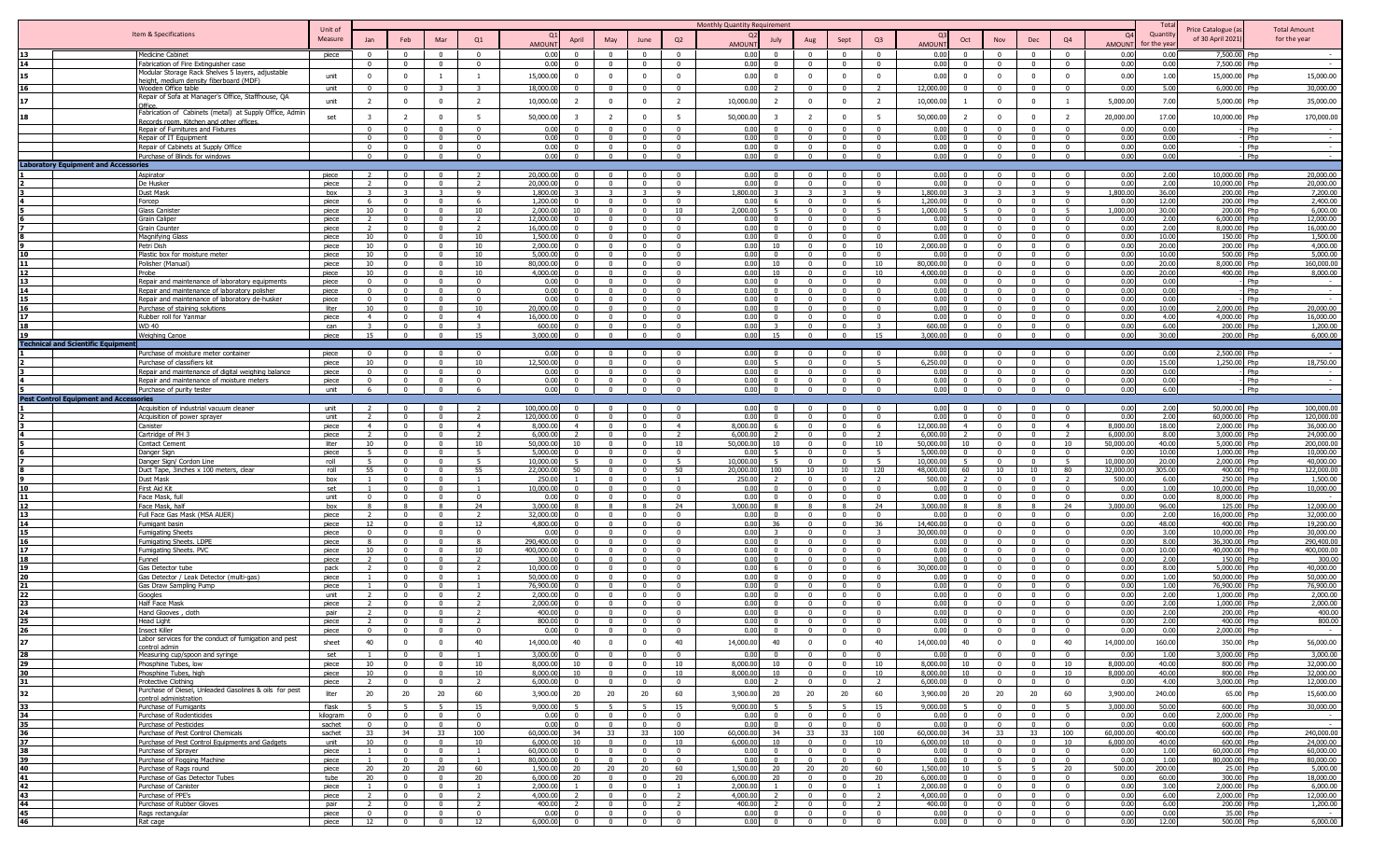| | Item & Specifications | Unit of Measure | Monthly Quantity Requirement | | | | | | | | | | | | | | | | | | | | Total Quantity for the year | Price Catalogue (as of 30 April 2021) | Total Amount for the year |
|---|---|---|---|---|---|---|---|---|---|---|---|---|---|---|---|---|---|---|---|---|---|---|---|---|---|
| | | | Jan | Feb | Mar | Q1 | Q1 AMOUNT | April | May | June | Q2 | Q2 AMOUNT | July | Aug | Sept | Q3 | Q3 AMOUNT | Oct | Nov | Dec | Q4 | Q4 AMOUNT | | | |
| 13 | Medicine Cabinet | piece | 0 | 0 | 0 | 0 | 0.00 | 0 | 0 | 0 | 0 | 0.00 | 0 | 0 | 0 | 0 | 0.00 | 0 | 0 | 0 | 0 | 0.00 | 0.00 | 7,500.00 Php | - |
| 14 | Fabrication of Fire Extinguisher case | | 0 | 0 | 0 | 0 | 0.00 | 0 | 0 | 0 | 0 | 0.00 | 0 | 0 | 0 | 0 | 0.00 | 0 | 0 | 0 | 0 | 0.00 | 0.00 | 7,500.00 Php | - |
| 15 | Modular Storage Rack Shelves 5 layers, adjustable height, medium density fiberboard (MDF) | unit | 0 | 0 | 1 | 1 | 15,000.00 | 0 | 0 | 0 | 0 | 0.00 | 0 | 0 | 0 | 0 | 0.00 | 0 | 0 | 0 | 0 | 0.00 | 1.00 | 15,000.00 Php | 15,000.00 |
| 16 | Wooden Office table | unit | 0 | 0 | 3 | 3 | 18,000.00 | 0 | 0 | 0 | 0 | 0.00 | 2 | 0 | 0 | 2 | 12,000.00 | 0 | 0 | 0 | 0 | 0.00 | 5.00 | 6,000.00 Php | 30,000.00 |
| 17 | Repair of Sofa at Manager's Office, Staffhouse, QA Office | unit | 2 | 0 | 0 | 2 | 10,000.00 | 2 | 0 | 0 | 2 | 10,000.00 | 2 | 0 | 0 | 2 | 10,000.00 | 1 | 0 | 0 | 1 | 5,000.00 | 7.00 | 5,000.00 Php | 35,000.00 |
| 18 | Fabrication of Cabinets (metal) at Supply Office, Admin Records room, Kitchen and other offices. | set | 3 | 2 | 0 | 5 | 50,000.00 | 3 | 2 | 0 | 5 | 50,000.00 | 3 | 2 | 0 | 5 | 50,000.00 | 2 | 0 | 0 | 2 | 20,000.00 | 17.00 | 10,000.00 Php | 170,000.00 |
| | Repair of Furnitures and Fixtures | | 0 | 0 | 0 | 0 | 0.00 | 0 | 0 | 0 | 0 | 0.00 | 0 | 0 | 0 | 0 | 0.00 | 0 | 0 | 0 | 0 | 0.00 | 0.00 | - Php | - |
| | Repair of IT Equipment | | 0 | 0 | 0 | 0 | 0.00 | 0 | 0 | 0 | 0 | 0.00 | 0 | 0 | 0 | 0 | 0.00 | 0 | 0 | 0 | 0 | 0.00 | 0.00 | - Php | - |
| | Repair of Cabinets at Supply Office | | 0 | 0 | 0 | 0 | 0.00 | 0 | 0 | 0 | 0 | 0.00 | 0 | 0 | 0 | 0 | 0.00 | 0 | 0 | 0 | 0 | 0.00 | 0.00 | - Php | - |
| | Purchase of Blinds for windows | | 0 | 0 | 0 | 0 | 0.00 | 0 | 0 | 0 | 0 | 0.00 | 0 | 0 | 0 | 0 | 0.00 | 0 | 0 | 0 | 0 | 0.00 | 0.00 | - Php | - |
| **Laboratory Equipment and Accessories** | | | | | | | | | | | | | | | | | | | | | | | | | |
| 1 | Aspirator | piece | 2 | 0 | 0 | 2 | 20,000.00 | 0 | 0 | 0 | 0 | 0.00 | 0 | 0 | 0 | 0 | 0.00 | 0 | 0 | 0 | 0 | 0.00 | 2.00 | 10,000.00 Php | 20,000.00 |
| 2 | De Husker | piece | 2 | 0 | 0 | 2 | 20,000.00 | 0 | 0 | 0 | 0 | 0.00 | 0 | 0 | 0 | 0 | 0.00 | 0 | 0 | 0 | 0 | 0.00 | 2.00 | 10,000.00 Php | 20,000.00 |
| 3 | Dust Mask | box | 3 | 3 | 3 | 9 | 1,800.00 | 3 | 3 | 3 | 9 | 1,800.00 | 3 | 3 | 3 | 9 | 1,800.00 | 3 | 3 | 3 | 9 | 1,800.00 | 36.00 | 200.00 Php | 7,200.00 |
| 4 | Forcep | piece | 6 | 0 | 0 | 6 | 1,200.00 | 0 | 0 | 0 | 0 | 0.00 | 6 | 0 | 0 | 6 | 1,200.00 | 0 | 0 | 0 | 0 | 0.00 | 12.00 | 200.00 Php | 2,400.00 |
| 5 | Glass Canister | piece | 10 | 0 | 0 | 10 | 2,000.00 | 10 | 0 | 0 | 10 | 2,000.00 | 5 | 0 | 0 | 5 | 1,000.00 | 5 | 0 | 0 | 5 | 1,000.00 | 30.00 | 200.00 Php | 6,000.00 |
| 6 | Grain Caliper | piece | 2 | 0 | 0 | 2 | 12,000.00 | 0 | 0 | 0 | 0 | 0.00 | 0 | 0 | 0 | 0 | 0.00 | 0 | 0 | 0 | 0 | 0.00 | 2.00 | 6,000.00 Php | 12,000.00 |
| 7 | Grain Counter | piece | 2 | 0 | 0 | 2 | 16,000.00 | 0 | 0 | 0 | 0 | 0.00 | 0 | 0 | 0 | 0 | 0.00 | 0 | 0 | 0 | 0 | 0.00 | 2.00 | 8,000.00 Php | 16,000.00 |
| 8 | Magnifying Glass | piece | 10 | 0 | 0 | 10 | 1,500.00 | 0 | 0 | 0 | 0 | 0.00 | 0 | 0 | 0 | 0 | 0.00 | 0 | 0 | 0 | 0 | 0.00 | 10.00 | 150.00 Php | 1,500.00 |
| 9 | Petri Dish | piece | 10 | 0 | 0 | 10 | 2,000.00 | 0 | 0 | 0 | 0 | 0.00 | 10 | 0 | 0 | 10 | 2,000.00 | 0 | 0 | 0 | 0 | 0.00 | 20.00 | 200.00 Php | 4,000.00 |
| 10 | Plastic box for moisture meter | piece | 10 | 0 | 0 | 10 | 5,000.00 | 0 | 0 | 0 | 0 | 0.00 | 0 | 0 | 0 | 0 | 0.00 | 0 | 0 | 0 | 0 | 0.00 | 10.00 | 500.00 Php | 5,000.00 |
| 11 | Polisher (Manual) | piece | 10 | 0 | 0 | 10 | 80,000.00 | 0 | 0 | 0 | 0 | 0.00 | 10 | 0 | 0 | 10 | 80,000.00 | 0 | 0 | 0 | 0 | 0.00 | 20.00 | 8,000.00 Php | 160,000.00 |
| 12 | Probe | piece | 10 | 0 | 0 | 10 | 4,000.00 | 0 | 0 | 0 | 0 | 0.00 | 10 | 0 | 0 | 10 | 4,000.00 | 0 | 0 | 0 | 0 | 0.00 | 20.00 | 400.00 Php | 8,000.00 |
| 13 | Repair and maintenance of laboratory equipments | piece | 0 | 0 | 0 | 0 | 0.00 | 0 | 0 | 0 | 0 | 0.00 | 0 | 0 | 0 | 0 | 0.00 | 0 | 0 | 0 | 0 | 0.00 | 0.00 | - Php | - |
| 14 | Repair and maintenance of laboratory polisher | piece | 0 | 0 | 0 | 0 | 0.00 | 0 | 0 | 0 | 0 | 0.00 | 0 | 0 | 0 | 0 | 0.00 | 0 | 0 | 0 | 0 | 0.00 | 0.00 | - Php | - |
| 15 | Repair and maintenance of laboratory de-husker | piece | 0 | 0 | 0 | 0 | 0.00 | 0 | 0 | 0 | 0 | 0.00 | 0 | 0 | 0 | 0 | 0.00 | 0 | 0 | 0 | 0 | 0.00 | 0.00 | - Php | - |
| 16 | Purchase of staining solutions | liter | 10 | 0 | 0 | 10 | 20,000.00 | 0 | 0 | 0 | 0 | 0.00 | 0 | 0 | 0 | 0 | 0.00 | 0 | 0 | 0 | 0 | 0.00 | 10.00 | 2,000.00 Php | 20,000.00 |
| 17 | Rubber roll for Yanmar | piece | 4 | 0 | 0 | 4 | 16,000.00 | 0 | 0 | 0 | 0 | 0.00 | 0 | 0 | 0 | 0 | 0.00 | 0 | 0 | 0 | 0 | 0.00 | 4.00 | 4,000.00 Php | 16,000.00 |
| 18 | WD 40 | can | 3 | 0 | 0 | 3 | 600.00 | 0 | 0 | 0 | 0 | 0.00 | 3 | 0 | 0 | 3 | 600.00 | 0 | 0 | 0 | 0 | 0.00 | 6.00 | 200.00 Php | 1,200.00 |
| 19 | Weighing Canoe | piece | 15 | 0 | 0 | 15 | 3,000.00 | 0 | 0 | 0 | 0 | 0.00 | 15 | 0 | 0 | 15 | 3,000.00 | 0 | 0 | 0 | 0 | 0.00 | 30.00 | 200.00 Php | 6,000.00 |
| **Technical and Scientific Equipment** | | | | | | | | | | | | | | | | | | | | | | | | | |
| 1 | Purchase of moisture meter container | piece | 0 | 0 | 0 | 0 | 0.00 | 0 | 0 | 0 | 0 | 0.00 | 0 | 0 | 0 | 0 | 0.00 | 0 | 0 | 0 | 0 | 0.00 | 0.00 | 2,500.00 Php | - |
| 2 | Purchase of classifiers kit | piece | 10 | 0 | 0 | 10 | 12,500.00 | 0 | 0 | 0 | 0 | 0.00 | 5 | 0 | 0 | 5 | 6,250.00 | 0 | 0 | 0 | 0 | 0.00 | 15.00 | 1,250.00 Php | 18,750.00 |
| 3 | Repair and maintenance of digital weighing balance | piece | 0 | 0 | 0 | 0 | 0.00 | 0 | 0 | 0 | 0 | 0.00 | 0 | 0 | 0 | 0 | 0.00 | 0 | 0 | 0 | 0 | 0.00 | 0.00 | - Php | - |
| 4 | Repair and maintenance of moisture meters | piece | 0 | 0 | 0 | 0 | 0.00 | 0 | 0 | 0 | 0 | 0.00 | 0 | 0 | 0 | 0 | 0.00 | 0 | 0 | 0 | 0 | 0.00 | 0.00 | - Php | - |
| 5 | Purchase of purity tester | unit | 6 | 0 | 0 | 6 | 0.00 | 0 | 0 | 0 | 0 | 0.00 | 0 | 0 | 0 | 0 | 0.00 | 0 | 0 | 0 | 0 | 0.00 | 6.00 | - Php | - |
| **Pest Control Equipment and Accessories** | | | | | | | | | | | | | | | | | | | | | | | | | |
| 1 | Acquisition of industrial vacuum cleaner | unit | 2 | 0 | 0 | 2 | 100,000.00 | 0 | 0 | 0 | 0 | 0.00 | 0 | 0 | 0 | 0 | 0.00 | 0 | 0 | 0 | 0 | 0.00 | 2.00 | 50,000.00 Php | 100,000.00 |
| 2 | Acquisition of power sprayer | unit | 2 | 0 | 0 | 2 | 120,000.00 | 0 | 0 | 0 | 0 | 0.00 | 0 | 0 | 0 | 0 | 0.00 | 0 | 0 | 0 | 0 | 0.00 | 2.00 | 60,000.00 Php | 120,000.00 |
| 3 | Canister | piece | 4 | 0 | 0 | 4 | 8,000.00 | 4 | 0 | 0 | 4 | 8,000.00 | 6 | 0 | 0 | 6 | 12,000.00 | 4 | 0 | 0 | 4 | 8,000.00 | 18.00 | 2,000.00 Php | 36,000.00 |
| 4 | Cartridge of PH 3 | piece | 2 | 0 | 0 | 2 | 6,000.00 | 2 | 0 | 0 | 2 | 6,000.00 | 2 | 0 | 0 | 2 | 6,000.00 | 2 | 0 | 0 | 2 | 6,000.00 | 8.00 | 3,000.00 Php | 24,000.00 |
| 5 | Contact Cement | liter | 10 | 0 | 0 | 10 | 50,000.00 | 10 | 0 | 0 | 10 | 50,000.00 | 10 | 0 | 0 | 10 | 50,000.00 | 10 | 0 | 0 | 10 | 50,000.00 | 40.00 | 5,000.00 Php | 200,000.00 |
| 6 | Danger Sign | piece | 5 | 0 | 0 | 5 | 5,000.00 | 0 | 0 | 0 | 0 | 0.00 | 5 | 0 | 0 | 5 | 5,000.00 | 0 | 0 | 0 | 0 | 0.00 | 10.00 | 1,000.00 Php | 10,000.00 |
| 7 | Danger Sign/ Cordon Line | roll | 5 | 0 | 0 | 5 | 10,000.00 | 5 | 0 | 0 | 5 | 10,000.00 | 5 | 0 | 0 | 5 | 10,000.00 | 5 | 0 | 0 | 5 | 10,000.00 | 20.00 | 2,000.00 Php | 40,000.00 |
| 8 | Duct Tape, 3inches x 100 meters, clear | roll | 55 | 0 | 0 | 55 | 22,000.00 | 50 | 0 | 0 | 50 | 20,000.00 | 100 | 10 | 10 | 120 | 48,000.00 | 60 | 10 | 10 | 80 | 32,000.00 | 305.00 | 400.00 Php | 122,000.00 |
| 9 | Dust Mask | box | 1 | 0 | 0 | 1 | 250.00 | 1 | 0 | 0 | 1 | 250.00 | 2 | 0 | 0 | 2 | 500.00 | 2 | 0 | 0 | 2 | 500.00 | 6.00 | 250.00 Php | 1,500.00 |
| 10 | First Aid Kit | set | 1 | 0 | 0 | 1 | 10,000.00 | 0 | 0 | 0 | 0 | 0.00 | 0 | 0 | 0 | 0 | 0.00 | 0 | 0 | 0 | 0 | 0.00 | 1.00 | 10,000.00 Php | 10,000.00 |
| 11 | Face Mask, full | unit | 0 | 0 | 0 | 0 | 0.00 | 0 | 0 | 0 | 0 | 0.00 | 0 | 0 | 0 | 0 | 0.00 | 0 | 0 | 0 | 0 | 0.00 | 0.00 | 8,000.00 Php | - |
| 12 | Face Mask, half | box | 8 | 8 | 8 | 24 | 3,000.00 | 8 | 8 | 8 | 24 | 3,000.00 | 8 | 8 | 8 | 24 | 3,000.00 | 8 | 8 | 8 | 24 | 3,000.00 | 96.00 | 125.00 Php | 12,000.00 |
| 13 | Full Face Gas Mask (MSA AUER) | piece | 2 | 0 | 0 | 2 | 32,000.00 | 0 | 0 | 0 | 0 | 0.00 | 0 | 0 | 0 | 0 | 0.00 | 0 | 0 | 0 | 0 | 0.00 | 2.00 | 16,000.00 Php | 32,000.00 |
| 14 | Fumigant basin | piece | 12 | 0 | 0 | 12 | 4,800.00 | 0 | 0 | 0 | 0 | 0.00 | 36 | 0 | 0 | 36 | 14,400.00 | 0 | 0 | 0 | 0 | 0.00 | 48.00 | 400.00 Php | 19,200.00 |
| 15 | Fumigating Sheets | piece | 0 | 0 | 0 | 0 | 0.00 | 0 | 0 | 0 | 0 | 0.00 | 3 | 0 | 0 | 3 | 30,000.00 | 0 | 0 | 0 | 0 | 0.00 | 3.00 | 10,000.00 Php | 30,000.00 |
| 16 | Fumigating Sheets. LDPE | piece | 8 | 0 | 0 | 8 | 290,400.00 | 0 | 0 | 0 | 0 | 0.00 | 0 | 0 | 0 | 0 | 0.00 | 0 | 0 | 0 | 0 | 0.00 | 8.00 | 36,300.00 Php | 290,400.00 |
| 17 | Fumigating Sheets. PVC | piece | 10 | 0 | 0 | 10 | 400,000.00 | 0 | 0 | 0 | 0 | 0.00 | 0 | 0 | 0 | 0 | 0.00 | 0 | 0 | 0 | 0 | 0.00 | 10.00 | 40,000.00 Php | 400,000.00 |
| 18 | Funnel | piece | 2 | 0 | 0 | 2 | 300.00 | 0 | 0 | 0 | 0 | 0.00 | 0 | 0 | 0 | 0 | 0.00 | 0 | 0 | 0 | 0 | 0.00 | 2.00 | 150.00 Php | 300.00 |
| 19 | Gas Detector tube | pack | 2 | 0 | 0 | 2 | 10,000.00 | 0 | 0 | 0 | 0 | 0.00 | 6 | 0 | 0 | 6 | 30,000.00 | 0 | 0 | 0 | 0 | 0.00 | 8.00 | 5,000.00 Php | 40,000.00 |
| 20 | Gas Detector / Leak Detector (multi-gas) | piece | 1 | 0 | 0 | 1 | 50,000.00 | 0 | 0 | 0 | 0 | 0.00 | 0 | 0 | 0 | 0 | 0.00 | 0 | 0 | 0 | 0 | 0.00 | 1.00 | 50,000.00 Php | 50,000.00 |
| 21 | Gas Draw Sampling Pump | piece | 1 | 0 | 0 | 1 | 76,900.00 | 0 | 0 | 0 | 0 | 0.00 | 0 | 0 | 0 | 0 | 0.00 | 0 | 0 | 0 | 0 | 0.00 | 1.00 | 76,900.00 Php | 76,900.00 |
| 22 | Googles | unit | 2 | 0 | 0 | 2 | 2,000.00 | 0 | 0 | 0 | 0 | 0.00 | 0 | 0 | 0 | 0 | 0.00 | 0 | 0 | 0 | 0 | 0.00 | 2.00 | 1,000.00 Php | 2,000.00 |
| 23 | Half Face Mask | piece | 2 | 0 | 0 | 2 | 2,000.00 | 0 | 0 | 0 | 0 | 0.00 | 0 | 0 | 0 | 0 | 0.00 | 0 | 0 | 0 | 0 | 0.00 | 2.00 | 1,000.00 Php | 2,000.00 |
| 24 | Hand Glooves , cloth | pair | 2 | 0 | 0 | 2 | 400.00 | 0 | 0 | 0 | 0 | 0.00 | 0 | 0 | 0 | 0 | 0.00 | 0 | 0 | 0 | 0 | 0.00 | 2.00 | 200.00 Php | 400.00 |
| 25 | Head Light | piece | 2 | 0 | 0 | 2 | 800.00 | 0 | 0 | 0 | 0 | 0.00 | 0 | 0 | 0 | 0 | 0.00 | 0 | 0 | 0 | 0 | 0.00 | 2.00 | 400.00 Php | 800.00 |
| 26 | Insect Killer | piece | 0 | 0 | 0 | 0 | 0.00 | 0 | 0 | 0 | 0 | 0.00 | 0 | 0 | 0 | 0 | 0.00 | 0 | 0 | 0 | 0 | 0.00 | 0.00 | 2,000.00 Php | - |
| 27 | Labor services for the conduct of fumigation and pest control admin | sheet | 40 | 0 | 0 | 40 | 14,000.00 | 40 | 0 | 0 | 40 | 14,000.00 | 40 | 0 | 0 | 40 | 14,000.00 | 40 | 0 | 0 | 40 | 14,000.00 | 160.00 | 350.00 Php | 56,000.00 |
| 28 | Measuring cup/spoon and syringe | set | 1 | 0 | 0 | 1 | 3,000.00 | 0 | 0 | 0 | 0 | 0.00 | 0 | 0 | 0 | 0 | 0.00 | 0 | 0 | 0 | 0 | 0.00 | 1.00 | 3,000.00 Php | 3,000.00 |
| 29 | Phosphine Tubes, low | piece | 10 | 0 | 0 | 10 | 8,000.00 | 10 | 0 | 0 | 10 | 8,000.00 | 10 | 0 | 0 | 10 | 8,000.00 | 10 | 0 | 0 | 10 | 8,000.00 | 40.00 | 800.00 Php | 32,000.00 |
| 30 | Phosphine Tubes, high | piece | 10 | 0 | 0 | 10 | 8,000.00 | 10 | 0 | 0 | 10 | 8,000.00 | 10 | 0 | 0 | 10 | 8,000.00 | 10 | 0 | 0 | 10 | 8,000.00 | 40.00 | 800.00 Php | 32,000.00 |
| 31 | Protective Clothing | piece | 2 | 0 | 0 | 2 | 6,000.00 | 0 | 0 | 0 | 0 | 0.00 | 2 | 0 | 0 | 2 | 6,000.00 | 0 | 0 | 0 | 0 | 0.00 | 4.00 | 3,000.00 Php | 12,000.00 |
| 32 | Purchase of Diesel, Unleaded Gasolines & oils for pest control administration | liter | 20 | 20 | 20 | 60 | 3,900.00 | 20 | 20 | 20 | 60 | 3,900.00 | 20 | 20 | 20 | 60 | 3,900.00 | 20 | 20 | 20 | 60 | 3,900.00 | 240.00 | 65.00 Php | 15,600.00 |
| 33 | Purchase of Fumigants | flask | 5 | 5 | 5 | 15 | 9,000.00 | 5 | 5 | 5 | 15 | 9,000.00 | 5 | 5 | 5 | 15 | 9,000.00 | 5 | 0 | 0 | 5 | 3,000.00 | 50.00 | 600.00 Php | 30,000.00 |
| 34 | Purchase of Rodenticides | kilogram | 0 | 0 | 0 | 0 | 0.00 | 0 | 0 | 0 | 0 | 0.00 | 0 | 0 | 0 | 0 | 0.00 | 0 | 0 | 0 | 0 | 0.00 | 0.00 | 2,000.00 Php | - |
| 35 | Purchase of Pesticides | sachet | 0 | 0 | 0 | 0 | 0.00 | 0 | 0 | 0 | 0 | 0.00 | 0 | 0 | 0 | 0 | 0.00 | 0 | 0 | 0 | 0 | 0.00 | 0.00 | 600.00 Php | - |
| 36 | Purchase of Pest Control Chemicals | sachet | 33 | 34 | 33 | 100 | 60,000.00 | 34 | 33 | 33 | 100 | 60,000.00 | 34 | 33 | 33 | 100 | 60,000.00 | 34 | 33 | 33 | 100 | 60,000.00 | 400.00 | 600.00 Php | 240,000.00 |
| 37 | Purchase of Pest Control Equipments and Gadgets | unit | 10 | 0 | 0 | 10 | 6,000.00 | 10 | 0 | 0 | 10 | 6,000.00 | 10 | 0 | 0 | 10 | 6,000.00 | 10 | 0 | 0 | 10 | 6,000.00 | 40.00 | 600.00 Php | 24,000.00 |
| 38 | Purchase of Sprayer | piece | 1 | 0 | 0 | 1 | 60,000.00 | 0 | 0 | 0 | 0 | 0.00 | 0 | 0 | 0 | 0 | 0.00 | 0 | 0 | 0 | 0 | 0.00 | 1.00 | 60,000.00 Php | 60,000.00 |
| 39 | Purchase of Fogging Machine | piece | 1 | 0 | 0 | 1 | 80,000.00 | 0 | 0 | 0 | 0 | 0.00 | 0 | 0 | 0 | 0 | 0.00 | 0 | 0 | 0 | 0 | 0.00 | 1.00 | 80,000.00 Php | 80,000.00 |
| 40 | Purchase of Rags round | piece | 20 | 20 | 20 | 60 | 1,500.00 | 20 | 20 | 20 | 60 | 1,500.00 | 20 | 20 | 20 | 60 | 1,500.00 | 10 | 5 | 5 | 20 | 500.00 | 200.00 | 25.00 Php | 5,000.00 |
| 41 | Purchase of Gas Detector Tubes | tube | 20 | 0 | 0 | 20 | 6,000.00 | 20 | 0 | 0 | 20 | 6,000.00 | 20 | 0 | 0 | 20 | 6,000.00 | 0 | 0 | 0 | 0 | 0.00 | 60.00 | 300.00 Php | 18,000.00 |
| 42 | Purchase of Canister | piece | 1 | 0 | 0 | 1 | 2,000.00 | 1 | 0 | 0 | 1 | 2,000.00 | 1 | 0 | 0 | 1 | 2,000.00 | 0 | 0 | 0 | 0 | 0.00 | 3.00 | 2,000.00 Php | 6,000.00 |
| 43 | Purchase of PPE's | piece | 2 | 0 | 0 | 2 | 4,000.00 | 2 | 0 | 0 | 2 | 4,000.00 | 2 | 0 | 0 | 2 | 4,000.00 | 0 | 0 | 0 | 0 | 0.00 | 6.00 | 2,000.00 Php | 12,000.00 |
| 44 | Purchase of Rubber Gloves | pair | 2 | 0 | 0 | 2 | 400.00 | 2 | 0 | 0 | 2 | 400.00 | 2 | 0 | 0 | 2 | 400.00 | 0 | 0 | 0 | 0 | 0.00 | 6.00 | 200.00 Php | 1,200.00 |
| 45 | Rags rectangular | piece | 0 | 0 | 0 | 0 | 0.00 | 0 | 0 | 0 | 0 | 0.00 | 0 | 0 | 0 | 0 | 0.00 | 0 | 0 | 0 | 0 | 0.00 | 0.00 | 35.00 Php | - |
| 46 | Rat cage | piece | 12 | 0 | 0 | 12 | 6,000.00 | 0 | 0 | 0 | 0 | 0.00 | 0 | 0 | 0 | 0 | 0.00 | 0 | 0 | 0 | 0 | 0.00 | 12.00 | 500.00 Php | 6,000.00 |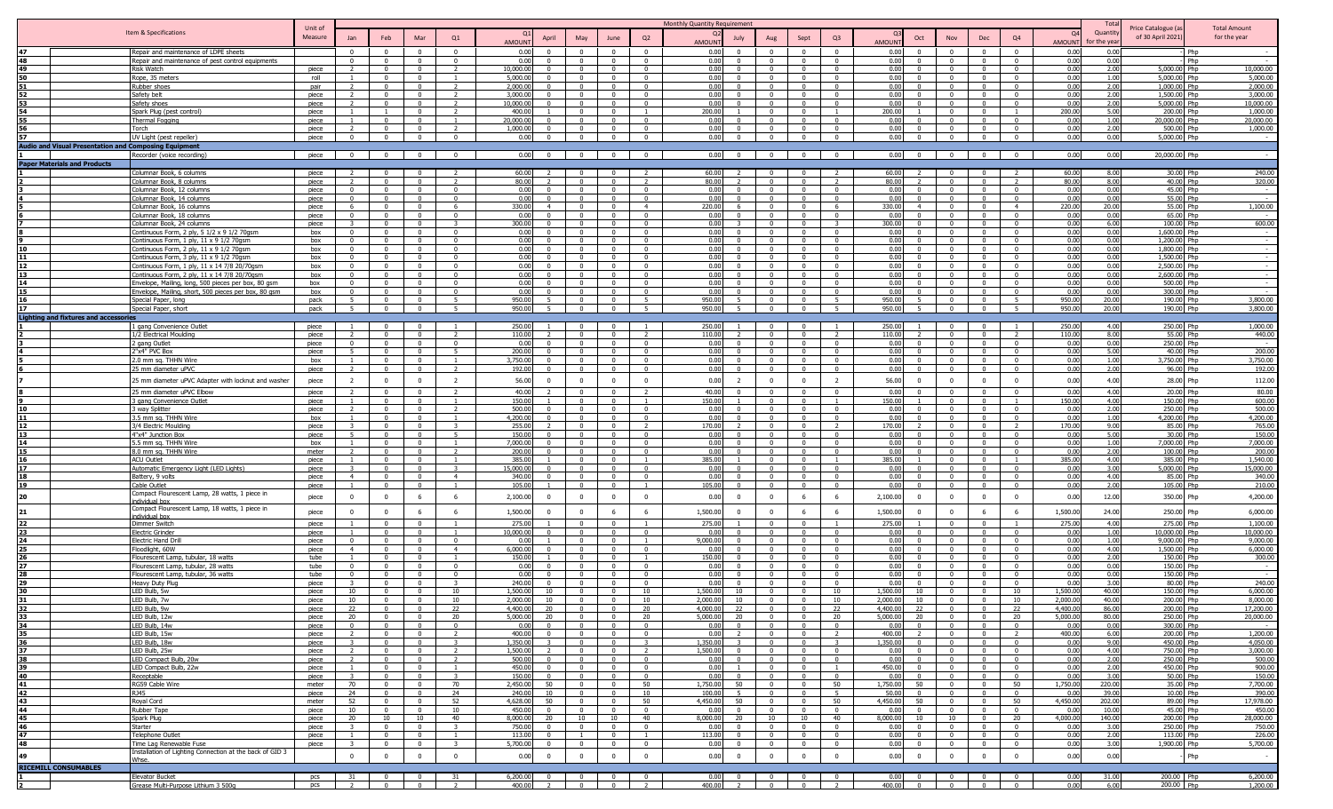| # | Item & Specifications | Unit of Measure | Jan | Feb | Mar | Q1 | Q1 AMOUNT | April | May | June | Q2 | Q2 AMOUNT | July | Aug | Sept | Q3 | Q3 AMOUNT | Oct | Nov | Dec | Q4 | Q4 AMOUNT | Total Quantity for the year | Price Catalogue (as of 30 April 2021) | | Total Amount for the year |
|---|---|---|---|---|---|---|---|---|---|---|---|---|---|---|---|---|---|---|---|---|---|---|---|---|---|---|
| 47 | Repair and maintenance of LDPE sheets | | 0 | 0 | 0 | 0 | 0.00 | 0 | 0 | 0 | 0 | 0.00 | 0 | 0 | 0 | 0 | 0.00 | 0 | 0 | 0 | 0 | 0.00 | 0.00 | - | Php | - |
| 48 | Repair and maintenance of pest control equipments | | 0 | 0 | 0 | 0 | 0.00 | 0 | 0 | 0 | 0 | 0.00 | 0 | 0 | 0 | 0 | 0.00 | 0 | 0 | 0 | 0 | 0.00 | 0.00 | - | Php | - |
| 49 | Risk Watch | piece | 2 | 0 | 0 | 2 | 10,000.00 | 0 | 0 | 0 | 0 | 0.00 | 0 | 0 | 0 | 0 | 0.00 | 0 | 0 | 0 | 0 | 0.00 | 2.00 | 5,000.00 | Php | 10,000.00 |
| 50 | Rope, 35 meters | roll | 1 | 0 | 0 | 1 | 5,000.00 | 0 | 0 | 0 | 0 | 0.00 | 0 | 0 | 0 | 0 | 0.00 | 0 | 0 | 0 | 0 | 0.00 | 1.00 | 5,000.00 | Php | 5,000.00 |
| 51 | Rubber shoes | pair | 2 | 0 | 0 | 2 | 2,000.00 | 0 | 0 | 0 | 0 | 0.00 | 0 | 0 | 0 | 0 | 0.00 | 0 | 0 | 0 | 0 | 0.00 | 2.00 | 1,000.00 | Php | 2,000.00 |
| 52 | Safety belt | piece | 2 | 0 | 0 | 2 | 3,000.00 | 0 | 0 | 0 | 0 | 0.00 | 0 | 0 | 0 | 0 | 0.00 | 0 | 0 | 0 | 0 | 0.00 | 2.00 | 1,500.00 | Php | 3,000.00 |
| 53 | Safety shoes | piece | 2 | 0 | 0 | 2 | 10,000.00 | 0 | 0 | 0 | 0 | 0.00 | 0 | 0 | 0 | 0 | 0.00 | 0 | 0 | 0 | 0 | 0.00 | 2.00 | 5,000.00 | Php | 10,000.00 |
| 54 | Spark Plug (pest control) | piece | 1 | 1 | 0 | 2 | 400.00 | 1 | 0 | 0 | 1 | 200.00 | 1 | 0 | 0 | 1 | 200.00 | 1 | 0 | 0 | 1 | 200.00 | 5.00 | 200.00 | Php | 1,000.00 |
| 55 | Thermal Fogging | piece | 1 | 0 | 0 | 1 | 20,000.00 | 0 | 0 | 0 | 0 | 0.00 | 0 | 0 | 0 | 0 | 0.00 | 0 | 0 | 0 | 0 | 0.00 | 1.00 | 20,000.00 | Php | 20,000.00 |
| 56 | Torch | piece | 2 | 0 | 0 | 2 | 1,000.00 | 0 | 0 | 0 | 0 | 0.00 | 0 | 0 | 0 | 0 | 0.00 | 0 | 0 | 0 | 0 | 0.00 | 2.00 | 500.00 | Php | 1,000.00 |
| 57 | UV Light (pest repeller) | piece | 0 | 0 | 0 | 0 | 0.00 | 0 | 0 | 0 | 0 | 0.00 | 0 | 0 | 0 | 0 | 0.00 | 0 | 0 | 0 | 0 | 0.00 | 0.00 | 5,000.00 | Php | - |
| **Audio and Visual Presentation and Composing Equipment** | | | | | | | | | | | | | | | | | | | | | | | | | | |
| 1 | Recorder (voice recording) | piece | 0 | 0 | 0 | 0 | 0.00 | 0 | 0 | 0 | 0 | 0.00 | 0 | 0 | 0 | 0 | 0.00 | 0 | 0 | 0 | 0 | 0.00 | 0.00 | 20,000.00 | Php | - |
| **Paper Materials and Products** | | | | | | | | | | | | | | | | | | | | | | | | | | |
| 1 | Columnar Book, 6 columns | piece | 2 | 0 | 0 | 2 | 60.00 | 2 | 0 | 0 | 2 | 60.00 | 2 | 0 | 0 | 2 | 60.00 | 2 | 0 | 0 | 2 | 60.00 | 8.00 | 30.00 | Php | 240.00 |
| 2 | Columnar Book, 8 columns | piece | 2 | 0 | 0 | 2 | 80.00 | 2 | 0 | 0 | 2 | 80.00 | 2 | 0 | 0 | 2 | 80.00 | 2 | 0 | 0 | 2 | 80.00 | 8.00 | 40.00 | Php | 320.00 |
| 3 | Columnar Book, 12 columns | piece | 0 | 0 | 0 | 0 | 0.00 | 0 | 0 | 0 | 0 | 0.00 | 0 | 0 | 0 | 0 | 0.00 | 0 | 0 | 0 | 0 | 0.00 | 0.00 | 45.00 | Php | - |
| 4 | Columnar Book, 14 columns | piece | 0 | 0 | 0 | 0 | 0.00 | 0 | 0 | 0 | 0 | 0.00 | 0 | 0 | 0 | 0 | 0.00 | 0 | 0 | 0 | 0 | 0.00 | 0.00 | 55.00 | Php | - |
| 5 | Columnar Book, 16 columns | piece | 6 | 0 | 0 | 6 | 330.00 | 4 | 0 | 0 | 4 | 220.00 | 6 | 0 | 0 | 6 | 330.00 | 4 | 0 | 0 | 4 | 220.00 | 20.00 | 55.00 | Php | 1,100.00 |
| 6 | Columnar Book, 18 columns | piece | 0 | 0 | 0 | 0 | 0.00 | 0 | 0 | 0 | 0 | 0.00 | 0 | 0 | 0 | 0 | 0.00 | 0 | 0 | 0 | 0 | 0.00 | 0.00 | 65.00 | Php | - |
| 7 | Columnar Book, 24 columns | piece | 3 | 0 | 0 | 3 | 300.00 | 0 | 0 | 0 | 0 | 0.00 | 3 | 0 | 0 | 3 | 300.00 | 0 | 0 | 0 | 0 | 0.00 | 6.00 | 100.00 | Php | 600.00 |
| 8 | Continuous Form, 2 ply, 5 1/2 x 9 1/2 70gsm | box | 0 | 0 | 0 | 0 | 0.00 | 0 | 0 | 0 | 0 | 0.00 | 0 | 0 | 0 | 0 | 0.00 | 0 | 0 | 0 | 0 | 0.00 | 0.00 | 1,600.00 | Php | - |
| 9 | Continuous Form, 1 ply, 11 x 9 1/2 70gsm | box | 0 | 0 | 0 | 0 | 0.00 | 0 | 0 | 0 | 0 | 0.00 | 0 | 0 | 0 | 0 | 0.00 | 0 | 0 | 0 | 0 | 0.00 | 0.00 | 1,200.00 | Php | - |
| 10 | Continuous Form, 2 ply, 11 x 9 1/2 70gsm | box | 0 | 0 | 0 | 0 | 0.00 | 0 | 0 | 0 | 0 | 0.00 | 0 | 0 | 0 | 0 | 0.00 | 0 | 0 | 0 | 0 | 0.00 | 0.00 | 1,800.00 | Php | - |
| 11 | Continuous Form, 3 ply, 11 x 9 1/2 70gsm | box | 0 | 0 | 0 | 0 | 0.00 | 0 | 0 | 0 | 0 | 0.00 | 0 | 0 | 0 | 0 | 0.00 | 0 | 0 | 0 | 0 | 0.00 | 0.00 | 1,500.00 | Php | - |
| 12 | Continuous Form, 1 ply, 11 x 14 7/8 20/70gsm | box | 0 | 0 | 0 | 0 | 0.00 | 0 | 0 | 0 | 0 | 0.00 | 0 | 0 | 0 | 0 | 0.00 | 0 | 0 | 0 | 0 | 0.00 | 0.00 | 2,500.00 | Php | - |
| 13 | Continuous Form, 2 ply, 11 x 14 7/8 20/70gsm | box | 0 | 0 | 0 | 0 | 0.00 | 0 | 0 | 0 | 0 | 0.00 | 0 | 0 | 0 | 0 | 0.00 | 0 | 0 | 0 | 0 | 0.00 | 0.00 | 2,600.00 | Php | - |
| 14 | Envelope, Mailing, long, 500 pieces per box, 80 gsm | box | 0 | 0 | 0 | 0 | 0.00 | 0 | 0 | 0 | 0 | 0.00 | 0 | 0 | 0 | 0 | 0.00 | 0 | 0 | 0 | 0 | 0.00 | 0.00 | 500.00 | Php | - |
| 15 | Envelope, Mailing, short, 500 pieces per box, 80 gsm | box | 0 | 0 | 0 | 0 | 0.00 | 0 | 0 | 0 | 0 | 0.00 | 0 | 0 | 0 | 0 | 0.00 | 0 | 0 | 0 | 0 | 0.00 | 0.00 | 300.00 | Php | - |
| 16 | Special Paper, long | pack | 5 | 0 | 0 | 5 | 950.00 | 5 | 0 | 0 | 5 | 950.00 | 5 | 0 | 0 | 5 | 950.00 | 5 | 0 | 0 | 5 | 950.00 | 20.00 | 190.00 | Php | 3,800.00 |
| 17 | Special Paper, short | pack | 5 | 0 | 0 | 5 | 950.00 | 5 | 0 | 0 | 5 | 950.00 | 5 | 0 | 0 | 5 | 950.00 | 5 | 0 | 0 | 5 | 950.00 | 20.00 | 190.00 | Php | 3,800.00 |
| **Lighting and fixtures and accessories** | | | | | | | | | | | | | | | | | | | | | | | | | | |
| 1 | 1 gang Convenience Outlet | piece | 1 | 0 | 0 | 1 | 250.00 | 1 | 0 | 0 | 1 | 250.00 | 1 | 0 | 0 | 1 | 250.00 | 1 | 0 | 0 | 1 | 250.00 | 4.00 | 250.00 | Php | 1,000.00 |
| 2 | 1/2 Electrical Moulding | piece | 2 | 0 | 0 | 2 | 110.00 | 2 | 0 | 0 | 2 | 110.00 | 2 | 0 | 0 | 2 | 110.00 | 2 | 0 | 0 | 2 | 110.00 | 8.00 | 55.00 | Php | 440.00 |
| 3 | 2 gang Outlet | piece | 0 | 0 | 0 | 0 | 0.00 | 0 | 0 | 0 | 0 | 0.00 | 0 | 0 | 0 | 0 | 0.00 | 0 | 0 | 0 | 0 | 0.00 | 0.00 | 250.00 | Php | - |
| 4 | 2"x4" PVC Box | piece | 5 | 0 | 0 | 5 | 200.00 | 0 | 0 | 0 | 0 | 0.00 | 0 | 0 | 0 | 0 | 0.00 | 0 | 0 | 0 | 0 | 0.00 | 5.00 | 40.00 | Php | 200.00 |
| 5 | 2.0 mm sq. THHN Wire | box | 1 | 0 | 0 | 1 | 3,750.00 | 0 | 0 | 0 | 0 | 0.00 | 0 | 0 | 0 | 0 | 0.00 | 0 | 0 | 0 | 0 | 0.00 | 1.00 | 3,750.00 | Php | 3,750.00 |
| 6 | 25 mm diameter uPVC | piece | 2 | 0 | 0 | 2 | 192.00 | 0 | 0 | 0 | 0 | 0.00 | 0 | 0 | 0 | 0 | 0.00 | 0 | 0 | 0 | 0 | 0.00 | 2.00 | 96.00 | Php | 192.00 |
| 7 | 25 mm diameter uPVC Adapter with locknut and washer | piece | 2 | 0 | 0 | 2 | 56.00 | 0 | 0 | 0 | 0 | 0.00 | 2 | 0 | 0 | 2 | 56.00 | 0 | 0 | 0 | 0 | 0.00 | 4.00 | 28.00 | Php | 112.00 |
| 8 | 25 mm diameter uPVC Elbow | piece | 2 | 0 | 0 | 2 | 40.00 | 2 | 0 | 0 | 2 | 40.00 | 0 | 0 | 0 | 0 | 0.00 | 0 | 0 | 0 | 0 | 0.00 | 4.00 | 20.00 | Php | 80.00 |
| 9 | 3 gang Convenience Outlet | piece | 1 | 0 | 0 | 1 | 150.00 | 1 | 0 | 0 | 1 | 150.00 | 1 | 0 | 0 | 1 | 150.00 | 1 | 0 | 0 | 1 | 150.00 | 4.00 | 150.00 | Php | 600.00 |
| 10 | 3 way Splitter | piece | 2 | 0 | 0 | 2 | 500.00 | 0 | 0 | 0 | 0 | 0.00 | 0 | 0 | 0 | 0 | 0.00 | 0 | 0 | 0 | 0 | 0.00 | 2.00 | 250.00 | Php | 500.00 |
| 11 | 3.5 mm sq. THHN Wire | box | 1 | 0 | 0 | 1 | 4,200.00 | 0 | 0 | 0 | 0 | 0.00 | 0 | 0 | 0 | 0 | 0.00 | 0 | 0 | 0 | 0 | 0.00 | 1.00 | 4,200.00 | Php | 4,200.00 |
| 12 | 3/4 Electric Moulding | piece | 3 | 0 | 0 | 3 | 255.00 | 2 | 0 | 0 | 2 | 170.00 | 2 | 0 | 0 | 2 | 170.00 | 2 | 0 | 0 | 2 | 170.00 | 9.00 | 85.00 | Php | 765.00 |
| 13 | 4"x4" Junction Box | piece | 5 | 0 | 0 | 5 | 150.00 | 0 | 0 | 0 | 0 | 0.00 | 0 | 0 | 0 | 0 | 0.00 | 0 | 0 | 0 | 0 | 0.00 | 5.00 | 30.00 | Php | 150.00 |
| 14 | 5.5 mm sq. THHN Wire | box | 1 | 0 | 0 | 1 | 7,000.00 | 0 | 0 | 0 | 0 | 0.00 | 0 | 0 | 0 | 0 | 0.00 | 0 | 0 | 0 | 0 | 0.00 | 1.00 | 7,000.00 | Php | 7,000.00 |
| 15 | 8.0 mm sq. THHN Wire | meter | 2 | 0 | 0 | 2 | 200.00 | 0 | 0 | 0 | 0 | 0.00 | 0 | 0 | 0 | 0 | 0.00 | 0 | 0 | 0 | 0 | 0.00 | 2.00 | 100.00 | Php | 200.00 |
| 16 | ACU Outlet | piece | 1 | 0 | 0 | 1 | 385.00 | 1 | 0 | 0 | 1 | 385.00 | 1 | 0 | 0 | 1 | 385.00 | 1 | 0 | 0 | 1 | 385.00 | 4.00 | 385.00 | Php | 1,540.00 |
| 17 | Automatic Emergency Light (LED Lights) | piece | 3 | 0 | 0 | 3 | 15,000.00 | 0 | 0 | 0 | 0 | 0.00 | 0 | 0 | 0 | 0 | 0.00 | 0 | 0 | 0 | 0 | 0.00 | 3.00 | 5,000.00 | Php | 15,000.00 |
| 18 | Battery, 9 volts | piece | 4 | 0 | 0 | 4 | 340.00 | 0 | 0 | 0 | 0 | 0.00 | 0 | 0 | 0 | 0 | 0.00 | 0 | 0 | 0 | 0 | 0.00 | 4.00 | 85.00 | Php | 340.00 |
| 19 | Cable Outlet | piece | 1 | 0 | 0 | 1 | 105.00 | 1 | 0 | 0 | 1 | 105.00 | 0 | 0 | 0 | 0 | 0.00 | 0 | 0 | 0 | 0 | 0.00 | 2.00 | 105.00 | Php | 210.00 |
| 20 | Compact Flourescent Lamp, 28 watts, 1 piece in individual box | piece | 0 | 0 | 6 | 6 | 2,100.00 | 0 | 0 | 0 | 0 | 0.00 | 0 | 0 | 6 | 6 | 2,100.00 | 0 | 0 | 0 | 0 | 0.00 | 12.00 | 350.00 | Php | 4,200.00 |
| 21 | Compact Flourescent Lamp, 18 watts, 1 piece in individual box | piece | 0 | 0 | 6 | 6 | 1,500.00 | 0 | 0 | 6 | 6 | 1,500.00 | 0 | 0 | 6 | 6 | 1,500.00 | 0 | 0 | 6 | 6 | 1,500.00 | 24.00 | 250.00 | Php | 6,000.00 |
| 22 | Dimmer Switch | piece | 1 | 0 | 0 | 1 | 275.00 | 1 | 0 | 0 | 1 | 275.00 | 1 | 0 | 0 | 1 | 275.00 | 1 | 0 | 0 | 1 | 275.00 | 4.00 | 275.00 | Php | 1,100.00 |
| 23 | Electric Grinder | piece | 1 | 0 | 0 | 1 | 10,000.00 | 0 | 0 | 0 | 0 | 0.00 | 0 | 0 | 0 | 0 | 0.00 | 0 | 0 | 0 | 0 | 0.00 | 1.00 | 10,000.00 | Php | 10,000.00 |
| 24 | Electric Hand Drill | piece | 0 | 0 | 0 | 0 | 0.00 | 1 | 0 | 0 | 1 | 9,000.00 | 0 | 0 | 0 | 0 | 0.00 | 0 | 0 | 0 | 0 | 0.00 | 1.00 | 9,000.00 | Php | 9,000.00 |
| 25 | Floodlight, 60W | piece | 4 | 0 | 0 | 4 | 6,000.00 | 0 | 0 | 0 | 0 | 0.00 | 0 | 0 | 0 | 0 | 0.00 | 0 | 0 | 0 | 0 | 0.00 | 4.00 | 1,500.00 | Php | 6,000.00 |
| 26 | Flourescent Lamp, tubular, 18 watts | tube | 1 | 0 | 0 | 1 | 150.00 | 1 | 0 | 0 | 1 | 150.00 | 0 | 0 | 0 | 0 | 0.00 | 0 | 0 | 0 | 0 | 0.00 | 2.00 | 150.00 | Php | 300.00 |
| 27 | Flourescent Lamp, tubular, 28 watts | tube | 0 | 0 | 0 | 0 | 0.00 | 0 | 0 | 0 | 0 | 0.00 | 0 | 0 | 0 | 0 | 0.00 | 0 | 0 | 0 | 0 | 0.00 | 0.00 | 150.00 | Php | - |
| 28 | Flourescent Lamp, tubular, 36 watts | tube | 0 | 0 | 0 | 0 | 0.00 | 0 | 0 | 0 | 0 | 0.00 | 0 | 0 | 0 | 0 | 0.00 | 0 | 0 | 0 | 0 | 0.00 | 0.00 | 150.00 | Php | - |
| 29 | Heavy Duty Plug | piece | 3 | 0 | 0 | 3 | 240.00 | 0 | 0 | 0 | 0 | 0.00 | 0 | 0 | 0 | 0 | 0.00 | 0 | 0 | 0 | 0 | 0.00 | 3.00 | 80.00 | Php | 240.00 |
| 30 | LED Bulb, 5w | piece | 10 | 0 | 0 | 10 | 1,500.00 | 10 | 0 | 0 | 10 | 1,500.00 | 10 | 0 | 0 | 10 | 1,500.00 | 10 | 0 | 0 | 10 | 1,500.00 | 40.00 | 150.00 | Php | 6,000.00 |
| 31 | LED Bulb, 7w | piece | 10 | 0 | 0 | 10 | 2,000.00 | 10 | 0 | 0 | 10 | 2,000.00 | 10 | 0 | 0 | 10 | 2,000.00 | 10 | 0 | 0 | 10 | 2,000.00 | 40.00 | 200.00 | Php | 8,000.00 |
| 32 | LED Bulb, 9w | piece | 22 | 0 | 0 | 22 | 4,400.00 | 20 | 0 | 0 | 20 | 4,000.00 | 22 | 0 | 0 | 22 | 4,400.00 | 22 | 0 | 0 | 22 | 4,400.00 | 86.00 | 200.00 | Php | 17,200.00 |
| 33 | LED Bulb, 12w | piece | 20 | 0 | 0 | 20 | 5,000.00 | 20 | 0 | 0 | 20 | 5,000.00 | 20 | 0 | 0 | 20 | 5,000.00 | 20 | 0 | 0 | 20 | 5,000.00 | 80.00 | 250.00 | Php | 20,000.00 |
| 34 | LED Bulb, 14w | piece | 0 | 0 | 0 | 0 | 0.00 | 0 | 0 | 0 | 0 | 0.00 | 0 | 0 | 0 | 0 | 0.00 | 0 | 0 | 0 | 0 | 0.00 | 0.00 | 300.00 | Php | - |
| 35 | LED Bulb, 15w | piece | 2 | 0 | 0 | 2 | 400.00 | 0 | 0 | 0 | 0 | 0.00 | 2 | 0 | 0 | 2 | 400.00 | 2 | 0 | 0 | 2 | 400.00 | 6.00 | 200.00 | Php | 1,200.00 |
| 36 | LED Bulb, 18w | piece | 3 | 0 | 0 | 3 | 1,350.00 | 3 | 0 | 0 | 3 | 1,350.00 | 3 | 0 | 0 | 3 | 1,350.00 | 0 | 0 | 0 | 0 | 0.00 | 9.00 | 450.00 | Php | 4,050.00 |
| 37 | LED Bulb, 25w | piece | 2 | 0 | 0 | 2 | 1,500.00 | 2 | 0 | 0 | 2 | 1,500.00 | 0 | 0 | 0 | 0 | 0.00 | 0 | 0 | 0 | 0 | 0.00 | 4.00 | 750.00 | Php | 3,000.00 |
| 38 | LED Compact Bulb, 20w | piece | 2 | 0 | 0 | 2 | 500.00 | 0 | 0 | 0 | 0 | 0.00 | 0 | 0 | 0 | 0 | 0.00 | 0 | 0 | 0 | 0 | 0.00 | 2.00 | 250.00 | Php | 500.00 |
| 39 | LED Compact Bulb, 22w | piece | 1 | 0 | 0 | 1 | 450.00 | 0 | 0 | 0 | 0 | 0.00 | 1 | 0 | 0 | 1 | 450.00 | 0 | 0 | 0 | 0 | 0.00 | 2.00 | 450.00 | Php | 900.00 |
| 40 | Receptable | piece | 3 | 0 | 0 | 3 | 150.00 | 0 | 0 | 0 | 0 | 0.00 | 0 | 0 | 0 | 0 | 0.00 | 0 | 0 | 0 | 0 | 0.00 | 3.00 | 50.00 | Php | 150.00 |
| 41 | RG59 Cable Wire | meter | 70 | 0 | 0 | 70 | 2,450.00 | 50 | 0 | 0 | 50 | 1,750.00 | 50 | 0 | 0 | 50 | 1,750.00 | 50 | 0 | 0 | 50 | 1,750.00 | 220.00 | 35.00 | Php | 7,700.00 |
| 42 | RJ45 | piece | 24 | 0 | 0 | 24 | 240.00 | 10 | 0 | 0 | 10 | 100.00 | 5 | 0 | 0 | 5 | 50.00 | 0 | 0 | 0 | 0 | 0.00 | 39.00 | 10.00 | Php | 390.00 |
| 43 | Royal Cord | meter | 52 | 0 | 0 | 52 | 4,628.00 | 50 | 0 | 0 | 50 | 4,450.00 | 50 | 0 | 0 | 50 | 4,450.00 | 50 | 0 | 0 | 50 | 4,450.00 | 202.00 | 89.00 | Php | 17,978.00 |
| 44 | Rubber Tape | piece | 10 | 0 | 0 | 10 | 450.00 | 0 | 0 | 0 | 0 | 0.00 | 0 | 0 | 0 | 0 | 0.00 | 0 | 0 | 0 | 0 | 0.00 | 10.00 | 45.00 | Php | 450.00 |
| 45 | Spark Plug | piece | 20 | 10 | 10 | 40 | 8,000.00 | 20 | 10 | 10 | 40 | 8,000.00 | 20 | 10 | 10 | 40 | 8,000.00 | 10 | 10 | 0 | 20 | 4,000.00 | 140.00 | 200.00 | Php | 28,000.00 |
| 46 | Starter | piece | 3 | 0 | 0 | 3 | 750.00 | 0 | 0 | 0 | 0 | 0.00 | 0 | 0 | 0 | 0 | 0.00 | 0 | 0 | 0 | 0 | 0.00 | 3.00 | 250.00 | Php | 750.00 |
| 47 | Telephone Outlet | piece | 1 | 0 | 0 | 1 | 113.00 | 1 | 0 | 0 | 1 | 113.00 | 0 | 0 | 0 | 0 | 0.00 | 0 | 0 | 0 | 0 | 0.00 | 2.00 | 113.00 | Php | 226.00 |
| 48 | Time Lag Renewable Fuse | piece | 3 | 0 | 0 | 3 | 5,700.00 | 0 | 0 | 0 | 0 | 0.00 | 0 | 0 | 0 | 0 | 0.00 | 0 | 0 | 0 | 0 | 0.00 | 3.00 | 1,900.00 | Php | 5,700.00 |
| 49 | Installation of Lighting Connection at the back of GID 3 Whse. | | 0 | 0 | 0 | 0 | 0.00 | 0 | 0 | 0 | 0 | 0.00 | 0 | 0 | 0 | 0 | 0.00 | 0 | 0 | 0 | 0 | 0.00 | 0.00 | - | Php | - |
| **RICEMILL CONSUMABLES** | | | | | | | | | | | | | | | | | | | | | | | | | | |
| 1 | Elevator Bucket | pcs | 31 | 0 | 0 | 31 | 6,200.00 | 0 | 0 | 0 | 0 | 0.00 | 0 | 0 | 0 | 0 | 0.00 | 0 | 0 | 0 | 0 | 0.00 | 31.00 | 200.00 | Php | 6,200.00 |
| 2 | Grease Multi-Purpose Lithium 3 500g | pcs | 2 | 0 | 0 | 2 | 400.00 | 2 | 0 | 0 | 2 | 400.00 | 0 | 0 | 0 | 2 | 400.00 | 0 | 0 | 0 | 0 | 0.00 | 6.00 | 200.00 | Php | 1,200.00 |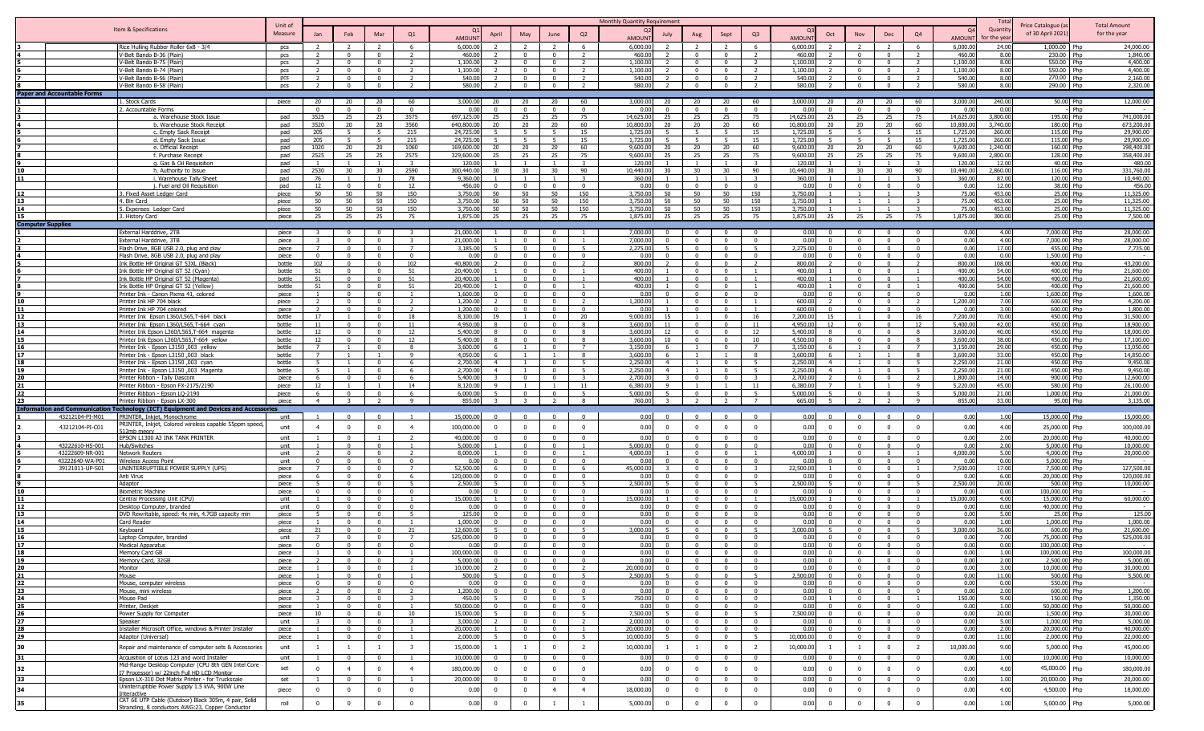| | | Item & Specifications | Unit of Measure | Monthly Quantity Requirement | | | | | | | | | | | | | | | | | | | | Total Quantity for the year | Price Catalogue (as of 30 April 2021) | Total Amount for the year |
|---|---|---|---|---|---|---|---|---|---|---|---|---|---|---|---|---|---|---|---|---|---|---|---|---|---|---|
| | | | | Jan | Feb | Mar | Q1 | Q1 AMOUNT | April | May | June | Q2 | Q2 AMOUNT | July | Aug | Sept | Q3 | Q3 AMOUNT | Oct | Nov | Dec | Q4 | Q4 AMOUNT | | | |
| 3 | | Rice Hulling Rubber Roller 6x8 - 3/4 | pcs | 2 | 2 | 2 | 6 | 6,000.00 | 2 | 2 | 2 | 6 | 6,000.00 | 2 | 2 | 2 | 6 | 6,000.00 | 2 | 2 | 2 | 6 | 6,000.00 | 24.00 | 1,000.00 Php | 24,000.00 |
| 4 | | V-Belt Bando B-36 (Plain) | pcs | 2 | 0 | 0 | 2 | 460.00 | 2 | 0 | 0 | 2 | 460.00 | 2 | 0 | 0 | 2 | 460.00 | 2 | 0 | 0 | 2 | 460.00 | 8.00 | 230.00 Php | 1,840.00 |
| 5 | | V-Belt Bando B-75 (Plain) | pcs | 2 | 0 | 0 | 2 | 1,100.00 | 2 | 0 | 0 | 2 | 1,100.00 | 2 | 0 | 0 | 2 | 1,100.00 | 2 | 0 | 0 | 2 | 1,100.00 | 8.00 | 550.00 Php | 4,400.00 |
| 6 | | V-Belt Bando B-74 (Plain) | pcs | 2 | 0 | 0 | 2 | 1,100.00 | 2 | 0 | 0 | 2 | 1,100.00 | 2 | 0 | 0 | 2 | 1,100.00 | 2 | 0 | 0 | 2 | 1,100.00 | 8.00 | 550.00 Php | 4,400.00 |
| 7 | | V-Belt Bando B-56 (Plain) | pcs | 2 | 0 | 0 | 2 | 540.00 | 2 | 0 | 0 | 2 | 540.00 | 2 | 0 | 0 | 2 | 540.00 | 2 | 0 | 0 | 2 | 540.00 | 8.00 | 270.00 Php | 2,160.00 |
| 8 | | V-Belt Bando B-58 (Plain) | pcs | 2 | 0 | 0 | 2 | 580.00 | 2 | 0 | 0 | 2 | 580.00 | 2 | 0 | 0 | 2 | 580.00 | 2 | 0 | 0 | 2 | 580.00 | 8.00 | 290.00 Php | 2,320.00 |
| **Paper and Accountable Forms** | | | | | | | | | | | | | | | | | | | | | | | | | | |
| 1 | | 1. Stock Cards | piece | 20 | 20 | 20 | 60 | 3,000.00 | 20 | 20 | 20 | 60 | 3,000.00 | 20 | 20 | 20 | 60 | 3,000.00 | 20 | 20 | 20 | 60 | 3,000.00 | 240.00 | 50.00 Php | 12,000.00 |
| 2 | | 2. Accountable Forms | | 0 | 0 | 0 | 0 | 0.00 | 0 | 0 | 0 | 0 | 0.00 | 0 | 0 | 0 | 0 | 0.00 | 0 | 0 | 0 | 0 | 0.00 | 0.00 | Php | - |
| 3 | | a. Warehouse Stock Issue | pad | 3525 | 25 | 25 | 3575 | 697,125.00 | 25 | 25 | 25 | 75 | 14,625.00 | 25 | 25 | 25 | 75 | 14,625.00 | 25 | 25 | 25 | 75 | 14,625.00 | 3,800.00 | 195.00 Php | 741,000.00 |
| 4 | | b. Warehouse Stock Receipt | pad | 3520 | 20 | 20 | 3560 | 640,800.00 | 20 | 20 | 20 | 60 | 10,800.00 | 20 | 20 | 20 | 60 | 10,800.00 | 20 | 20 | 20 | 60 | 10,800.00 | 3,740.00 | 180.00 Php | 673,200.00 |
| 5 | | c. Empty Sack Receipt | pad | 205 | 5 | 5 | 215 | 24,725.00 | 5 | 5 | 5 | 15 | 1,725.00 | 5 | 5 | 5 | 15 | 1,725.00 | 5 | 5 | 5 | 15 | 1,725.00 | 260.00 | 115.00 Php | 29,900.00 |
| 6 | | d. Empty Sack Issue | pad | 205 | 5 | 5 | 215 | 24,725.00 | 5 | 5 | 5 | 15 | 1,725.00 | 5 | 5 | 5 | 15 | 1,725.00 | 5 | 5 | 5 | 15 | 1,725.00 | 260.00 | 115.00 Php | 29,900.00 |
| 7 | | e. Official Receipt | pad | 1020 | 20 | 20 | 1060 | 169,600.00 | 20 | 20 | 20 | 60 | 9,600.00 | 20 | 20 | 20 | 60 | 9,600.00 | 20 | 20 | 20 | 60 | 9,600.00 | 1,240.00 | 160.00 Php | 198,400.00 |
| 8 | | f. Purchase Receipt | pad | 2525 | 25 | 25 | 2575 | 329,600.00 | 25 | 25 | 25 | 75 | 9,600.00 | 25 | 25 | 25 | 75 | 9,600.00 | 25 | 25 | 25 | 75 | 9,600.00 | 2,800.00 | 128.00 Php | 358,400.00 |
| 9 | | g. Gas & Oil Requisition | pad | 1 | 1 | 1 | 3 | 120.00 | 1 | 1 | 1 | 3 | 120.00 | 1 | 1 | 1 | 3 | 120.00 | 1 | 1 | 1 | 3 | 120.00 | 12.00 | 40.00 Php | 480.00 |
| 10 | | h. Authority to Issue | pad | 2530 | 30 | 30 | 2590 | 300,440.00 | 30 | 30 | 30 | 90 | 10,440.00 | 30 | 30 | 30 | 90 | 10,440.00 | 30 | 30 | 30 | 90 | 10,440.00 | 2,860.00 | 116.00 Php | 331,760.00 |
| 11 | | i. Warehouse Tally Sheet | pad | 76 | 1 | 1 | 78 | 9,360.00 | 1 | 1 | 1 | 3 | 360.00 | 1 | 1 | 1 | 3 | 360.00 | 1 | 1 | 1 | 3 | 360.00 | 87.00 | 120.00 Php | 10,440.00 |
| | | j. Fuel and Oil Requisition | pad | 12 | 0 | 0 | 12 | 456.00 | 0 | 0 | 0 | 0 | 0.00 | 0 | 0 | 0 | 0 | 0.00 | 0 | 0 | 0 | 0 | 0.00 | 12.00 | 38.00 Php | 456.00 |
| 12 | | 3. Fixed Asset Ledger Card | piece | 50 | 50 | 50 | 150 | 3,750.00 | 50 | 50 | 50 | 150 | 3,750.00 | 50 | 50 | 50 | 150 | 3,750.00 | 1 | 1 | 1 | 3 | 75.00 | 453.00 | 25.00 Php | 11,325.00 |
| 13 | | 4. Bin Card | piece | 50 | 50 | 50 | 150 | 3,750.00 | 50 | 50 | 50 | 150 | 3,750.00 | 50 | 50 | 50 | 150 | 3,750.00 | 1 | 1 | 1 | 3 | 75.00 | 453.00 | 25.00 Php | 11,325.00 |
| 14 | | 5. Expenses Ledger Card | piece | 50 | 50 | 50 | 150 | 3,750.00 | 50 | 50 | 50 | 150 | 3,750.00 | 50 | 50 | 50 | 150 | 3,750.00 | 1 | 1 | 1 | 3 | 75.00 | 453.00 | 25.00 Php | 11,325.00 |
| 15 | | 3. History Card | piece | 25 | 25 | 25 | 75 | 1,875.00 | 25 | 25 | 25 | 75 | 1,875.00 | 25 | 25 | 25 | 75 | 1,875.00 | 25 | 25 | 25 | 75 | 1,875.00 | 300.00 | 25.00 Php | 7,500.00 |
| **Computer Supplies** | | | | | | | | | | | | | | | | | | | | | | | | | | |
| 1 | | External Harddrive, 2TB | piece | 3 | 0 | 0 | 3 | 21,000.00 | 1 | 0 | 0 | 1 | 7,000.00 | 0 | 0 | 0 | 0 | 0.00 | 0 | 0 | 0 | 0 | 0.00 | 4.00 | 7,000.00 Php | 28,000.00 |
| 2 | | External Harddrive, 3TB | piece | 3 | 0 | 0 | 3 | 21,000.00 | 1 | 0 | 0 | 1 | 7,000.00 | 0 | 0 | 0 | 0 | 0.00 | 0 | 0 | 0 | 0 | 0.00 | 4.00 | 7,000.00 Php | 28,000.00 |
| 3 | | Flash Drive, 8GB USB 2.0, plug and play | piece | 7 | 0 | 0 | 7 | 3,185.00 | 5 | 0 | 0 | 5 | 2,275.00 | 5 | 0 | 0 | 5 | 2,275.00 | 0 | 0 | 0 | 0 | 0.00 | 17.00 | 455.00 Php | 7,735.00 |
| 4 | | Flash Drive, 8GB USB 2.0, plug and play | piece | 0 | 0 | 0 | 0 | 0.00 | 0 | 0 | 0 | 0 | 0.00 | 0 | 0 | 0 | 0 | 0.00 | 0 | 0 | 0 | 0 | 0.00 | 0.00 | 1,500.00 Php | - |
| 5 | | Ink Bottle HP Original GT 53XL (Black) | bottle | 102 | 0 | 0 | 102 | 40,800.00 | 2 | 0 | 0 | 2 | 800.00 | 2 | 0 | 0 | 2 | 800.00 | 2 | 0 | 0 | 2 | 800.00 | 108.00 | 400.00 Php | 43,200.00 |
| 6 | | Ink Bottle HP Original GT 52 (Cyan) | bottle | 51 | 0 | 0 | 51 | 20,400.00 | 1 | 0 | 0 | 1 | 400.00 | 1 | 0 | 0 | 1 | 400.00 | 1 | 0 | 0 | 1 | 400.00 | 54.00 | 400.00 Php | 21,600.00 |
| 7 | | Ink Bottle HP Original GT 52 (Magenta) | bottle | 51 | 0 | 0 | 51 | 20,400.00 | 1 | 0 | 0 | 1 | 400.00 | 1 | 0 | 0 | 1 | 400.00 | 1 | 0 | 0 | 1 | 400.00 | 54.00 | 400.00 Php | 21,600.00 |
| 8 | | Ink Bottle HP Original GT 52 (Yellow) | bottle | 51 | 0 | 0 | 51 | 20,400.00 | 1 | 0 | 0 | 1 | 400.00 | 1 | 0 | 0 | 1 | 400.00 | 1 | 0 | 0 | 1 | 400.00 | 54.00 | 400.00 Php | 21,600.00 |
| 9 | | Printer Ink - Canon Pixma 41, colored | piece | 1 | 0 | 0 | 1 | 1,600.00 | 0 | 0 | 0 | 0 | 0.00 | 0 | 0 | 0 | 0 | 0.00 | 0 | 0 | 0 | 0 | 0.00 | 1.00 | 1,600.00 Php | 1,600.00 |
| 10 | | Printer Ink HP 704 black | piece | 2 | 0 | 0 | 2 | 1,200.00 | 2 | 0 | 0 | 2 | 1,200.00 | 1 | 0 | 0 | 1 | 600.00 | 2 | 0 | 0 | 2 | 1,200.00 | 7.00 | 600.00 Php | 4,200.00 |
| 11 | | Printer Ink HP 704 colored | piece | 2 | 0 | 0 | 2 | 1,200.00 | 0 | 0 | 0 | 0 | 0.00 | 1 | 0 | 0 | 1 | 600.00 | 0 | 0 | 0 | 0 | 0.00 | 3.00 | 600.00 Php | 1,800.00 |
| 12 | | Printer Ink Epson L360/L565,T-664 black | bottle | 17 | 1 | 0 | 18 | 8,100.00 | 19 | 1 | 0 | 20 | 9,000.00 | 15 | 1 | 0 | 16 | 7,200.00 | 15 | 1 | 0 | 16 | 7,200.00 | 70.00 | 450.00 Php | 31,500.00 |
| 13 | | Printer Ink Epson L360/L565,T-664 cyan | bottle | 11 | 0 | 0 | 11 | 4,950.00 | 8 | 0 | 0 | 8 | 3,600.00 | 11 | 0 | 0 | 11 | 4,950.00 | 12 | 0 | 0 | 12 | 5,400.00 | 42.00 | 450.00 Php | 18,900.00 |
| 14 | | Printer Ink Epson L360/L565,T-664 magenta | bottle | 12 | 0 | 0 | 12 | 5,400.00 | 8 | 0 | 0 | 8 | 3,600.00 | 12 | 0 | 0 | 12 | 5,400.00 | 8 | 0 | 0 | 8 | 3,600.00 | 40.00 | 450.00 Php | 18,000.00 |
| 15 | | Printer Ink Epson L360/L565,T-664 yellow | bottle | 12 | 0 | 0 | 12 | 5,400.00 | 8 | 0 | 0 | 8 | 3,600.00 | 10 | 0 | 0 | 10 | 4,500.00 | 8 | 0 | 0 | 8 | 3,600.00 | 38.00 | 450.00 Php | 17,100.00 |
| 16 | | Printer Ink - Epson L3150 ,003 yellow | bottle | 7 | 1 | 0 | 8 | 3,600.00 | 6 | 1 | 0 | 7 | 3,150.00 | 6 | 1 | 0 | 7 | 3,150.00 | 6 | 1 | 0 | 7 | 3,150.00 | 29.00 | 450.00 Php | 13,050.00 |
| 17 | | Printer Ink - Epson L3150 ,003 black | bottle | 7 | 1 | 1 | 9 | 4,050.00 | 6 | 1 | 1 | 8 | 3,600.00 | 6 | 1 | 1 | 8 | 3,600.00 | 6 | 1 | 1 | 8 | 3,600.00 | 33.00 | 450.00 Php | 14,850.00 |
| 18 | | Printer Ink - Epson L3150 ,003 cyan | bottle | 5 | 1 | 0 | 6 | 2,700.00 | 4 | 1 | 0 | 5 | 2,250.00 | 4 | 1 | 0 | 5 | 2,250.00 | 4 | 1 | 0 | 5 | 2,250.00 | 21.00 | 450.00 Php | 9,450.00 |
| 19 | | Printer Ink - Epson L3150 ,003 Magenta | bottle | 5 | 1 | 0 | 6 | 2,700.00 | 4 | 1 | 0 | 5 | 2,250.00 | 4 | 1 | 0 | 5 | 2,250.00 | 4 | 1 | 0 | 5 | 2,250.00 | 21.00 | 450.00 Php | 9,450.00 |
| 20 | | Printer Ribbon - Tally Dascom | piece | 6 | 0 | 0 | 6 | 5,400.00 | 3 | 0 | 0 | 3 | 2,700.00 | 3 | 0 | 0 | 3 | 2,700.00 | 2 | 0 | 0 | 2 | 1,800.00 | 14.00 | 900.00 Php | 12,600.00 |
| 21 | | Printer Ribbon - Epson FX-2175/2190 | piece | 12 | 1 | 1 | 14 | 8,120.00 | 9 | 1 | 1 | 11 | 6,380.00 | 9 | 1 | 1 | 11 | 6,380.00 | 7 | 1 | 1 | 9 | 5,220.00 | 45.00 | 580.00 Php | 26,100.00 |
| 22 | | Printer Ribbon - Epson LQ-2190 | piece | 6 | 0 | 0 | 6 | 6,000.00 | 5 | 0 | 0 | 5 | 5,000.00 | 5 | 0 | 0 | 5 | 5,000.00 | 5 | 0 | 0 | 5 | 5,000.00 | 21.00 | 1,000.00 Php | 21,000.00 |
| 23 | | Printer Ribbon - Epson LX-300 | piece | 4 | 3 | 2 | 9 | 855.00 | 3 | 3 | 2 | 8 | 760.00 | 3 | 2 | 2 | 7 | 665.00 | 5 | 2 | 2 | 9 | 855.00 | 33.00 | 95.00 Php | 3,135.00 |
| **Information and Communication Technology (ICT) Equipment and Devices and Accessories** | | | | | | | | | | | | | | | | | | | | | | | | | | |
| 1 | 43212104-PI-M01 | PRINTER, Inkjet, Monochrome | unit | 1 | 0 | 0 | 1 | 15,000.00 | 0 | 0 | 0 | 0 | 0.00 | 0 | 0 | 0 | 0 | 0.00 | 0 | 0 | 0 | 0 | 0.00 | 1.00 | 15,000.00 Php | 15,000.00 |
| 2 | 43212104-PI-C01 | PRINTER, Inkjet, Colored wireless capable 55ppm speed, 512mb meory | unit | 4 | 0 | 0 | 4 | 100,000.00 | 0 | 0 | 0 | 0 | 0.00 | 0 | 0 | 0 | 0 | 0.00 | 0 | 0 | 0 | 0 | 0.00 | 4.00 | 25,000.00 Php | 100,000.00 |
| 3 | | EPSON L1300 A3 INK TANK PRINTER | unit | 1 | 0 | 1 | 2 | 40,000.00 | 0 | 0 | 0 | 0 | 0.00 | 0 | 0 | 0 | 0 | 0.00 | 0 | 0 | 0 | 0 | 0.00 | 2.00 | 20,000.00 Php | 40,000.00 |
| 4 | 43222610-HS-001 | Hub/Switches | unit | 1 | 0 | 0 | 1 | 5,000.00 | 1 | 0 | 0 | 1 | 5,000.00 | 0 | 0 | 0 | 0 | 0.00 | 0 | 0 | 0 | 0 | 0.00 | 2.00 | 5,000.00 Php | 10,000.00 |
| 5 | 43222609-NR-001 | Network Routers | unit | 2 | 0 | 0 | 2 | 8,000.00 | 1 | 0 | 0 | 1 | 4,000.00 | 1 | 0 | 0 | 1 | 4,000.00 | 1 | 0 | 0 | 1 | 4,000.00 | 5.00 | 4,000.00 Php | 20,000.00 |
| 6 | 43222640-WA-P01 | Wireless Access Point | unit | 0 | 0 | 0 | 0 | 0.00 | 0 | 0 | 0 | 0 | 0.00 | 0 | 0 | 0 | 0 | 0.00 | 0 | 0 | 0 | 0 | 0.00 | 0.00 | 5,000.00 Php | - |
| 7 | 39121011-UP-S01 | UNINTERRUPTIBLE POWER SUPPLY (UPS) | piece | 7 | 0 | 0 | 7 | 52,500.00 | 6 | 0 | 0 | 6 | 45,000.00 | 3 | 0 | 0 | 3 | 22,500.00 | 1 | 0 | 0 | 1 | 7,500.00 | 17.00 | 7,500.00 Php | 127,500.00 |
| 8 | | Anti Virus | piece | 6 | 0 | 0 | 6 | 120,000.00 | 0 | 0 | 0 | 0 | 0.00 | 0 | 0 | 0 | 0 | 0.00 | 0 | 0 | 0 | 0 | 0.00 | 6.00 | 20,000.00 Php | 120,000.00 |
| 9 | | Adaptor | piece | 5 | 0 | 0 | 5 | 2,500.00 | 5 | 0 | 0 | 5 | 2,500.00 | 5 | 0 | 0 | 5 | 2,500.00 | 5 | 0 | 0 | 5 | 2,500.00 | 20.00 | 500.00 Php | 10,000.00 |
| 10 | | Biometric Machine | piece | 0 | 0 | 0 | 0 | 0.00 | 0 | 0 | 0 | 0 | 0.00 | 0 | 0 | 0 | 0 | 0.00 | 0 | 0 | 0 | 0 | 0.00 | 0.00 | 100,000.00 Php | - |
| 11 | | Central Processing Unit (CPU) | unit | 1 | 0 | 0 | 1 | 15,000.00 | 1 | 0 | 0 | 1 | 15,000.00 | 1 | 0 | 0 | 1 | 15,000.00 | 1 | 0 | 0 | 1 | 15,000.00 | 4.00 | 15,000.00 Php | 60,000.00 |
| 12 | | Desktop Computer, branded | unit | 0 | 0 | 0 | 0 | 0.00 | 0 | 0 | 0 | 0 | 0.00 | 0 | 0 | 0 | 0 | 0.00 | 0 | 0 | 0 | 0 | 0.00 | 0.00 | 40,000.00 Php | - |
| 13 | | DVD Rewritable, speed: 4x min, 4.7GB capacity min | piece | 5 | 0 | 0 | 5 | 125.00 | 0 | 0 | 0 | 0 | 0.00 | 0 | 0 | 0 | 0 | 0.00 | 0 | 0 | 0 | 0 | 0.00 | 5.00 | 25.00 Php | 125.00 |
| 14 | | Card Reader | piece | 1 | 0 | 0 | 1 | 1,000.00 | 0 | 0 | 0 | 0 | 0.00 | 0 | 0 | 0 | 0 | 0.00 | 0 | 0 | 0 | 0 | 0.00 | 1.00 | 1,000.00 Php | 1,000.00 |
| 15 | | Keyboard | piece | 21 | 0 | 0 | 21 | 12,600.00 | 5 | 0 | 0 | 5 | 3,000.00 | 5 | 0 | 0 | 5 | 3,000.00 | 5 | 0 | 0 | 5 | 3,000.00 | 36.00 | 600.00 Php | 21,600.00 |
| 16 | | Laptop Computer, branded | unit | 7 | 0 | 0 | 7 | 525,000.00 | 0 | 0 | 0 | 0 | 0.00 | 0 | 0 | 0 | 0 | 0.00 | 0 | 0 | 0 | 0 | 0.00 | 7.00 | 75,000.00 Php | 525,000.00 |
| 17 | | Medical Apparatus | piece | 0 | 0 | 0 | 0 | 0.00 | 0 | 0 | 0 | 0 | 0.00 | 0 | 0 | 0 | 0 | 0.00 | 0 | 0 | 0 | 0 | 0.00 | 0.00 | 100,000.00 Php | - |
| 18 | | Memory Card GB | piece | 1 | 0 | 0 | 1 | 100,000.00 | 0 | 0 | 0 | 0 | 0.00 | 0 | 0 | 0 | 0 | 0.00 | 0 | 0 | 0 | 0 | 0.00 | 1.00 | 100,000.00 Php | 100,000.00 |
| 19 | | Memory Card, 32GB | piece | 2 | 0 | 0 | 2 | 5,000.00 | 0 | 0 | 0 | 0 | 0.00 | 0 | 0 | 0 | 0 | 0.00 | 0 | 0 | 0 | 0 | 0.00 | 2.00 | 2,500.00 Php | 5,000.00 |
| 20 | | Monitor | piece | 1 | 0 | 0 | 1 | 10,000.00 | 2 | 0 | 0 | 2 | 20,000.00 | 0 | 0 | 0 | 0 | 0.00 | 0 | 0 | 0 | 0 | 0.00 | 3.00 | 10,000.00 Php | 30,000.00 |
| 21 | | Mouse | piece | 1 | 0 | 0 | 1 | 500.00 | 5 | 0 | 0 | 5 | 2,500.00 | 5 | 0 | 0 | 5 | 2,500.00 | 0 | 0 | 0 | 0 | 0.00 | 11.00 | 500.00 Php | 5,500.00 |
| 22 | | Mouse, computer wireless | piece | 0 | 0 | 0 | 0 | 0.00 | 0 | 0 | 0 | 0 | 0.00 | 0 | 0 | 0 | 0 | 0.00 | 0 | 0 | 0 | 0 | 0.00 | 0.00 | 550.00 Php | - |
| 23 | | Mouse, mini wireless | piece | 2 | 0 | 0 | 2 | 1,200.00 | 0 | 0 | 0 | 0 | 0.00 | 0 | 0 | 0 | 0 | 0.00 | 0 | 0 | 0 | 0 | 0.00 | 2.00 | 600.00 Php | 1,200.00 |
| 24 | | Mouse Pad | piece | 3 | 0 | 0 | 3 | 450.00 | 5 | 0 | 0 | 5 | 750.00 | 0 | 0 | 0 | 0 | 0.00 | 1 | 0 | 0 | 1 | 150.00 | 9.00 | 150.00 Php | 1,350.00 |
| 25 | | Printer, Deskjet | piece | 1 | 0 | 0 | 1 | 50,000.00 | 0 | 0 | 0 | 0 | 0.00 | 0 | 0 | 0 | 0 | 0.00 | 0 | 0 | 0 | 0 | 0.00 | 1.00 | 50,000.00 Php | 50,000.00 |
| 26 | | Power Supply for Computer | piece | 10 | 0 | 0 | 10 | 15,000.00 | 5 | 0 | 0 | 5 | 7,500.00 | 5 | 0 | 0 | 5 | 7,500.00 | 0 | 0 | 0 | 0 | 0.00 | 20.00 | 1,500.00 Php | 30,000.00 |
| 27 | | Speaker | unit | 3 | 0 | 0 | 3 | 3,000.00 | 2 | 0 | 0 | 2 | 2,000.00 | 0 | 0 | 0 | 0 | 0.00 | 0 | 0 | 0 | 0 | 0.00 | 5.00 | 1,000.00 Php | 5,000.00 |
| 28 | | Installer Microsoft Office, windows & Printer Installer | piece | 1 | 0 | 0 | 1 | 20,000.00 | 1 | 0 | 0 | 1 | 20,000.00 | 0 | 0 | 0 | 0 | 0.00 | 0 | 0 | 0 | 0 | 0.00 | 2.00 | 20,000.00 Php | 40,000.00 |
| 29 | | Adaptor (Universal) | piece | 1 | 0 | 0 | 1 | 2,000.00 | 5 | 0 | 0 | 5 | 10,000.00 | 5 | 0 | 0 | 5 | 10,000.00 | 0 | 0 | 0 | 0 | 0.00 | 11.00 | 2,000.00 Php | 22,000.00 |
| 30 | | Repair and maintenance of computer sets & Accessories | unit | 1 | 1 | 1 | 3 | 15,000.00 | 1 | 1 | 0 | 2 | 10,000.00 | 1 | 1 | 0 | 2 | 10,000.00 | 1 | 1 | 0 | 2 | 10,000.00 | 9.00 | 5,000.00 Php | 45,000.00 |
| 31 | | Acquisition of Lotus 123 and word Installer | unit | 1 | 0 | 0 | 1 | 10,000.00 | 0 | 0 | 0 | 0 | 0.00 | 0 | 0 | 0 | 0 | 0.00 | 0 | 0 | 0 | 0 | 0.00 | 1.00 | 10,000.00 Php | 10,000.00 |
| 32 | | Mid-Range Desktop Computer (CPU 8th GEN Intel Core i7 Processor) w/ 22inch Full HD LCD Monitor | set | 0 | 4 | 0 | 4 | 180,000.00 | 0 | 0 | 0 | 0 | 0.00 | 0 | 0 | 0 | 0 | 0.00 | 0 | 0 | 0 | 0 | 0.00 | 4.00 | 45,000.00 Php | 180,000.00 |
| 33 | | Epson LX-310 Dot Matrix Printer - for Truckscale | set | 1 | 0 | 0 | 1 | 20,000.00 | 0 | 0 | 0 | 0 | 0.00 | 0 | 0 | 0 | 0 | 0.00 | 0 | 0 | 0 | 0 | 0.00 | 1.00 | 20,000.00 Php | 20,000.00 |
| 34 | | Uninterruptible Power Supply 1.5 kVA, 900W Line Interactive | piece | 0 | 0 | 0 | 0 | 0.00 | 0 | 0 | 4 | 4 | 18,000.00 | 0 | 0 | 0 | 0 | 0.00 | 0 | 0 | 0 | 0 | 0.00 | 4.00 | 4,500.00 Php | 18,000.00 |
| 35 | | CAT 6E UTP Cable (Outdoor) Black 305m, 4 pair, Solid Stranding, 8 conductors AWG:23, Copper Conductor | roll | 0 | 0 | 0 | 0 | 0.00 | 0 | 0 | 1 | 1 | 5,000.00 | 0 | 0 | 0 | 0 | 0.00 | 0 | 0 | 0 | 0 | 0.00 | 1.00 | 5,000.00 Php | 5,000.00 |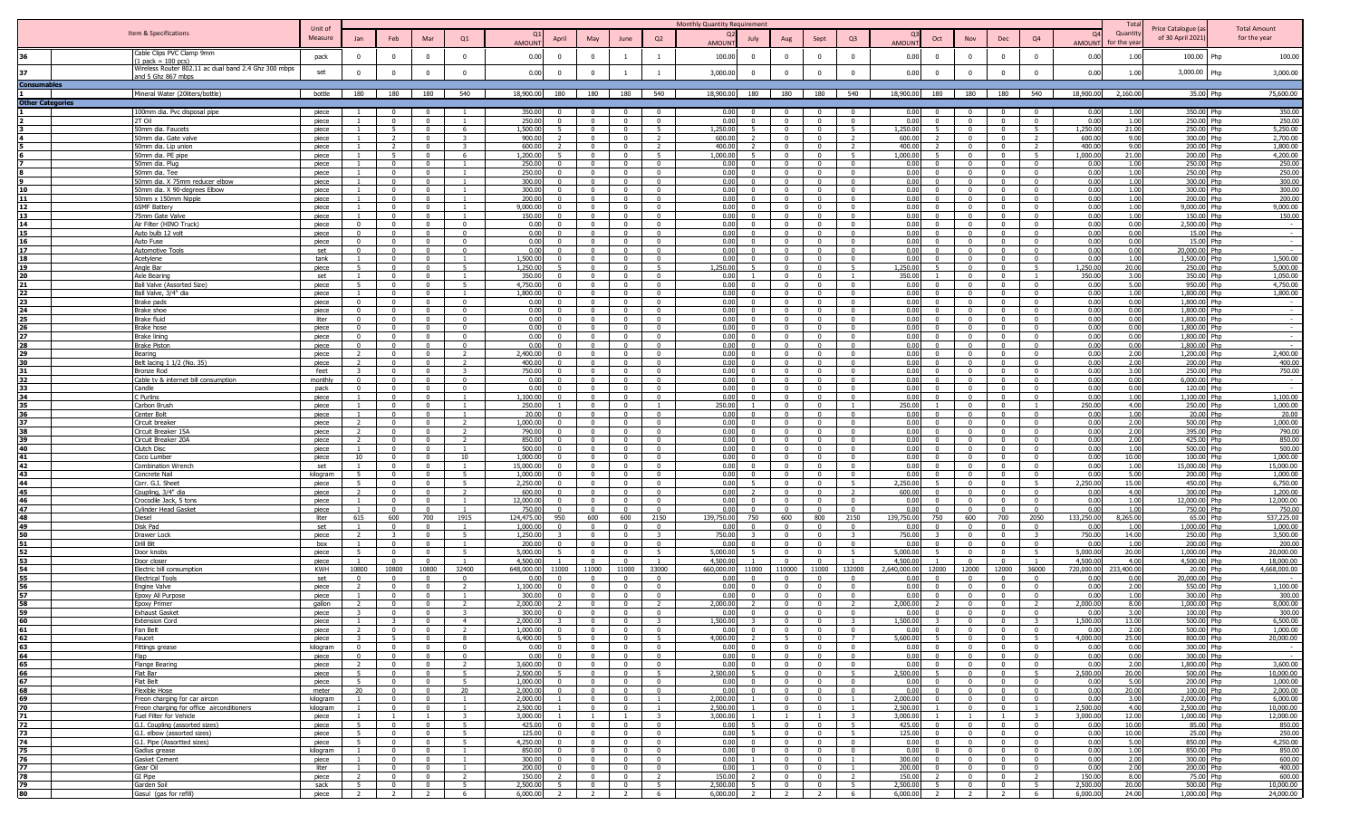| | Item & Specifications | Unit of Measure | Monthly Quantity Requirement | | | | | | | | | | | | | | | | | | | | | | Total Quantity for the year | Price Catalogue (as of 30 April 2021) | Total Amount for the year |
|---|---|---|---|---|---|---|---|---|---|---|---|---|---|---|---|---|---|---|---|---|---|---|---|---|---|---|---|
| | | | Jan | Feb | Mar | Q1 | Q1 AMOUNT | April | May | June | Q2 | Q2 AMOUNT | July | Aug | Sept | Q3 | Q3 AMOUNT | Oct | Nov | Dec | Q4 | Q4 AMOUNT | | | |
| 36 | Cable Clips PVC Clamp 9mm (1 pack = 100 pcs) | pack | 0 | 0 | 0 | 0 | 0.00 | 0 | 0 | 1 | 1 | 100.00 | 0 | 0 | 0 | 0 | 0.00 | 0 | 0 | 0 | 0 | 0.00 | 1.00 | 100.00 Php | 100.00 |
| 37 | Wireless Router 802.11 ac dual band 2.4 Ghz 300 mbps and 5 Ghz 867 mbps | set | 0 | 0 | 0 | 0 | 0.00 | 0 | 0 | 1 | 1 | 3,000.00 | 0 | 0 | 0 | 0 | 0.00 | 0 | 0 | 0 | 0 | 0.00 | 1.00 | 3,000.00 Php | 3,000.00 |
| **Consumables** | | | | | | | | | | | | | | | | | | | | | | | | | |
| 1 | Mineral Water (20liters/bottle) | bottle | 180 | 180 | 180 | 540 | 18,900.00 | 180 | 180 | 180 | 540 | 18,900.00 | 180 | 180 | 180 | 540 | 18,900.00 | 180 | 180 | 180 | 540 | 18,900.00 | 2,160.00 | 35.00 Php | 75,600.00 |
| **Other Categories** | | | | | | | | | | | | | | | | | | | | | | | | | |
| 1 | 100mm dia. Pvc disposal pipe | piece | 1 | 0 | 0 | 1 | 350.00 | 0 | 0 | 0 | 0 | 0.00 | 0 | 0 | 0 | 0 | 0.00 | 0 | 0 | 0 | 0 | 0.00 | 1.00 | 350.00 Php | 350.00 |
| 2 | 2T Oil | piece | 1 | 0 | 0 | 1 | 250.00 | 0 | 0 | 0 | 0 | 0.00 | 0 | 0 | 0 | 0 | 0.00 | 0 | 0 | 0 | 0 | 0.00 | 1.00 | 250.00 Php | 250.00 |
| 3 | 50mm dia. Faucets | piece | 1 | 5 | 0 | 6 | 1,500.00 | 5 | 0 | 0 | 5 | 1,250.00 | 5 | 0 | 0 | 5 | 1,250.00 | 5 | 0 | 0 | 5 | 1,250.00 | 21.00 | 250.00 Php | 5,250.00 |
| 4 | 50mm dia. Gate valve | piece | 1 | 2 | 0 | 3 | 900.00 | 2 | 0 | 0 | 2 | 600.00 | 2 | 0 | 0 | 2 | 600.00 | 2 | 0 | 0 | 2 | 600.00 | 9.00 | 300.00 Php | 2,700.00 |
| 5 | 50mm dia. Lip union | piece | 1 | 2 | 0 | 3 | 600.00 | 2 | 0 | 0 | 2 | 400.00 | 2 | 0 | 0 | 2 | 400.00 | 2 | 0 | 0 | 2 | 400.00 | 9.00 | 200.00 Php | 1,800.00 |
| 6 | 50mm dia. PE pipe | piece | 1 | 5 | 0 | 6 | 1,200.00 | 5 | 0 | 0 | 5 | 1,000.00 | 5 | 0 | 0 | 5 | 1,000.00 | 5 | 0 | 0 | 5 | 1,000.00 | 21.00 | 200.00 Php | 4,200.00 |
| 7 | 50mm dia. Plug | piece | 1 | 0 | 0 | 1 | 250.00 | 0 | 0 | 0 | 0 | 0.00 | 0 | 0 | 0 | 0 | 0.00 | 0 | 0 | 0 | 0 | 0.00 | 1.00 | 250.00 Php | 250.00 |
| 8 | 50mm dia. Tee | piece | 1 | 0 | 0 | 1 | 250.00 | 0 | 0 | 0 | 0 | 0.00 | 0 | 0 | 0 | 0 | 0.00 | 0 | 0 | 0 | 0 | 0.00 | 1.00 | 250.00 Php | 250.00 |
| 9 | 50mm dia. X 75mm reducer elbow | piece | 1 | 0 | 0 | 1 | 300.00 | 0 | 0 | 0 | 0 | 0.00 | 0 | 0 | 0 | 0 | 0.00 | 0 | 0 | 0 | 0 | 0.00 | 1.00 | 300.00 Php | 300.00 |
| 10 | 50mm dia. X 90-degrees Elbow | piece | 1 | 0 | 0 | 1 | 300.00 | 0 | 0 | 0 | 0 | 0.00 | 0 | 0 | 0 | 0 | 0.00 | 0 | 0 | 0 | 0 | 0.00 | 1.00 | 300.00 Php | 300.00 |
| 11 | 50mm x 150mm Nipple | piece | 1 | 0 | 0 | 1 | 200.00 | 0 | 0 | 0 | 0 | 0.00 | 0 | 0 | 0 | 0 | 0.00 | 0 | 0 | 0 | 0 | 0.00 | 1.00 | 200.00 Php | 200.00 |
| 12 | 6SMF Battery | piece | 1 | 0 | 0 | 1 | 9,000.00 | 0 | 0 | 0 | 0 | 0.00 | 0 | 0 | 0 | 0 | 0.00 | 0 | 0 | 0 | 0 | 0.00 | 1.00 | 9,000.00 Php | 9,000.00 |
| 13 | 75mm Gate Valve | piece | 1 | 0 | 0 | 1 | 150.00 | 0 | 0 | 0 | 0 | 0.00 | 0 | 0 | 0 | 0 | 0.00 | 0 | 0 | 0 | 0 | 0.00 | 1.00 | 150.00 Php | 150.00 |
| 14 | Air Filter (HINO Truck) | piece | 0 | 0 | 0 | 0 | 0.00 | 0 | 0 | 0 | 0 | 0.00 | 0 | 0 | 0 | 0 | 0.00 | 0 | 0 | 0 | 0 | 0.00 | 0.00 | 2,500.00 Php | - |
| 15 | Auto bulb 12 volt | piece | 0 | 0 | 0 | 0 | 0.00 | 0 | 0 | 0 | 0 | 0.00 | 0 | 0 | 0 | 0 | 0.00 | 0 | 0 | 0 | 0 | 0.00 | 0.00 | 15.00 Php | - |
| 16 | Auto Fuse | piece | 0 | 0 | 0 | 0 | 0.00 | 0 | 0 | 0 | 0 | 0.00 | 0 | 0 | 0 | 0 | 0.00 | 0 | 0 | 0 | 0 | 0.00 | 0.00 | 15.00 Php | - |
| 17 | Automotive Tools | set | 0 | 0 | 0 | 0 | 0.00 | 0 | 0 | 0 | 0 | 0.00 | 0 | 0 | 0 | 0 | 0.00 | 0 | 0 | 0 | 0 | 0.00 | 0.00 | 20,000.00 Php | - |
| 18 | Acetylene | tank | 1 | 0 | 0 | 1 | 1,500.00 | 0 | 0 | 0 | 0 | 0.00 | 0 | 0 | 0 | 0 | 0.00 | 0 | 0 | 0 | 0 | 0.00 | 1.00 | 1,500.00 Php | 1,500.00 |
| 19 | Angle Bar | piece | 5 | 0 | 0 | 5 | 1,250.00 | 5 | 0 | 0 | 5 | 1,250.00 | 5 | 0 | 0 | 5 | 1,250.00 | 5 | 0 | 0 | 5 | 1,250.00 | 20.00 | 250.00 Php | 5,000.00 |
| 20 | Axle Bearing | set | 1 | 0 | 0 | 1 | 350.00 | 0 | 0 | 0 | 0 | 0.00 | 1 | 0 | 0 | 1 | 350.00 | 1 | 0 | 0 | 1 | 350.00 | 3.00 | 350.00 Php | 1,050.00 |
| 21 | Ball Valve (Assorted Size) | piece | 5 | 0 | 0 | 5 | 4,750.00 | 0 | 0 | 0 | 0 | 0.00 | 0 | 0 | 0 | 0 | 0.00 | 0 | 0 | 0 | 0 | 0.00 | 5.00 | 950.00 Php | 4,750.00 |
| 22 | Ball Valve, 3/4" dia | piece | 1 | 0 | 0 | 1 | 1,800.00 | 0 | 0 | 0 | 0 | 0.00 | 0 | 0 | 0 | 0 | 0.00 | 0 | 0 | 0 | 0 | 0.00 | 1.00 | 1,800.00 Php | 1,800.00 |
| 23 | Brake pads | piece | 0 | 0 | 0 | 0 | 0.00 | 0 | 0 | 0 | 0 | 0.00 | 0 | 0 | 0 | 0 | 0.00 | 0 | 0 | 0 | 0 | 0.00 | 0.00 | 1,800.00 Php | - |
| 24 | Brake shoe | piece | 0 | 0 | 0 | 0 | 0.00 | 0 | 0 | 0 | 0 | 0.00 | 0 | 0 | 0 | 0 | 0.00 | 0 | 0 | 0 | 0 | 0.00 | 0.00 | 1,800.00 Php | - |
| 25 | Brake fluid | liter | 0 | 0 | 0 | 0 | 0.00 | 0 | 0 | 0 | 0 | 0.00 | 0 | 0 | 0 | 0 | 0.00 | 0 | 0 | 0 | 0 | 0.00 | 0.00 | 1,800.00 Php | - |
| 26 | Brake hose | piece | 0 | 0 | 0 | 0 | 0.00 | 0 | 0 | 0 | 0 | 0.00 | 0 | 0 | 0 | 0 | 0.00 | 0 | 0 | 0 | 0 | 0.00 | 0.00 | 1,800.00 Php | - |
| 27 | Brake lining | piece | 0 | 0 | 0 | 0 | 0.00 | 0 | 0 | 0 | 0 | 0.00 | 0 | 0 | 0 | 0 | 0.00 | 0 | 0 | 0 | 0 | 0.00 | 0.00 | 1,800.00 Php | - |
| 28 | Brake Piston | piece | 0 | 0 | 0 | 0 | 0.00 | 0 | 0 | 0 | 0 | 0.00 | 0 | 0 | 0 | 0 | 0.00 | 0 | 0 | 0 | 0 | 0.00 | 0.00 | 1,800.00 Php | - |
| 29 | Bearing | piece | 2 | 0 | 0 | 2 | 2,400.00 | 0 | 0 | 0 | 0 | 0.00 | 0 | 0 | 0 | 0 | 0.00 | 0 | 0 | 0 | 0 | 0.00 | 2.00 | 1,200.00 Php | 2,400.00 |
| 30 | Belt lacing 1 1/2 (No. 35) | piece | 2 | 0 | 0 | 2 | 400.00 | 0 | 0 | 0 | 0 | 0.00 | 0 | 0 | 0 | 0 | 0.00 | 0 | 0 | 0 | 0 | 0.00 | 2.00 | 200.00 Php | 400.00 |
| 31 | Bronze Rod | feet | 3 | 0 | 0 | 3 | 750.00 | 0 | 0 | 0 | 0 | 0.00 | 0 | 0 | 0 | 0 | 0.00 | 0 | 0 | 0 | 0 | 0.00 | 3.00 | 250.00 Php | 750.00 |
| 32 | Cable tv & internet bill consumption | monthly | 0 | 0 | 0 | 0 | 0.00 | 0 | 0 | 0 | 0 | 0.00 | 0 | 0 | 0 | 0 | 0.00 | 0 | 0 | 0 | 0 | 0.00 | 0.00 | 6,000.00 Php | - |
| 33 | Candle | pack | 0 | 0 | 0 | 0 | 0.00 | 0 | 0 | 0 | 0 | 0.00 | 0 | 0 | 0 | 0 | 0.00 | 0 | 0 | 0 | 0 | 0.00 | 0.00 | 120.00 Php | - |
| 34 | C Purlins | piece | 1 | 0 | 0 | 1 | 1,100.00 | 0 | 0 | 0 | 0 | 0.00 | 0 | 0 | 0 | 0 | 0.00 | 0 | 0 | 0 | 0 | 0.00 | 1.00 | 1,100.00 Php | 1,100.00 |
| 35 | Carbon Brush | piece | 1 | 0 | 0 | 1 | 250.00 | 1 | 0 | 0 | 1 | 250.00 | 1 | 0 | 0 | 1 | 250.00 | 1 | 0 | 0 | 1 | 250.00 | 4.00 | 250.00 Php | 1,000.00 |
| 36 | Center Bolt | piece | 1 | 0 | 0 | 1 | 20.00 | 0 | 0 | 0 | 0 | 0.00 | 0 | 0 | 0 | 0 | 0.00 | 0 | 0 | 0 | 0 | 0.00 | 1.00 | 20.00 Php | 20.00 |
| 37 | Circuit breaker | piece | 2 | 0 | 0 | 2 | 1,000.00 | 0 | 0 | 0 | 0 | 0.00 | 0 | 0 | 0 | 0 | 0.00 | 0 | 0 | 0 | 0 | 0.00 | 2.00 | 500.00 Php | 1,000.00 |
| 38 | Circuit Breaker 15A | piece | 2 | 0 | 0 | 2 | 790.00 | 0 | 0 | 0 | 0 | 0.00 | 0 | 0 | 0 | 0 | 0.00 | 0 | 0 | 0 | 0 | 0.00 | 2.00 | 395.00 Php | 790.00 |
| 39 | Circuit Breaker 20A | piece | 2 | 0 | 0 | 2 | 850.00 | 0 | 0 | 0 | 0 | 0.00 | 0 | 0 | 0 | 0 | 0.00 | 0 | 0 | 0 | 0 | 0.00 | 2.00 | 425.00 Php | 850.00 |
| 40 | Clutch Disc | piece | 1 | 0 | 0 | 1 | 500.00 | 0 | 0 | 0 | 0 | 0.00 | 0 | 0 | 0 | 0 | 0.00 | 0 | 0 | 0 | 0 | 0.00 | 1.00 | 500.00 Php | 500.00 |
| 41 | Coco Lumber | piece | 10 | 0 | 0 | 10 | 1,000.00 | 0 | 0 | 0 | 0 | 0.00 | 0 | 0 | 0 | 0 | 0.00 | 0 | 0 | 0 | 0 | 0.00 | 10.00 | 100.00 Php | 1,000.00 |
| 42 | Combination Wrench | set | 1 | 0 | 0 | 1 | 15,000.00 | 0 | 0 | 0 | 0 | 0.00 | 0 | 0 | 0 | 0 | 0.00 | 0 | 0 | 0 | 0 | 0.00 | 1.00 | 15,000.00 Php | 15,000.00 |
| 43 | Concrete Nail | kilogram | 5 | 0 | 0 | 5 | 1,000.00 | 0 | 0 | 0 | 0 | 0.00 | 0 | 0 | 0 | 0 | 0.00 | 0 | 0 | 0 | 0 | 0.00 | 5.00 | 200.00 Php | 1,000.00 |
| 44 | Corr. G.I. Sheet | piece | 5 | 0 | 0 | 5 | 2,250.00 | 0 | 0 | 0 | 0 | 0.00 | 5 | 0 | 0 | 5 | 2,250.00 | 5 | 0 | 0 | 5 | 2,250.00 | 15.00 | 450.00 Php | 6,750.00 |
| 45 | Coupling, 3/4" dia | piece | 2 | 0 | 0 | 2 | 600.00 | 0 | 0 | 0 | 0 | 0.00 | 2 | 0 | 0 | 2 | 600.00 | 0 | 0 | 0 | 0 | 0.00 | 4.00 | 300.00 Php | 1,200.00 |
| 46 | Crocodile Jack, 5 tons | piece | 1 | 0 | 0 | 1 | 12,000.00 | 0 | 0 | 0 | 0 | 0.00 | 0 | 0 | 0 | 0 | 0.00 | 0 | 0 | 0 | 0 | 0.00 | 1.00 | 12,000.00 Php | 12,000.00 |
| 47 | Cylinder Head Gasket | piece | 1 | 0 | 0 | 1 | 750.00 | 0 | 0 | 0 | 0 | 0.00 | 0 | 0 | 0 | 0 | 0.00 | 0 | 0 | 0 | 0 | 0.00 | 1.00 | 750.00 Php | 750.00 |
| 48 | Diesel | liter | 615 | 600 | 700 | 1915 | 124,475.00 | 950 | 600 | 600 | 2150 | 139,750.00 | 750 | 600 | 800 | 2150 | 139,750.00 | 750 | 600 | 700 | 2050 | 133,250.00 | 8,265.00 | 65.00 Php | 537,225.00 |
| 49 | Disk Pad | set | 1 | 0 | 0 | 1 | 1,000.00 | 0 | 0 | 0 | 0 | 0.00 | 0 | 0 | 0 | 0 | 0.00 | 0 | 0 | 0 | 0 | 0.00 | 1.00 | 1,000.00 Php | 1,000.00 |
| 50 | Drawer Lock | piece | 2 | 3 | 0 | 5 | 1,250.00 | 3 | 0 | 0 | 3 | 750.00 | 3 | 0 | 0 | 3 | 750.00 | 3 | 0 | 0 | 3 | 750.00 | 14.00 | 250.00 Php | 3,500.00 |
| 51 | Drill Bit | box | 1 | 0 | 0 | 1 | 200.00 | 0 | 0 | 0 | 0 | 0.00 | 0 | 0 | 0 | 0 | 0.00 | 0 | 0 | 0 | 0 | 0.00 | 1.00 | 200.00 Php | 200.00 |
| 52 | Door knobs | piece | 5 | 0 | 0 | 5 | 5,000.00 | 5 | 0 | 0 | 5 | 5,000.00 | 5 | 0 | 0 | 5 | 5,000.00 | 5 | 0 | 0 | 5 | 5,000.00 | 20.00 | 1,000.00 Php | 20,000.00 |
| 53 | Door closer | piece | 1 | 0 | 0 | 1 | 4,500.00 | 1 | 0 | 0 | 1 | 4,500.00 | 1 | 0 | 0 | 1 | 4,500.00 | 1 | 0 | 0 | 1 | 4,500.00 | 4.00 | 4,500.00 Php | 18,000.00 |
| 54 | Electric bill consumption | KWH | 10800 | 10800 | 10800 | 32400 | 648,000.00 | 11000 | 11000 | 11000 | 33000 | 660,000.00 | 11000 | 110000 | 11000 | 132000 | 2,640,000.00 | 12000 | 12000 | 12000 | 36000 | 720,000.00 | 233,400.00 | 20.00 Php | 4,668,000.00 |
| 55 | Electrical Tools | set | 0 | 0 | 0 | 0 | 0.00 | 0 | 0 | 0 | 0 | 0.00 | 0 | 0 | 0 | 0 | 0.00 | 0 | 0 | 0 | 0 | 0.00 | 0.00 | 20,000.00 Php | - |
| 56 | Engine Valve | piece | 2 | 0 | 0 | 2 | 1,100.00 | 0 | 0 | 0 | 0 | 0.00 | 0 | 0 | 0 | 0 | 0.00 | 0 | 0 | 0 | 0 | 0.00 | 2.00 | 550.00 Php | 1,100.00 |
| 57 | Epoxy All Purpose | piece | 1 | 0 | 0 | 1 | 300.00 | 0 | 0 | 0 | 0 | 0.00 | 0 | 0 | 0 | 0 | 0.00 | 0 | 0 | 0 | 0 | 0.00 | 1.00 | 300.00 Php | 300.00 |
| 58 | Epoxy Primer | gallon | 2 | 0 | 0 | 2 | 2,000.00 | 2 | 0 | 0 | 2 | 2,000.00 | 2 | 0 | 0 | 2 | 2,000.00 | 2 | 0 | 0 | 2 | 2,000.00 | 8.00 | 1,000.00 Php | 8,000.00 |
| 59 | Exhaust Gasket | piece | 3 | 0 | 0 | 3 | 300.00 | 0 | 0 | 0 | 0 | 0.00 | 0 | 0 | 0 | 0 | 0.00 | 0 | 0 | 0 | 0 | 0.00 | 3.00 | 100.00 Php | 300.00 |
| 60 | Extension Cord | piece | 1 | 3 | 0 | 4 | 2,000.00 | 3 | 0 | 0 | 3 | 1,500.00 | 3 | 0 | 0 | 3 | 1,500.00 | 3 | 0 | 0 | 3 | 1,500.00 | 13.00 | 500.00 Php | 6,500.00 |
| 61 | Fan Belt | piece | 2 | 0 | 0 | 2 | 1,000.00 | 0 | 0 | 0 | 0 | 0.00 | 0 | 0 | 0 | 0 | 0.00 | 0 | 0 | 0 | 0 | 0.00 | 2.00 | 500.00 Php | 1,000.00 |
| 62 | Faucet | piece | 3 | 5 | 0 | 8 | 6,400.00 | 5 | 0 | 0 | 5 | 4,000.00 | 2 | 5 | 0 | 7 | 5,600.00 | 5 | 0 | 0 | 5 | 4,000.00 | 25.00 | 800.00 Php | 20,000.00 |
| 63 | Fittings grease | kilogram | 0 | 0 | 0 | 0 | 0.00 | 0 | 0 | 0 | 0 | 0.00 | 0 | 0 | 0 | 0 | 0.00 | 0 | 0 | 0 | 0 | 0.00 | 0.00 | 300.00 Php | - |
| 64 | Flap | piece | 0 | 0 | 0 | 0 | 0.00 | 0 | 0 | 0 | 0 | 0.00 | 0 | 0 | 0 | 0 | 0.00 | 0 | 0 | 0 | 0 | 0.00 | 0.00 | 300.00 Php | - |
| 65 | Flange Bearing | piece | 2 | 0 | 0 | 2 | 3,600.00 | 0 | 0 | 0 | 0 | 0.00 | 0 | 0 | 0 | 0 | 0.00 | 0 | 0 | 0 | 0 | 0.00 | 2.00 | 1,800.00 Php | 3,600.00 |
| 66 | Flat Bar | piece | 5 | 0 | 0 | 5 | 2,500.00 | 5 | 0 | 0 | 5 | 2,500.00 | 5 | 0 | 0 | 5 | 2,500.00 | 5 | 0 | 0 | 5 | 2,500.00 | 20.00 | 500.00 Php | 10,000.00 |
| 67 | Flat Belt | piece | 5 | 0 | 0 | 5 | 1,000.00 | 0 | 0 | 0 | 0 | 0.00 | 0 | 0 | 0 | 0 | 0.00 | 0 | 0 | 0 | 0 | 0.00 | 5.00 | 200.00 Php | 1,000.00 |
| 68 | Flexible Hose | meter | 20 | 0 | 0 | 20 | 2,000.00 | 0 | 0 | 0 | 0 | 0.00 | 0 | 0 | 0 | 0 | 0.00 | 0 | 0 | 0 | 0 | 0.00 | 20.00 | 100.00 Php | 2,000.00 |
| 69 | Freon charging for car aircon | kilogram | 1 | 0 | 0 | 1 | 2,000.00 | 1 | 0 | 0 | 1 | 2,000.00 | 1 | 0 | 0 | 1 | 2,000.00 | 0 | 0 | 0 | 0 | 0.00 | 3.00 | 2,000.00 Php | 6,000.00 |
| 70 | Freon charging for office airconditioners | kilogram | 1 | 0 | 0 | 1 | 2,500.00 | 1 | 0 | 0 | 1 | 2,500.00 | 1 | 0 | 0 | 1 | 2,500.00 | 1 | 0 | 0 | 1 | 2,500.00 | 4.00 | 2,500.00 Php | 10,000.00 |
| 71 | Fuel Filter for Vehicle | piece | 1 | 1 | 1 | 3 | 3,000.00 | 1 | 1 | 1 | 3 | 3,000.00 | 1 | 1 | 1 | 3 | 3,000.00 | 1 | 1 | 1 | 3 | 3,000.00 | 12.00 | 1,000.00 Php | 12,000.00 |
| 72 | G.I. Coupling (assorted sizes) | piece | 5 | 0 | 0 | 5 | 425.00 | 0 | 0 | 0 | 0 | 0.00 | 5 | 0 | 0 | 5 | 425.00 | 0 | 0 | 0 | 0 | 0.00 | 10.00 | 85.00 Php | 850.00 |
| 73 | G.I. elbow (assorted sizes) | piece | 5 | 0 | 0 | 5 | 125.00 | 0 | 0 | 0 | 0 | 0.00 | 5 | 0 | 0 | 5 | 125.00 | 0 | 0 | 0 | 0 | 0.00 | 10.00 | 25.00 Php | 250.00 |
| 74 | G.I. Pipe (Assortted sizes) | piece | 5 | 0 | 0 | 5 | 4,250.00 | 0 | 0 | 0 | 0 | 0.00 | 0 | 0 | 0 | 0 | 0.00 | 0 | 0 | 0 | 0 | 0.00 | 5.00 | 850.00 Php | 4,250.00 |
| 75 | Gadius grease | kilogram | 1 | 0 | 0 | 1 | 850.00 | 0 | 0 | 0 | 0 | 0.00 | 0 | 0 | 0 | 0 | 0.00 | 0 | 0 | 0 | 0 | 0.00 | 1.00 | 850.00 Php | 850.00 |
| 76 | Gasket Cement | piece | 1 | 0 | 0 | 1 | 300.00 | 0 | 0 | 0 | 0 | 0.00 | 1 | 0 | 0 | 1 | 300.00 | 0 | 0 | 0 | 0 | 0.00 | 2.00 | 300.00 Php | 600.00 |
| 77 | Gear Oil | liter | 1 | 0 | 0 | 1 | 200.00 | 0 | 0 | 0 | 0 | 0.00 | 1 | 0 | 0 | 1 | 200.00 | 0 | 0 | 0 | 0 | 0.00 | 2.00 | 200.00 Php | 400.00 |
| 78 | GI Pipe | piece | 2 | 0 | 0 | 2 | 150.00 | 2 | 0 | 0 | 2 | 150.00 | 2 | 0 | 0 | 2 | 150.00 | 2 | 0 | 0 | 2 | 150.00 | 8.00 | 75.00 Php | 600.00 |
| 79 | Garden Soil | sack | 5 | 0 | 0 | 5 | 2,500.00 | 5 | 0 | 0 | 5 | 2,500.00 | 5 | 0 | 0 | 5 | 2,500.00 | 5 | 0 | 0 | 5 | 2,500.00 | 20.00 | 500.00 Php | 10,000.00 |
| 80 | Gasul (gas for refill) | piece | 2 | 2 | 2 | 6 | 6,000.00 | 2 | 2 | 2 | 6 | 6,000.00 | 2 | 2 | 2 | 6 | 6,000.00 | 2 | 2 | 2 | 6 | 6,000.00 | 24.00 | 1,000.00 Php | 24,000.00 |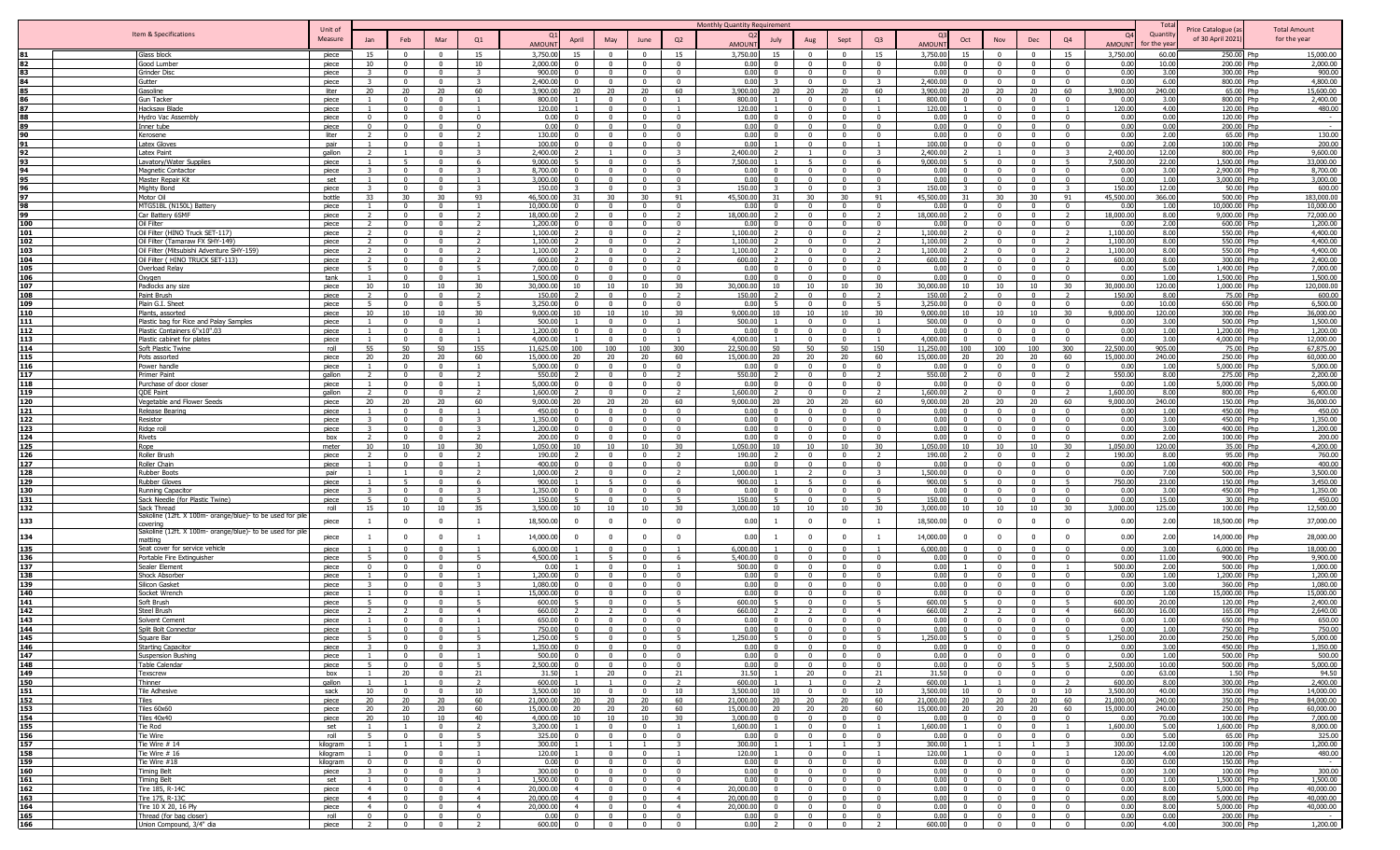| | Item & Specifications | Unit of Measure | Monthly Quantity Requirement | | | | | | | | | | | | | | | | | | | | Total Quantity for the year | Price Catalogue (as of 30 April 2021) | | Total Amount for the year |
|---|---|---|---|---|---|---|---|---|---|---|---|---|---|---|---|---|---|---|---|---|---|---|---|---|---|---|
| | | | Jan | Feb | Mar | Q1 | Q1 AMOUNT | April | May | June | Q2 | Q2 AMOUNT | July | Aug | Sept | Q3 | Q3 AMOUNT | Oct | Nov | Dec | Q4 | Q4 AMOUNT | | | | |
| 81 | Glass block | piece | 15 | 0 | 0 | 15 | 3,750.00 | 15 | 0 | 0 | 15 | 3,750.00 | 15 | 0 | 0 | 15 | 3,750.00 | 15 | 0 | 0 | 15 | 3,750.00 | 60.00 | 250.00 | Php | 15,000.00 |
| 82 | Good Lumber | piece | 10 | 0 | 0 | 10 | 2,000.00 | 0 | 0 | 0 | 0 | 0.00 | 0 | 0 | 0 | 0 | 0.00 | 0 | 0 | 0 | 0 | 0.00 | 10.00 | 200.00 | Php | 2,000.00 |
| 83 | Grinder Disc | piece | 3 | 0 | 0 | 3 | 900.00 | 0 | 0 | 0 | 0 | 0.00 | 0 | 0 | 0 | 0 | 0.00 | 0 | 0 | 0 | 0 | 0.00 | 3.00 | 300.00 | Php | 900.00 |
| 84 | Gutter | piece | 3 | 0 | 0 | 3 | 2,400.00 | 0 | 0 | 0 | 0 | 0.00 | 3 | 0 | 0 | 3 | 2,400.00 | 0 | 0 | 0 | 0 | 0.00 | 6.00 | 800.00 | Php | 4,800.00 |
| 85 | Gasoline | liter | 20 | 20 | 20 | 60 | 3,900.00 | 20 | 20 | 20 | 60 | 3,900.00 | 20 | 20 | 20 | 60 | 3,900.00 | 20 | 20 | 20 | 60 | 3,900.00 | 240.00 | 65.00 | Php | 15,600.00 |
| 86 | Gun Tacker | piece | 1 | 0 | 0 | 1 | 800.00 | 1 | 0 | 0 | 1 | 800.00 | 1 | 0 | 0 | 1 | 800.00 | 0 | 0 | 0 | 0 | 0.00 | 3.00 | 800.00 | Php | 2,400.00 |
| 87 | Hacksaw Blade | piece | 1 | 0 | 0 | 1 | 120.00 | 1 | 0 | 0 | 1 | 120.00 | 1 | 0 | 0 | 1 | 120.00 | 1 | 0 | 0 | 1 | 120.00 | 4.00 | 120.00 | Php | 480.00 |
| 88 | Hydro Vac Assembly | piece | 0 | 0 | 0 | 0 | 0.00 | 0 | 0 | 0 | 0 | 0.00 | 0 | 0 | 0 | 0 | 0.00 | 0 | 0 | 0 | 0 | 0.00 | 0.00 | 120.00 | Php | - |
| 89 | Inner tube | piece | 0 | 0 | 0 | 0 | 0.00 | 0 | 0 | 0 | 0 | 0.00 | 0 | 0 | 0 | 0 | 0.00 | 0 | 0 | 0 | 0 | 0.00 | 0.00 | 200.00 | Php | - |
| 90 | Kerosene | liter | 2 | 0 | 0 | 2 | 130.00 | 0 | 0 | 0 | 0 | 0.00 | 0 | 0 | 0 | 0 | 0.00 | 0 | 0 | 0 | 0 | 0.00 | 2.00 | 65.00 | Php | 130.00 |
| 91 | Latex Gloves | pair | 1 | 0 | 0 | 1 | 100.00 | 0 | 0 | 0 | 0 | 0.00 | 1 | 0 | 0 | 1 | 100.00 | 0 | 0 | 0 | 0 | 0.00 | 2.00 | 100.00 | Php | 200.00 |
| 92 | Latex Paint | gallon | 2 | 1 | 0 | 3 | 2,400.00 | 2 | 1 | 0 | 3 | 2,400.00 | 2 | 1 | 0 | 3 | 2,400.00 | 2 | 1 | 0 | 3 | 2,400.00 | 12.00 | 800.00 | Php | 9,600.00 |
| 93 | Lavatory/Water Supplies | piece | 1 | 5 | 0 | 6 | 9,000.00 | 5 | 0 | 0 | 5 | 7,500.00 | 1 | 5 | 0 | 6 | 9,000.00 | 5 | 0 | 0 | 5 | 7,500.00 | 22.00 | 1,500.00 | Php | 33,000.00 |
| 94 | Magnetic Contactor | piece | 3 | 0 | 0 | 3 | 8,700.00 | 0 | 0 | 0 | 0 | 0.00 | 0 | 0 | 0 | 0 | 0.00 | 0 | 0 | 0 | 0 | 0.00 | 3.00 | 2,900.00 | Php | 8,700.00 |
| 95 | Master Repair Kit | set | 1 | 0 | 0 | 1 | 3,000.00 | 0 | 0 | 0 | 0 | 0.00 | 0 | 0 | 0 | 0 | 0.00 | 0 | 0 | 0 | 0 | 0.00 | 1.00 | 3,000.00 | Php | 3,000.00 |
| 96 | Mighty Bond | piece | 3 | 0 | 0 | 3 | 150.00 | 3 | 0 | 0 | 3 | 150.00 | 3 | 0 | 0 | 3 | 150.00 | 3 | 0 | 0 | 3 | 150.00 | 12.00 | 50.00 | Php | 600.00 |
| 97 | Motor Oil | bottle | 33 | 30 | 30 | 93 | 46,500.00 | 31 | 30 | 30 | 91 | 45,500.00 | 31 | 30 | 30 | 91 | 45,500.00 | 31 | 30 | 30 | 91 | 45,500.00 | 366.00 | 500.00 | Php | 183,000.00 |
| 98 | MTGS1BL (N150L) Battery | piece | 1 | 0 | 0 | 1 | 10,000.00 | 0 | 0 | 0 | 0 | 0.00 | 0 | 0 | 0 | 0 | 0.00 | 0 | 0 | 0 | 0 | 0.00 | 1.00 | 10,000.00 | Php | 10,000.00 |
| 99 | Car Battery 6SMF | piece | 2 | 0 | 0 | 2 | 18,000.00 | 2 | 0 | 0 | 2 | 18,000.00 | 2 | 0 | 0 | 2 | 18,000.00 | 2 | 0 | 0 | 2 | 18,000.00 | 8.00 | 9,000.00 | Php | 72,000.00 |
| 100 | Oil Filter | piece | 2 | 0 | 0 | 2 | 1,200.00 | 0 | 0 | 0 | 0 | 0.00 | 0 | 0 | 0 | 0 | 0.00 | 0 | 0 | 0 | 0 | 0.00 | 2.00 | 600.00 | Php | 1,200.00 |
| 101 | Oil Filter (HINO Truck SET-117) | piece | 2 | 0 | 0 | 2 | 1,100.00 | 2 | 0 | 0 | 2 | 1,100.00 | 2 | 0 | 0 | 2 | 1,100.00 | 2 | 0 | 0 | 2 | 1,100.00 | 8.00 | 550.00 | Php | 4,400.00 |
| 102 | Oil Filter (Tamaraw FX SHY-149) | piece | 2 | 0 | 0 | 2 | 1,100.00 | 2 | 0 | 0 | 2 | 1,100.00 | 2 | 0 | 0 | 2 | 1,100.00 | 2 | 0 | 0 | 2 | 1,100.00 | 8.00 | 550.00 | Php | 4,400.00 |
| 103 | Oil Filter (Mitsubishi Adventure SHY-159) | piece | 2 | 0 | 0 | 2 | 1,100.00 | 2 | 0 | 0 | 2 | 1,100.00 | 2 | 0 | 0 | 2 | 1,100.00 | 2 | 0 | 0 | 2 | 1,100.00 | 8.00 | 550.00 | Php | 4,400.00 |
| 104 | Oil Filter ( HINO TRUCK SET-113) | piece | 2 | 0 | 0 | 2 | 600.00 | 2 | 0 | 0 | 2 | 600.00 | 2 | 0 | 0 | 2 | 600.00 | 2 | 0 | 0 | 2 | 600.00 | 8.00 | 300.00 | Php | 2,400.00 |
| 105 | Overload Relay | piece | 5 | 0 | 0 | 5 | 7,000.00 | 0 | 0 | 0 | 0 | 0.00 | 0 | 0 | 0 | 0 | 0.00 | 0 | 0 | 0 | 0 | 0.00 | 5.00 | 1,400.00 | Php | 7,000.00 |
| 106 | Oxygen | tank | 1 | 0 | 0 | 1 | 1,500.00 | 0 | 0 | 0 | 0 | 0.00 | 0 | 0 | 0 | 0 | 0.00 | 0 | 0 | 0 | 0 | 0.00 | 1.00 | 1,500.00 | Php | 1,500.00 |
| 107 | Padlocks any size | piece | 10 | 10 | 10 | 30 | 30,000.00 | 10 | 10 | 10 | 30 | 30,000.00 | 10 | 10 | 10 | 30 | 30,000.00 | 10 | 10 | 10 | 30 | 30,000.00 | 120.00 | 1,000.00 | Php | 120,000.00 |
| 108 | Paint Brush | piece | 2 | 0 | 0 | 2 | 150.00 | 2 | 0 | 0 | 2 | 150.00 | 2 | 0 | 0 | 2 | 150.00 | 2 | 0 | 0 | 2 | 150.00 | 8.00 | 75.00 | Php | 600.00 |
| 109 | Plain G.I. Sheet | piece | 5 | 0 | 0 | 5 | 3,250.00 | 0 | 0 | 0 | 0 | 0.00 | 5 | 0 | 0 | 5 | 3,250.00 | 0 | 0 | 0 | 0 | 0.00 | 10.00 | 650.00 | Php | 6,500.00 |
| 110 | Plants, assorted | piece | 10 | 10 | 10 | 30 | 9,000.00 | 10 | 10 | 10 | 30 | 9,000.00 | 10 | 10 | 10 | 30 | 9,000.00 | 10 | 10 | 10 | 30 | 9,000.00 | 120.00 | 300.00 | Php | 36,000.00 |
| 111 | Plastic bag for Rice and Palay Samples | piece | 1 | 0 | 0 | 1 | 500.00 | 1 | 0 | 0 | 1 | 500.00 | 1 | 0 | 0 | 1 | 500.00 | 0 | 0 | 0 | 0 | 0.00 | 3.00 | 500.00 | Php | 1,500.00 |
| 112 | Plastic Containers 6"x10".03 | piece | 1 | 0 | 0 | 1 | 1,200.00 | 0 | 0 | 0 | 0 | 0.00 | 0 | 0 | 0 | 0 | 0.00 | 0 | 0 | 0 | 0 | 0.00 | 1.00 | 1,200.00 | Php | 1,200.00 |
| 113 | Plastic cabinet for plates | piece | 1 | 0 | 0 | 1 | 4,000.00 | 1 | 0 | 0 | 1 | 4,000.00 | 1 | 0 | 0 | 1 | 4,000.00 | 0 | 0 | 0 | 0 | 0.00 | 3.00 | 4,000.00 | Php | 12,000.00 |
| 114 | Soft Plastic Twine | roll | 55 | 50 | 50 | 155 | 11,625.00 | 100 | 100 | 100 | 300 | 22,500.00 | 50 | 50 | 50 | 150 | 11,250.00 | 100 | 100 | 100 | 300 | 22,500.00 | 905.00 | 75.00 | Php | 67,875.00 |
| 115 | Pots assorted | piece | 20 | 20 | 20 | 60 | 15,000.00 | 20 | 20 | 20 | 60 | 15,000.00 | 20 | 20 | 20 | 60 | 15,000.00 | 20 | 20 | 20 | 60 | 15,000.00 | 240.00 | 250.00 | Php | 60,000.00 |
| 116 | Power handle | piece | 1 | 0 | 0 | 1 | 5,000.00 | 0 | 0 | 0 | 0 | 0.00 | 0 | 0 | 0 | 0 | 0.00 | 0 | 0 | 0 | 0 | 0.00 | 1.00 | 5,000.00 | Php | 5,000.00 |
| 117 | Primer Paint | gallon | 2 | 0 | 0 | 2 | 550.00 | 2 | 0 | 0 | 2 | 550.00 | 2 | 0 | 0 | 2 | 550.00 | 2 | 0 | 0 | 2 | 550.00 | 8.00 | 275.00 | Php | 2,200.00 |
| 118 | Purchase of door closer | piece | 1 | 0 | 0 | 1 | 5,000.00 | 0 | 0 | 0 | 0 | 0.00 | 0 | 0 | 0 | 0 | 0.00 | 0 | 0 | 0 | 0 | 0.00 | 1.00 | 5,000.00 | Php | 5,000.00 |
| 119 | QDE Paint | gallon | 2 | 0 | 0 | 2 | 1,600.00 | 2 | 0 | 0 | 2 | 1,600.00 | 2 | 0 | 0 | 2 | 1,600.00 | 2 | 0 | 0 | 2 | 1,600.00 | 8.00 | 800.00 | Php | 6,400.00 |
| 120 | Vegetable and Flower Seeds | piece | 20 | 20 | 20 | 60 | 9,000.00 | 20 | 20 | 20 | 60 | 9,000.00 | 20 | 20 | 20 | 60 | 9,000.00 | 20 | 20 | 20 | 60 | 9,000.00 | 240.00 | 150.00 | Php | 36,000.00 |
| 121 | Release Bearing | piece | 1 | 0 | 0 | 1 | 450.00 | 0 | 0 | 0 | 0 | 0.00 | 0 | 0 | 0 | 0 | 0.00 | 0 | 0 | 0 | 0 | 0.00 | 1.00 | 450.00 | Php | 450.00 |
| 122 | Resistor | piece | 3 | 0 | 0 | 3 | 1,350.00 | 0 | 0 | 0 | 0 | 0.00 | 0 | 0 | 0 | 0 | 0.00 | 0 | 0 | 0 | 0 | 0.00 | 3.00 | 450.00 | Php | 1,350.00 |
| 123 | Ridge roll | piece | 3 | 0 | 0 | 3 | 1,200.00 | 0 | 0 | 0 | 0 | 0.00 | 0 | 0 | 0 | 0 | 0.00 | 0 | 0 | 0 | 0 | 0.00 | 3.00 | 400.00 | Php | 1,200.00 |
| 124 | Rivets | box | 2 | 0 | 0 | 2 | 200.00 | 0 | 0 | 0 | 0 | 0.00 | 0 | 0 | 0 | 0 | 0.00 | 0 | 0 | 0 | 0 | 0.00 | 2.00 | 100.00 | Php | 200.00 |
| 125 | Rope | meter | 10 | 10 | 10 | 30 | 1,050.00 | 10 | 10 | 10 | 30 | 1,050.00 | 10 | 10 | 10 | 30 | 1,050.00 | 10 | 10 | 10 | 30 | 1,050.00 | 120.00 | 35.00 | Php | 4,200.00 |
| 126 | Roller Brush | piece | 2 | 0 | 0 | 2 | 190.00 | 2 | 0 | 0 | 2 | 190.00 | 2 | 0 | 0 | 2 | 190.00 | 2 | 0 | 0 | 2 | 190.00 | 8.00 | 95.00 | Php | 760.00 |
| 127 | Roller Chain | piece | 1 | 0 | 0 | 1 | 400.00 | 0 | 0 | 0 | 0 | 0.00 | 0 | 0 | 0 | 0 | 0.00 | 0 | 0 | 0 | 0 | 0.00 | 1.00 | 400.00 | Php | 400.00 |
| 128 | Rubber Boots | pair | 1 | 1 | 0 | 2 | 1,000.00 | 2 | 0 | 0 | 2 | 1,000.00 | 1 | 2 | 0 | 3 | 1,500.00 | 0 | 0 | 0 | 0 | 0.00 | 7.00 | 500.00 | Php | 3,500.00 |
| 129 | Rubber Gloves | piece | 1 | 5 | 0 | 6 | 900.00 | 1 | 5 | 0 | 6 | 900.00 | 1 | 5 | 0 | 6 | 900.00 | 5 | 0 | 0 | 5 | 750.00 | 23.00 | 150.00 | Php | 3,450.00 |
| 130 | Running Capacitor | piece | 3 | 0 | 0 | 3 | 1,350.00 | 0 | 0 | 0 | 0 | 0.00 | 0 | 0 | 0 | 0 | 0.00 | 0 | 0 | 0 | 0 | 0.00 | 3.00 | 450.00 | Php | 1,350.00 |
| 131 | Sack Needle (for Plastic Twine) | piece | 5 | 0 | 0 | 5 | 150.00 | 5 | 0 | 0 | 5 | 150.00 | 5 | 0 | 0 | 5 | 150.00 | 0 | 0 | 0 | 0 | 0.00 | 15.00 | 30.00 | Php | 450.00 |
| 132 | Sack Thread | roll | 15 | 10 | 10 | 35 | 3,500.00 | 10 | 10 | 10 | 30 | 3,000.00 | 10 | 10 | 10 | 30 | 3,000.00 | 10 | 10 | 10 | 30 | 3,000.00 | 125.00 | 100.00 | Php | 12,500.00 |
| 133 | Sakoline (12Ft. X 100m- orange/blue)- to be used for pile covering | piece | 1 | 0 | 0 | 1 | 18,500.00 | 0 | 0 | 0 | 0 | 0.00 | 1 | 0 | 0 | 1 | 18,500.00 | 0 | 0 | 0 | 0 | 0.00 | 2.00 | 18,500.00 | Php | 37,000.00 |
| 134 | Sakoline (12Ft. X 100m- orange/blue)- to be used for pile matting | piece | 1 | 0 | 0 | 1 | 14,000.00 | 0 | 0 | 0 | 0 | 0.00 | 1 | 0 | 0 | 1 | 14,000.00 | 0 | 0 | 0 | 0 | 0.00 | 2.00 | 14,000.00 | Php | 28,000.00 |
| 135 | Seat cover for service vehicle | piece | 1 | 0 | 0 | 1 | 6,000.00 | 1 | 0 | 0 | 1 | 6,000.00 | 1 | 0 | 0 | 1 | 6,000.00 | 0 | 0 | 0 | 0 | 0.00 | 3.00 | 6,000.00 | Php | 18,000.00 |
| 136 | Portable Fire Extinguisher | piece | 5 | 0 | 0 | 5 | 4,500.00 | 1 | 5 | 0 | 6 | 5,400.00 | 0 | 0 | 0 | 0 | 0.00 | 0 | 0 | 0 | 0 | 0.00 | 11.00 | 900.00 | Php | 9,900.00 |
| 137 | Sealer Element | piece | 0 | 0 | 0 | 0 | 0.00 | 1 | 0 | 0 | 1 | 500.00 | 0 | 0 | 0 | 0 | 0.00 | 1 | 0 | 0 | 1 | 500.00 | 2.00 | 500.00 | Php | 1,000.00 |
| 138 | Shock Absorber | piece | 1 | 0 | 0 | 1 | 1,200.00 | 0 | 0 | 0 | 0 | 0.00 | 0 | 0 | 0 | 0 | 0.00 | 0 | 0 | 0 | 0 | 0.00 | 1.00 | 1,200.00 | Php | 1,200.00 |
| 139 | Silicon Gasket | piece | 3 | 0 | 0 | 3 | 1,080.00 | 0 | 0 | 0 | 0 | 0.00 | 0 | 0 | 0 | 0 | 0.00 | 0 | 0 | 0 | 0 | 0.00 | 3.00 | 360.00 | Php | 1,080.00 |
| 140 | Socket Wrench | piece | 1 | 0 | 0 | 1 | 15,000.00 | 0 | 0 | 0 | 0 | 0.00 | 0 | 0 | 0 | 0 | 0.00 | 0 | 0 | 0 | 0 | 0.00 | 1.00 | 15,000.00 | Php | 15,000.00 |
| 141 | Soft Brush | piece | 5 | 0 | 0 | 5 | 600.00 | 5 | 0 | 0 | 5 | 600.00 | 5 | 0 | 0 | 5 | 600.00 | 5 | 0 | 0 | 5 | 600.00 | 20.00 | 120.00 | Php | 2,400.00 |
| 142 | Steel Brush | piece | 2 | 2 | 0 | 4 | 660.00 | 2 | 2 | 0 | 4 | 660.00 | 2 | 2 | 0 | 4 | 660.00 | 2 | 2 | 0 | 4 | 660.00 | 16.00 | 165.00 | Php | 2,640.00 |
| 143 | Solvent Cement | piece | 1 | 0 | 0 | 1 | 650.00 | 0 | 0 | 0 | 0 | 0.00 | 0 | 0 | 0 | 0 | 0.00 | 0 | 0 | 0 | 0 | 0.00 | 1.00 | 650.00 | Php | 650.00 |
| 144 | Split Bolt Connector | piece | 1 | 0 | 0 | 1 | 750.00 | 0 | 0 | 0 | 0 | 0.00 | 0 | 0 | 0 | 0 | 0.00 | 0 | 0 | 0 | 0 | 0.00 | 1.00 | 750.00 | Php | 750.00 |
| 145 | Square Bar | piece | 5 | 0 | 0 | 5 | 1,250.00 | 5 | 0 | 0 | 5 | 1,250.00 | 5 | 0 | 0 | 5 | 1,250.00 | 5 | 0 | 0 | 5 | 1,250.00 | 20.00 | 250.00 | Php | 5,000.00 |
| 146 | Starting Capacitor | piece | 3 | 0 | 0 | 3 | 1,350.00 | 0 | 0 | 0 | 0 | 0.00 | 0 | 0 | 0 | 0 | 0.00 | 0 | 0 | 0 | 0 | 0.00 | 3.00 | 450.00 | Php | 1,350.00 |
| 147 | Suspension Bushing | piece | 1 | 0 | 0 | 1 | 500.00 | 0 | 0 | 0 | 0 | 0.00 | 0 | 0 | 0 | 0 | 0.00 | 0 | 0 | 0 | 0 | 0.00 | 1.00 | 500.00 | Php | 500.00 |
| 148 | Table Calendar | piece | 5 | 0 | 0 | 5 | 2,500.00 | 0 | 0 | 0 | 0 | 0.00 | 0 | 0 | 0 | 0 | 0.00 | 0 | 0 | 5 | 5 | 2,500.00 | 10.00 | 500.00 | Php | 5,000.00 |
| 149 | Texscrew | box | 1 | 20 | 0 | 21 | 31.50 | 1 | 20 | 0 | 21 | 31.50 | 1 | 20 | 0 | 21 | 31.50 | 0 | 0 | 0 | 0 | 0.00 | 63.00 | 1.50 | Php | 94.50 |
| 150 | Thinner | gallon | 1 | 1 | 0 | 2 | 600.00 | 1 | 1 | 0 | 2 | 600.00 | 1 | 1 | 0 | 2 | 600.00 | 1 | 1 | 0 | 2 | 600.00 | 8.00 | 300.00 | Php | 2,400.00 |
| 151 | Tile Adhesive | sack | 10 | 0 | 0 | 10 | 3,500.00 | 10 | 0 | 0 | 10 | 3,500.00 | 10 | 0 | 0 | 10 | 3,500.00 | 10 | 0 | 0 | 10 | 3,500.00 | 40.00 | 350.00 | Php | 14,000.00 |
| 152 | Tiles | piece | 20 | 20 | 20 | 60 | 21,000.00 | 20 | 20 | 20 | 60 | 21,000.00 | 20 | 20 | 20 | 60 | 21,000.00 | 20 | 20 | 20 | 60 | 21,000.00 | 240.00 | 350.00 | Php | 84,000.00 |
| 153 | Tiles 60x60 | piece | 20 | 20 | 20 | 60 | 15,000.00 | 20 | 20 | 20 | 60 | 15,000.00 | 20 | 20 | 20 | 60 | 15,000.00 | 20 | 20 | 20 | 60 | 15,000.00 | 240.00 | 250.00 | Php | 60,000.00 |
| 154 | Tiles 40x40 | piece | 20 | 10 | 10 | 40 | 4,000.00 | 10 | 10 | 10 | 30 | 3,000.00 | 0 | 0 | 0 | 0 | 0.00 | 0 | 0 | 0 | 0 | 0.00 | 70.00 | 100.00 | Php | 7,000.00 |
| 155 | Tie Rod | set | 1 | 1 | 0 | 2 | 3,200.00 | 1 | 0 | 0 | 1 | 1,600.00 | 1 | 0 | 0 | 1 | 1,600.00 | 1 | 0 | 0 | 1 | 1,600.00 | 5.00 | 1,600.00 | Php | 8,000.00 |
| 156 | Tie Wire | roll | 5 | 0 | 0 | 5 | 325.00 | 0 | 0 | 0 | 0 | 0.00 | 0 | 0 | 0 | 0 | 0.00 | 0 | 0 | 0 | 0 | 0.00 | 5.00 | 65.00 | Php | 325.00 |
| 157 | Tie Wire # 14 | kilogram | 1 | 1 | 1 | 3 | 300.00 | 1 | 1 | 1 | 3 | 300.00 | 1 | 1 | 1 | 3 | 300.00 | 1 | 1 | 1 | 3 | 300.00 | 12.00 | 100.00 | Php | 1,200.00 |
| 158 | Tie Wire # 16 | kilogram | 1 | 0 | 0 | 1 | 120.00 | 1 | 0 | 0 | 1 | 120.00 | 1 | 0 | 0 | 1 | 120.00 | 1 | 0 | 0 | 1 | 120.00 | 4.00 | 120.00 | Php | 480.00 |
| 159 | Tie Wire #18 | kilogram | 0 | 0 | 0 | 0 | 0.00 | 0 | 0 | 0 | 0 | 0.00 | 0 | 0 | 0 | 0 | 0.00 | 0 | 0 | 0 | 0 | 0.00 | 0.00 | 150.00 | Php | - |
| 160 | Timing Belt | piece | 3 | 0 | 0 | 3 | 300.00 | 0 | 0 | 0 | 0 | 0.00 | 0 | 0 | 0 | 0 | 0.00 | 0 | 0 | 0 | 0 | 0.00 | 3.00 | 100.00 | Php | 300.00 |
| 161 | Timing Belt | set | 1 | 0 | 0 | 1 | 1,500.00 | 0 | 0 | 0 | 0 | 0.00 | 0 | 0 | 0 | 0 | 0.00 | 0 | 0 | 0 | 0 | 0.00 | 1.00 | 1,500.00 | Php | 1,500.00 |
| 162 | Tire 185, R-14C | piece | 4 | 0 | 0 | 4 | 20,000.00 | 4 | 0 | 0 | 4 | 20,000.00 | 0 | 0 | 0 | 0 | 0.00 | 0 | 0 | 0 | 0 | 0.00 | 8.00 | 5,000.00 | Php | 40,000.00 |
| 163 | Tire 175, R-13C | piece | 4 | 0 | 0 | 4 | 20,000.00 | 4 | 0 | 0 | 4 | 20,000.00 | 0 | 0 | 0 | 0 | 0.00 | 0 | 0 | 0 | 0 | 0.00 | 8.00 | 5,000.00 | Php | 40,000.00 |
| 164 | Tire 10 X 20, 16 Ply | piece | 4 | 0 | 0 | 4 | 20,000.00 | 4 | 0 | 0 | 4 | 20,000.00 | 0 | 0 | 0 | 0 | 0.00 | 0 | 0 | 0 | 0 | 0.00 | 8.00 | 5,000.00 | Php | 40,000.00 |
| 165 | Thread (for bag closer) | roll | 0 | 0 | 0 | 0 | 0.00 | 0 | 0 | 0 | 0 | 0.00 | 0 | 0 | 0 | 0 | 0.00 | 0 | 0 | 0 | 0 | 0.00 | 0.00 | 200.00 | Php | - |
| 166 | Union Compound, 3/4" dia | piece | 2 | 0 | 0 | 2 | 600.00 | 0 | 0 | 0 | 0 | 0.00 | 2 | 0 | 0 | 2 | 600.00 | 0 | 0 | 0 | 0 | 0.00 | 4.00 | 300.00 | Php | 1,200.00 |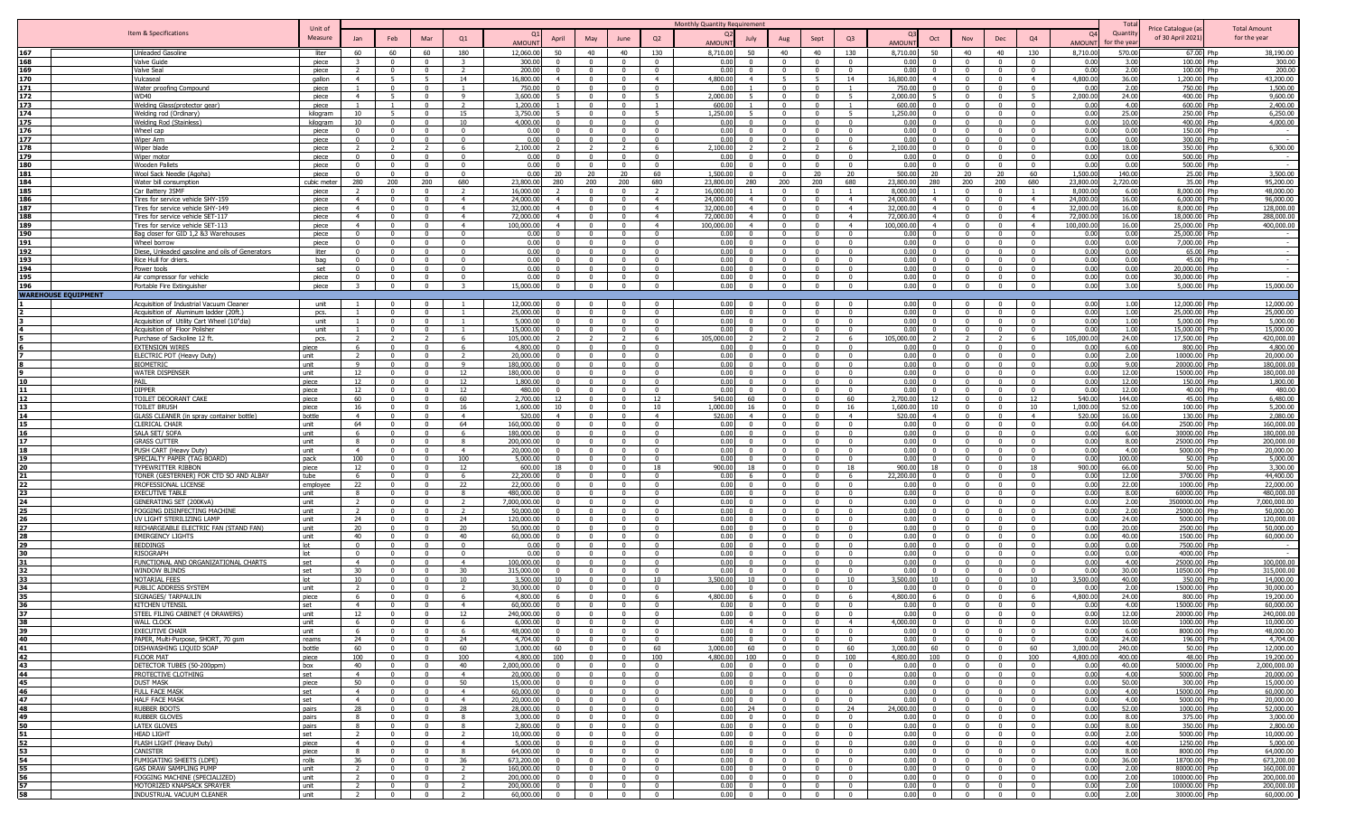| | Item & Specifications | Unit of Measure | Monthly Quantity Requirement | | | | | | | | | | | | | | | | | | | | Total Quantity for the year | Price Catalogue (as of 30 April 2021) | | Total Amount for the year |
|---|---|---|---|---|---|---|---|---|---|---|---|---|---|---|---|---|---|---|---|---|---|---|---|---|---|---|
| | | | Jan | Feb | Mar | Q1 | Q1 AMOUNT | April | May | June | Q2 | Q2 AMOUNT | July | Aug | Sept | Q3 | Q3 AMOUNT | Oct | Nov | Dec | Q4 | Q4 AMOUNT | | | | |
| 167 | Unleaded Gasoline | liter | 60 | 60 | 60 | 180 | 12,060.00 | 50 | 40 | 40 | 130 | 8,710.00 | 50 | 40 | 40 | 130 | 8,710.00 | 50 | 40 | 40 | 130 | 8,710.00 | 570.00 | 67.00 | Php | 38,190.00 |
| 168 | Valve Guide | piece | 3 | 0 | 0 | 3 | 300.00 | 0 | 0 | 0 | 0 | 0.00 | 0 | 0 | 0 | 0 | 0.00 | 0 | 0 | 0 | 0 | 0.00 | 3.00 | 100.00 | Php | 300.00 |
| 169 | Valve Seal | piece | 2 | 0 | 0 | 2 | 200.00 | 0 | 0 | 0 | 0 | 0.00 | 0 | 0 | 0 | 0 | 0.00 | 0 | 0 | 0 | 0 | 0.00 | 2.00 | 100.00 | Php | 200.00 |
| 170 | Vulcaseal | gallon | 4 | 5 | 5 | 14 | 16,800.00 | 4 | 0 | 0 | 4 | 4,800.00 | 4 | 5 | 5 | 14 | 16,800.00 | 4 | 0 | 0 | 4 | 4,800.00 | 36.00 | 1,200.00 | Php | 43,200.00 |
| 171 | Water proofing Compound | piece | 1 | 0 | 0 | 1 | 750.00 | 0 | 0 | 0 | 0 | 0.00 | 1 | 0 | 0 | 1 | 750.00 | 0 | 0 | 0 | 0 | 0.00 | 2.00 | 750.00 | Php | 1,500.00 |
| 172 | WD40 | piece | 4 | 5 | 0 | 9 | 3,600.00 | 5 | 0 | 0 | 5 | 2,000.00 | 5 | 0 | 0 | 5 | 2,000.00 | 5 | 0 | 0 | 5 | 2,000.00 | 24.00 | 400.00 | Php | 9,600.00 |
| 173 | Welding Glass(protector gear) | piece | 1 | 1 | 0 | 2 | 1,200.00 | 1 | 0 | 0 | 1 | 600.00 | 1 | 0 | 0 | 1 | 600.00 | 0 | 0 | 0 | 0 | 0.00 | 4.00 | 600.00 | Php | 2,400.00 |
| 174 | Welding rod (Ordinary) | kilogram | 10 | 5 | 0 | 15 | 3,750.00 | 5 | 0 | 0 | 5 | 1,250.00 | 5 | 0 | 0 | 5 | 1,250.00 | 0 | 0 | 0 | 0 | 0.00 | 25.00 | 250.00 | Php | 6,250.00 |
| 175 | Welding Rod (Stainless) | kilogram | 10 | 0 | 0 | 10 | 4,000.00 | 0 | 0 | 0 | 0 | 0.00 | 0 | 0 | 0 | 0 | 0.00 | 0 | 0 | 0 | 0 | 0.00 | 10.00 | 400.00 | Php | 4,000.00 |
| 176 | Wheel cap | piece | 0 | 0 | 0 | 0 | 0.00 | 0 | 0 | 0 | 0 | 0.00 | 0 | 0 | 0 | 0 | 0.00 | 0 | 0 | 0 | 0 | 0.00 | 0.00 | 150.00 | Php | - |
| 177 | Wiper Arm | piece | 0 | 0 | 0 | 0 | 0.00 | 0 | 0 | 0 | 0 | 0.00 | 0 | 0 | 0 | 0 | 0.00 | 0 | 0 | 0 | 0 | 0.00 | 0.00 | 300.00 | Php | - |
| 178 | Wiper blade | piece | 2 | 2 | 2 | 6 | 2,100.00 | 2 | 2 | 2 | 6 | 2,100.00 | 2 | 2 | 2 | 6 | 2,100.00 | 0 | 0 | 0 | 0 | 0.00 | 18.00 | 350.00 | Php | 6,300.00 |
| 179 | Wiper motor | piece | 0 | 0 | 0 | 0 | 0.00 | 0 | 0 | 0 | 0 | 0.00 | 0 | 0 | 0 | 0 | 0.00 | 0 | 0 | 0 | 0 | 0.00 | 0.00 | 500.00 | Php | - |
| 180 | Wooden Pallets | piece | 0 | 0 | 0 | 0 | 0.00 | 0 | 0 | 0 | 0 | 0.00 | 0 | 0 | 0 | 0 | 0.00 | 0 | 0 | 0 | 0 | 0.00 | 0.00 | 500.00 | Php | - |
| 181 | Wool Sack Needle (Agoha) | piece | 0 | 0 | 0 | 0 | 0.00 | 20 | 20 | 20 | 60 | 1,500.00 | 0 | 0 | 20 | 20 | 500.00 | 20 | 20 | 20 | 60 | 1,500.00 | 140.00 | 25.00 | Php | 3,500.00 |
| 184 | Water bill consumption | cubic meter | 280 | 200 | 200 | 680 | 23,800.00 | 280 | 200 | 200 | 680 | 23,800.00 | 280 | 200 | 200 | 680 | 23,800.00 | 280 | 200 | 200 | 680 | 23,800.00 | 2,720.00 | 35.00 | Php | 95,200.00 |
| 185 | Car Battery 3SMF | piece | 2 | 0 | 0 | 2 | 16,000.00 | 2 | 0 | 0 | 2 | 16,000.00 | 1 | 0 | 0 | 1 | 8,000.00 | 1 | 0 | 0 | 1 | 8,000.00 | 6.00 | 8,000.00 | Php | 48,000.00 |
| 186 | Tires for service vehicle SHY-159 | piece | 4 | 0 | 0 | 4 | 24,000.00 | 4 | 0 | 0 | 4 | 24,000.00 | 4 | 0 | 0 | 4 | 24,000.00 | 4 | 0 | 0 | 4 | 24,000.00 | 16.00 | 6,000.00 | Php | 96,000.00 |
| 187 | Tires for service vehicle SHY-149 | piece | 4 | 0 | 0 | 4 | 32,000.00 | 4 | 0 | 0 | 4 | 32,000.00 | 4 | 0 | 0 | 4 | 32,000.00 | 4 | 0 | 0 | 4 | 32,000.00 | 16.00 | 8,000.00 | Php | 128,000.00 |
| 188 | Tires for service vehicle SET-117 | piece | 4 | 0 | 0 | 4 | 72,000.00 | 4 | 0 | 0 | 4 | 72,000.00 | 4 | 0 | 0 | 4 | 72,000.00 | 4 | 0 | 0 | 4 | 72,000.00 | 16.00 | 18,000.00 | Php | 288,000.00 |
| 189 | Tires for service vehicle SET-113 | piece | 4 | 0 | 0 | 4 | 100,000.00 | 4 | 0 | 0 | 4 | 100,000.00 | 4 | 0 | 0 | 4 | 100,000.00 | 4 | 0 | 0 | 4 | 100,000.00 | 16.00 | 25,000.00 | Php | 400,000.00 |
| 190 | Gear closer for GID 1,2 &3 Warehouses | piece | 0 | 0 | 0 | 0 | 0.00 | 0 | 0 | 0 | 0 | 0.00 | 0 | 0 | 0 | 0 | 0.00 | 0 | 0 | 0 | 0 | 0.00 | 0.00 | 25,000.00 | Php | - |
| 191 | Wheel borrow | piece | 0 | 0 | 0 | 0 | 0.00 | 0 | 0 | 0 | 0 | 0.00 | 0 | 0 | 0 | 0 | 0.00 | 0 | 0 | 0 | 0 | 0.00 | 0.00 | 7,000.00 | Php | - |
| 192 | Diese, Unleaded gasoline and oils of Generators | liter | 0 | 0 | 0 | 0 | 0.00 | 0 | 0 | 0 | 0 | 0.00 | 0 | 0 | 0 | 0 | 0.00 | 0 | 0 | 0 | 0 | 0.00 | 0.00 | 65.00 | Php | - |
| 193 | Rice Hull for driers. | bag | 0 | 0 | 0 | 0 | 0.00 | 0 | 0 | 0 | 0 | 0.00 | 0 | 0 | 0 | 0 | 0.00 | 0 | 0 | 0 | 0 | 0.00 | 0.00 | 45.00 | Php | - |
| 194 | Power tools | set | 0 | 0 | 0 | 0 | 0.00 | 0 | 0 | 0 | 0 | 0.00 | 0 | 0 | 0 | 0 | 0.00 | 0 | 0 | 0 | 0 | 0.00 | 0.00 | 20,000.00 | Php | - |
| 195 | Air compressor for vehicle | piece | 0 | 0 | 0 | 0 | 0.00 | 0 | 0 | 0 | 0 | 0.00 | 0 | 0 | 0 | 0 | 0.00 | 0 | 0 | 0 | 0 | 0.00 | 0.00 | 30,000.00 | Php | - |
| 196 | Portable Fire Extinguisher | piece | 3 | 0 | 0 | 3 | 15,000.00 | 0 | 0 | 0 | 0 | 0.00 | 0 | 0 | 0 | 0 | 0.00 | 0 | 0 | 0 | 0 | 0.00 | 3.00 | 5,000.00 | Php | 15,000.00 |
| **WAREHOUSE EQUIPMENT** | | | | | | | | | | | | | | | | | | | | | | | | | | |
| 1 | Acquisition of Industrial Vacuum Cleaner | unit | 1 | 0 | 0 | 1 | 12,000.00 | 0 | 0 | 0 | 0 | 0.00 | 0 | 0 | 0 | 0 | 0.00 | 0 | 0 | 0 | 0 | 0.00 | 1.00 | 12,000.00 | Php | 12,000.00 |
| 2 | Acquisition of Aluminum ladder (20ft.) | pcs. | 1 | 0 | 0 | 1 | 25,000.00 | 0 | 0 | 0 | 0 | 0.00 | 0 | 0 | 0 | 0 | 0.00 | 0 | 0 | 0 | 0 | 0.00 | 1.00 | 25,000.00 | Php | 25,000.00 |
| 3 | Acquisition of Utility Cart Wheel (10"dia) | unit | 1 | 0 | 0 | 1 | 5,000.00 | 0 | 0 | 0 | 0 | 0.00 | 0 | 0 | 0 | 0 | 0.00 | 0 | 0 | 0 | 0 | 0.00 | 1.00 | 5,000.00 | Php | 5,000.00 |
| 4 | Acquisition of Floor Polisher | unit | 1 | 0 | 0 | 1 | 15,000.00 | 0 | 0 | 0 | 0 | 0.00 | 0 | 0 | 0 | 0 | 0.00 | 0 | 0 | 0 | 0 | 0.00 | 1.00 | 15,000.00 | Php | 15,000.00 |
| 5 | Purchase of Sackoline 12 ft. | pcs. | 2 | 2 | 2 | 6 | 105,000.00 | 2 | 2 | 2 | 6 | 105,000.00 | 2 | 2 | 2 | 6 | 105,000.00 | 2 | 2 | 2 | 6 | 105,000.00 | 24.00 | 17,500.00 | Php | 420,000.00 |
| 6 | EXTENSION WIRES | piece | 6 | 0 | 0 | 6 | 4,800.00 | 0 | 0 | 0 | 0 | 0.00 | 0 | 0 | 0 | 0 | 0.00 | 0 | 0 | 0 | 0 | 0.00 | 6.00 | 800.00 | Php | 4,800.00 |
| 7 | ELECTRIC POT (Heavy Duty) | unit | 2 | 0 | 0 | 2 | 20,000.00 | 0 | 0 | 0 | 0 | 0.00 | 0 | 0 | 0 | 0 | 0.00 | 0 | 0 | 0 | 0 | 0.00 | 2.00 | 10000.00 | Php | 20,000.00 |
| 8 | BIOMETRIC | unit | 9 | 0 | 0 | 9 | 180,000.00 | 0 | 0 | 0 | 0 | 0.00 | 0 | 0 | 0 | 0 | 0.00 | 0 | 0 | 0 | 0 | 0.00 | 9.00 | 20000.00 | Php | 180,000.00 |
| 9 | WATER DISPENSER | unit | 12 | 0 | 0 | 12 | 180,000.00 | 0 | 0 | 0 | 0 | 0.00 | 0 | 0 | 0 | 0 | 0.00 | 0 | 0 | 0 | 0 | 0.00 | 12.00 | 15000.00 | Php | 180,000.00 |
| 10 | PAIL | piece | 12 | 0 | 0 | 12 | 1,800.00 | 0 | 0 | 0 | 0 | 0.00 | 0 | 0 | 0 | 0 | 0.00 | 0 | 0 | 0 | 0 | 0.00 | 12.00 | 150.00 | Php | 1,800.00 |
| 11 | DIPPER | piece | 12 | 0 | 0 | 12 | 480.00 | 0 | 0 | 0 | 0 | 0.00 | 0 | 0 | 0 | 0 | 0.00 | 0 | 0 | 0 | 0 | 0.00 | 12.00 | 40.00 | Php | 480.00 |
| 12 | TOILET DEODRANT CAKE | piece | 60 | 0 | 0 | 60 | 2,700.00 | 12 | 0 | 0 | 12 | 540.00 | 60 | 0 | 0 | 60 | 2,700.00 | 12 | 0 | 0 | 12 | 540.00 | 144.00 | 45.00 | Php | 6,480.00 |
| 13 | TOILET BRUSH | piece | 16 | 0 | 0 | 16 | 1,600.00 | 10 | 0 | 0 | 10 | 1,000.00 | 16 | 0 | 0 | 16 | 1,600.00 | 10 | 0 | 0 | 10 | 1,000.00 | 52.00 | 100.00 | Php | 5,200.00 |
| 14 | GLASS CLEANER (in spray container bottle) | bottle | 4 | 0 | 0 | 4 | 520.00 | 4 | 0 | 0 | 4 | 520.00 | 4 | 0 | 0 | 4 | 520.00 | 4 | 0 | 0 | 4 | 520.00 | 16.00 | 130.00 | Php | 2,080.00 |
| 15 | CLERICAL CHAIR | unit | 64 | 0 | 0 | 64 | 160,000.00 | 0 | 0 | 0 | 0 | 0.00 | 0 | 0 | 0 | 0 | 0.00 | 0 | 0 | 0 | 0 | 0.00 | 64.00 | 2500.00 | Php | 160,000.00 |
| 16 | SALA SET/ SOFA | unit | 6 | 0 | 0 | 6 | 180,000.00 | 0 | 0 | 0 | 0 | 0.00 | 0 | 0 | 0 | 0 | 0.00 | 0 | 0 | 0 | 0 | 0.00 | 6.00 | 30000.00 | Php | 180,000.00 |
| 17 | GRASS CUTTER | unit | 8 | 0 | 0 | 8 | 200,000.00 | 0 | 0 | 0 | 0 | 0.00 | 0 | 0 | 0 | 0 | 0.00 | 0 | 0 | 0 | 0 | 0.00 | 8.00 | 25000.00 | Php | 200,000.00 |
| 18 | PUSH CART (Heavy Duty) | unit | 4 | 0 | 0 | 4 | 20,000.00 | 0 | 0 | 0 | 0 | 0.00 | 0 | 0 | 0 | 0 | 0.00 | 0 | 0 | 0 | 0 | 0.00 | 4.00 | 5000.00 | Php | 20,000.00 |
| 19 | SPECIALTY PAPER (TAG BOARD) | pack | 100 | 0 | 0 | 100 | 5,000.00 | 0 | 0 | 0 | 0 | 0.00 | 0 | 0 | 0 | 0 | 0.00 | 0 | 0 | 0 | 0 | 0.00 | 100.00 | 50.00 | Php | 5,000.00 |
| 20 | TYPEWRITTER RIBBON | piece | 12 | 0 | 0 | 12 | 600.00 | 18 | 0 | 0 | 18 | 900.00 | 18 | 0 | 0 | 18 | 900.00 | 18 | 0 | 0 | 18 | 900.00 | 66.00 | 50.00 | Php | 3,300.00 |
| 21 | TONER (GESTERNER) FOR CTD SO AND ALBAY | tube | 6 | 0 | 0 | 6 | 22,200.00 | 0 | 0 | 0 | 0 | 0.00 | 6 | 0 | 0 | 6 | 22,200.00 | 0 | 0 | 0 | 0 | 0.00 | 12.00 | 3700.00 | Php | 44,400.00 |
| 22 | PROFESSIONAL LICENSE | employee | 22 | 0 | 0 | 22 | 22,000.00 | 0 | 0 | 0 | 0 | 0.00 | 0 | 0 | 0 | 0 | 0.00 | 0 | 0 | 0 | 0 | 0.00 | 22.00 | 1000.00 | Php | 22,000.00 |
| 23 | EXECUTIVE TABLE | unit | 8 | 0 | 0 | 8 | 480,000.00 | 0 | 0 | 0 | 0 | 0.00 | 0 | 0 | 0 | 0 | 0.00 | 0 | 0 | 0 | 0 | 0.00 | 8.00 | 60000.00 | Php | 480,000.00 |
| 24 | GENERATING SET (200kVA) | unit | 2 | 0 | 0 | 2 | 7,000,000.00 | 0 | 0 | 0 | 0 | 0.00 | 0 | 0 | 0 | 0 | 0.00 | 0 | 0 | 0 | 0 | 0.00 | 2.00 | 3500000.00 | Php | 7,000,000.00 |
| 25 | FOGGING DISINFECTING MACHINE | unit | 2 | 0 | 0 | 2 | 50,000.00 | 0 | 0 | 0 | 0 | 0.00 | 0 | 0 | 0 | 0 | 0.00 | 0 | 0 | 0 | 0 | 0.00 | 2.00 | 25000.00 | Php | 50,000.00 |
| 26 | UV LIGHT STERILIZING LAMP | unit | 24 | 0 | 0 | 24 | 120,000.00 | 0 | 0 | 0 | 0 | 0.00 | 0 | 0 | 0 | 0 | 0.00 | 0 | 0 | 0 | 0 | 0.00 | 24.00 | 5000.00 | Php | 120,000.00 |
| 27 | RECHARGEABLE ELECTRIC FAN (STAND FAN) | unit | 20 | 0 | 0 | 20 | 50,000.00 | 0 | 0 | 0 | 0 | 0.00 | 0 | 0 | 0 | 0 | 0.00 | 0 | 0 | 0 | 0 | 0.00 | 20.00 | 2500.00 | Php | 50,000.00 |
| 28 | EMERGENCY LIGHTS | unit | 40 | 0 | 0 | 40 | 60,000.00 | 0 | 0 | 0 | 0 | 0.00 | 0 | 0 | 0 | 0 | 0.00 | 0 | 0 | 0 | 0 | 0.00 | 40.00 | 1500.00 | Php | 60,000.00 |
| 29 | BEDDINGS | lot | 0 | 0 | 0 | 0 | 0.00 | 0 | 0 | 0 | 0 | 0.00 | 0 | 0 | 0 | 0 | 0.00 | 0 | 0 | 0 | 0 | 0.00 | 0.00 | 7500.00 | Php | - |
| 30 | RISOGRAPH | lot | 0 | 0 | 0 | 0 | 0.00 | 0 | 0 | 0 | 0 | 0.00 | 0 | 0 | 0 | 0 | 0.00 | 0 | 0 | 0 | 0 | 0.00 | 0.00 | 4000.00 | Php | - |
| 31 | FUNCTIONAL AND ORGANIZATIONAL CHARTS | set | 4 | 0 | 0 | 4 | 100,000.00 | 0 | 0 | 0 | 0 | 0.00 | 0 | 0 | 0 | 0 | 0.00 | 0 | 0 | 0 | 0 | 0.00 | 4.00 | 25000.00 | Php | 100,000.00 |
| 32 | WINDOW BLINDS | set | 30 | 0 | 0 | 30 | 315,000.00 | 0 | 0 | 0 | 0 | 0.00 | 0 | 0 | 0 | 0 | 0.00 | 0 | 0 | 0 | 0 | 0.00 | 30.00 | 10500.00 | Php | 315,000.00 |
| 33 | NOTARIAL FEES | lot | 10 | 0 | 0 | 10 | 3,500.00 | 10 | 0 | 0 | 10 | 3,500.00 | 10 | 0 | 0 | 10 | 3,500.00 | 10 | 0 | 0 | 10 | 3,500.00 | 40.00 | 350.00 | Php | 14,000.00 |
| 34 | PUBLIC ADDRESS SYSTEM | unit | 2 | 0 | 0 | 2 | 30,000.00 | 0 | 0 | 0 | 0 | 0.00 | 0 | 0 | 0 | 0 | 0.00 | 0 | 0 | 0 | 0 | 0.00 | 2.00 | 15000.00 | Php | 30,000.00 |
| 35 | SIGNAGES/ TARPAULIN | piece | 6 | 0 | 0 | 6 | 4,800.00 | 6 | 0 | 0 | 6 | 4,800.00 | 6 | 0 | 0 | 6 | 4,800.00 | 6 | 0 | 0 | 6 | 4,800.00 | 24.00 | 800.00 | Php | 19,200.00 |
| 36 | KITCHEN UTENSIL | set | 4 | 0 | 0 | 4 | 60,000.00 | 0 | 0 | 0 | 0 | 0.00 | 0 | 0 | 0 | 0 | 0.00 | 0 | 0 | 0 | 0 | 0.00 | 4.00 | 15000.00 | Php | 60,000.00 |
| 37 | STEEL FILING CABINET (4 DRAWERS) | unit | 12 | 0 | 0 | 12 | 240,000.00 | 0 | 0 | 0 | 0 | 0.00 | 0 | 0 | 0 | 0 | 0.00 | 0 | 0 | 0 | 0 | 0.00 | 12.00 | 20000.00 | Php | 240,000.00 |
| 38 | WALL CLOCK | unit | 6 | 0 | 0 | 6 | 6,000.00 | 0 | 0 | 0 | 0 | 0.00 | 4 | 0 | 0 | 4 | 4,000.00 | 0 | 0 | 0 | 0 | 0.00 | 10.00 | 1000.00 | Php | 10,000.00 |
| 39 | EXECUTIVE CHAIR | unit | 6 | 0 | 0 | 6 | 48,000.00 | 0 | 0 | 0 | 0 | 0.00 | 0 | 0 | 0 | 0 | 0.00 | 0 | 0 | 0 | 0 | 0.00 | 6.00 | 8000.00 | Php | 48,000.00 |
| 40 | PAPER, Multi-Purpose, SHORT, 70 gsm | reams | 24 | 0 | 0 | 24 | 4,704.00 | 0 | 0 | 0 | 0 | 0.00 | 0 | 0 | 0 | 0 | 0.00 | 0 | 0 | 0 | 0 | 0.00 | 24.00 | 196.00 | Php | 4,704.00 |
| 41 | DISHWASHING LIQUID SOAP | bottle | 60 | 0 | 0 | 60 | 3,000.00 | 60 | 0 | 0 | 60 | 3,000.00 | 60 | 0 | 0 | 60 | 3,000.00 | 60 | 0 | 0 | 60 | 3,000.00 | 240.00 | 50.00 | Php | 12,000.00 |
| 42 | FLOOR MAT | piece | 100 | 0 | 0 | 100 | 4,800.00 | 100 | 0 | 0 | 100 | 4,800.00 | 100 | 0 | 0 | 100 | 4,800.00 | 100 | 0 | 0 | 100 | 4,800.00 | 400.00 | 48.00 | Php | 19,200.00 |
| 43 | DETECTOR TUBES (50-200ppm) | box | 40 | 0 | 0 | 40 | 2,000,000.00 | 0 | 0 | 0 | 0 | 0.00 | 0 | 0 | 0 | 0 | 0.00 | 0 | 0 | 0 | 0 | 0.00 | 40.00 | 50000.00 | Php | 2,000,000.00 |
| 44 | PROTECTIVE CLOTHING | set | 4 | 0 | 0 | 4 | 20,000.00 | 0 | 0 | 0 | 0 | 0.00 | 0 | 0 | 0 | 0 | 0.00 | 0 | 0 | 0 | 0 | 0.00 | 4.00 | 5000.00 | Php | 20,000.00 |
| 45 | DUST MASK | piece | 50 | 0 | 0 | 50 | 15,000.00 | 0 | 0 | 0 | 0 | 0.00 | 0 | 0 | 0 | 0 | 0.00 | 0 | 0 | 0 | 0 | 0.00 | 50.00 | 300.00 | Php | 15,000.00 |
| 46 | FULL FACE MASK | set | 4 | 0 | 0 | 4 | 60,000.00 | 0 | 0 | 0 | 0 | 0.00 | 0 | 0 | 0 | 0 | 0.00 | 0 | 0 | 0 | 0 | 0.00 | 4.00 | 15000.00 | Php | 60,000.00 |
| 47 | HALF FACE MASK | set | 4 | 0 | 0 | 4 | 20,000.00 | 0 | 0 | 0 | 0 | 0.00 | 0 | 0 | 0 | 0 | 0.00 | 0 | 0 | 0 | 0 | 0.00 | 4.00 | 5000.00 | Php | 20,000.00 |
| 48 | RUBBER BOOTS | pairs | 28 | 0 | 0 | 28 | 28,000.00 | 0 | 0 | 0 | 0 | 0.00 | 24 | 0 | 0 | 24 | 24,000.00 | 0 | 0 | 0 | 0 | 0.00 | 52.00 | 1000.00 | Php | 52,000.00 |
| 49 | RUBBER GLOVES | pairs | 8 | 0 | 0 | 8 | 3,000.00 | 0 | 0 | 0 | 0 | 0.00 | 0 | 0 | 0 | 0 | 0.00 | 0 | 0 | 0 | 0 | 0.00 | 8.00 | 375.00 | Php | 3,000.00 |
| 50 | LATEX GLOVES | pairs | 8 | 0 | 0 | 8 | 2,800.00 | 0 | 0 | 0 | 0 | 0.00 | 0 | 0 | 0 | 0 | 0.00 | 0 | 0 | 0 | 0 | 0.00 | 8.00 | 350.00 | Php | 2,800.00 |
| 51 | HEAD LIGHT | set | 2 | 0 | 0 | 2 | 10,000.00 | 0 | 0 | 0 | 0 | 0.00 | 0 | 0 | 0 | 0 | 0.00 | 0 | 0 | 0 | 0 | 0.00 | 2.00 | 5000.00 | Php | 10,000.00 |
| 52 | FLASH LIGHT (Heavy Duty) | piece | 4 | 0 | 0 | 4 | 5,000.00 | 0 | 0 | 0 | 0 | 0.00 | 0 | 0 | 0 | 0 | 0.00 | 0 | 0 | 0 | 0 | 0.00 | 4.00 | 1250.00 | Php | 5,000.00 |
| 53 | CANISTER | piece | 8 | 0 | 0 | 8 | 64,000.00 | 0 | 0 | 0 | 0 | 0.00 | 0 | 0 | 0 | 0 | 0.00 | 0 | 0 | 0 | 0 | 0.00 | 8.00 | 8000.00 | Php | 64,000.00 |
| 54 | FUMIGATING SHEETS (LDPE) | rolls | 36 | 0 | 0 | 36 | 673,200.00 | 0 | 0 | 0 | 0 | 0.00 | 0 | 0 | 0 | 0 | 0.00 | 0 | 0 | 0 | 0 | 0.00 | 36.00 | 18700.00 | Php | 673,200.00 |
| 55 | GAS DRAW SAMPLING PUMP | unit | 2 | 0 | 0 | 2 | 160,000.00 | 0 | 0 | 0 | 0 | 0.00 | 0 | 0 | 0 | 0 | 0.00 | 0 | 0 | 0 | 0 | 0.00 | 2.00 | 80000.00 | Php | 160,000.00 |
| 56 | FOGGING MACHINE (SPECIALIZED) | unit | 2 | 0 | 0 | 2 | 200,000.00 | 0 | 0 | 0 | 0 | 0.00 | 0 | 0 | 0 | 0 | 0.00 | 0 | 0 | 0 | 0 | 0.00 | 2.00 | 100000.00 | Php | 200,000.00 |
| 57 | MOTORIZED KNAPSACK SPRAYER | unit | 2 | 0 | 0 | 2 | 200,000.00 | 0 | 0 | 0 | 0 | 0.00 | 0 | 0 | 0 | 0 | 0.00 | 0 | 0 | 0 | 0 | 0.00 | 2.00 | 100000.00 | Php | 200,000.00 |
| 58 | INDUSTRUAL VACUUM CLEANER | unit | 2 | 0 | 0 | 2 | 60,000.00 | 0 | 0 | 0 | 0 | 0.00 | 0 | 0 | 0 | 0 | 0.00 | 0 | 0 | 0 | 0 | 0.00 | 2.00 | 30000.00 | Php | 60,000.00 |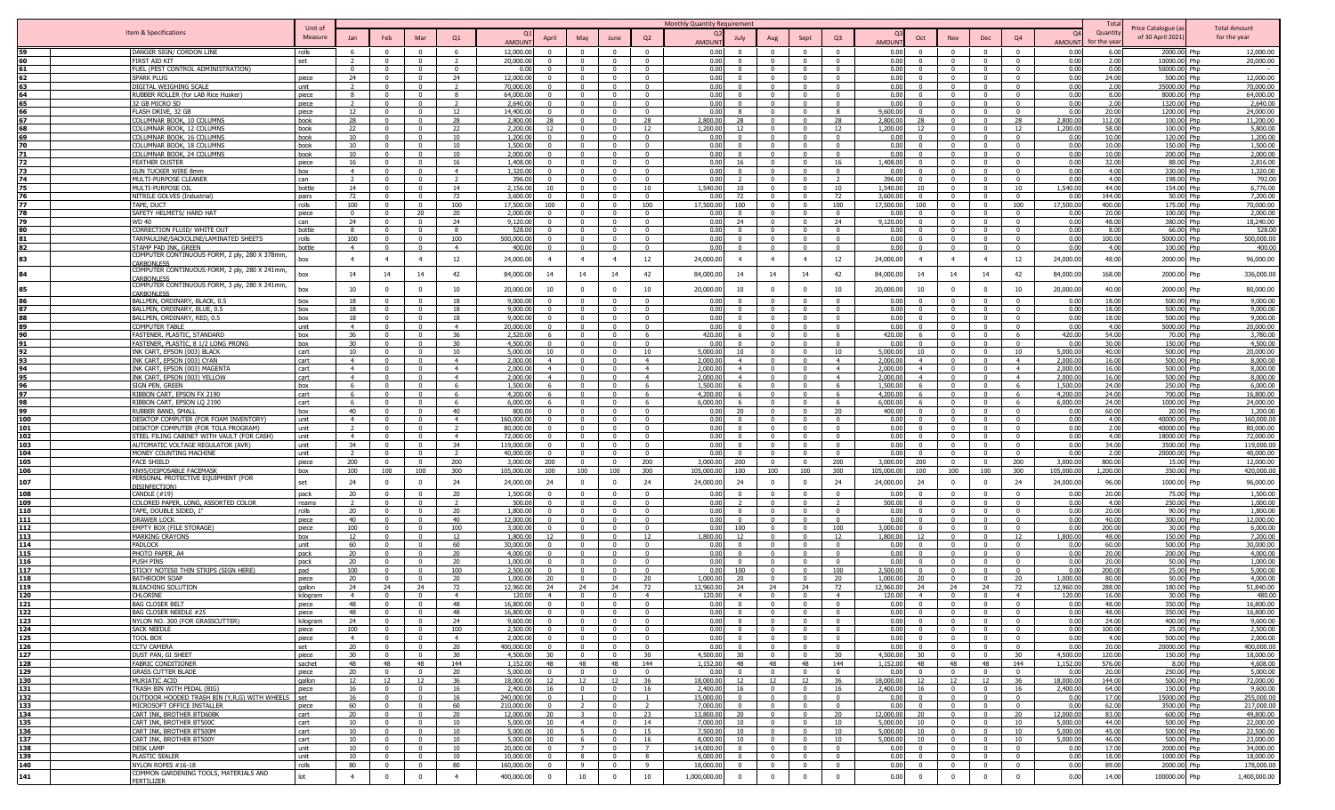| No. | Item & Specifications | Unit of Measure | Monthly Quantity Requirement | | | | | | | | | | | | | | | | | | | | Total Quantity for the year | Price Catalogue (as of 30 April 2021) | Total Amount for the year |
|---|---|---|---|---|---|---|---|---|---|---|---|---|---|---|---|---|---|---|---|---|---|---|---|---|---|
| | | | Jan | Feb | Mar | Q1 | Q1 AMOUNT | April | May | June | Q2 | Q2 AMOUNT | July | Aug | Sept | Q3 | Q3 AMOUNT | Oct | Nov | Dec | Q4 | Q4 AMOUNT | | | |
| 59 | DANGER SIGN/ CORDON LINE | rolls | 6 | 0 | 0 | 6 | 12,000.00 | 0 | 0 | 0 | 0 | 0.00 | 0 | 0 | 0 | 0 | 0.00 | 0 | 0 | 0 | 0 | 0.00 | 6.00 | 2000.00 | Php 12,000.00 |
| 60 | FIRST AID KIT | set | 2 | 0 | 0 | 2 | 20,000.00 | 0 | 0 | 0 | 0 | 0.00 | 0 | 0 | 0 | 0 | 0.00 | 0 | 0 | 0 | 0 | 0.00 | 2.00 | 10000.00 | Php 20,000.00 |
| 61 | FUEL (PEST CONTROL ADMINISTRATION) | | 0 | 0 | 0 | 0 | 0.00 | 0 | 0 | 0 | 0 | 0.00 | 0 | 0 | 0 | 0 | 0.00 | 0 | 0 | 0 | 0 | 0.00 | 0.00 | 50000.00 | Php 0.00 |
| 62 | SPARK PLUG | piece | 24 | 0 | 0 | 24 | 12,000.00 | 0 | 0 | 0 | 0 | 0.00 | 0 | 0 | 0 | 0 | 0.00 | 0 | 0 | 0 | 0 | 0.00 | 24.00 | 500.00 | Php 12,000.00 |
| 63 | DIGITAL WEIGHING SCALE | unit | 2 | 0 | 0 | 2 | 70,000.00 | 0 | 0 | 0 | 0 | 0.00 | 0 | 0 | 0 | 0 | 0.00 | 0 | 0 | 0 | 0 | 0.00 | 2.00 | 35000.00 | Php 70,000.00 |
| 64 | RUBBER ROLLER (for LAB Rice Husker) | piece | 8 | 0 | 0 | 8 | 64,000.00 | 0 | 0 | 0 | 0 | 0.00 | 0 | 0 | 0 | 0 | 0.00 | 0 | 0 | 0 | 0 | 0.00 | 8.00 | 8000.00 | Php 64,000.00 |
| 65 | 32 GB MICRO SD | piece | 2 | 0 | 0 | 2 | 2,640.00 | 0 | 0 | 0 | 0 | 0.00 | 0 | 0 | 0 | 0 | 0.00 | 0 | 0 | 0 | 0 | 0.00 | 2.00 | 1320.00 | Php 2,640.00 |
| 66 | FLASH DRIVE, 32 GB | piece | 12 | 0 | 0 | 12 | 14,400.00 | 0 | 0 | 0 | 0 | 0.00 | 8 | 0 | 0 | 8 | 9,600.00 | 0 | 0 | 0 | 0 | 0.00 | 20.00 | 1200.00 | Php 24,000.00 |
| 67 | COLUMNAR BOOK, 10 COLUMNS | book | 28 | 0 | 0 | 28 | 2,800.00 | 28 | 0 | 0 | 28 | 2,800.00 | 28 | 0 | 0 | 28 | 2,800.00 | 28 | 0 | 0 | 28 | 2,800.00 | 112.00 | 100.00 | Php 11,200.00 |
| 68 | COLUMNAR BOOK, 12 COLUMNS | book | 22 | 0 | 0 | 22 | 2,200.00 | 12 | 0 | 0 | 12 | 1,200.00 | 12 | 0 | 0 | 12 | 1,200.00 | 12 | 0 | 0 | 12 | 1,200.00 | 58.00 | 100.00 | Php 5,800.00 |
| 69 | COLUMNAR BOOK, 16 COLUMNS | book | 10 | 0 | 0 | 10 | 1,200.00 | 0 | 0 | 0 | 0 | 0.00 | 0 | 0 | 0 | 0 | 0.00 | 0 | 0 | 0 | 0 | 0.00 | 10.00 | 120.00 | Php 1,200.00 |
| 70 | COLUMNAR BOOK, 18 COLUMNS | book | 10 | 0 | 0 | 10 | 1,500.00 | 0 | 0 | 0 | 0 | 0.00 | 0 | 0 | 0 | 0 | 0.00 | 0 | 0 | 0 | 0 | 0.00 | 10.00 | 150.00 | Php 1,500.00 |
| 71 | COLUMNAR BOOK, 24 COLUMNS | book | 10 | 0 | 0 | 10 | 2,000.00 | 0 | 0 | 0 | 0 | 0.00 | 0 | 0 | 0 | 0 | 0.00 | 0 | 0 | 0 | 0 | 0.00 | 10.00 | 200.00 | Php 2,000.00 |
| 72 | FEATHER DUSTER | piece | 16 | 0 | 0 | 16 | 1,408.00 | 0 | 0 | 0 | 0 | 0.00 | 16 | 0 | 0 | 16 | 1,408.00 | 0 | 0 | 0 | 0 | 0.00 | 32.00 | 88.00 | Php 2,816.00 |
| 73 | GUN TUCKER WIRE 8mm | box | 4 | 0 | 0 | 4 | 1,320.00 | 0 | 0 | 0 | 0 | 0.00 | 0 | 0 | 0 | 0 | 0.00 | 0 | 0 | 0 | 0 | 0.00 | 4.00 | 330.00 | Php 1,320.00 |
| 74 | MULTI-PURPOSE CLEANER | can | 2 | 0 | 0 | 2 | 396.00 | 0 | 0 | 0 | 0 | 0.00 | 2 | 0 | 0 | 2 | 396.00 | 0 | 0 | 0 | 0 | 0.00 | 4.00 | 198.00 | Php 792.00 |
| 75 | MULTI-PURPOSE OIL | bottle | 14 | 0 | 0 | 14 | 2,156.00 | 10 | 0 | 0 | 10 | 1,540.00 | 10 | 0 | 0 | 10 | 1,540.00 | 10 | 0 | 0 | 10 | 1,540.00 | 44.00 | 154.00 | Php 6,776.00 |
| 76 | NITRILE GOLVES (Industrial) | pairs | 72 | 0 | 0 | 72 | 3,600.00 | 0 | 0 | 0 | 0 | 0.00 | 72 | 0 | 0 | 72 | 3,600.00 | 0 | 0 | 0 | 0 | 0.00 | 144.00 | 50.00 | Php 7,200.00 |
| 77 | TAPE, DUCT | rolls | 100 | 0 | 0 | 100 | 17,500.00 | 100 | 0 | 0 | 100 | 17,500.00 | 100 | 0 | 0 | 100 | 17,500.00 | 100 | 0 | 0 | 100 | 17,500.00 | 400.00 | 175.00 | Php 70,000.00 |
| 78 | SAFETY HELMETS/ HARD HAT | piece | 0 | 0 | 20 | 20 | 2,000.00 | 0 | 0 | 0 | 0 | 0.00 | 0 | 0 | 0 | 0 | 0.00 | 0 | 0 | 0 | 0 | 0.00 | 20.00 | 100.00 | Php 2,000.00 |
| 79 | WD-40 | can | 24 | 0 | 0 | 24 | 9,120.00 | 0 | 0 | 0 | 0 | 0.00 | 24 | 0 | 0 | 24 | 9,120.00 | 0 | 0 | 0 | 0 | 0.00 | 48.00 | 380.00 | Php 18,240.00 |
| 80 | CORRECTION FLUID/ WHITE OUT | bottle | 8 | 0 | 0 | 8 | 528.00 | 0 | 0 | 0 | 0 | 0.00 | 0 | 0 | 0 | 0 | 0.00 | 0 | 0 | 0 | 0 | 0.00 | 8.00 | 66.00 | Php 528.00 |
| 81 | TARPAULINE/SACKOLINE/LAMINATED SHEETS | rolls | 100 | 0 | 0 | 100 | 500,000.00 | 0 | 0 | 0 | 0 | 0.00 | 0 | 0 | 0 | 0 | 0.00 | 0 | 0 | 0 | 0 | 0.00 | 100.00 | 5000.00 | Php 500,000.00 |
| 82 | STAMP PAD INK, GREEN | bottle | 4 | 0 | 0 | 4 | 400.00 | 0 | 0 | 0 | 0 | 0.00 | 0 | 0 | 0 | 0 | 0.00 | 0 | 0 | 0 | 0 | 0.00 | 4.00 | 100.00 | Php 400.00 |
| 83 | COMPUTER CONTINUOUS FORM, 2 ply, 280 X 378mm, CARBONLESS | box | 4 | 4 | 4 | 12 | 24,000.00 | 4 | 4 | 4 | 12 | 24,000.00 | 4 | 4 | 4 | 12 | 24,000.00 | 4 | 4 | 4 | 12 | 24,000.00 | 48.00 | 2000.00 | Php 96,000.00 |
| 84 | COMPUTER CONTINUOUS FORM, 2 ply, 280 X 241mm, CARBONLESS | box | 14 | 14 | 14 | 42 | 84,000.00 | 14 | 14 | 14 | 42 | 84,000.00 | 14 | 14 | 14 | 42 | 84,000.00 | 14 | 14 | 14 | 42 | 84,000.00 | 168.00 | 2000.00 | Php 336,000.00 |
| 85 | COMPUTER CONTINUOUS FORM, 3 ply, 280 X 241mm, CARBONLESS | box | 10 | 0 | 0 | 10 | 20,000.00 | 10 | 0 | 0 | 10 | 20,000.00 | 10 | 0 | 0 | 10 | 20,000.00 | 10 | 0 | 0 | 10 | 20,000.00 | 40.00 | 2000.00 | Php 80,000.00 |
| 86 | BALLPEN, ORDINARY, BLACK, 0.5 | box | 18 | 0 | 0 | 18 | 9,000.00 | 0 | 0 | 0 | 0 | 0.00 | 0 | 0 | 0 | 0 | 0.00 | 0 | 0 | 0 | 0 | 0.00 | 18.00 | 500.00 | Php 9,000.00 |
| 87 | BALLPEN, ORDINARY, BLUE, 0.5 | box | 18 | 0 | 0 | 18 | 9,000.00 | 0 | 0 | 0 | 0 | 0.00 | 0 | 0 | 0 | 0 | 0.00 | 0 | 0 | 0 | 0 | 0.00 | 18.00 | 500.00 | Php 9,000.00 |
| 88 | BALLPEN, ORDINARY, RED, 0.5 | box | 18 | 0 | 0 | 18 | 9,000.00 | 0 | 0 | 0 | 0 | 0.00 | 0 | 0 | 0 | 0 | 0.00 | 0 | 0 | 0 | 0 | 0.00 | 18.00 | 500.00 | Php 9,000.00 |
| 89 | COMPUTER TABLE | unit | 4 | 0 | 0 | 4 | 20,000.00 | 0 | 0 | 0 | 0 | 0.00 | 0 | 0 | 0 | 0 | 0.00 | 0 | 0 | 0 | 0 | 0.00 | 4.00 | 5000.00 | Php 20,000.00 |
| 90 | FASTENER, PLASTIC, STANDARD | box | 36 | 0 | 0 | 36 | 2,520.00 | 6 | 0 | 0 | 6 | 420.00 | 6 | 0 | 0 | 6 | 420.00 | 6 | 0 | 0 | 6 | 420.00 | 54.00 | 70.00 | Php 3,780.00 |
| 91 | FASTENER, PLASTIC, 8 1/2 LONG PRONG | box | 30 | 0 | 0 | 30 | 4,500.00 | 0 | 0 | 0 | 0 | 0.00 | 0 | 0 | 0 | 0 | 0.00 | 0 | 0 | 0 | 0 | 0.00 | 30.00 | 150.00 | Php 4,500.00 |
| 92 | INK CART, EPSON (003) BLACK | cart | 10 | 0 | 0 | 10 | 5,000.00 | 10 | 0 | 0 | 10 | 5,000.00 | 10 | 0 | 0 | 10 | 5,000.00 | 10 | 0 | 0 | 10 | 5,000.00 | 40.00 | 500.00 | Php 20,000.00 |
| 93 | INK CART, EPSON (003) CYAN | cart | 4 | 0 | 0 | 4 | 2,000.00 | 4 | 0 | 0 | 4 | 2,000.00 | 4 | 0 | 0 | 4 | 2,000.00 | 4 | 0 | 0 | 4 | 2,000.00 | 16.00 | 500.00 | Php 8,000.00 |
| 94 | INK CART, EPSON (003) MAGENTA | cart | 4 | 0 | 0 | 4 | 2,000.00 | 4 | 0 | 0 | 4 | 2,000.00 | 4 | 0 | 0 | 4 | 2,000.00 | 4 | 0 | 0 | 4 | 2,000.00 | 16.00 | 500.00 | Php 8,000.00 |
| 95 | INK CART, EPSON (003) YELLOW | cart | 4 | 0 | 0 | 4 | 2,000.00 | 4 | 0 | 0 | 4 | 2,000.00 | 4 | 0 | 0 | 4 | 2,000.00 | 4 | 0 | 0 | 4 | 2,000.00 | 16.00 | 500.00 | Php 8,000.00 |
| 96 | SIGN PEN, GREEN | box | 6 | 0 | 0 | 6 | 1,500.00 | 6 | 0 | 0 | 6 | 1,500.00 | 6 | 0 | 0 | 6 | 1,500.00 | 6 | 0 | 0 | 6 | 1,500.00 | 24.00 | 250.00 | Php 6,000.00 |
| 97 | RIBBON CART, EPSON FX 2190 | cart | 6 | 0 | 0 | 6 | 4,200.00 | 6 | 0 | 0 | 6 | 4,200.00 | 6 | 0 | 0 | 6 | 4,200.00 | 6 | 0 | 0 | 6 | 4,200.00 | 24.00 | 700.00 | Php 16,800.00 |
| 98 | RIBBON CART, EPSON LQ 2190 | cart | 6 | 0 | 0 | 6 | 6,000.00 | 6 | 0 | 0 | 6 | 6,000.00 | 6 | 0 | 0 | 6 | 6,000.00 | 6 | 0 | 0 | 6 | 6,000.00 | 24.00 | 1000.00 | Php 24,000.00 |
| 99 | RUBBER BAND, SMALL | box | 40 | 0 | 0 | 40 | 800.00 | 0 | 0 | 0 | 0 | 0.00 | 20 | 0 | 0 | 20 | 400.00 | 0 | 0 | 0 | 0 | 0.00 | 60.00 | 20.00 | Php 1,200.00 |
| 100 | DESKTOP COMPUTER (FOR FOAM INVENTORY) | unit | 4 | 0 | 0 | 4 | 160,000.00 | 0 | 0 | 0 | 0 | 0.00 | 0 | 0 | 0 | 0 | 0.00 | 0 | 0 | 0 | 0 | 0.00 | 4.00 | 40000.00 | Php 160,000.00 |
| 101 | DESKTOP COMPUTER (FOR TOLA PROGRAM) | unit | 2 | 0 | 0 | 2 | 80,000.00 | 0 | 0 | 0 | 0 | 0.00 | 0 | 0 | 0 | 0 | 0.00 | 0 | 0 | 0 | 0 | 0.00 | 2.00 | 40000.00 | Php 80,000.00 |
| 102 | STEEL FILING CABINET WITH VAULT (FOR CASH) | unit | 4 | 0 | 0 | 4 | 72,000.00 | 0 | 0 | 0 | 0 | 0.00 | 0 | 0 | 0 | 0 | 0.00 | 0 | 0 | 0 | 0 | 0.00 | 4.00 | 18000.00 | Php 72,000.00 |
| 103 | AUTOMATIC VOLTAGE REGULATOR (AVR) | unit | 34 | 0 | 0 | 34 | 119,000.00 | 0 | 0 | 0 | 0 | 0.00 | 0 | 0 | 0 | 0 | 0.00 | 0 | 0 | 0 | 0 | 0.00 | 34.00 | 3500.00 | Php 119,000.00 |
| 104 | MONEY COUNTING MACHINE | unit | 2 | 0 | 0 | 2 | 40,000.00 | 0 | 0 | 0 | 0 | 0.00 | 0 | 0 | 0 | 0 | 0.00 | 0 | 0 | 0 | 0 | 0.00 | 2.00 | 20000.00 | Php 40,000.00 |
| 105 | FACE SHIELD | piece | 200 | 0 | 0 | 200 | 3,000.00 | 200 | 0 | 0 | 200 | 3,000.00 | 200 | 0 | 0 | 200 | 3,000.00 | 200 | 0 | 0 | 200 | 3,000.00 | 800.00 | 15.00 | Php 12,000.00 |
| 106 | KN95/DISPOSABLE FACEMASK | box | 100 | 100 | 100 | 300 | 105,000.00 | 100 | 100 | 100 | 300 | 105,000.00 | 100 | 100 | 100 | 300 | 105,000.00 | 100 | 100 | 100 | 300 | 105,000.00 | 1,200.00 | 350.00 | Php 420,000.00 |
| 107 | PERSONAL PROTECTIVE EQUIPMENT (FOR DISINFECTION) | set | 24 | 0 | 0 | 24 | 24,000.00 | 24 | 0 | 0 | 24 | 24,000.00 | 24 | 0 | 0 | 24 | 24,000.00 | 24 | 0 | 0 | 24 | 24,000.00 | 96.00 | 1000.00 | Php 96,000.00 |
| 108 | CANDLE (#19) | pack | 20 | 0 | 0 | 20 | 1,500.00 | 0 | 0 | 0 | 0 | 0.00 | 0 | 0 | 0 | 0 | 0.00 | 0 | 0 | 0 | 0 | 0.00 | 20.00 | 75.00 | Php 1,500.00 |
| 109 | COLORED PAPER, LONG, ASSORTED COLOR | reams | 2 | 0 | 0 | 2 | 500.00 | 0 | 0 | 0 | 0 | 0.00 | 2 | 0 | 0 | 2 | 500.00 | 0 | 0 | 0 | 0 | 0.00 | 4.00 | 250.00 | Php 1,000.00 |
| 110 | TAPE, DOUBLE SIDED, 1" | rolls | 20 | 0 | 0 | 20 | 1,800.00 | 0 | 0 | 0 | 0 | 0.00 | 0 | 0 | 0 | 0 | 0.00 | 0 | 0 | 0 | 0 | 0.00 | 20.00 | 90.00 | Php 1,800.00 |
| 111 | DRAWER LOCK | piece | 40 | 0 | 0 | 40 | 12,000.00 | 0 | 0 | 0 | 0 | 0.00 | 0 | 0 | 0 | 0 | 0.00 | 0 | 0 | 0 | 0 | 0.00 | 40.00 | 300.00 | Php 12,000.00 |
| 112 | EMPTY BOX (FILE STORAGE) | piece | 100 | 0 | 0 | 100 | 3,000.00 | 0 | 0 | 0 | 0 | 0.00 | 100 | 0 | 0 | 100 | 3,000.00 | 0 | 0 | 0 | 0 | 0.00 | 200.00 | 30.00 | Php 6,000.00 |
| 113 | MARKING CRAYONS | box | 12 | 0 | 0 | 12 | 1,800.00 | 12 | 0 | 0 | 12 | 1,800.00 | 12 | 0 | 0 | 12 | 1,800.00 | 12 | 0 | 0 | 12 | 1,800.00 | 48.00 | 150.00 | Php 7,200.00 |
| 114 | PADLOCK | unit | 60 | 0 | 0 | 60 | 30,000.00 | 0 | 0 | 0 | 0 | 0.00 | 0 | 0 | 0 | 0 | 0.00 | 0 | 0 | 0 | 0 | 0.00 | 60.00 | 500.00 | Php 30,000.00 |
| 115 | PHOTO PAPER, A4 | pack | 20 | 0 | 0 | 20 | 4,000.00 | 0 | 0 | 0 | 0 | 0.00 | 0 | 0 | 0 | 0 | 0.00 | 0 | 0 | 0 | 0 | 0.00 | 20.00 | 200.00 | Php 4,000.00 |
| 116 | PUSH PINS | pack | 20 | 0 | 0 | 20 | 1,000.00 | 0 | 0 | 0 | 0 | 0.00 | 0 | 0 | 0 | 0 | 0.00 | 0 | 0 | 0 | 0 | 0.00 | 20.00 | 50.00 | Php 1,000.00 |
| 117 | STICKY NOTES0 THIN STRIPS (SIGN HERE) | pad | 100 | 0 | 0 | 100 | 2,500.00 | 0 | 0 | 0 | 0 | 0.00 | 100 | 0 | 0 | 100 | 2,500.00 | 0 | 0 | 0 | 0 | 0.00 | 200.00 | 25.00 | Php 5,000.00 |
| 118 | BATHROOM SOAP | piece | 20 | 0 | 0 | 20 | 1,000.00 | 20 | 0 | 0 | 20 | 1,000.00 | 20 | 0 | 0 | 20 | 1,000.00 | 20 | 0 | 0 | 20 | 1,000.00 | 80.00 | 50.00 | Php 4,000.00 |
| 119 | BLEACHING SOLUTION | gallon | 24 | 24 | 24 | 72 | 12,960.00 | 24 | 24 | 24 | 72 | 12,960.00 | 24 | 24 | 24 | 72 | 12,960.00 | 24 | 24 | 24 | 72 | 12,960.00 | 288.00 | 180.00 | Php 51,840.00 |
| 120 | CHLORINE | kilogram | 4 | 0 | 0 | 4 | 120.00 | 4 | 0 | 0 | 4 | 120.00 | 4 | 0 | 0 | 4 | 120.00 | 4 | 0 | 0 | 4 | 120.00 | 16.00 | 30.00 | Php 480.00 |
| 121 | BAG CLOSER BELT | piece | 48 | 0 | 0 | 48 | 16,800.00 | 0 | 0 | 0 | 0 | 0.00 | 0 | 0 | 0 | 0 | 0.00 | 0 | 0 | 0 | 0 | 0.00 | 48.00 | 350.00 | Php 16,800.00 |
| 122 | BAG CLOSER NEEDLE #25 | piece | 48 | 0 | 0 | 48 | 16,800.00 | 0 | 0 | 0 | 0 | 0.00 | 0 | 0 | 0 | 0 | 0.00 | 0 | 0 | 0 | 0 | 0.00 | 48.00 | 350.00 | Php 16,800.00 |
| 123 | NYLON NO. 300 (FOR GRASSCUTTER) | kilogram | 24 | 0 | 0 | 24 | 9,600.00 | 0 | 0 | 0 | 0 | 0.00 | 0 | 0 | 0 | 0 | 0.00 | 0 | 0 | 0 | 0 | 0.00 | 24.00 | 400.00 | Php 9,600.00 |
| 124 | SACK NEEDLE | piece | 100 | 0 | 0 | 100 | 2,500.00 | 0 | 0 | 0 | 0 | 0.00 | 0 | 0 | 0 | 0 | 0.00 | 0 | 0 | 0 | 0 | 0.00 | 100.00 | 25.00 | Php 2,500.00 |
| 125 | TOOL BOX | piece | 4 | 0 | 0 | 4 | 2,000.00 | 0 | 0 | 0 | 0 | 0.00 | 0 | 0 | 0 | 0 | 0.00 | 0 | 0 | 0 | 0 | 0.00 | 4.00 | 500.00 | Php 2,000.00 |
| 126 | CCTV CAMERA | set | 20 | 0 | 0 | 20 | 400,000.00 | 0 | 0 | 0 | 0 | 0.00 | 0 | 0 | 0 | 0 | 0.00 | 0 | 0 | 0 | 0 | 0.00 | 20.00 | 20000.00 | Php 400,000.00 |
| 127 | DUST PAN, GI SHEET | piece | 30 | 0 | 0 | 30 | 4,500.00 | 30 | 0 | 0 | 30 | 4,500.00 | 30 | 0 | 0 | 30 | 4,500.00 | 30 | 0 | 0 | 30 | 4,500.00 | 120.00 | 150.00 | Php 18,000.00 |
| 128 | FABRIC CONDITIONER | sachet | 48 | 48 | 48 | 144 | 1,152.00 | 48 | 48 | 48 | 144 | 1,152.00 | 48 | 48 | 48 | 144 | 1,152.00 | 48 | 48 | 48 | 144 | 1,152.00 | 576.00 | 8.00 | Php 4,608.00 |
| 129 | GRASS CUTTER BLADE | piece | 20 | 0 | 0 | 20 | 5,000.00 | 0 | 0 | 0 | 0 | 0.00 | 0 | 0 | 0 | 0 | 0.00 | 0 | 0 | 0 | 0 | 0.00 | 20.00 | 250.00 | Php 5,000.00 |
| 130 | MURIATIC ACID | gallon | 12 | 12 | 12 | 36 | 18,000.00 | 12 | 12 | 12 | 36 | 18,000.00 | 12 | 12 | 12 | 36 | 18,000.00 | 12 | 12 | 12 | 36 | 18,000.00 | 144.00 | 500.00 | Php 72,000.00 |
| 131 | TRASH BIN WITH PEDAL (BIG) | piece | 16 | 0 | 0 | 16 | 2,400.00 | 16 | 0 | 0 | 16 | 2,400.00 | 16 | 0 | 0 | 16 | 2,400.00 | 16 | 0 | 0 | 16 | 2,400.00 | 64.00 | 150.00 | Php 9,600.00 |
| 132 | OUTDOOR HOODED TRASH BIN (Y,R,G) WITH WHEELS | set | 16 | 0 | 0 | 16 | 240,000.00 | 0 | 1 | 0 | 1 | 15,000.00 | 0 | 0 | 0 | 0 | 0.00 | 0 | 0 | 0 | 0 | 0.00 | 17.00 | 15000.00 | Php 255,000.00 |
| 133 | MICROSOFT OFFICE INSTALLER | piece | 60 | 0 | 0 | 60 | 210,000.00 | 0 | 2 | 0 | 2 | 7,000.00 | 0 | 0 | 0 | 0 | 0.00 | 0 | 0 | 0 | 0 | 0.00 | 62.00 | 3500.00 | Php 217,000.00 |
| 134 | CART INK, BROTHER BTD60BK | cart | 20 | 0 | 0 | 20 | 12,000.00 | 20 | 3 | 0 | 23 | 13,800.00 | 20 | 0 | 0 | 20 | 12,000.00 | 20 | 0 | 0 | 20 | 12,000.00 | 83.00 | 600.00 | Php 49,800.00 |
| 135 | CART INK, BROTHER BT500C | cart | 10 | 0 | 0 | 10 | 5,000.00 | 10 | 4 | 0 | 14 | 7,000.00 | 10 | 0 | 0 | 10 | 5,000.00 | 10 | 0 | 0 | 10 | 5,000.00 | 44.00 | 500.00 | Php 22,000.00 |
| 136 | CART INK, BROTHER BT500M | cart | 10 | 0 | 0 | 10 | 5,000.00 | 10 | 5 | 0 | 15 | 7,500.00 | 10 | 0 | 0 | 10 | 5,000.00 | 10 | 0 | 0 | 10 | 5,000.00 | 45.00 | 500.00 | Php 22,500.00 |
| 137 | CART INK, BROTHER BT500Y | cart | 10 | 0 | 0 | 10 | 5,000.00 | 10 | 6 | 0 | 16 | 8,000.00 | 10 | 0 | 0 | 10 | 5,000.00 | 10 | 0 | 0 | 10 | 5,000.00 | 46.00 | 500.00 | Php 23,000.00 |
| 138 | DESK LAMP | unit | 10 | 0 | 0 | 10 | 20,000.00 | 0 | 7 | 0 | 7 | 14,000.00 | 0 | 0 | 0 | 0 | 0.00 | 0 | 0 | 0 | 0 | 0.00 | 17.00 | 2000.00 | Php 34,000.00 |
| 139 | PLASTIC SEALER | unit | 10 | 0 | 0 | 10 | 10,000.00 | 0 | 8 | 0 | 8 | 8,000.00 | 0 | 0 | 0 | 0 | 0.00 | 0 | 0 | 0 | 0 | 0.00 | 18.00 | 1000.00 | Php 18,000.00 |
| 140 | NYLON ROPES #16-18 | rolls | 80 | 0 | 0 | 80 | 160,000.00 | 0 | 9 | 0 | 9 | 18,000.00 | 0 | 0 | 0 | 0 | 0.00 | 0 | 0 | 0 | 0 | 0.00 | 89.00 | 2000.00 | Php 178,000.00 |
| 141 | COMMON GARDENING TOOLS, MATERIALS AND FERTILIZER | lot | 4 | 0 | 0 | 4 | 400,000.00 | 0 | 10 | 0 | 10 | 1,000,000.00 | 0 | 0 | 0 | 0 | 0.00 | 0 | 0 | 0 | 0 | 0.00 | 14.00 | 100000.00 | Php 1,400,000.00 |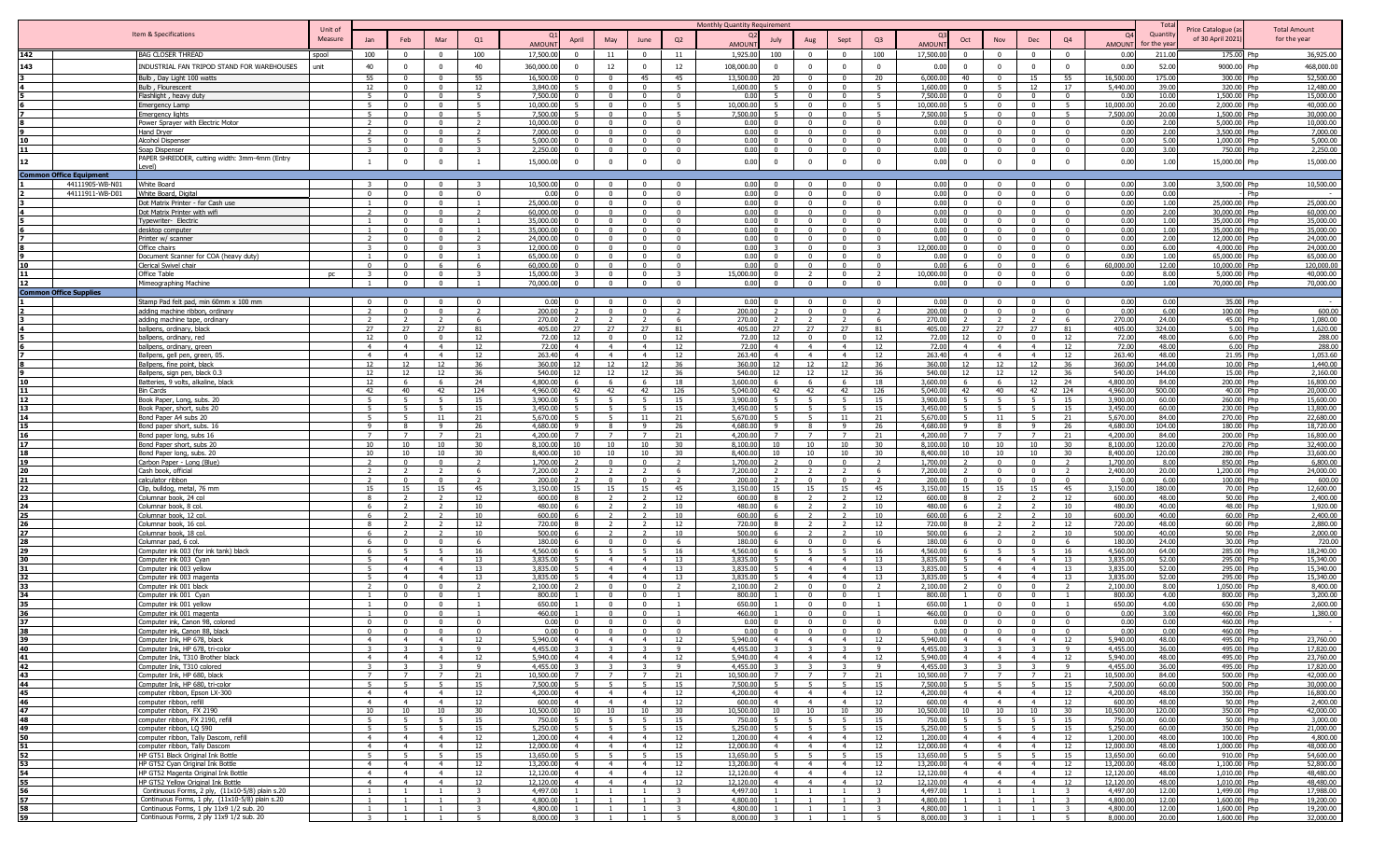| | Item & Specifications | Unit of Measure | Monthly Quantity Requirement | | | | | | | | | | | | | | | | | | | | Total Quantity for the year | Price Catalogue (as of 30 April 2021) | Total Amount for the year |
|---|---|---|---|---|---|---|---|---|---|---|---|---|---|---|---|---|---|---|---|---|---|---|---|---|---|
| | | | Jan | Feb | Mar | Q1 | Q1 AMOUNT | April | May | June | Q2 | Q2 AMOUNT | July | Aug | Sept | Q3 | Q3 AMOUNT | Oct | Nov | Dec | Q4 | Q4 AMOUNT | | | |
| 142 | BAG CLOSER THREAD | spool | 100 | 0 | 0 | 100 | 17,500.00 | 0 | 11 | 0 | 11 | 1,925.00 | 100 | 0 | 0 | 100 | 17,500.00 | 0 | 0 | 0 | 0 | 0.00 | 211.00 | 175.00 Php | 36,925.00 |
| 143 | INDUSTRIAL FAN TRIPOD STAND FOR WAREHOUSES | unit | 40 | 0 | 0 | 40 | 360,000.00 | 0 | 12 | 0 | 12 | 108,000.00 | 0 | 0 | 0 | 0 | 0.00 | 0 | 0 | 0 | 0 | 0.00 | 52.00 | 9000.00 Php | 468,000.00 |
| 3 | Bulb , Day Light 100 watts | | 55 | 0 | 0 | 55 | 16,500.00 | 0 | 0 | 45 | 45 | 13,500.00 | 20 | 0 | 0 | 20 | 6,000.00 | 40 | 0 | 15 | 55 | 16,500.00 | 175.00 | 300.00 Php | 52,500.00 |
| 4 | Bulb , Flourescent | | 12 | 0 | 0 | 12 | 3,840.00 | 5 | 0 | 0 | 5 | 1,600.00 | 5 | 0 | 0 | 5 | 1,600.00 | 0 | 5 | 12 | 17 | 5,440.00 | 39.00 | 320.00 Php | 12,480.00 |
| 5 | Flashlight , heavy duty | | 5 | 0 | 0 | 5 | 7,500.00 | 0 | 0 | 0 | 0 | 0.00 | 5 | 0 | 0 | 5 | 7,500.00 | 0 | 0 | 0 | 0 | 0.00 | 10.00 | 1,500.00 Php | 15,000.00 |
| 6 | Emergency Lamp | | 5 | 0 | 0 | 5 | 10,000.00 | 5 | 0 | 0 | 5 | 10,000.00 | 5 | 0 | 0 | 5 | 10,000.00 | 5 | 0 | 0 | 5 | 10,000.00 | 20.00 | 2,000.00 Php | 40,000.00 |
| 7 | Emergency lights | | 5 | 0 | 0 | 5 | 7,500.00 | 5 | 0 | 0 | 5 | 7,500.00 | 5 | 0 | 0 | 5 | 7,500.00 | 5 | 0 | 0 | 5 | 7,500.00 | 20.00 | 1,500.00 Php | 30,000.00 |
| 8 | Power Sprayer with Electric Motor | | 2 | 0 | 0 | 2 | 10,000.00 | 0 | 0 | 0 | 0 | 0.00 | 0 | 0 | 0 | 0 | 0.00 | 0 | 0 | 0 | 0 | 0.00 | 2.00 | 5,000.00 Php | 10,000.00 |
| 9 | Hand Dryer | | 2 | 0 | 0 | 2 | 7,000.00 | 0 | 0 | 0 | 0 | 0.00 | 0 | 0 | 0 | 0 | 0.00 | 0 | 0 | 0 | 0 | 0.00 | 2.00 | 3,500.00 Php | 7,000.00 |
| 10 | Alcohol Dispenser | | 5 | 0 | 0 | 5 | 5,000.00 | 0 | 0 | 0 | 0 | 0.00 | 0 | 0 | 0 | 0 | 0.00 | 0 | 0 | 0 | 0 | 0.00 | 5.00 | 1,000.00 Php | 5,000.00 |
| 11 | Soap Dispenser | | 3 | 0 | 0 | 3 | 2,250.00 | 0 | 0 | 0 | 0 | 0.00 | 0 | 0 | 0 | 0 | 0.00 | 0 | 0 | 0 | 0 | 0.00 | 3.00 | 750.00 Php | 2,250.00 |
| 12 | PAPER SHREDDER, cutting width: 3mm-4mm (Entry Level) | | 1 | 0 | 0 | 1 | 15,000.00 | 0 | 0 | 0 | 0 | 0.00 | 0 | 0 | 0 | 0 | 0.00 | 0 | 0 | 0 | 0 | 0.00 | 1.00 | 15,000.00 Php | 15,000.00 |
| **Common Office Equipment** | | | | | | | | | | | | | | | | | | | | | | | | | |
| 1 | 44111905-WB-N01 White Board | | 3 | 0 | 0 | 3 | 10,500.00 | 0 | 0 | 0 | 0 | 0.00 | 0 | 0 | 0 | 0 | 0.00 | 0 | 0 | 0 | 0 | 0.00 | 3.00 | 3,500.00 Php | 10,500.00 |
| 2 | 44111911-WB-D01 White Board, Digital | | 0 | 0 | 0 | 0 | 0.00 | 0 | 0 | 0 | 0 | 0.00 | 0 | 0 | 0 | 0 | 0.00 | 0 | 0 | 0 | 0 | 0.00 | 0.00 | - Php | - |
| 3 | Dot Matrix Printer - for Cash use | | 1 | 0 | 0 | 1 | 25,000.00 | 0 | 0 | 0 | 0 | 0.00 | 0 | 0 | 0 | 0 | 0.00 | 0 | 0 | 0 | 0 | 0.00 | 1.00 | 25,000.00 Php | 25,000.00 |
| 4 | Dot Matrix Printer with wifi | | 2 | 0 | 0 | 2 | 60,000.00 | 0 | 0 | 0 | 0 | 0.00 | 0 | 0 | 0 | 0 | 0.00 | 0 | 0 | 0 | 0 | 0.00 | 2.00 | 30,000.00 Php | 60,000.00 |
| 5 | Typewriter- Electric | | 1 | 0 | 0 | 1 | 35,000.00 | 0 | 0 | 0 | 0 | 0.00 | 0 | 0 | 0 | 0 | 0.00 | 0 | 0 | 0 | 0 | 0.00 | 1.00 | 35,000.00 Php | 35,000.00 |
| 6 | desktop computer | | 1 | 0 | 0 | 1 | 35,000.00 | 0 | 0 | 0 | 0 | 0.00 | 0 | 0 | 0 | 0 | 0.00 | 0 | 0 | 0 | 0 | 0.00 | 1.00 | 35,000.00 Php | 35,000.00 |
| 7 | Printer w/ scanner | | 2 | 0 | 0 | 2 | 24,000.00 | 0 | 0 | 0 | 0 | 0.00 | 0 | 0 | 0 | 0 | 0.00 | 0 | 0 | 0 | 0 | 0.00 | 2.00 | 12,000.00 Php | 24,000.00 |
| 8 | Office chairs | | 3 | 0 | 0 | 3 | 12,000.00 | 0 | 0 | 0 | 0 | 0.00 | 3 | 0 | 0 | 3 | 12,000.00 | 0 | 0 | 0 | 0 | 0.00 | 6.00 | 4,000.00 Php | 24,000.00 |
| 9 | Document Scanner for COA (heavy duty) | | 1 | 0 | 0 | 1 | 65,000.00 | 0 | 0 | 0 | 0 | 0.00 | 0 | 0 | 0 | 0 | 0.00 | 0 | 0 | 0 | 0 | 0.00 | 1.00 | 65,000.00 Php | 65,000.00 |
| 10 | Clerical Swivel chair | | 0 | 0 | 6 | 6 | 60,000.00 | 0 | 0 | 0 | 0 | 0.00 | 0 | 0 | 0 | 0 | 0.00 | 6 | 0 | 0 | 6 | 60,000.00 | 12.00 | 10,000.00 Php | 120,000.00 |
| 11 | Office Table | pc | 3 | 0 | 0 | 3 | 15,000.00 | 3 | 0 | 0 | 3 | 15,000.00 | 0 | 2 | 0 | 2 | 10,000.00 | 0 | 0 | 0 | 0 | 0.00 | 8.00 | 5,000.00 Php | 40,000.00 |
| 12 | Mimeographing Machine | | 1 | 0 | 0 | 1 | 70,000.00 | 0 | 0 | 0 | 0 | 0.00 | 0 | 0 | 0 | 0 | 0.00 | 0 | 0 | 0 | 0 | 0.00 | 1.00 | 70,000.00 Php | 70,000.00 |
| **Common Office Supplies** | | | | | | | | | | | | | | | | | | | | | | | | | |
| 1 | Stamp Pad felt pad, min 60mm x 100 mm | | 0 | 0 | 0 | 0 | 0.00 | 0 | 0 | 0 | 0 | 0.00 | 0 | 0 | 0 | 0 | 0.00 | 0 | 0 | 0 | 0 | 0.00 | 0.00 | 35.00 Php | - |
| 2 | adding machine ribbon, ordinary | | 2 | 0 | 0 | 2 | 200.00 | 2 | 0 | 0 | 2 | 200.00 | 2 | 0 | 0 | 2 | 200.00 | 0 | 0 | 0 | 0 | 0.00 | 6.00 | 100.00 Php | 600.00 |
| 3 | adding machine tape, ordinary | | 2 | 2 | 2 | 6 | 270.00 | 2 | 2 | 2 | 6 | 270.00 | 2 | 2 | 2 | 6 | 270.00 | 2 | 2 | 2 | 6 | 270.00 | 24.00 | 45.00 Php | 1,080.00 |
| 4 | ballpens, ordinary, black | | 27 | 27 | 27 | 81 | 405.00 | 27 | 27 | 27 | 81 | 405.00 | 27 | 27 | 27 | 81 | 405.00 | 27 | 27 | 27 | 81 | 405.00 | 324.00 | 5.00 Php | 1,620.00 |
| 5 | ballpens, ordinary, red | | 12 | 0 | 0 | 12 | 72.00 | 12 | 0 | 0 | 12 | 72.00 | 12 | 0 | 0 | 12 | 72.00 | 12 | 0 | 0 | 12 | 72.00 | 48.00 | 6.00 Php | 288.00 |
| 6 | ballpens, ordinary, green | | 4 | 4 | 4 | 12 | 72.00 | 4 | 4 | 4 | 12 | 72.00 | 4 | 4 | 4 | 12 | 72.00 | 4 | 4 | 4 | 12 | 72.00 | 48.00 | 6.00 Php | 288.00 |
| 7 | Ballpens, gell pen, green, 05 | | 4 | 4 | 4 | 12 | 263.40 | 4 | 4 | 4 | 12 | 263.40 | 4 | 4 | 4 | 12 | 263.40 | 4 | 4 | 4 | 12 | 263.40 | 48.00 | 21.95 Php | 1,053.60 |
| 8 | Ballpens, fine point, black | | 12 | 12 | 12 | 36 | 360.00 | 12 | 12 | 12 | 36 | 360.00 | 12 | 12 | 12 | 36 | 360.00 | 12 | 12 | 12 | 36 | 360.00 | 144.00 | 10.00 Php | 1,440.00 |
| 9 | Ballpens, sign pen, black 0.3 | | 12 | 12 | 12 | 36 | 540.00 | 12 | 12 | 12 | 36 | 540.00 | 12 | 12 | 12 | 36 | 540.00 | 12 | 12 | 12 | 36 | 540.00 | 144.00 | 15.00 Php | 2,160.00 |
| 10 | Batteries, 9 volts, alkaline, black | | 12 | 6 | 6 | 24 | 4,800.00 | 6 | 6 | 6 | 18 | 3,600.00 | 6 | 6 | 6 | 18 | 3,600.00 | 6 | 6 | 12 | 24 | 4,800.00 | 84.00 | 200.00 Php | 16,800.00 |
| 11 | Bin Cards | | 42 | 40 | 42 | 124 | 4,960.00 | 42 | 42 | 42 | 126 | 5,040.00 | 42 | 42 | 42 | 126 | 5,040.00 | 42 | 40 | 42 | 124 | 4,960.00 | 500.00 | 40.00 Php | 20,000.00 |
| 12 | Book Paper, Long, subs. 20 | | 5 | 5 | 5 | 15 | 3,900.00 | 5 | 5 | 5 | 15 | 3,900.00 | 5 | 5 | 5 | 15 | 3,900.00 | 5 | 5 | 5 | 15 | 3,900.00 | 60.00 | 260.00 Php | 15,600.00 |
| 13 | Book Paper, short, subs 20 | | 5 | 5 | 5 | 15 | 3,450.00 | 5 | 5 | 5 | 15 | 3,450.00 | 5 | 5 | 5 | 15 | 3,450.00 | 5 | 5 | 5 | 15 | 3,450.00 | 60.00 | 230.00 Php | 13,800.00 |
| 14 | Bond Paper A4 subs 20 | | 5 | 5 | 11 | 21 | 5,670.00 | 5 | 5 | 11 | 21 | 5,670.00 | 5 | 5 | 11 | 21 | 5,670.00 | 5 | 11 | 5 | 21 | 5,670.00 | 84.00 | 270.00 Php | 22,680.00 |
| 15 | Bond paper short, subs. 16 | | 9 | 8 | 9 | 26 | 4,680.00 | 9 | 8 | 9 | 26 | 4,680.00 | 9 | 8 | 9 | 26 | 4,680.00 | 9 | 8 | 9 | 26 | 4,680.00 | 104.00 | 180.00 Php | 18,720.00 |
| 16 | Bond paper long, subs 16 | | 7 | 7 | 7 | 21 | 4,200.00 | 7 | 7 | 7 | 21 | 4,200.00 | 7 | 7 | 7 | 21 | 4,200.00 | 7 | 7 | 7 | 21 | 4,200.00 | 84.00 | 200.00 Php | 16,800.00 |
| 17 | Bond Paper short, subs 20 | | 10 | 10 | 10 | 30 | 8,100.00 | 10 | 10 | 10 | 30 | 8,100.00 | 10 | 10 | 10 | 30 | 8,100.00 | 10 | 10 | 10 | 30 | 8,100.00 | 120.00 | 270.00 Php | 32,400.00 |
| 18 | Bond Paper long, subs. 20 | | 10 | 10 | 10 | 30 | 8,400.00 | 10 | 10 | 10 | 30 | 8,400.00 | 10 | 10 | 10 | 30 | 8,400.00 | 10 | 10 | 10 | 30 | 8,400.00 | 120.00 | 280.00 Php | 33,600.00 |
| 19 | Carbon Paper - Long (Blue) | | 2 | 0 | 0 | 2 | 1,700.00 | 2 | 0 | 0 | 2 | 1,700.00 | 2 | 0 | 0 | 2 | 1,700.00 | 2 | 0 | 0 | 2 | 1,700.00 | 8.00 | 850.00 Php | 6,800.00 |
| 20 | Cash book, official | | 2 | 2 | 2 | 6 | 7,200.00 | 2 | 2 | 2 | 6 | 7,200.00 | 2 | 2 | 2 | 6 | 7,200.00 | 2 | 0 | 0 | 2 | 2,400.00 | 20.00 | 1,200.00 Php | 24,000.00 |
| 21 | calculator ribbon | | 2 | 0 | 0 | 2 | 200.00 | 2 | 0 | 0 | 2 | 200.00 | 2 | 0 | 0 | 2 | 200.00 | 0 | 0 | 0 | 0 | 0.00 | 6.00 | 100.00 Php | 600.00 |
| 22 | Clip, bulldog, metal, 76 mm | | 15 | 15 | 15 | 45 | 3,150.00 | 15 | 15 | 15 | 45 | 3,150.00 | 15 | 15 | 15 | 45 | 3,150.00 | 15 | 15 | 15 | 45 | 3,150.00 | 180.00 | 70.00 Php | 12,600.00 |
| 23 | Columnar book, 24 col | | 8 | 2 | 2 | 12 | 600.00 | 8 | 2 | 2 | 12 | 600.00 | 8 | 2 | 2 | 12 | 600.00 | 8 | 2 | 2 | 12 | 600.00 | 48.00 | 50.00 Php | 2,400.00 |
| 24 | Columnar book, 8 col. | | 6 | 2 | 2 | 10 | 480.00 | 6 | 2 | 2 | 10 | 480.00 | 6 | 2 | 2 | 10 | 480.00 | 6 | 2 | 2 | 10 | 480.00 | 40.00 | 48.00 Php | 1,920.00 |
| 25 | Columnar book, 12 col. | | 6 | 2 | 2 | 10 | 600.00 | 6 | 2 | 2 | 10 | 600.00 | 6 | 2 | 2 | 10 | 600.00 | 6 | 2 | 2 | 10 | 600.00 | 40.00 | 60.00 Php | 2,400.00 |
| 26 | Columnar book, 16 col. | | 8 | 2 | 2 | 12 | 720.00 | 8 | 2 | 2 | 12 | 720.00 | 8 | 2 | 2 | 12 | 720.00 | 8 | 2 | 2 | 12 | 720.00 | 48.00 | 60.00 Php | 2,880.00 |
| 27 | Columnar book, 18 col. | | 6 | 2 | 2 | 10 | 500.00 | 6 | 2 | 2 | 10 | 500.00 | 6 | 2 | 2 | 10 | 500.00 | 6 | 2 | 2 | 10 | 500.00 | 40.00 | 50.00 Php | 2,000.00 |
| 28 | Columnar pad, 6 col. | | 6 | 0 | 0 | 6 | 180.00 | 6 | 0 | 0 | 6 | 180.00 | 6 | 0 | 0 | 6 | 180.00 | 6 | 0 | 0 | 6 | 180.00 | 24.00 | 30.00 Php | 720.00 |
| 29 | Computer ink 003 (for ink tank) black | | 6 | 5 | 5 | 16 | 4,560.00 | 6 | 5 | 5 | 16 | 4,560.00 | 6 | 5 | 5 | 16 | 4,560.00 | 6 | 5 | 5 | 16 | 4,560.00 | 64.00 | 285.00 Php | 18,240.00 |
| 30 | Computer ink 003 Cyan | | 5 | 4 | 4 | 13 | 3,835.00 | 5 | 4 | 4 | 13 | 3,835.00 | 5 | 4 | 4 | 13 | 3,835.00 | 5 | 4 | 4 | 13 | 3,835.00 | 52.00 | 295.00 Php | 15,340.00 |
| 31 | Computer ink 003 yellow | | 5 | 4 | 4 | 13 | 3,835.00 | 5 | 4 | 4 | 13 | 3,835.00 | 5 | 4 | 4 | 13 | 3,835.00 | 5 | 4 | 4 | 13 | 3,835.00 | 52.00 | 295.00 Php | 15,340.00 |
| 32 | Computer ink 003 magenta | | 5 | 4 | 4 | 13 | 3,835.00 | 5 | 4 | 4 | 13 | 3,835.00 | 5 | 4 | 4 | 13 | 3,835.00 | 5 | 4 | 4 | 13 | 3,835.00 | 52.00 | 295.00 Php | 15,340.00 |
| 33 | Computer ink 001 black | | 2 | 0 | 0 | 2 | 2,100.00 | 2 | 0 | 0 | 2 | 2,100.00 | 2 | 0 | 0 | 2 | 2,100.00 | 2 | 0 | 0 | 2 | 2,100.00 | 8.00 | 1,050.00 Php | 8,400.00 |
| 34 | Computer ink 001 Cyan | | 1 | 0 | 0 | 1 | 800.00 | 1 | 0 | 0 | 1 | 800.00 | 1 | 0 | 0 | 1 | 800.00 | 1 | 0 | 0 | 1 | 800.00 | 4.00 | 800.00 Php | 3,200.00 |
| 35 | Computer ink 001 yellow | | 1 | 0 | 0 | 1 | 650.00 | 1 | 0 | 0 | 1 | 650.00 | 1 | 0 | 0 | 1 | 650.00 | 1 | 0 | 0 | 1 | 650.00 | 4.00 | 650.00 Php | 2,600.00 |
| 36 | Computer ink 001 magenta | | 1 | 0 | 0 | 1 | 460.00 | 1 | 0 | 0 | 1 | 460.00 | 1 | 0 | 0 | 1 | 460.00 | 0 | 0 | 0 | 0 | 0.00 | 3.00 | 460.00 Php | 1,380.00 |
| 37 | Computer ink, Canon 98, colored | | 0 | 0 | 0 | 0 | 0.00 | 0 | 0 | 0 | 0 | 0.00 | 0 | 0 | 0 | 0 | 0.00 | 0 | 0 | 0 | 0 | 0.00 | 0.00 | 460.00 Php | - |
| 38 | Computer ink, Canon 88, black | | 0 | 0 | 0 | 0 | 0.00 | 0 | 0 | 0 | 0 | 0.00 | 0 | 0 | 0 | 0 | 0.00 | 0 | 0 | 0 | 0 | 0.00 | 0.00 | 460.00 Php | - |
| 39 | Computer Ink, HP 678, black | | 4 | 4 | 4 | 12 | 5,940.00 | 4 | 4 | 4 | 12 | 5,940.00 | 4 | 4 | 4 | 12 | 5,940.00 | 4 | 4 | 4 | 12 | 5,940.00 | 48.00 | 495.00 Php | 23,760.00 |
| 40 | Computer Ink, HP 678, tri-color | | 3 | 3 | 3 | 9 | 4,455.00 | 3 | 3 | 3 | 9 | 4,455.00 | 3 | 3 | 3 | 9 | 4,455.00 | 3 | 3 | 3 | 9 | 4,455.00 | 36.00 | 495.00 Php | 17,820.00 |
| 41 | Computer Ink, T310 Brother black | | 4 | 4 | 4 | 12 | 5,940.00 | 4 | 4 | 4 | 12 | 5,940.00 | 4 | 4 | 4 | 12 | 5,940.00 | 4 | 4 | 4 | 12 | 5,940.00 | 48.00 | 495.00 Php | 23,760.00 |
| 42 | Computer Ink, T310 colored | | 3 | 3 | 3 | 9 | 4,455.00 | 3 | 3 | 3 | 9 | 4,455.00 | 3 | 3 | 3 | 9 | 4,455.00 | 3 | 3 | 3 | 9 | 4,455.00 | 36.00 | 495.00 Php | 17,820.00 |
| 43 | Computer Ink, HP 680, black | | 7 | 7 | 7 | 21 | 10,500.00 | 7 | 7 | 7 | 21 | 10,500.00 | 7 | 7 | 7 | 21 | 10,500.00 | 7 | 7 | 7 | 21 | 10,500.00 | 84.00 | 500.00 Php | 42,000.00 |
| 44 | Computer Ink, HP 680, tri-color | | 5 | 5 | 5 | 15 | 7,500.00 | 5 | 5 | 5 | 15 | 7,500.00 | 5 | 5 | 5 | 15 | 7,500.00 | 5 | 5 | 5 | 15 | 7,500.00 | 60.00 | 500.00 Php | 30,000.00 |
| 45 | computer ribbon, Epson LX-300 | | 4 | 4 | 4 | 12 | 4,200.00 | 4 | 4 | 4 | 12 | 4,200.00 | 4 | 4 | 4 | 12 | 4,200.00 | 4 | 4 | 4 | 12 | 4,200.00 | 48.00 | 350.00 Php | 16,800.00 |
| 46 | computer ribbon, refill | | 4 | 4 | 4 | 12 | 600.00 | 4 | 4 | 4 | 12 | 600.00 | 4 | 4 | 4 | 12 | 600.00 | 4 | 4 | 4 | 12 | 600.00 | 48.00 | 50.00 Php | 2,400.00 |
| 47 | computer ribbon, FX 2190 | | 10 | 10 | 10 | 30 | 10,500.00 | 10 | 10 | 10 | 30 | 10,500.00 | 10 | 10 | 10 | 30 | 10,500.00 | 10 | 10 | 10 | 30 | 10,500.00 | 120.00 | 350.00 Php | 42,000.00 |
| 48 | computer ribbon, FX 2190, refill | | 5 | 5 | 5 | 15 | 750.00 | 5 | 5 | 5 | 15 | 750.00 | 5 | 5 | 5 | 15 | 750.00 | 5 | 5 | 5 | 15 | 750.00 | 60.00 | 50.00 Php | 3,000.00 |
| 49 | computer ribbon, LQ 590 | | 5 | 5 | 5 | 15 | 5,250.00 | 5 | 5 | 5 | 15 | 5,250.00 | 5 | 5 | 5 | 15 | 5,250.00 | 5 | 5 | 5 | 15 | 5,250.00 | 60.00 | 350.00 Php | 21,000.00 |
| 50 | computer ribbon, Tally Dascom, refill | | 4 | 4 | 4 | 12 | 1,200.00 | 4 | 4 | 4 | 12 | 1,200.00 | 4 | 4 | 4 | 12 | 1,200.00 | 4 | 4 | 4 | 12 | 1,200.00 | 48.00 | 100.00 Php | 4,800.00 |
| 51 | computer ribbon, Tally Dascom | | 4 | 4 | 4 | 12 | 12,000.00 | 4 | 4 | 4 | 12 | 12,000.00 | 4 | 4 | 4 | 12 | 12,000.00 | 4 | 4 | 4 | 12 | 12,000.00 | 48.00 | 1,000.00 Php | 48,000.00 |
| 52 | HP GT51 Black Original Ink Bottle | | 5 | 5 | 5 | 15 | 13,650.00 | 5 | 5 | 5 | 15 | 13,650.00 | 5 | 5 | 5 | 15 | 13,650.00 | 5 | 5 | 5 | 15 | 13,650.00 | 60.00 | 910.00 Php | 54,600.00 |
| 53 | HP GT52 Cyan Original Ink Bottle | | 4 | 4 | 4 | 12 | 13,200.00 | 4 | 4 | 4 | 12 | 13,200.00 | 4 | 4 | 4 | 12 | 13,200.00 | 4 | 4 | 4 | 12 | 13,200.00 | 48.00 | 1,100.00 Php | 52,800.00 |
| 54 | HP GT52 Magenta Original Ink Bottle | | 4 | 4 | 4 | 12 | 12,120.00 | 4 | 4 | 4 | 12 | 12,120.00 | 4 | 4 | 4 | 12 | 12,120.00 | 4 | 4 | 4 | 12 | 12,120.00 | 48.00 | 1,010.00 Php | 48,480.00 |
| 55 | HP GT52 Yellow Original Ink Bottle | | 4 | 4 | 4 | 12 | 12,120.00 | 4 | 4 | 4 | 12 | 12,120.00 | 4 | 4 | 4 | 12 | 12,120.00 | 4 | 4 | 4 | 12 | 12,120.00 | 48.00 | 1,010.00 Php | 48,480.00 |
| 56 | Continuous Forms, 2 ply, (11x10-5/8) plain s.20 | | 1 | 1 | 1 | 3 | 4,497.00 | 1 | 1 | 1 | 3 | 4,497.00 | 1 | 1 | 1 | 3 | 4,497.00 | 1 | 1 | 1 | 3 | 4,497.00 | 12.00 | 1,499.00 Php | 17,988.00 |
| 57 | Continuous Forms, 1 ply, (11x10-5/8) plain s.20 | | 1 | 1 | 1 | 3 | 4,800.00 | 1 | 1 | 1 | 3 | 4,800.00 | 1 | 1 | 1 | 3 | 4,800.00 | 1 | 1 | 1 | 3 | 4,800.00 | 12.00 | 1,600.00 Php | 19,200.00 |
| 58 | Continuous Forms, 1 ply 11x9 1/2 sub. 20 | | 1 | 1 | 1 | 3 | 4,800.00 | 1 | 1 | 1 | 3 | 4,800.00 | 1 | 1 | 1 | 3 | 4,800.00 | 1 | 1 | 1 | 3 | 4,800.00 | 12.00 | 1,600.00 Php | 19,200.00 |
| 59 | Continuous Forms, 2 ply 11x9 1/2 sub. 20 | | 3 | 1 | 1 | 5 | 8,000.00 | 3 | 1 | 1 | 5 | 8,000.00 | 3 | 1 | 1 | 5 | 8,000.00 | 3 | 1 | 1 | 5 | 8,000.00 | 20.00 | 1,600.00 Php | 32,000.00 |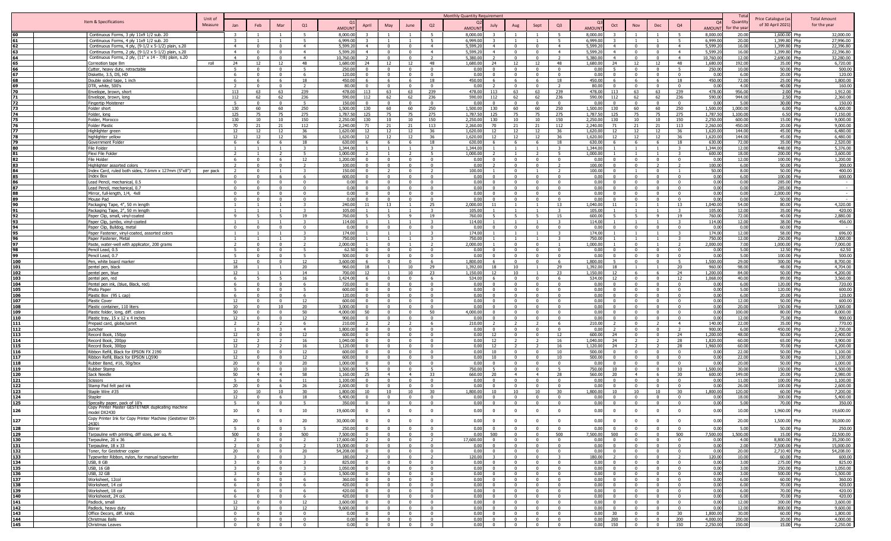| | Item & Specifications | Unit of Measure | Jan | Feb | Mar | Q1 | Q1 AMOUNT | April | May | June | Q2 | Q2 AMOUNT | July | Aug | Sept | Q3 | Q3 AMOUNT | Oct | Nov | Dec | Q4 | Q4 AMOUNT | Total Quantity for the year | Price Catalogue (as of 30 April 2021) | Total Amount for the year |
|---|---|---|---|---|---|---|---|---|---|---|---|---|---|---|---|---|---|---|---|---|---|---|---|---|---|
| 60 | Continuous Forms, 3 ply 11x9 1/2 sub. 20 | | 3 | 1 | 1 | 5 | 8,000.00 | 3 | 1 | 1 | 5 | 8,000.00 | 3 | 1 | 1 | 5 | 8,000.00 | 3 | 1 | 1 | 5 | 8,000.00 | 20.00 | 1,600.00 Php | 32,000.00 |
| 61 | Continuous Forms, 4 ply 11x9 1/2 sub. 20 | | 3 | 1 | 1 | 5 | 6,999.00 | 3 | 1 | 1 | 5 | 6,999.00 | 3 | 1 | 1 | 5 | 6,999.00 | 3 | 1 | 1 | 5 | 6,999.00 | 20.00 | 1,399.80 Php | 27,996.00 |
| 62 | Continuous Forms, 4 ply, (9-1/2 x 5-1/2) plain, s.20 | | 4 | 0 | 0 | 4 | 5,599.20 | 4 | 0 | 0 | 4 | 5,599.20 | 4 | 0 | 0 | 4 | 5,599.20 | 4 | 0 | 0 | 4 | 5,599.20 | 16.00 | 1,399.80 Php | 22,396.80 |
| 63 | Continuous Forms, 2 ply, (9-1/2 x 5-1/2) plain, s.20 | | 4 | 0 | 0 | 4 | 5,599.20 | 4 | 0 | 0 | 4 | 5,599.20 | 4 | 0 | 0 | 4 | 5,599.20 | 4 | 0 | 0 | 4 | 5,599.20 | 16.00 | 1,399.80 Php | 22,396.80 |
| 64 | Continuous Forms, 2 ply, (11" x 14 - 7/8) plain, s.20 | | 4 | 0 | 0 | 4 | 10,760.00 | 2 | 0 | 0 | 2 | 5,380.00 | 2 | 0 | 0 | 2 | 5,380.00 | 4 | 0 | 0 | 4 | 10,760.00 | 12.00 | 2,690.00 Php | 32,280.00 |
| 65 | Correction tape 8m | roll | 24 | 12 | 12 | 48 | 1,680.00 | 24 | 12 | 12 | 48 | 1,680.00 | 24 | 12 | 12 | 48 | 1,680.00 | 24 | 12 | 12 | 48 | 1,680.00 | 192.00 | 35.00 Php | 6,720.00 |
| 66 | Cutter, heavy duty, retractable | | 5 | 0 | 0 | 5 | 250.00 | 0 | 0 | 0 | 0 | 0.00 | 0 | 0 | 0 | 0 | 0.00 | 5 | 0 | 0 | 5 | 250.00 | 10.00 | 50.00 Php | 500.00 |
| 67 | Diskette, 3.5, DS, HD | | 6 | 0 | 0 | 6 | 120.00 | 0 | 0 | 0 | 0 | 0.00 | 0 | 0 | 0 | 0 | 0.00 | 0 | 0 | 0 | 0 | 0.00 | 6.00 | 20.00 Php | 120.00 |
| 68 | Double sided tape, 1 inch | | 6 | 6 | 6 | 18 | 450.00 | 6 | 6 | 6 | 18 | 450.00 | 6 | 6 | 6 | 18 | 450.00 | 6 | 6 | 6 | 18 | 450.00 | 72.00 | 25.00 Php | 1,800.00 |
| 69 | DTR, white, 500's | | 2 | 0 | 0 | 2 | 80.00 | 0 | 0 | 0 | 0 | 0.00 | 2 | 0 | 0 | 2 | 80.00 | 0 | 0 | 0 | 0 | 0.00 | 4.00 | 40.00 Php | 160.00 |
| 70 | Envelope, brown, short | | 113 | 63 | 63 | 239 | 478.00 | 113 | 63 | 63 | 239 | 478.00 | 113 | 63 | 63 | 239 | 478.00 | 113 | 63 | 63 | 239 | 478.00 | 956.00 | 2.00 Php | 1,912.00 |
| 71 | Envelope, brown, long | | 112 | 62 | 62 | 236 | 590.00 | 112 | 62 | 62 | 236 | 590.00 | 112 | 62 | 62 | 236 | 590.00 | 112 | 62 | 62 | 236 | 590.00 | 944.00 | 2.50 Php | 2,360.00 |
| 72 | Fingertip Moistener | | 5 | 0 | 0 | 5 | 150.00 | 0 | 0 | 0 | 0 | 0.00 | 0 | 0 | 0 | 0 | 0.00 | 0 | 0 | 0 | 0 | 0.00 | 5.00 | 30.00 Php | 150.00 |
| 73 | Folder short | | 130 | 60 | 60 | 250 | 1,500.00 | 130 | 60 | 60 | 250 | 1,500.00 | 130 | 60 | 60 | 250 | 1,500.00 | 130 | 60 | 60 | 250 | 1,500.00 | 1,000.00 | 6.00 Php | 6,000.00 |
| 74 | Folder, long | | 125 | 75 | 75 | 275 | 1,787.50 | 125 | 75 | 75 | 275 | 1,787.50 | 125 | 75 | 75 | 275 | 1,787.50 | 125 | 75 | 75 | 275 | 1,787.50 | 1,100.00 | 6.50 Php | 7,150.00 |
| 75 | Folder, Morocco | | 130 | 10 | 10 | 150 | 2,250.00 | 130 | 10 | 10 | 150 | 2,250.00 | 130 | 10 | 10 | 150 | 2,250.00 | 130 | 10 | 10 | 150 | 2,250.00 | 600.00 | 15.00 Php | 9,000.00 |
| 76 | Folder Plastic | | 70 | 21 | 21 | 112 | 2,240.00 | 71 | 21 | 21 | 113 | 2,260.00 | 70 | 21 | 21 | 112 | 2,240.00 | 71 | 21 | 21 | 113 | 2,260.00 | 450.00 | 20.00 Php | 9,000.00 |
| 77 | Highlighter green | | 12 | 12 | 12 | 36 | 1,620.00 | 12 | 12 | 12 | 36 | 1,620.00 | 12 | 12 | 12 | 36 | 1,620.00 | 12 | 12 | 12 | 36 | 1,620.00 | 144.00 | 45.00 Php | 6,480.00 |
| 78 | highlighter yellow | | 12 | 12 | 12 | 36 | 1,620.00 | 12 | 12 | 12 | 36 | 1,620.00 | 12 | 12 | 12 | 36 | 1,620.00 | 12 | 12 | 12 | 36 | 1,620.00 | 144.00 | 45.00 Php | 6,480.00 |
| 79 | Government Folder | | 6 | 6 | 6 | 18 | 630.00 | 6 | 6 | 6 | 18 | 630.00 | 6 | 6 | 6 | 18 | 630.00 | 6 | 6 | 6 | 18 | 630.00 | 72.00 | 35.00 Php | 2,520.00 |
| 80 | File Folder | | 1 | 1 | 1 | 3 | 1,344.00 | 1 | 1 | 1 | 3 | 1,344.00 | 1 | 1 | 1 | 3 | 1,344.00 | 1 | 1 | 1 | 3 | 1,344.00 | 12.00 | 448.00 Php | 5,376.00 |
| 81 | Flexi File Folder | | 2 | 1 | 2 | 5 | 1,000.00 | 2 | 1 | 2 | 5 | 1,000.00 | 2 | 1 | 2 | 5 | 1,000.00 | 1 | 1 | 1 | 3 | 600.00 | 18.00 | 200.00 Php | 3,600.00 |
| 82 | File Holder | | 6 | 0 | 6 | 12 | 1,200.00 | 0 | 0 | 0 | 0 | 0.00 | 0 | 0 | 0 | 0 | 0.00 | 0 | 0 | 0 | 0 | 0.00 | 12.00 | 100.00 Php | 1,200.00 |
| 83 | Highlighter assorted colors | | 2 | 0 | 0 | 2 | 100.00 | 0 | 0 | 0 | 0 | 0.00 | 2 | 0 | 0 | 2 | 100.00 | 0 | 0 | 2 | 2 | 100.00 | 6.00 | 50.00 Php | 300.00 |
| 84 | Index Card, ruled both sides, 7.6mm x 127mm (5"x8") | per pack | 2 | 0 | 1 | 3 | 150.00 | 0 | 2 | 0 | 2 | 100.00 | 1 | 0 | 1 | 2 | 100.00 | 0 | 1 | 0 | 1 | 50.00 | 8.00 | 50.00 Php | 400.00 |
| 85 | Index Box | | 0 | 0 | 6 | 6 | 600.00 | 0 | 0 | 0 | 0 | 0.00 | 0 | 0 | 0 | 0 | 0.00 | 0 | 0 | 0 | 0 | 0.00 | 6.00 | 100.00 Php | 600.00 |
| 86 | Lead Pencil, mechanical, 0.5 | | 0 | 0 | 0 | 0 | 0.00 | 0 | 0 | 0 | 0 | 0.00 | 0 | 0 | 0 | 0 | 0.00 | 0 | 0 | 0 | 0 | 0.00 | 0.00 | 285.00 Php | - |
| 87 | Lead Pencil, mechanical, 0.7 | | 0 | 0 | 0 | 0 | 0.00 | 0 | 0 | 0 | 0 | 0.00 | 0 | 0 | 0 | 0 | 0.00 | 0 | 0 | 0 | 0 | 0.00 | 0.00 | 285.00 Php | - |
| 88 | Mirror, full-length, 1/4, 4x8 | | 0 | 0 | 0 | 0 | 0.00 | 0 | 0 | 0 | 0 | 0.00 | 0 | 0 | 0 | 0 | 0.00 | 0 | 0 | 0 | 0 | 0.00 | 0.00 | 2,000.00 Php | - |
| 89 | Mouse Pad | | 0 | 0 | 0 | 0 | 0.00 | 0 | 0 | 0 | 0 | 0.00 | 0 | 0 | 0 | 0 | 0.00 | 0 | 0 | 0 | 0 | 0.00 | 0.00 | 50.00 Php | - |
| 90 | Packaging Tape, 4", 50 m length | | 1 | 1 | 1 | 3 | 240.00 | 11 | 13 | 1 | 25 | 2,000.00 | 11 | 1 | 1 | 13 | 1,040.00 | 11 | 1 | 1 | 13 | 1,040.00 | 54.00 | 80.00 Php | 4,320.00 |
| 91 | Packaging Tape, 2", 50 m length | | 1 | 1 | 1 | 3 | 105.00 | 1 | 1 | 1 | 3 | 105.00 | 1 | 1 | 1 | 3 | 105.00 | 1 | 1 | 1 | 3 | 105.00 | 12.00 | 35.00 Php | 420.00 |
| 92 | Paper Clip, small, vinyl-coated | | 9 | 5 | 5 | 19 | 760.00 | 5 | 5 | 9 | 19 | 760.00 | 5 | 5 | 5 | 15 | 600.00 | 5 | 5 | 9 | 19 | 760.00 | 72.00 | 40.00 Php | 2,880.00 |
| 93 | Paper Clip, jumbo, vinyl-coated | | 1 | 1 | 1 | 3 | 114.00 | 1 | 1 | 1 | 3 | 114.00 | 1 | 1 | 1 | 3 | 114.00 | 1 | 1 | 1 | 3 | 114.00 | 12.00 | 38.00 Php | 456.00 |
| 94 | Paper Clip, Bulldog, metal | | 0 | 0 | 0 | 0 | 0.00 | 0 | 0 | 0 | 0 | 0.00 | 0 | 0 | 0 | 0 | 0.00 | 0 | 0 | 0 | 0 | 0.00 | 0.00 | 60.00 Php | - |
| 95 | Paper Fastener, vinyl-coated, assorted colors | | 1 | 1 | 1 | 3 | 174.00 | 1 | 1 | 1 | 3 | 174.00 | 1 | 1 | 1 | 3 | 174.00 | 1 | 1 | 1 | 3 | 174.00 | 12.00 | 58.00 Php | 696.00 |
| 96 | Paper Fastener, Metal | | 1 | 1 | 1 | 3 | 750.00 | 1 | 1 | 1 | 3 | 750.00 | 1 | 1 | 1 | 3 | 750.00 | 1 | 1 | 1 | 3 | 750.00 | 12.00 | 250.00 Php | 3,000.00 |
| 97 | Paste, water-well with applicator, 200 grams | | 2 | 0 | 0 | 2 | 2,000.00 | 1 | 0 | 1 | 2 | 2,000.00 | 1 | 0 | 0 | 1 | 1,000.00 | 1 | 0 | 1 | 2 | 2,000.00 | 7.00 | 1,000.00 Php | 7,000.00 |
| 98 | Pencil Lead, 0.5 | | 5 | 0 | 0 | 5 | 62.50 | 0 | 0 | 0 | 0 | 0.00 | 0 | 0 | 0 | 0 | 0.00 | 0 | 0 | 0 | 0 | 0.00 | 5.00 | 12.50 Php | 62.50 |
| 99 | Pencil Lead, 0.7 | | 5 | 0 | 0 | 5 | 500.00 | 0 | 0 | 0 | 0 | 0.00 | 0 | 0 | 0 | 0 | 0.00 | 0 | 0 | 0 | 0 | 0.00 | 5.00 | 100.00 Php | 500.00 |
| 100 | Pen, white board marker | | 12 | 0 | 0 | 12 | 3,600.00 | 6 | 0 | 0 | 6 | 1,800.00 | 6 | 0 | 0 | 6 | 1,800.00 | 5 | 0 | 0 | 5 | 1,500.00 | 29.00 | 300.00 Php | 8,700.00 |
| 101 | pentel pen, black | | 18 | 1 | 1 | 20 | 960.00 | 18 | 1 | 10 | 29 | 1,392.00 | 18 | 10 | 1 | 29 | 1,392.00 | 18 | 1 | 1 | 20 | 960.00 | 98.00 | 48.00 Php | 4,704.00 |
| 102 | pentel pen, blue | | 12 | 1 | 1 | 14 | 700.00 | 12 | 1 | 10 | 23 | 1,150.00 | 12 | 10 | 1 | 23 | 1,150.00 | 12 | 6 | 6 | 24 | 1,200.00 | 84.00 | 50.00 Php | 4,200.00 |
| 103 | pentel pen, red | | 6 | 5 | 5 | 16 | 1,424.00 | 6 | 0 | 0 | 6 | 534.00 | 6 | 0 | 0 | 6 | 534.00 | 12 | 0 | 0 | 12 | 1,068.00 | 40.00 | 89.00 Php | 3,560.00 |
| 104 | Pentel pen ink, (blue, Black, red) | | 6 | 0 | 0 | 6 | 720.00 | 0 | 0 | 0 | 0 | 0.00 | 0 | 0 | 0 | 0 | 0.00 | 0 | 0 | 0 | 0 | 0.00 | 6.00 | 120.00 Php | 720.00 |
| 105 | Photo Paper | | 5 | 0 | 0 | 5 | 600.00 | 0 | 0 | 0 | 0 | 0.00 | 0 | 0 | 0 | 0 | 0.00 | 0 | 0 | 0 | 0 | 0.00 | 5.00 | 120.00 Php | 600.00 |
| 106 | Plastic Box (95 L cap) | | 6 | 0 | 0 | 6 | 120.00 | 0 | 0 | 0 | 0 | 0.00 | 0 | 0 | 0 | 0 | 0.00 | 0 | 0 | 0 | 0 | 0.00 | 6.00 | 20.00 Php | 120.00 |
| 107 | Plastic Cover | | 12 | 0 | 0 | 12 | 600.00 | 0 | 0 | 0 | 0 | 0.00 | 0 | 0 | 0 | 0 | 0.00 | 0 | 0 | 0 | 0 | 0.00 | 12.00 | 50.00 Php | 600.00 |
| 108 | Plastic container, 110 liters | | 10 | 0 | 10 | 20 | 3,000.00 | 0 | 0 | 0 | 0 | 0.00 | 0 | 0 | 0 | 0 | 0.00 | 0 | 0 | 0 | 0 | 0.00 | 20.00 | 150.00 Php | 3,000.00 |
| 109 | Plastic folder, long, diff. colors | | 50 | 0 | 0 | 50 | 4,000.00 | 50 | 0 | 0 | 50 | 4,000.00 | 0 | 0 | 0 | 0 | 0.00 | 0 | 0 | 0 | 0 | 0.00 | 100.00 | 80.00 Php | 8,000.00 |
| 110 | Plastic tray, 15 x 12 x 4 inches | | 12 | 0 | 0 | 12 | 900.00 | 0 | 0 | 0 | 0 | 0.00 | 0 | 0 | 0 | 0 | 0.00 | 0 | 0 | 0 | 0 | 0.00 | 12.00 | 75.00 Php | 900.00 |
| 111 | Prepaid card, globe/samrt | | 2 | 2 | 2 | 6 | 210.00 | 2 | 2 | 2 | 6 | 210.00 | 2 | 2 | 2 | 6 | 210.00 | 2 | 0 | 2 | 4 | 140.00 | 22.00 | 35.00 Php | 770.00 |
| 112 | puncher | | 1 | 0 | 3 | 4 | 1,800.00 | 0 | 0 | 0 | 0 | 0.00 | 0 | 0 | 0 | 0 | 0.00 | 2 | 0 | 0 | 2 | 900.00 | 6.00 | 450.00 Php | 2,700.00 |
| 113 | Record Book, 150pp | | 12 | 0 | 0 | 12 | 600.00 | 0 | 0 | 0 | 0 | 0.00 | 12 | 0 | 0 | 12 | 600.00 | 24 | 0 | 0 | 24 | 1,200.00 | 48.00 | 50.00 Php | 2,400.00 |
| 114 | Record Book, 200pp | | 12 | 2 | 2 | 16 | 1,040.00 | 0 | 0 | 0 | 0 | 0.00 | 12 | 2 | 2 | 16 | 1,040.00 | 24 | 2 | 2 | 28 | 1,820.00 | 60.00 | 65.00 Php | 3,900.00 |
| 115 | Record Book, 300pp | | 12 | 2 | 2 | 16 | 1,120.00 | 0 | 0 | 0 | 0 | 0.00 | 12 | 2 | 2 | 16 | 1,120.00 | 24 | 2 | 2 | 28 | 1,960.00 | 60.00 | 70.00 Php | 4,200.00 |
| 116 | Ribbon Refill, Black for EPSON FX 2190 | | 12 | 0 | 0 | 12 | 600.00 | 0 | 0 | 0 | 0 | 0.00 | 10 | 0 | 0 | 10 | 500.00 | 0 | 0 | 0 | 0 | 0.00 | 22.00 | 50.00 Php | 1,100.00 |
| 117 | Ribbon Refill, Black for EPSON LQ590 | | 12 | 0 | 0 | 12 | 600.00 | 0 | 0 | 0 | 0 | 0.00 | 10 | 0 | 0 | 10 | 500.00 | 0 | 0 | 0 | 0 | 0.00 | 22.00 | 50.00 Php | 1,100.00 |
| 118 | Rubber Band, #16, 50g/box | | 20 | 0 | 0 | 20 | 1,000.00 | 0 | 0 | 0 | 0 | 0.00 | 0 | 0 | 0 | 0 | 0.00 | 0 | 0 | 0 | 0 | 0.00 | 20.00 | 50.00 Php | 1,000.00 |
| 119 | Rubber Stamp | | 10 | 0 | 0 | 10 | 1,500.00 | 5 | 0 | 0 | 5 | 750.00 | 5 | 0 | 0 | 5 | 750.00 | 10 | 0 | 0 | 10 | 1,500.00 | 30.00 | 150.00 Php | 4,500.00 |
| 120 | Sack Needle | | 50 | 4 | 4 | 58 | 1,160.00 | 25 | 4 | 4 | 33 | 660.00 | 20 | 4 | 4 | 28 | 560.00 | 20 | 4 | 6 | 30 | 600.00 | 149.00 | 20.00 Php | 2,980.00 |
| 121 | Scissors | | 5 | 0 | 6 | 11 | 1,100.00 | 0 | 0 | 0 | 0 | 0.00 | 0 | 0 | 0 | 0 | 0.00 | 0 | 0 | 0 | 0 | 0.00 | 11.00 | 100.00 Php | 1,100.00 |
| 122 | Stamp Pad felt pad ink | | 20 | 0 | 6 | 26 | 2,600.00 | 0 | 0 | 0 | 0 | 0.00 | 0 | 0 | 0 | 0 | 0.00 | 0 | 0 | 0 | 0 | 0.00 | 26.00 | 100.00 Php | 2,600.00 |
| 123 | Staple Wire #35 | | 10 | 10 | 10 | 30 | 1,800.00 | 10 | 10 | 10 | 30 | 1,800.00 | 10 | 10 | 10 | 30 | 1,800.00 | 10 | 10 | 10 | 30 | 1,800.00 | 120.00 | 60.00 Php | 7,200.00 |
| 124 | Stapler | | 12 | 0 | 6 | 18 | 5,400.00 | 0 | 0 | 0 | 0 | 0.00 | 0 | 0 | 0 | 0 | 0.00 | 0 | 0 | 0 | 0 | 0.00 | 18.00 | 300.00 Php | 5,400.00 |
| 125 | Specialty paper, pack of 10's | | 5 | 0 | 0 | 5 | 350.00 | 0 | 0 | 0 | 0 | 0.00 | 0 | 0 | 0 | 0 | 0.00 | 0 | 0 | 0 | 0 | 0.00 | 5.00 | 70.00 Php | 350.00 |
| 126 | Copy Printer Master GESTETNER duplicating machine model DX2430 | | 10 | 0 | 0 | 10 | 19,600.00 | 0 | 0 | 0 | 0 | 0.00 | 0 | 0 | 0 | 0 | 0.00 | 0 | 0 | 0 | 0 | 0.00 | 10.00 | 1,960.00 Php | 19,600.00 |
| 127 | Copy Printer Ink for Copy Printer Machine (Gestetner DX-2430) | | 20 | 0 | 0 | 20 | 30,000.00 | 0 | 0 | 0 | 0 | 0.00 | 0 | 0 | 0 | 0 | 0.00 | 0 | 0 | 0 | 0 | 0.00 | 20.00 | 1,500.00 Php | 30,000.00 |
| 128 | Stirrer | | 5 | 0 | 0 | 5 | 250.00 | 0 | 0 | 0 | 0 | 0.00 | 0 | 0 | 0 | 0 | 0.00 | 0 | 0 | 0 | 0 | 0.00 | 5.00 | 50.00 Php | 250.00 |
| 129 | Tarpauline with printing, diff sizes, per sq. ft. | | 500 | 0 | 0 | 500 | 7,500.00 | 0 | 0 | 0 | 0 | 0.00 | 500 | 0 | 0 | 500 | 7,500.00 | 500 | 0 | 0 | 500 | 7,500.00 | 1,500.00 | 15.00 Php | 22,500.00 |
| 130 | Tarpauline, 20 x 36 | | 2 | 0 | 0 | 2 | 17,600.00 | 2 | 0 | 0 | 2 | 17,600.00 | 0 | 0 | 0 | 0 | 0.00 | 0 | 0 | 0 | 0 | 0.00 | 4.00 | 8,800.00 Php | 35,200.00 |
| 131 | Tarpauline, 18 x 33 | | 2 | 0 | 0 | 2 | 15,000.00 | 0 | 0 | 0 | 0 | 0.00 | 0 | 0 | 0 | 0 | 0.00 | 0 | 0 | 0 | 0 | 0.00 | 2.00 | 7,500.00 Php | 15,000.00 |
| 132 | Toner, for Gestetner copier | | 20 | 0 | 0 | 20 | 54,208.00 | 0 | 0 | 0 | 0 | 0.00 | 0 | 0 | 0 | 0 | 0.00 | 0 | 0 | 0 | 0 | 0.00 | 20.00 | 2,710.40 Php | 54,208.00 |
| 133 | Typewriter Ribbon, nylon, for manual typewriter | | 3 | 0 | 0 | 3 | 180.00 | 2 | 0 | 0 | 2 | 120.00 | 3 | 0 | 0 | 3 | 180.00 | 2 | 0 | 0 | 2 | 120.00 | 10.00 | 60.00 Php | 600.00 |
| 134 | USB, 8 GB | | 3 | 0 | 0 | 3 | 825.00 | 0 | 0 | 0 | 0 | 0.00 | 0 | 0 | 0 | 0 | 0.00 | 0 | 0 | 0 | 0 | 0.00 | 3.00 | 275.00 Php | 825.00 |
| 135 | USB, 16 GB | | 3 | 0 | 0 | 3 | 1,050.00 | 0 | 0 | 0 | 0 | 0.00 | 0 | 0 | 0 | 0 | 0.00 | 0 | 0 | 0 | 0 | 0.00 | 3.00 | 350.00 Php | 1,050.00 |
| 136 | USB, 32 GB | | 3 | 0 | 0 | 3 | 1,500.00 | 0 | 0 | 0 | 0 | 0.00 | 0 | 0 | 0 | 0 | 0.00 | 0 | 0 | 0 | 0 | 0.00 | 3.00 | 500.00 Php | 1,500.00 |
| 137 | Worksheet, 12col | | 6 | 0 | 0 | 6 | 360.00 | 0 | 0 | 0 | 0 | 0.00 | 0 | 0 | 0 | 0 | 0.00 | 0 | 0 | 0 | 0 | 0.00 | 6.00 | 60.00 Php | 360.00 |
| 138 | Worksheet, 14 col | | 6 | 0 | 0 | 6 | 420.00 | 0 | 0 | 0 | 0 | 0.00 | 0 | 0 | 0 | 0 | 0.00 | 0 | 0 | 0 | 0 | 0.00 | 6.00 | 70.00 Php | 420.00 |
| 139 | Worksheet, 18 col | | 6 | 0 | 0 | 6 | 420.00 | 0 | 0 | 0 | 0 | 0.00 | 0 | 0 | 0 | 0 | 0.00 | 0 | 0 | 0 | 0 | 0.00 | 6.00 | 70.00 Php | 420.00 |
| 140 | Worksheet, 24 col. | | 6 | 0 | 0 | 6 | 420.00 | 0 | 0 | 0 | 0 | 0.00 | 0 | 0 | 0 | 0 | 0.00 | 0 | 0 | 0 | 0 | 0.00 | 6.00 | 70.00 Php | 420.00 |
| 141 | Padlock, small | | 12 | 0 | 0 | 12 | 3,600.00 | 0 | 0 | 0 | 0 | 0.00 | 0 | 0 | 0 | 0 | 0.00 | 0 | 0 | 0 | 0 | 0.00 | 12.00 | 300.00 Php | 3,600.00 |
| 142 | Padlock, heavy duty | | 12 | 0 | 0 | 12 | 9,600.00 | 0 | 0 | 0 | 0 | 0.00 | 0 | 0 | 0 | 0 | 0.00 | 0 | 0 | 0 | 0 | 0.00 | 12.00 | 800.00 Php | 9,600.00 |
| 143 | Office Decors, diff. kinds | | 0 | 0 | 0 | 0 | 0.00 | 0 | 0 | 0 | 0 | 0.00 | 0 | 0 | 0 | 0 | 0.00 | 30 | 0 | 0 | 30 | 1,800.00 | 30.00 | 60.00 Php | 1,800.00 |
| 144 | Christmas Balls | | 0 | 0 | 0 | 0 | 0.00 | 0 | 0 | 0 | 0 | 0.00 | 0 | 0 | 0 | 0 | 0.00 | 200 | 0 | 0 | 200 | 4,000.00 | 200.00 | 20.00 Php | 4,000.00 |
| 145 | Christmas Leaves | | 0 | 0 | 0 | 0 | 0.00 | 0 | 0 | 0 | 0 | 0.00 | 0 | 0 | 0 | 0 | 0.00 | 150 | 0 | 0 | 150 | 2,250.00 | 150.00 | 15.00 Php | 2,250.00 |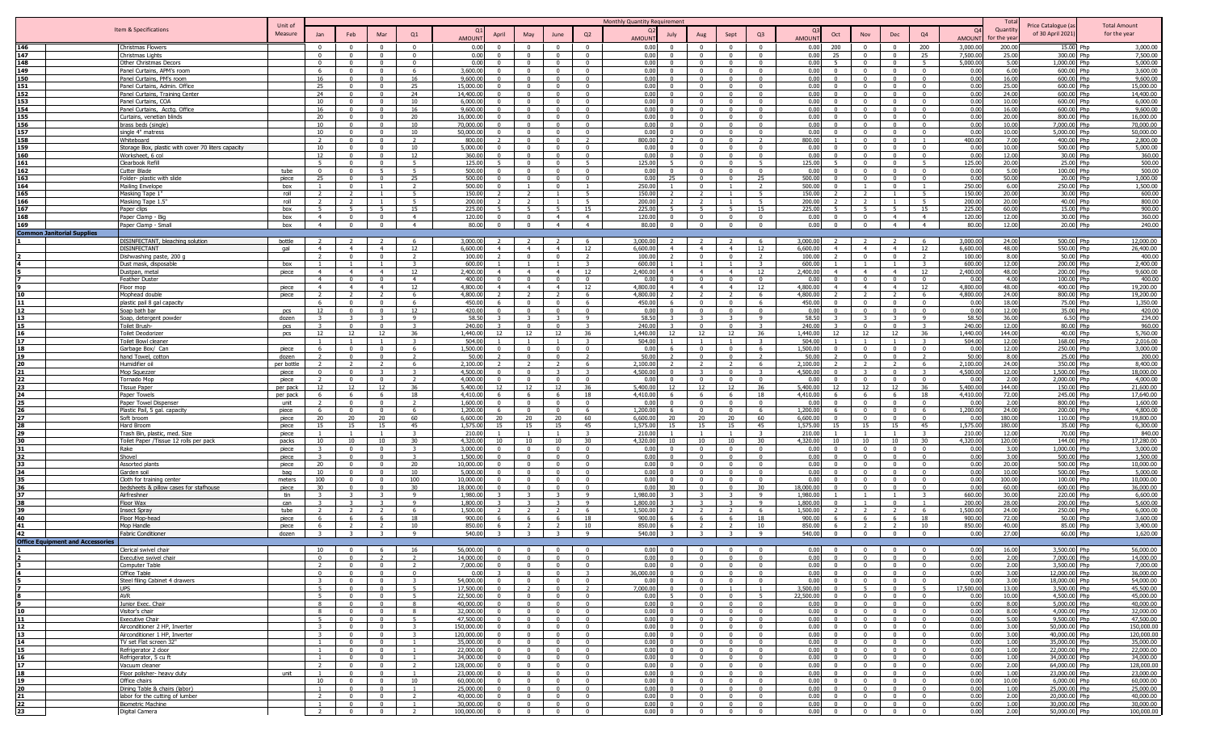| | Item & Specifications | Unit of Measure | Monthly Quantity Requirement | | | | | | | | | | | | | | | | | | | | Total Quantity for the year | Price Catalogue (as of 30 April 2021) | Total Amount for the year |
|---|---|---|---|---|---|---|---|---|---|---|---|---|---|---|---|---|---|---|---|---|---|---|---|---|---|
| | | | Jan | Feb | Mar | Q1 | Q1 AMOUNT | April | May | June | Q2 | Q2 AMOUNT | July | Aug | Sept | Q3 | Q3 AMOUNT | Oct | Nov | Dec | Q4 | Q4 AMOUNT | | | |
| 146 | Christmas Flowers | | 0 | 0 | 0 | 0 | 0.00 | 0 | 0 | 0 | 0 | 0.00 | 0 | 0 | 0 | 0 | 0.00 | 200 | 0 | 0 | 200 | 3,000.00 | 200.00 | 15.00 Php | 3,000.00 |
| 147 | Christmas Lights | | 0 | 0 | 0 | 0 | 0.00 | 0 | 0 | 0 | 0 | 0.00 | 0 | 0 | 0 | 0 | 0.00 | 25 | 0 | 0 | 25 | 7,500.00 | 25.00 | 300.00 Php | 7,500.00 |
| 148 | Other Christmas Decors | | 0 | 0 | 0 | 0 | 0.00 | 0 | 0 | 0 | 0 | 0.00 | 0 | 0 | 0 | 0 | 0.00 | 5 | 0 | 0 | 5 | 5,000.00 | 5.00 | 1,000.00 Php | 5,000.00 |
| 149 | Panel Curtains, APM's room | | 6 | 0 | 0 | 6 | 3,600.00 | 0 | 0 | 0 | 0 | 0.00 | 0 | 0 | 0 | 0 | 0.00 | 0 | 0 | 0 | 0 | 0.00 | 6.00 | 600.00 Php | 3,600.00 |
| 150 | Panel Curtains, PM's room | | 16 | 0 | 0 | 16 | 9,600.00 | 0 | 0 | 0 | 0 | 0.00 | 0 | 0 | 0 | 0 | 0.00 | 0 | 0 | 0 | 0 | 0.00 | 16.00 | 600.00 Php | 9,600.00 |
| 151 | Panel Curtains, Admin. Office | | 25 | 0 | 0 | 25 | 15,000.00 | 0 | 0 | 0 | 0 | 0.00 | 0 | 0 | 0 | 0 | 0.00 | 0 | 0 | 0 | 0 | 0.00 | 25.00 | 600.00 Php | 15,000.00 |
| 152 | Panel Curtains, Training Center | | 24 | 0 | 0 | 24 | 14,400.00 | 0 | 0 | 0 | 0 | 0.00 | 0 | 0 | 0 | 0 | 0.00 | 0 | 0 | 0 | 0 | 0.00 | 24.00 | 600.00 Php | 14,400.00 |
| 153 | Panel Curtains, COA | | 10 | 0 | 0 | 10 | 6,000.00 | 0 | 0 | 0 | 0 | 0.00 | 0 | 0 | 0 | 0 | 0.00 | 0 | 0 | 0 | 0 | 0.00 | 10.00 | 600.00 Php | 6,000.00 |
| 154 | Panel Curtains, Acctg. Office | | 16 | 0 | 0 | 16 | 9,600.00 | 0 | 0 | 0 | 0 | 0.00 | 0 | 0 | 0 | 0 | 0.00 | 0 | 0 | 0 | 0 | 0.00 | 16.00 | 600.00 Php | 9,600.00 |
| 155 | Curtains, venetian blinds | | 20 | 0 | 0 | 20 | 16,000.00 | 0 | 0 | 0 | 0 | 0.00 | 0 | 0 | 0 | 0 | 0.00 | 0 | 0 | 0 | 0 | 0.00 | 20.00 | 800.00 Php | 16,000.00 |
| 156 | brass beds (single) | | 10 | 0 | 0 | 10 | 70,000.00 | 0 | 0 | 0 | 0 | 0.00 | 0 | 0 | 0 | 0 | 0.00 | 0 | 0 | 0 | 0 | 0.00 | 10.00 | 7,000.00 Php | 70,000.00 |
| 157 | single 4" matress | | 10 | 0 | 0 | 10 | 50,000.00 | 0 | 0 | 0 | 0 | 0.00 | 0 | 0 | 0 | 0 | 0.00 | 0 | 0 | 0 | 0 | 0.00 | 10.00 | 5,000.00 Php | 50,000.00 |
| 158 | Whiteboard | | 2 | 0 | 0 | 2 | 800.00 | 2 | 0 | 0 | 2 | 800.00 | 2 | 0 | 0 | 2 | 800.00 | 1 | 0 | 0 | 1 | 400.00 | 7.00 | 400.00 Php | 2,800.00 |
| 159 | Storage Box, plastic with cover 70 liters capacity | | 10 | 0 | 0 | 10 | 5,000.00 | 0 | 0 | 0 | 0 | 0.00 | 0 | 0 | 0 | 0 | 0.00 | 0 | 0 | 0 | 0 | 0.00 | 10.00 | 500.00 Php | 5,000.00 |
| 160 | Worksheet, 6 col | | 12 | 0 | 0 | 12 | 360.00 | 0 | 0 | 0 | 0 | 0.00 | 0 | 0 | 0 | 0 | 0.00 | 0 | 0 | 0 | 0 | 0.00 | 12.00 | 30.00 Php | 360.00 |
| 161 | Clearbook Refill | | 5 | 0 | 0 | 5 | 125.00 | 5 | 0 | 0 | 5 | 125.00 | 5 | 0 | 0 | 5 | 125.00 | 5 | 0 | 0 | 5 | 125.00 | 20.00 | 25.00 Php | 500.00 |
| 162 | Cutter Blade | tube | 0 | 0 | 5 | 5 | 500.00 | 0 | 0 | 0 | 0 | 0.00 | 0 | 0 | 0 | 0 | 0.00 | 0 | 0 | 0 | 0 | 0.00 | 5.00 | 100.00 Php | 500.00 |
| 163 | Folder- plastic with slide | piece | 25 | 0 | 0 | 25 | 500.00 | 0 | 0 | 0 | 0 | 0.00 | 25 | 0 | 0 | 25 | 500.00 | 0 | 0 | 0 | 0 | 0.00 | 50.00 | 20.00 Php | 1,000.00 |
| 164 | Mailing Envelope | box | 1 | 0 | 1 | 2 | 500.00 | 0 | 1 | 0 | 1 | 250.00 | 1 | 0 | 1 | 2 | 500.00 | 0 | 1 | 0 | 1 | 250.00 | 6.00 | 250.00 Php | 1,500.00 |
| 165 | Masking Tape 1" | roll | 2 | 2 | 1 | 5 | 150.00 | 2 | 2 | 1 | 5 | 150.00 | 2 | 2 | 1 | 5 | 150.00 | 2 | 2 | 1 | 5 | 150.00 | 20.00 | 30.00 Php | 600.00 |
| 166 | Masking Tape 1.5" | roll | 2 | 2 | 1 | 5 | 200.00 | 2 | 2 | 1 | 5 | 200.00 | 2 | 2 | 1 | 5 | 200.00 | 2 | 2 | 1 | 5 | 200.00 | 20.00 | 40.00 Php | 800.00 |
| 167 | Paper clips | box | 5 | 5 | 5 | 15 | 225.00 | 5 | 5 | 5 | 15 | 225.00 | 5 | 5 | 5 | 15 | 225.00 | 5 | 5 | 5 | 15 | 225.00 | 60.00 | 15.00 Php | 900.00 |
| 168 | Paper Clamp - Big | box | 4 | 0 | 0 | 4 | 120.00 | 0 | 0 | 4 | 4 | 120.00 | 0 | 0 | 0 | 0 | 0.00 | 0 | 0 | 4 | 4 | 120.00 | 12.00 | 30.00 Php | 360.00 |
| 169 | Paper Clamp - Small | box | 4 | 0 | 0 | 4 | 80.00 | 0 | 0 | 4 | 4 | 80.00 | 0 | 0 | 0 | 0 | 0.00 | 0 | 0 | 4 | 4 | 80.00 | 12.00 | 20.00 Php | 240.00 |
| **Common Janitorial Supplies** | | | | | | | | | | | | | | | | | | | | | | | | | |
| 1 | DISINFECTANT, bleaching solution | bottle | 2 | 2 | 2 | 6 | 3,000.00 | 2 | 2 | 2 | 6 | 3,000.00 | 2 | 2 | 2 | 6 | 3,000.00 | 2 | 2 | 2 | 6 | 3,000.00 | 24.00 | 500.00 Php | 12,000.00 |
| | DISINFECTANT | gal | 4 | 4 | 4 | 12 | 6,600.00 | 4 | 4 | 4 | 12 | 6,600.00 | 4 | 4 | 4 | 12 | 6,600.00 | 4 | 4 | 4 | 12 | 6,600.00 | 48.00 | 550.00 Php | 26,400.00 |
| 2 | Dishwashing paste, 200 g | | 2 | 0 | 0 | 2 | 100.00 | 2 | 0 | 0 | 2 | 100.00 | 2 | 0 | 0 | 2 | 100.00 | 2 | 0 | 0 | 2 | 100.00 | 8.00 | 50.00 Php | 400.00 |
| 4 | Dust mask, disposable | box | 1 | 1 | 1 | 3 | 600.00 | 1 | 1 | 1 | 3 | 600.00 | 1 | 1 | 1 | 3 | 600.00 | 1 | 1 | 1 | 3 | 600.00 | 12.00 | 200.00 Php | 2,400.00 |
| 5 | Dustpan, metal | piece | 4 | 4 | 4 | 12 | 2,400.00 | 4 | 4 | 4 | 12 | 2,400.00 | 4 | 4 | 4 | 12 | 2,400.00 | 4 | 4 | 4 | 12 | 2,400.00 | 48.00 | 200.00 Php | 9,600.00 |
| 7 | Feather Duster | | 4 | 0 | 0 | 4 | 400.00 | 0 | 0 | 0 | 0 | 0.00 | 0 | 0 | 0 | 0 | 0.00 | 0 | 0 | 0 | 0 | 0.00 | 4.00 | 100.00 Php | 400.00 |
| 9 | Floor mop | piece | 4 | 4 | 4 | 12 | 4,800.00 | 4 | 4 | 4 | 12 | 4,800.00 | 4 | 4 | 4 | 12 | 4,800.00 | 4 | 4 | 4 | 12 | 4,800.00 | 48.00 | 400.00 Php | 19,200.00 |
| 10 | Mophead double | piece | 2 | 2 | 2 | 6 | 4,800.00 | 2 | 2 | 2 | 6 | 4,800.00 | 2 | 2 | 2 | 6 | 4,800.00 | 2 | 2 | 2 | 6 | 4,800.00 | 24.00 | 800.00 Php | 19,200.00 |
| 11 | plastic pail 8 gal capacity | | 6 | 0 | 0 | 6 | 450.00 | 6 | 0 | 0 | 6 | 450.00 | 6 | 0 | 0 | 6 | 450.00 | 0 | 0 | 0 | 0 | 0.00 | 18.00 | 75.00 Php | 1,350.00 |
| 12 | Soap bath bar | pcs | 12 | 0 | 0 | 12 | 420.00 | 0 | 0 | 0 | 0 | 0.00 | 0 | 0 | 0 | 0 | 0.00 | 0 | 0 | 0 | 0 | 0.00 | 12.00 | 35.00 Php | 420.00 |
| 13 | Soap, detergent powder | dozen | 3 | 3 | 3 | 9 | 58.50 | 3 | 3 | 3 | 9 | 58.50 | 3 | 3 | 3 | 9 | 58.50 | 3 | 3 | 3 | 9 | 58.50 | 36.00 | 6.50 Php | 234.00 |
| 15 | Toilet Brush- | pcs | 3 | 0 | 0 | 3 | 240.00 | 3 | 0 | 0 | 3 | 240.00 | 3 | 0 | 0 | 3 | 240.00 | 3 | 0 | 0 | 3 | 240.00 | 12.00 | 80.00 Php | 960.00 |
| 16 | Toilet Deodorizer | pcs | 12 | 12 | 12 | 36 | 1,440.00 | 12 | 12 | 12 | 36 | 1,440.00 | 12 | 12 | 12 | 36 | 1,440.00 | 12 | 12 | 12 | 36 | 1,440.00 | 144.00 | 40.00 Php | 5,760.00 |
| 17 | Toilet Bowl cleaner | | 1 | 1 | 1 | 3 | 504.00 | 1 | 1 | 1 | 3 | 504.00 | 1 | 1 | 1 | 3 | 504.00 | 1 | 1 | 1 | 3 | 504.00 | 12.00 | 168.00 Php | 2,016.00 |
| 18 | Garbage Box/ Can | piece | 6 | 0 | 0 | 6 | 1,500.00 | 0 | 0 | 0 | 0 | 0.00 | 6 | 0 | 0 | 6 | 1,500.00 | 0 | 0 | 0 | 0 | 0.00 | 12.00 | 250.00 Php | 3,000.00 |
| 19 | hand Towel, cotton | dozen | 2 | 0 | 0 | 2 | 50.00 | 2 | 0 | 0 | 2 | 50.00 | 2 | 0 | 0 | 2 | 50.00 | 2 | 0 | 0 | 2 | 50.00 | 8.00 | 25.00 Php | 200.00 |
| 20 | Humidifier oil | per bottle | 2 | 2 | 2 | 6 | 2,100.00 | 2 | 2 | 2 | 6 | 2,100.00 | 2 | 2 | 2 | 6 | 2,100.00 | 2 | 2 | 2 | 6 | 2,100.00 | 24.00 | 350.00 Php | 8,400.00 |
| 21 | Mop Squeezer | piece | 0 | 0 | 3 | 3 | 4,500.00 | 0 | 0 | 3 | 3 | 4,500.00 | 0 | 3 | 0 | 3 | 4,500.00 | 0 | 3 | 0 | 3 | 4,500.00 | 12.00 | 1,500.00 Php | 18,000.00 |
| 22 | Tornado Mop | piece | 2 | 0 | 0 | 2 | 4,000.00 | 0 | 0 | 0 | 0 | 0.00 | 0 | 0 | 0 | 0 | 0.00 | 0 | 0 | 0 | 0 | 0.00 | 2.00 | 2,000.00 Php | 4,000.00 |
| 23 | Tissue Paper | per pack | 12 | 12 | 12 | 36 | 5,400.00 | 12 | 12 | 12 | 36 | 5,400.00 | 12 | 12 | 12 | 36 | 5,400.00 | 12 | 12 | 12 | 36 | 5,400.00 | 144.00 | 150.00 Php | 21,600.00 |
| 24 | Paper Towels | per pack | 6 | 6 | 6 | 18 | 4,410.00 | 6 | 6 | 6 | 18 | 4,410.00 | 6 | 6 | 6 | 18 | 4,410.00 | 6 | 6 | 6 | 18 | 4,410.00 | 72.00 | 245.00 Php | 17,640.00 |
| 25 | Paper Towel Dispenser | unit | 2 | 0 | 0 | 2 | 1,600.00 | 0 | 0 | 0 | 0 | 0.00 | 0 | 0 | 0 | 0 | 0.00 | 0 | 0 | 0 | 0 | 0.00 | 2.00 | 800.00 Php | 1,600.00 |
| 26 | Plastic Pail, 5 gal. capacity | piece | 6 | 0 | 0 | 6 | 1,200.00 | 6 | 0 | 0 | 6 | 1,200.00 | 6 | 0 | 0 | 6 | 1,200.00 | 6 | 0 | 0 | 6 | 1,200.00 | 24.00 | 200.00 Php | 4,800.00 |
| 27 | Soft broom | piece | 20 | 20 | 20 | 60 | 6,600.00 | 20 | 20 | 20 | 60 | 6,600.00 | 20 | 20 | 20 | 60 | 6,600.00 | 0 | 0 | 0 | 0 | 0.00 | 180.00 | 110.00 Php | 19,800.00 |
| 28 | Hard Broom | piece | 15 | 15 | 15 | 45 | 1,575.00 | 15 | 15 | 15 | 45 | 1,575.00 | 15 | 15 | 15 | 45 | 1,575.00 | 15 | 15 | 15 | 45 | 1,575.00 | 180.00 | 35.00 Php | 6,300.00 |
| 29 | Trash Bin, plastic, med. Size | piece | 1 | 1 | 1 | 3 | 210.00 | 1 | 1 | 1 | 3 | 210.00 | 1 | 1 | 1 | 3 | 210.00 | 1 | 1 | 1 | 3 | 210.00 | 12.00 | 70.00 Php | 840.00 |
| 30 | Toilet Paper /Tissue 12 rolls per pack | packs | 10 | 10 | 10 | 30 | 4,320.00 | 10 | 10 | 10 | 30 | 4,320.00 | 10 | 10 | 10 | 30 | 4,320.00 | 10 | 10 | 10 | 30 | 4,320.00 | 120.00 | 144.00 Php | 17,280.00 |
| 31 | Rake | piece | 3 | 0 | 0 | 3 | 3,000.00 | 0 | 0 | 0 | 0 | 0.00 | 0 | 0 | 0 | 0 | 0.00 | 0 | 0 | 0 | 0 | 0.00 | 3.00 | 1,000.00 Php | 3,000.00 |
| 32 | Shovel | piece | 3 | 0 | 0 | 3 | 1,500.00 | 0 | 0 | 0 | 0 | 0.00 | 0 | 0 | 0 | 0 | 0.00 | 0 | 0 | 0 | 0 | 0.00 | 3.00 | 500.00 Php | 1,500.00 |
| 33 | Assorted plants | piece | 20 | 0 | 0 | 20 | 10,000.00 | 0 | 0 | 0 | 0 | 0.00 | 0 | 0 | 0 | 0 | 0.00 | 0 | 0 | 0 | 0 | 0.00 | 20.00 | 500.00 Php | 10,000.00 |
| 34 | Garden soil | bag | 10 | 0 | 0 | 10 | 5,000.00 | 0 | 0 | 0 | 0 | 0.00 | 0 | 0 | 0 | 0 | 0.00 | 0 | 0 | 0 | 0 | 0.00 | 10.00 | 500.00 Php | 5,000.00 |
| 35 | Cloth for training center | meters | 100 | 0 | 0 | 100 | 10,000.00 | 0 | 0 | 0 | 0 | 0.00 | 0 | 0 | 0 | 0 | 0.00 | 0 | 0 | 0 | 0 | 0.00 | 100.00 | 100.00 Php | 10,000.00 |
| 36 | bedsheets & pillow cases for staffhouse | piece | 30 | 0 | 0 | 30 | 18,000.00 | 0 | 0 | 0 | 0 | 0.00 | 30 | 0 | 0 | 30 | 18,000.00 | 0 | 0 | 0 | 0 | 0.00 | 60.00 | 600.00 Php | 36,000.00 |
| 37 | Airfreshner | tin | 3 | 3 | 3 | 9 | 1,980.00 | 3 | 3 | 3 | 9 | 1,980.00 | 3 | 3 | 3 | 9 | 1,980.00 | 1 | 1 | 1 | 3 | 660.00 | 30.00 | 220.00 Php | 6,600.00 |
| 38 | Floor Wax | can | 3 | 3 | 3 | 9 | 1,800.00 | 3 | 3 | 3 | 9 | 1,800.00 | 3 | 3 | 3 | 9 | 1,800.00 | 0 | 1 | 0 | 1 | 200.00 | 28.00 | 200.00 Php | 5,600.00 |
| 39 | Insect Spray | tube | 2 | 2 | 2 | 6 | 1,500.00 | 2 | 2 | 2 | 6 | 1,500.00 | 2 | 2 | 2 | 6 | 1,500.00 | 2 | 2 | 2 | 6 | 1,500.00 | 24.00 | 250.00 Php | 6,000.00 |
| 40 | Floor Mop-head | piece | 6 | 6 | 6 | 18 | 900.00 | 6 | 6 | 6 | 18 | 900.00 | 6 | 6 | 6 | 18 | 900.00 | 6 | 6 | 6 | 18 | 900.00 | 72.00 | 50.00 Php | 3,600.00 |
| 41 | Mop Handle | piece | 6 | 2 | 2 | 10 | 850.00 | 6 | 2 | 2 | 10 | 850.00 | 6 | 2 | 2 | 10 | 850.00 | 6 | 2 | 2 | 10 | 850.00 | 40.00 | 85.00 Php | 3,400.00 |
| 42 | Fabric Conditioner | dozen | 3 | 3 | 3 | 9 | 540.00 | 3 | 3 | 3 | 9 | 540.00 | 3 | 3 | 3 | 9 | 540.00 | 0 | 0 | 0 | 0 | 0.00 | 27.00 | 60.00 Php | 1,620.00 |
| **Office Equipment and Accessories** | | | | | | | | | | | | | | | | | | | | | | | | | |
| 1 | Clerical swivel chair | | 10 | 0 | 6 | 16 | 56,000.00 | 0 | 0 | 0 | 0 | 0.00 | 0 | 0 | 0 | 0 | 0.00 | 0 | 0 | 0 | 0 | 0.00 | 16.00 | 3,500.00 Php | 56,000.00 |
| 2 | Executive swivel chair | | 0 | 0 | 2 | 2 | 14,000.00 | 0 | 0 | 0 | 0 | 0.00 | 0 | 0 | 0 | 0 | 0.00 | 0 | 0 | 0 | 0 | 0.00 | 2.00 | 7,000.00 Php | 14,000.00 |
| 3 | Computer Table | | 2 | 0 | 0 | 2 | 7,000.00 | 0 | 0 | 0 | 0 | 0.00 | 0 | 0 | 0 | 0 | 0.00 | 0 | 0 | 0 | 0 | 0.00 | 2.00 | 3,500.00 Php | 7,000.00 |
| 4 | Office Table | | 0 | 0 | 0 | 0 | 0.00 | 3 | 0 | 0 | 3 | 36,000.00 | 0 | 0 | 0 | 0 | 0.00 | 0 | 0 | 0 | 0 | 0.00 | 3.00 | 12,000.00 Php | 36,000.00 |
| 5 | Steel filing Cabinet 4 drawers | | 3 | 0 | 0 | 3 | 54,000.00 | 0 | 0 | 0 | 0 | 0.00 | 0 | 0 | 0 | 0 | 0.00 | 0 | 0 | 0 | 0 | 0.00 | 3.00 | 18,000.00 Php | 54,000.00 |
| 7 | UPS | | 5 | 0 | 0 | 5 | 17,500.00 | 0 | 2 | 0 | 2 | 7,000.00 | 0 | 0 | 1 | 1 | 3,500.00 | 0 | 5 | 0 | 5 | 17,500.00 | 13.00 | 3,500.00 Php | 45,500.00 |
| 8 | AVR | | 5 | 0 | 0 | 5 | 22,500.00 | 0 | 0 | 0 | 0 | 0.00 | 5 | 0 | 0 | 5 | 22,500.00 | 0 | 0 | 0 | 0 | 0.00 | 10.00 | 4,500.00 Php | 45,000.00 |
| 9 | Junior Exec. Chair | | 8 | 0 | 0 | 8 | 40,000.00 | 0 | 0 | 0 | 0 | 0.00 | 0 | 0 | 0 | 0 | 0.00 | 0 | 0 | 0 | 0 | 0.00 | 8.00 | 5,000.00 Php | 40,000.00 |
| 10 | Visitor's chair | | 8 | 0 | 0 | 8 | 32,000.00 | 0 | 0 | 0 | 0 | 0.00 | 0 | 0 | 0 | 0 | 0.00 | 0 | 0 | 0 | 0 | 0.00 | 8.00 | 4,000.00 Php | 32,000.00 |
| 11 | Executive Chair | | 5 | 0 | 0 | 5 | 47,500.00 | 0 | 0 | 0 | 0 | 0.00 | 0 | 0 | 0 | 0 | 0.00 | 0 | 0 | 0 | 0 | 0.00 | 5.00 | 9,500.00 Php | 47,500.00 |
| 12 | Airconditioner 2 HP, Inverter | | 3 | 0 | 0 | 3 | 150,000.00 | 0 | 0 | 0 | 0 | 0.00 | 0 | 0 | 0 | 0 | 0.00 | 0 | 0 | 0 | 0 | 0.00 | 3.00 | 50,000.00 Php | 150,000.00 |
| 13 | Airconditioner 1 HP, Inverter | | 3 | 0 | 0 | 3 | 120,000.00 | 0 | 0 | 0 | 0 | 0.00 | 0 | 0 | 0 | 0 | 0.00 | 0 | 0 | 0 | 0 | 0.00 | 3.00 | 40,000.00 Php | 120,000.00 |
| 14 | TV set Flat screen 32" | | 1 | 0 | 0 | 1 | 35,000.00 | 0 | 0 | 0 | 0 | 0.00 | 0 | 0 | 0 | 0 | 0.00 | 0 | 0 | 0 | 0 | 0.00 | 1.00 | 35,000.00 Php | 35,000.00 |
| 15 | Refrigerator 2 door | | 1 | 0 | 0 | 1 | 22,000.00 | 0 | 0 | 0 | 0 | 0.00 | 0 | 0 | 0 | 0 | 0.00 | 0 | 0 | 0 | 0 | 0.00 | 1.00 | 22,000.00 Php | 22,000.00 |
| 16 | Refrigerator, 5 cu ft | | 1 | 0 | 0 | 1 | 34,000.00 | 0 | 0 | 0 | 0 | 0.00 | 0 | 0 | 0 | 0 | 0.00 | 0 | 0 | 0 | 0 | 0.00 | 1.00 | 34,000.00 Php | 34,000.00 |
| 17 | Vacuum cleaner | | 2 | 0 | 0 | 2 | 128,000.00 | 0 | 0 | 0 | 0 | 0.00 | 0 | 0 | 0 | 0 | 0.00 | 0 | 0 | 0 | 0 | 0.00 | 2.00 | 64,000.00 Php | 128,000.00 |
| 18 | Floor polisher- heavy duty | unit | 1 | 0 | 0 | 1 | 23,000.00 | 0 | 0 | 0 | 0 | 0.00 | 0 | 0 | 0 | 0 | 0.00 | 0 | 0 | 0 | 0 | 0.00 | 1.00 | 23,000.00 Php | 23,000.00 |
| 19 | Office chairs | | 10 | 0 | 0 | 10 | 60,000.00 | 0 | 0 | 0 | 0 | 0.00 | 0 | 0 | 0 | 0 | 0.00 | 0 | 0 | 0 | 0 | 0.00 | 10.00 | 6,000.00 Php | 60,000.00 |
| 20 | Dining Table & chairs (labor) | | 1 | 0 | 0 | 1 | 25,000.00 | 0 | 0 | 0 | 0 | 0.00 | 0 | 0 | 0 | 0 | 0.00 | 0 | 0 | 0 | 0 | 0.00 | 1.00 | 25,000.00 Php | 25,000.00 |
| 21 | labor for the cutting of lumber | | 2 | 0 | 0 | 2 | 40,000.00 | 0 | 0 | 0 | 0 | 0.00 | 0 | 0 | 0 | 0 | 0.00 | 0 | 0 | 0 | 0 | 0.00 | 2.00 | 20,000.00 Php | 40,000.00 |
| 22 | Biometric Machine | | 1 | 0 | 0 | 1 | 30,000.00 | 0 | 0 | 0 | 0 | 0.00 | 0 | 0 | 0 | 0 | 0.00 | 0 | 0 | 0 | 0 | 0.00 | 1.00 | 30,000.00 Php | 30,000.00 |
| 23 | Digital Camera | | 2 | 0 | 0 | 2 | 100,000.00 | 0 | 0 | 0 | 0 | 0.00 | 0 | 0 | 0 | 0 | 0.00 | 0 | 0 | 0 | 0 | 0.00 | 2.00 | 50,000.00 Php | 100,000.00 |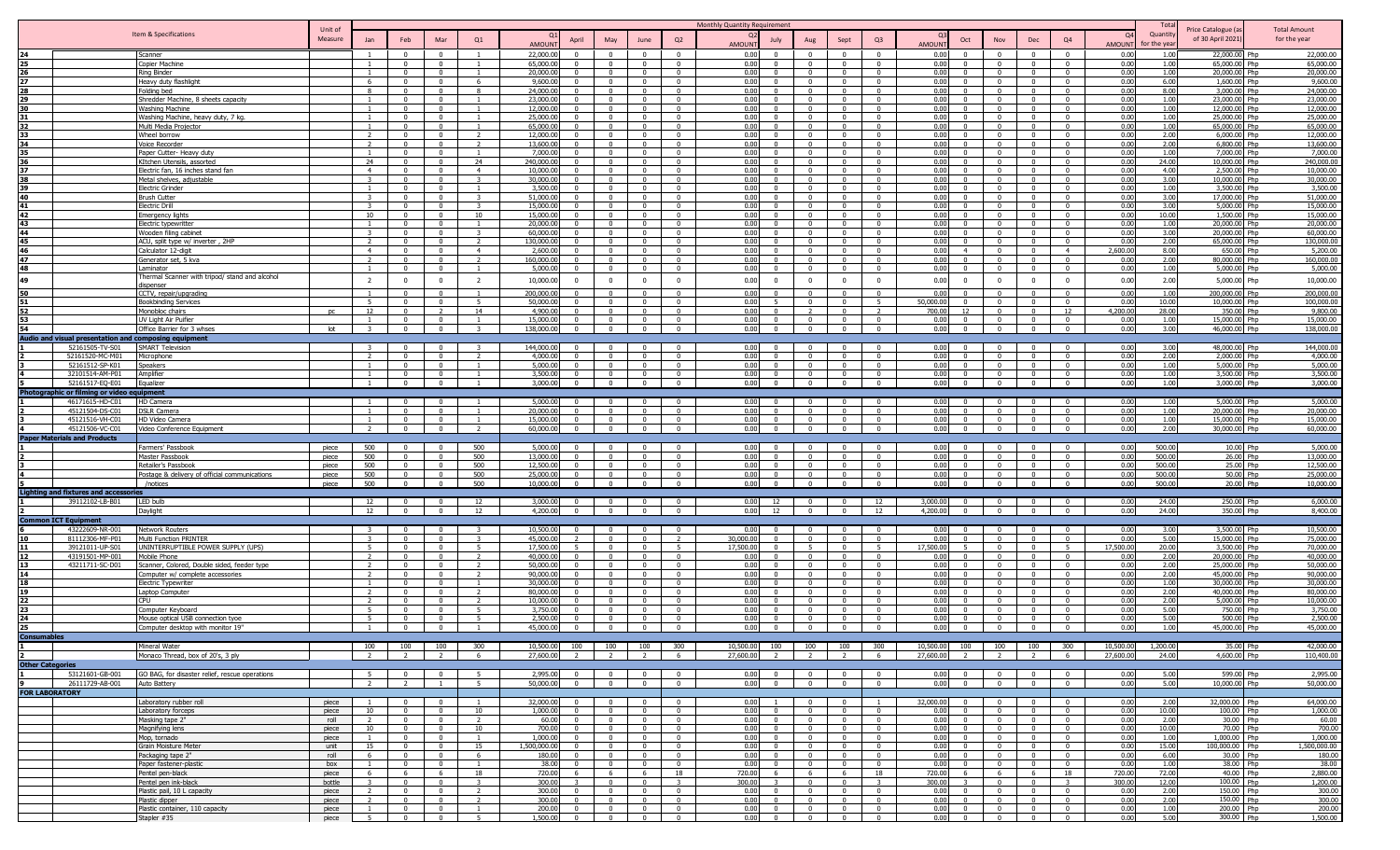| | | Item & Specifications | Unit of Measure | Monthly Quantity Requirement | | | | | | | | | | | | | | | | | | | | Total Quantity for the year | Price Catalogue (as of 30 April 2021) | | Total Amount for the year |
|---|---|---|---|---|---|---|---|---|---|---|---|---|---|---|---|---|---|---|---|---|---|---|---|---|---|---|---|
| | | | | Jan | Feb | Mar | Q1 | Q1 AMOUNT | April | May | June | Q2 | Q2 AMOUNT | July | Aug | Sept | Q3 | Q3 AMOUNT | Oct | Nov | Dec | Q4 | Q4 AMOUNT | | | | |
| 24 | | Scanner | | 1 | 0 | 0 | 1 | 22,000.00 | 0 | 0 | 0 | 0 | 0.00 | 0 | 0 | 0 | 0 | 0.00 | 0 | 0 | 0 | 0 | 0.00 | 1.00 | 22,000.00 | Php | 22,000.00 |
| 25 | | Copier Machine | | 1 | 0 | 0 | 1 | 65,000.00 | 0 | 0 | 0 | 0 | 0.00 | 0 | 0 | 0 | 0 | 0.00 | 0 | 0 | 0 | 0 | 0.00 | 1.00 | 65,000.00 | Php | 65,000.00 |
| 26 | | Ring Binder | | 1 | 0 | 0 | 1 | 20,000.00 | 0 | 0 | 0 | 0 | 0.00 | 0 | 0 | 0 | 0 | 0.00 | 0 | 0 | 0 | 0 | 0.00 | 1.00 | 20,000.00 | Php | 20,000.00 |
| 27 | | Heavy duty flashlight | | 6 | 0 | 0 | 6 | 9,600.00 | 0 | 0 | 0 | 0 | 0.00 | 0 | 0 | 0 | 0 | 0.00 | 0 | 0 | 0 | 0 | 0.00 | 6.00 | 1,600.00 | Php | 9,600.00 |
| 28 | | Folding bed | | 8 | 0 | 0 | 8 | 24,000.00 | 0 | 0 | 0 | 0 | 0.00 | 0 | 0 | 0 | 0 | 0.00 | 0 | 0 | 0 | 0 | 0.00 | 8.00 | 3,000.00 | Php | 24,000.00 |
| 29 | | Shredder Machine, 8 sheets capacity | | 1 | 0 | 0 | 1 | 23,000.00 | 0 | 0 | 0 | 0 | 0.00 | 0 | 0 | 0 | 0 | 0.00 | 0 | 0 | 0 | 0 | 0.00 | 1.00 | 23,000.00 | Php | 23,000.00 |
| 30 | | Washing Machine | | 1 | 0 | 0 | 1 | 12,000.00 | 0 | 0 | 0 | 0 | 0.00 | 0 | 0 | 0 | 0 | 0.00 | 0 | 0 | 0 | 0 | 0.00 | 1.00 | 12,000.00 | Php | 12,000.00 |
| 31 | | Washing Machine, heavy duty, 7 kg. | | 1 | 0 | 0 | 1 | 25,000.00 | 0 | 0 | 0 | 0 | 0.00 | 0 | 0 | 0 | 0 | 0.00 | 0 | 0 | 0 | 0 | 0.00 | 1.00 | 25,000.00 | Php | 25,000.00 |
| 32 | | Multi Media Projector | | 1 | 0 | 0 | 1 | 65,000.00 | 0 | 0 | 0 | 0 | 0.00 | 0 | 0 | 0 | 0 | 0.00 | 0 | 0 | 0 | 0 | 0.00 | 1.00 | 65,000.00 | Php | 65,000.00 |
| 33 | | Wheel borrow | | 2 | 0 | 0 | 2 | 12,000.00 | 0 | 0 | 0 | 0 | 0.00 | 0 | 0 | 0 | 0 | 0.00 | 0 | 0 | 0 | 0 | 0.00 | 2.00 | 6,000.00 | Php | 12,000.00 |
| 34 | | Voice Recorder | | 2 | 0 | 0 | 2 | 13,600.00 | 0 | 0 | 0 | 0 | 0.00 | 0 | 0 | 0 | 0 | 0.00 | 0 | 0 | 0 | 0 | 0.00 | 2.00 | 6,800.00 | Php | 13,600.00 |
| 35 | | Paper Cutter- Heavy duty | | 1 | 0 | 0 | 1 | 7,000.00 | 0 | 0 | 0 | 0 | 0.00 | 0 | 0 | 0 | 0 | 0.00 | 0 | 0 | 0 | 0 | 0.00 | 1.00 | 7,000.00 | Php | 7,000.00 |
| 36 | | Kitchen Utensils, assorted | | 24 | 0 | 0 | 24 | 240,000.00 | 0 | 0 | 0 | 0 | 0.00 | 0 | 0 | 0 | 0 | 0.00 | 0 | 0 | 0 | 0 | 0.00 | 24.00 | 10,000.00 | Php | 240,000.00 |
| 37 | | Electric fan, 16 inches stand fan | | 4 | 0 | 0 | 4 | 10,000.00 | 0 | 0 | 0 | 0 | 0.00 | 0 | 0 | 0 | 0 | 0.00 | 0 | 0 | 0 | 0 | 0.00 | 4.00 | 2,500.00 | Php | 10,000.00 |
| 38 | | Metal shelves, adjustable | | 3 | 0 | 0 | 3 | 30,000.00 | 0 | 0 | 0 | 0 | 0.00 | 0 | 0 | 0 | 0 | 0.00 | 0 | 0 | 0 | 0 | 0.00 | 3.00 | 10,000.00 | Php | 30,000.00 |
| 39 | | Electric Grinder | | 1 | 0 | 0 | 1 | 3,500.00 | 0 | 0 | 0 | 0 | 0.00 | 0 | 0 | 0 | 0 | 0.00 | 0 | 0 | 0 | 0 | 0.00 | 1.00 | 3,500.00 | Php | 3,500.00 |
| 40 | | Brush Cutter | | 3 | 0 | 0 | 3 | 51,000.00 | 0 | 0 | 0 | 0 | 0.00 | 0 | 0 | 0 | 0 | 0.00 | 0 | 0 | 0 | 0 | 0.00 | 3.00 | 17,000.00 | Php | 51,000.00 |
| 41 | | Electric Drill | | 3 | 0 | 0 | 3 | 15,000.00 | 0 | 0 | 0 | 0 | 0.00 | 0 | 0 | 0 | 0 | 0.00 | 0 | 0 | 0 | 0 | 0.00 | 3.00 | 5,000.00 | Php | 15,000.00 |
| 42 | | Emergency lights | | 10 | 0 | 0 | 10 | 15,000.00 | 0 | 0 | 0 | 0 | 0.00 | 0 | 0 | 0 | 0 | 0.00 | 0 | 0 | 0 | 0 | 0.00 | 10.00 | 1,500.00 | Php | 15,000.00 |
| 43 | | Electric typewritter | | 1 | 0 | 0 | 1 | 20,000.00 | 0 | 0 | 0 | 0 | 0.00 | 0 | 0 | 0 | 0 | 0.00 | 0 | 0 | 0 | 0 | 0.00 | 1.00 | 20,000.00 | Php | 20,000.00 |
| 44 | | Wooden filing cabinet | | 3 | 0 | 0 | 3 | 60,000.00 | 0 | 0 | 0 | 0 | 0.00 | 0 | 0 | 0 | 0 | 0.00 | 0 | 0 | 0 | 0 | 0.00 | 3.00 | 20,000.00 | Php | 60,000.00 |
| 45 | | ACU, split type w/ inverter , 2HP | | 2 | 0 | 0 | 2 | 130,000.00 | 0 | 0 | 0 | 0 | 0.00 | 0 | 0 | 0 | 0 | 0.00 | 0 | 0 | 0 | 0 | 0.00 | 2.00 | 65,000.00 | Php | 130,000.00 |
| 46 | | Calculator 12-digit | | 4 | 0 | 0 | 4 | 2,600.00 | 0 | 0 | 0 | 0 | 0.00 | 0 | 0 | 0 | 0 | 0.00 | 4 | 0 | 0 | 4 | 2,600.00 | 8.00 | 650.00 | Php | 5,200.00 |
| 47 | | Generator set, 5 kva | | 2 | 0 | 0 | 2 | 160,000.00 | 0 | 0 | 0 | 0 | 0.00 | 0 | 0 | 0 | 0 | 0.00 | 0 | 0 | 0 | 0 | 0.00 | 2.00 | 80,000.00 | Php | 160,000.00 |
| 48 | | Laminator | | 1 | 0 | 0 | 1 | 5,000.00 | 0 | 0 | 0 | 0 | 0.00 | 0 | 0 | 0 | 0 | 0.00 | 0 | 0 | 0 | 0 | 0.00 | 1.00 | 5,000.00 | Php | 5,000.00 |
| 49 | | Thermal Scanner with tripod/ stand and alcohol dispenser | | 2 | 0 | 0 | 2 | 10,000.00 | 0 | 0 | 0 | 0 | 0.00 | 0 | 0 | 0 | 0 | 0.00 | 0 | 0 | 0 | 0 | 0.00 | 2.00 | 5,000.00 | Php | 10,000.00 |
| 50 | | CCTV, repair/upgrading | | 1 | 0 | 0 | 1 | 200,000.00 | 0 | 0 | 0 | 0 | 0.00 | 0 | 0 | 0 | 0 | 0.00 | 0 | 0 | 0 | 0 | 0.00 | 1.00 | 200,000.00 | Php | 200,000.00 |
| 51 | | Bookbinding Services | | 5 | 0 | 0 | 5 | 50,000.00 | 0 | 0 | 0 | 0 | 0.00 | 5 | 0 | 0 | 5 | 50,000.00 | 0 | 0 | 0 | 0 | 0.00 | 10.00 | 10,000.00 | Php | 100,000.00 |
| 52 | | Monobloc chairs | pc | 12 | 0 | 2 | 14 | 4,900.00 | 0 | 0 | 0 | 0 | 0.00 | 0 | 2 | 0 | 2 | 700.00 | 12 | 0 | 0 | 12 | 4,200.00 | 28.00 | 350.00 | Php | 9,800.00 |
| 53 | | UV Light Air Puifier | | 1 | 0 | 0 | 1 | 15,000.00 | 0 | 0 | 0 | 0 | 0.00 | 0 | 0 | 0 | 0 | 0.00 | 0 | 0 | 0 | 0 | 0.00 | 1.00 | 15,000.00 | Php | 15,000.00 |
| 54 | | Office Barrier for 3 whses | lot | 3 | 0 | 0 | 3 | 138,000.00 | 0 | 0 | 0 | 0 | 0.00 | 0 | 0 | 0 | 0 | 0.00 | 0 | 0 | 0 | 0 | 0.00 | 3.00 | 46,000.00 | Php | 138,000.00 |
| **Audio and visual presentation and composing equipment** | | | | | | | | | | | | | | | | | | | | | | | | | | | |
| 1 | 52161505-TV-S01 | SMART Television | | 3 | 0 | 0 | 3 | 144,000.00 | 0 | 0 | 0 | 0 | 0.00 | 0 | 0 | 0 | 0 | 0.00 | 0 | 0 | 0 | 0 | 0.00 | 3.00 | 48,000.00 | Php | 144,000.00 |
| 2 | 52161520-MC-M01 | Microphone | | 2 | 0 | 0 | 2 | 4,000.00 | 0 | 0 | 0 | 0 | 0.00 | 0 | 0 | 0 | 0 | 0.00 | 0 | 0 | 0 | 0 | 0.00 | 2.00 | 2,000.00 | Php | 4,000.00 |
| 3 | 52161512-SP-K01 | Speakers | | 1 | 0 | 0 | 1 | 5,000.00 | 0 | 0 | 0 | 0 | 0.00 | 0 | 0 | 0 | 0 | 0.00 | 0 | 0 | 0 | 0 | 0.00 | 1.00 | 5,000.00 | Php | 5,000.00 |
| 4 | 32101514-AM-P01 | Amplifier | | 1 | 0 | 0 | 1 | 3,500.00 | 0 | 0 | 0 | 0 | 0.00 | 0 | 0 | 0 | 0 | 0.00 | 0 | 0 | 0 | 0 | 0.00 | 1.00 | 3,500.00 | Php | 3,500.00 |
| 5 | 52161517-EQ-E01 | Equalizer | | 1 | 0 | 0 | 1 | 3,000.00 | 0 | 0 | 0 | 0 | 0.00 | 0 | 0 | 0 | 0 | 0.00 | 0 | 0 | 0 | 0 | 0.00 | 1.00 | 3,000.00 | Php | 3,000.00 |
| **Photographic or filming or video equipment** | | | | | | | | | | | | | | | | | | | | | | | | | | | |
| 1 | 46171615-HD-C01 | HD Camera | | 1 | 0 | 0 | 1 | 5,000.00 | 0 | 0 | 0 | 0 | 0.00 | 0 | 0 | 0 | 0 | 0.00 | 0 | 0 | 0 | 0 | 0.00 | 1.00 | 5,000.00 | Php | 5,000.00 |
| 2 | 45121504-DS-C01 | DSLR Camera | | 1 | 0 | 0 | 1 | 20,000.00 | 0 | 0 | 0 | 0 | 0.00 | 0 | 0 | 0 | 0 | 0.00 | 0 | 0 | 0 | 0 | 0.00 | 1.00 | 20,000.00 | Php | 20,000.00 |
| 3 | 45121516-VH-C01 | HD Video Camera | | 1 | 0 | 0 | 1 | 15,000.00 | 0 | 0 | 0 | 0 | 0.00 | 0 | 0 | 0 | 0 | 0.00 | 0 | 0 | 0 | 0 | 0.00 | 1.00 | 15,000.00 | Php | 15,000.00 |
| 4 | 45121506-VC-C01 | Video Conference Equipment | | 2 | 0 | 0 | 2 | 60,000.00 | 0 | 0 | 0 | 0 | 0.00 | 0 | 0 | 0 | 0 | 0.00 | 0 | 0 | 0 | 0 | 0.00 | 2.00 | 30,000.00 | Php | 60,000.00 |
| **Paper Materials and Products** | | | | | | | | | | | | | | | | | | | | | | | | | | | |
| 1 | | Farmers' Passbook | piece | 500 | 0 | 0 | 500 | 5,000.00 | 0 | 0 | 0 | 0 | 0.00 | 0 | 0 | 0 | 0 | 0.00 | 0 | 0 | 0 | 0 | 0.00 | 500.00 | 10.00 | Php | 5,000.00 |
| 2 | | Master Passbook | piece | 500 | 0 | 0 | 500 | 13,000.00 | 0 | 0 | 0 | 0 | 0.00 | 0 | 0 | 0 | 0 | 0.00 | 0 | 0 | 0 | 0 | 0.00 | 500.00 | 26.00 | Php | 13,000.00 |
| 3 | | Retailer's Passbook | piece | 500 | 0 | 0 | 500 | 12,500.00 | 0 | 0 | 0 | 0 | 0.00 | 0 | 0 | 0 | 0 | 0.00 | 0 | 0 | 0 | 0 | 0.00 | 500.00 | 25.00 | Php | 12,500.00 |
| 4 | | Postage & delivery of official communications | piece | 500 | 0 | 0 | 500 | 25,000.00 | 0 | 0 | 0 | 0 | 0.00 | 0 | 0 | 0 | 0 | 0.00 | 0 | 0 | 0 | 0 | 0.00 | 500.00 | 50.00 | Php | 25,000.00 |
| 5 | | /notices | piece | 500 | 0 | 0 | 500 | 10,000.00 | 0 | 0 | 0 | 0 | 0.00 | 0 | 0 | 0 | 0 | 0.00 | 0 | 0 | 0 | 0 | 0.00 | 500.00 | 20.00 | Php | 10,000.00 |
| **Lighting and fixtures and accessories** | | | | | | | | | | | | | | | | | | | | | | | | | | | |
| 1 | 39112102-LB-B01 | LED bulb | | 12 | 0 | 0 | 12 | 3,000.00 | 0 | 0 | 0 | 0 | 0.00 | 12 | 0 | 0 | 12 | 3,000.00 | 0 | 0 | 0 | 0 | 0.00 | 24.00 | 250.00 | Php | 6,000.00 |
| 2 | | Daylight | | 12 | 0 | 0 | 12 | 4,200.00 | 0 | 0 | 0 | 0 | 0.00 | 12 | 0 | 0 | 12 | 4,200.00 | 0 | 0 | 0 | 0 | 0.00 | 24.00 | 350.00 | Php | 8,400.00 |
| **Common ICT Equipment** | | | | | | | | | | | | | | | | | | | | | | | | | | | |
| 6 | 43222609-NR-001 | Network Routers | | 3 | 0 | 0 | 3 | 10,500.00 | 0 | 0 | 0 | 0 | 0.00 | 0 | 0 | 0 | 0 | 0.00 | 0 | 0 | 0 | 0 | 0.00 | 3.00 | 3,500.00 | Php | 10,500.00 |
| 10 | 81112306-MF-P01 | Multi Function PRINTER | | 3 | 0 | 0 | 3 | 45,000.00 | 2 | 0 | 0 | 2 | 30,000.00 | 0 | 0 | 0 | 0 | 0.00 | 0 | 0 | 0 | 0 | 0.00 | 5.00 | 15,000.00 | Php | 75,000.00 |
| 11 | 39121011-UP-S01 | UNINTERRUPTIBLE POWER SUPPLY (UPS) | | 5 | 0 | 0 | 5 | 17,500.00 | 5 | 0 | 0 | 5 | 17,500.00 | 0 | 5 | 0 | 5 | 17,500.00 | 5 | 0 | 0 | 5 | 17,500.00 | 20.00 | 3,500.00 | Php | 70,000.00 |
| 12 | 43191501-MP-001 | Mobile Phone | | 2 | 0 | 0 | 2 | 40,000.00 | 0 | 0 | 0 | 0 | 0.00 | 0 | 0 | 0 | 0 | 0.00 | 0 | 0 | 0 | 0 | 0.00 | 2.00 | 20,000.00 | Php | 40,000.00 |
| 13 | 43211711-SC-D01 | Scanner, Colored, Double sided, feeder type | | 2 | 0 | 0 | 2 | 50,000.00 | 0 | 0 | 0 | 0 | 0.00 | 0 | 0 | 0 | 0 | 0.00 | 0 | 0 | 0 | 0 | 0.00 | 2.00 | 25,000.00 | Php | 50,000.00 |
| 14 | | Computer w/ complete accessories | | 2 | 0 | 0 | 2 | 90,000.00 | 0 | 0 | 0 | 0 | 0.00 | 0 | 0 | 0 | 0 | 0.00 | 0 | 0 | 0 | 0 | 0.00 | 2.00 | 45,000.00 | Php | 90,000.00 |
| 18 | | Electric Typewriter | | 1 | 0 | 0 | 1 | 30,000.00 | 0 | 0 | 0 | 0 | 0.00 | 0 | 0 | 0 | 0 | 0.00 | 0 | 0 | 0 | 0 | 0.00 | 1.00 | 30,000.00 | Php | 30,000.00 |
| 19 | | Laptop Computer | | 2 | 0 | 0 | 2 | 80,000.00 | 0 | 0 | 0 | 0 | 0.00 | 0 | 0 | 0 | 0 | 0.00 | 0 | 0 | 0 | 0 | 0.00 | 2.00 | 40,000.00 | Php | 80,000.00 |
| 22 | | CPU | | 2 | 0 | 0 | 2 | 10,000.00 | 0 | 0 | 0 | 0 | 0.00 | 0 | 0 | 0 | 0 | 0.00 | 0 | 0 | 0 | 0 | 0.00 | 2.00 | 5,000.00 | Php | 10,000.00 |
| 23 | | Computer Keyboard | | 5 | 0 | 0 | 5 | 3,750.00 | 0 | 0 | 0 | 0 | 0.00 | 0 | 0 | 0 | 0 | 0.00 | 0 | 0 | 0 | 0 | 0.00 | 5.00 | 750.00 | Php | 3,750.00 |
| 24 | | Mouse optical USB connection tyoe | | 5 | 0 | 0 | 5 | 2,500.00 | 0 | 0 | 0 | 0 | 0.00 | 0 | 0 | 0 | 0 | 0.00 | 0 | 0 | 0 | 0 | 0.00 | 5.00 | 500.00 | Php | 2,500.00 |
| 25 | | Computer desktop with monitor 19" | | 1 | 0 | 0 | 1 | 45,000.00 | 0 | 0 | 0 | 0 | 0.00 | 0 | 0 | 0 | 0 | 0.00 | 0 | 0 | 0 | 0 | 0.00 | 1.00 | 45,000.00 | Php | 45,000.00 |
| **Consumables** | | | | | | | | | | | | | | | | | | | | | | | | | | | |
| 1 | | Mineral Water | | 100 | 100 | 100 | 300 | 10,500.00 | 100 | 100 | 100 | 300 | 10,500.00 | 100 | 100 | 100 | 300 | 10,500.00 | 100 | 100 | 100 | 300 | 10,500.00 | 1,200.00 | 35.00 | Php | 42,000.00 |
| 2 | | Monaco Thread, box of 20's, 3 ply | | 2 | 2 | 2 | 6 | 27,600.00 | 2 | 2 | 2 | 6 | 27,600.00 | 2 | 2 | 2 | 6 | 27,600.00 | 2 | 2 | 2 | 6 | 27,600.00 | 24.00 | 4,600.00 | Php | 110,400.00 |
| **Other Categories** | | | | | | | | | | | | | | | | | | | | | | | | | | | |
| 1 | 53121601-GB-001 | GO BAG, for disaster relief, rescue operations | | 5 | 0 | 0 | 5 | 2,995.00 | 0 | 0 | 0 | 0 | 0.00 | 0 | 0 | 0 | 0 | 0.00 | 0 | 0 | 0 | 0 | 0.00 | 5.00 | 599.00 | Php | 2,995.00 |
| 9 | 26111729-AB-001 | Auto Battery | | 2 | 2 | 1 | 5 | 50,000.00 | 0 | 0 | 0 | 0 | 0.00 | 0 | 0 | 0 | 0 | 0.00 | 0 | 0 | 0 | 0 | 0.00 | 5.00 | 10,000.00 | Php | 50,000.00 |
| **FOR LABORATORY** | | | | | | | | | | | | | | | | | | | | | | | | | | | |
| | | Laboratory rubber roll | piece | 1 | 0 | 0 | 1 | 32,000.00 | 0 | 0 | 0 | 0 | 0.00 | 1 | 0 | 0 | 1 | 32,000.00 | 0 | 0 | 0 | 0 | 0.00 | 2.00 | 32,000.00 | Php | 64,000.00 |
| | | Laboratory forceps | piece | 10 | 0 | 0 | 10 | 1,000.00 | 0 | 0 | 0 | 0 | 0.00 | 0 | 0 | 0 | 0 | 0.00 | 0 | 0 | 0 | 0 | 0.00 | 10.00 | 100.00 | Php | 1,000.00 |
| | | Masking tape 2" | roll | 2 | 0 | 0 | 2 | 60.00 | 0 | 0 | 0 | 0 | 0.00 | 0 | 0 | 0 | 0 | 0.00 | 0 | 0 | 0 | 0 | 0.00 | 2.00 | 30.00 | Php | 60.00 |
| | | Magnifying lens | piece | 10 | 0 | 0 | 10 | 700.00 | 0 | 0 | 0 | 0 | 0.00 | 0 | 0 | 0 | 0 | 0.00 | 0 | 0 | 0 | 0 | 0.00 | 10.00 | 70.00 | Php | 700.00 |
| | | Mop, tornado | piece | 1 | 0 | 0 | 1 | 1,000.00 | 0 | 0 | 0 | 0 | 0.00 | 0 | 0 | 0 | 0 | 0.00 | 0 | 0 | 0 | 0 | 0.00 | 1.00 | 1,000.00 | Php | 1,000.00 |
| | | Grain Moisture Meter | unit | 15 | 0 | 0 | 15 | 1,500,000.00 | 0 | 0 | 0 | 0 | 0.00 | 0 | 0 | 0 | 0 | 0.00 | 0 | 0 | 0 | 0 | 0.00 | 15.00 | 100,000.00 | Php | 1,500,000.00 |
| | | Packaging tape 2" | roll | 6 | 0 | 0 | 6 | 180.00 | 0 | 0 | 0 | 0 | 0.00 | 0 | 0 | 0 | 0 | 0.00 | 0 | 0 | 0 | 0 | 0.00 | 6.00 | 30.00 | Php | 180.00 |
| | | Paper fastener-plastic | box | 1 | 0 | 0 | 1 | 38.00 | 0 | 0 | 0 | 0 | 0.00 | 0 | 0 | 0 | 0 | 0.00 | 0 | 0 | 0 | 0 | 0.00 | 1.00 | 38.00 | Php | 38.00 |
| | | Pentel pen-black | piece | 6 | 6 | 6 | 18 | 720.00 | 6 | 6 | 6 | 18 | 720.00 | 6 | 6 | 6 | 18 | 720.00 | 6 | 6 | 6 | 18 | 720.00 | 72.00 | 40.00 | Php | 2,880.00 |
| | | Pentel pen ink-black | bottle | 3 | 0 | 0 | 3 | 300.00 | 3 | 0 | 0 | 3 | 300.00 | 3 | 0 | 0 | 3 | 300.00 | 3 | 0 | 0 | 3 | 300.00 | 12.00 | 100.00 | Php | 1,200.00 |
| | | Plastic pail, 10 L capacity | piece | 2 | 0 | 0 | 2 | 300.00 | 0 | 0 | 0 | 0 | 0.00 | 0 | 0 | 0 | 0 | 0.00 | 0 | 0 | 0 | 0 | 0.00 | 2.00 | 150.00 | Php | 300.00 |
| | | Plastic dipper | piece | 2 | 0 | 0 | 2 | 300.00 | 0 | 0 | 0 | 0 | 0.00 | 0 | 0 | 0 | 0 | 0.00 | 0 | 0 | 0 | 0 | 0.00 | 2.00 | 150.00 | Php | 300.00 |
| | | Plastic container, 110 capacity | piece | 1 | 0 | 0 | 1 | 200.00 | 0 | 0 | 0 | 0 | 0.00 | 0 | 0 | 0 | 0 | 0.00 | 0 | 0 | 0 | 0 | 0.00 | 1.00 | 200.00 | Php | 200.00 |
| | | Stapler #35 | piece | 5 | 0 | 0 | 5 | 1,500.00 | 0 | 0 | 0 | 0 | 0.00 | 0 | 0 | 0 | 0 | 0.00 | 0 | 0 | 0 | 0 | 0.00 | 5.00 | 300.00 | Php | 1,500.00 |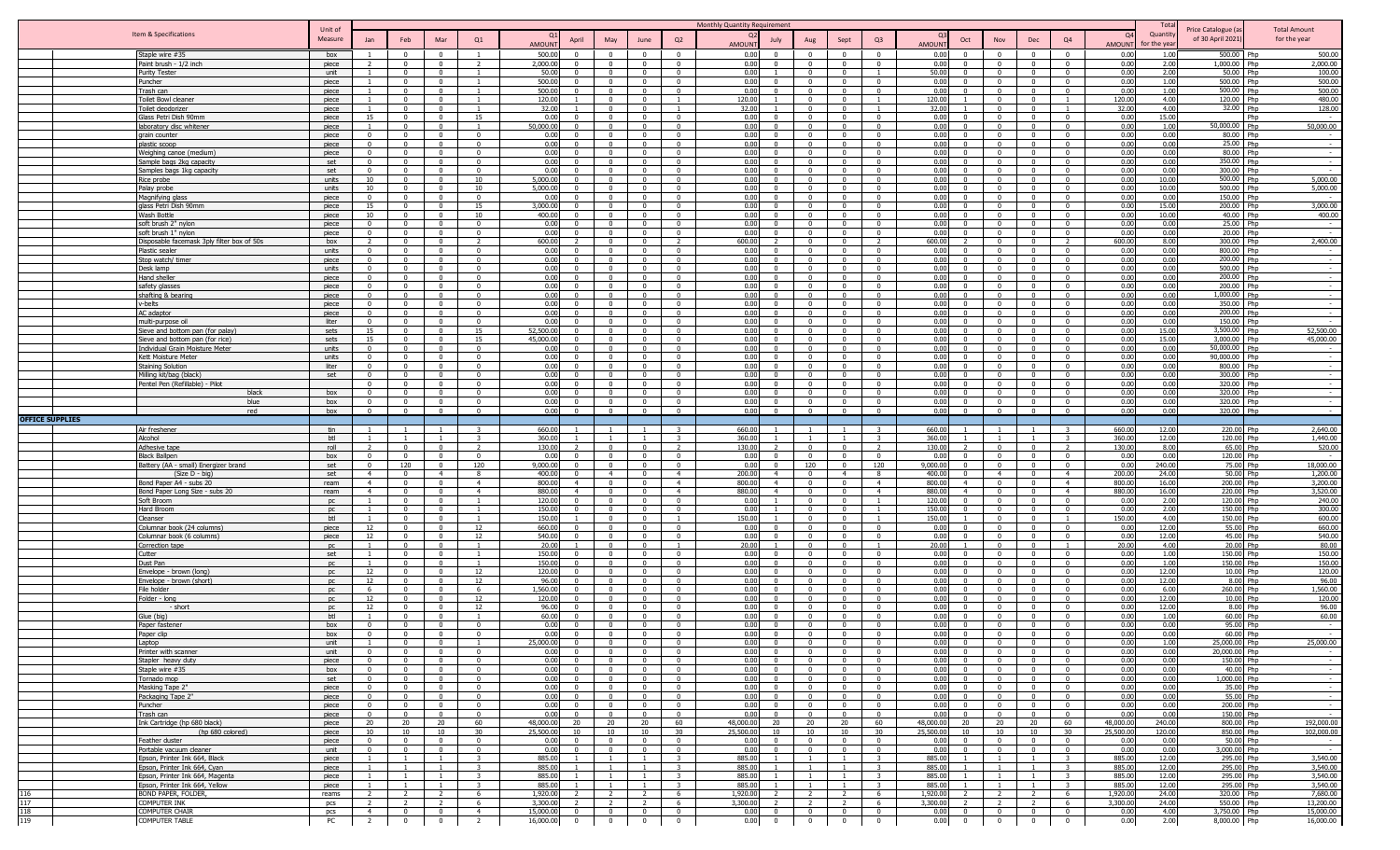| No. | Item & Specifications | Unit of Measure | Monthly Quantity Requirement | | | | | | | | | | | | | | | | | | | | Total Quantity for the year | Price Catalogue (as of 30 April 2021) | Total Amount for the year |
|---|---|---|---|---|---|---|---|---|---|---|---|---|---|---|---|---|---|---|---|---|---|---|---|---|---|
| | | | Jan | Feb | Mar | Q1 | Q1 AMOUNT | April | May | June | Q2 | Q2 AMOUNT | July | Aug | Sept | Q3 | Q3 AMOUNT | Oct | Nov | Dec | Q4 | Q4 AMOUNT | | | |
| | Staple wire #35 | box | 1 | 0 | 0 | 1 | 500.00 | 0 | 0 | 0 | 0 | 0.00 | 0 | 0 | 0 | 0 | 0.00 | 0 | 0 | 0 | 0 | 0.00 | 1.00 | 500.00 | Php 500.00 |
| | Paint brush - 1/2 inch | piece | 2 | 0 | 0 | 2 | 2,000.00 | 0 | 0 | 0 | 0 | 0.00 | 0 | 0 | 0 | 0 | 0.00 | 0 | 0 | 0 | 0 | 0.00 | 2.00 | 1,000.00 | Php 2,000.00 |
| | Purity Tester | unit | 1 | 0 | 0 | 1 | 50.00 | 0 | 0 | 0 | 0 | 0.00 | 1 | 0 | 0 | 1 | 50.00 | 0 | 0 | 0 | 0 | 0.00 | 2.00 | 50.00 | Php 100.00 |
| | Puncher | piece | 1 | 0 | 0 | 1 | 500.00 | 0 | 0 | 0 | 0 | 0.00 | 0 | 0 | 0 | 0 | 0.00 | 0 | 0 | 0 | 0 | 0.00 | 1.00 | 500.00 | Php 500.00 |
| | Trash can | piece | 1 | 0 | 0 | 1 | 500.00 | 0 | 0 | 0 | 0 | 0.00 | 0 | 0 | 0 | 0 | 0.00 | 0 | 0 | 0 | 0 | 0.00 | 1.00 | 500.00 | Php 500.00 |
| | Toilet Bowl cleaner | piece | 1 | 0 | 0 | 1 | 120.00 | 1 | 0 | 0 | 1 | 120.00 | 1 | 0 | 0 | 1 | 120.00 | 1 | 0 | 0 | 1 | 120.00 | 4.00 | 120.00 | Php 480.00 |
| | Toilet deodorizer | piece | 1 | 0 | 0 | 1 | 32.00 | 1 | 0 | 0 | 1 | 32.00 | 1 | 0 | 0 | 1 | 32.00 | 1 | 0 | 0 | 1 | 32.00 | 4.00 | 32.00 | Php 128.00 |
| | Glass Petri Dish 90mm | piece | 15 | 0 | 0 | 15 | | 0 | 0 | 0 | 0 | 0.00 | 0 | 0 | 0 | 0 | 0.00 | 0 | 0 | 0 | 0 | 0.00 | 15.00 | | Php |
| | laboratory disc whitener | piece | 1 | 0 | 0 | 1 | 50,000.00 | 0 | 0 | 0 | 0 | 0.00 | 0 | 0 | 0 | 0 | 0.00 | 0 | 0 | 0 | 0 | 0.00 | 1.00 | 50,000.00 | Php 50,000.00 |
| | grain counter | piece | 0 | 0 | 0 | 0 | 0.00 | 0 | 0 | 0 | 0 | 0.00 | 0 | 0 | 0 | 0 | 0.00 | 0 | 0 | 0 | 0 | 0.00 | 0.00 | 80.00 | Php - |
| | plastic scoop | piece | 0 | 0 | 0 | 0 | 0.00 | 0 | 0 | 0 | 0 | 0.00 | 0 | 0 | 0 | 0 | 0.00 | 0 | 0 | 0 | 0 | 0.00 | 0.00 | 25.00 | Php - |
| | Weighing canoe (medium) | piece | 0 | 0 | 0 | 0 | 0.00 | 0 | 0 | 0 | 0 | 0.00 | 0 | 0 | 0 | 0 | 0.00 | 0 | 0 | 0 | 0 | 0.00 | 0.00 | 80.00 | Php - |
| | Sample bags 2kg capacity | set | 0 | 0 | 0 | 0 | 0.00 | 0 | 0 | 0 | 0 | 0.00 | 0 | 0 | 0 | 0 | 0.00 | 0 | 0 | 0 | 0 | 0.00 | 0.00 | 350.00 | Php - |
| | Samples bags 1kg capacity | set | 0 | 0 | 0 | 0 | 0.00 | 0 | 0 | 0 | 0 | 0.00 | 0 | 0 | 0 | 0 | 0.00 | 0 | 0 | 0 | 0 | 0.00 | 0.00 | 300.00 | Php - |
| | Rice probe | units | 10 | 0 | 0 | 10 | 5,000.00 | 0 | 0 | 0 | 0 | 0.00 | 0 | 0 | 0 | 0 | 0.00 | 0 | 0 | 0 | 0 | 0.00 | 10.00 | 500.00 | Php 5,000.00 |
| | Palay probe | units | 10 | 0 | 0 | 10 | 5,000.00 | 0 | 0 | 0 | 0 | 0.00 | 0 | 0 | 0 | 0 | 0.00 | 0 | 0 | 0 | 0 | 0.00 | 10.00 | 500.00 | Php 5,000.00 |
| | Magnifying glass | piece | 0 | 0 | 0 | 0 | 0.00 | 0 | 0 | 0 | 0 | 0.00 | 0 | 0 | 0 | 0 | 0.00 | 0 | 0 | 0 | 0 | 0.00 | 0.00 | 150.00 | Php - |
| | glass Petri Dish 90mm | piece | 15 | 0 | 0 | 15 | 3,000.00 | 0 | 0 | 0 | 0 | 0.00 | 0 | 0 | 0 | 0 | 0.00 | 0 | 0 | 0 | 0 | 0.00 | 15.00 | 200.00 | Php 3,000.00 |
| | Wash Bottle | piece | 10 | 0 | 0 | 10 | 400.00 | 0 | 0 | 0 | 0 | 0.00 | 0 | 0 | 0 | 0 | 0.00 | 0 | 0 | 0 | 0 | 0.00 | 10.00 | 40.00 | Php 400.00 |
| | soft brush 2" nylon | piece | 0 | 0 | 0 | 0 | 0.00 | 0 | 0 | 0 | 0 | 0.00 | 0 | 0 | 0 | 0 | 0.00 | 0 | 0 | 0 | 0 | 0.00 | 0.00 | 25.00 | Php - |
| | soft brush 1" nylon | piece | 0 | 0 | 0 | 0 | 0.00 | 0 | 0 | 0 | 0 | 0.00 | 0 | 0 | 0 | 0 | 0.00 | 0 | 0 | 0 | 0 | 0.00 | 0.00 | 20.00 | Php - |
| | Disposable facemask 3ply filter box of 50s | box | 2 | 0 | 0 | 2 | 600.00 | 2 | 0 | 0 | 2 | 600.00 | 2 | 0 | 0 | 2 | 600.00 | 2 | 0 | 0 | 2 | 600.00 | 8.00 | 300.00 | Php 2,400.00 |
| | Plastic sealer | units | 0 | 0 | 0 | 0 | 0.00 | 0 | 0 | 0 | 0 | 0.00 | 0 | 0 | 0 | 0 | 0.00 | 0 | 0 | 0 | 0 | 0.00 | 0.00 | 800.00 | Php - |
| | Stop watch/ timer | piece | 0 | 0 | 0 | 0 | 0.00 | 0 | 0 | 0 | 0 | 0.00 | 0 | 0 | 0 | 0 | 0.00 | 0 | 0 | 0 | 0 | 0.00 | 0.00 | 200.00 | Php - |
| | Desk lamp | units | 0 | 0 | 0 | 0 | 0.00 | 0 | 0 | 0 | 0 | 0.00 | 0 | 0 | 0 | 0 | 0.00 | 0 | 0 | 0 | 0 | 0.00 | 0.00 | 500.00 | Php - |
| | Hand sheller | piece | 0 | 0 | 0 | 0 | 0.00 | 0 | 0 | 0 | 0 | 0.00 | 0 | 0 | 0 | 0 | 0.00 | 0 | 0 | 0 | 0 | 0.00 | 0.00 | 200.00 | Php - |
| | safety glasses | piece | 0 | 0 | 0 | 0 | 0.00 | 0 | 0 | 0 | 0 | 0.00 | 0 | 0 | 0 | 0 | 0.00 | 0 | 0 | 0 | 0 | 0.00 | 0.00 | 200.00 | Php - |
| | shafting & bearing | piece | 0 | 0 | 0 | 0 | 0.00 | 0 | 0 | 0 | 0 | 0.00 | 0 | 0 | 0 | 0 | 0.00 | 0 | 0 | 0 | 0 | 0.00 | 0.00 | 1,000.00 | Php - |
| | v-belts | piece | 0 | 0 | 0 | 0 | 0.00 | 0 | 0 | 0 | 0 | 0.00 | 0 | 0 | 0 | 0 | 0.00 | 0 | 0 | 0 | 0 | 0.00 | 0.00 | 350.00 | Php - |
| | AC adaptor | piece | 0 | 0 | 0 | 0 | 0.00 | 0 | 0 | 0 | 0 | 0.00 | 0 | 0 | 0 | 0 | 0.00 | 0 | 0 | 0 | 0 | 0.00 | 0.00 | 200.00 | Php - |
| | multi-purpose oil | liter | 0 | 0 | 0 | 0 | 0.00 | 0 | 0 | 0 | 0 | 0.00 | 0 | 0 | 0 | 0 | 0.00 | 0 | 0 | 0 | 0 | 0.00 | 0.00 | 150.00 | Php - |
| | Sieve and bottom pan (for palay) | sets | 15 | 0 | 0 | 15 | 52,500.00 | 0 | 0 | 0 | 0 | 0.00 | 0 | 0 | 0 | 0 | 0.00 | 0 | 0 | 0 | 0 | 0.00 | 15.00 | 3,500.00 | Php 52,500.00 |
| | Sieve and bottom pan (for rice) | sets | 15 | 0 | 0 | 15 | 45,000.00 | 0 | 0 | 0 | 0 | 0.00 | 0 | 0 | 0 | 0 | 0.00 | 0 | 0 | 0 | 0 | 0.00 | 15.00 | 3,000.00 | Php 45,000.00 |
| | Individual Grain Moisture Meter | units | 0 | 0 | 0 | 0 | 0.00 | 0 | 0 | 0 | 0 | 0.00 | 0 | 0 | 0 | 0 | 0.00 | 0 | 0 | 0 | 0 | 0.00 | 0.00 | 50,000.00 | Php - |
| | Kett Moisture Meter | units | 0 | 0 | 0 | 0 | 0.00 | 0 | 0 | 0 | 0 | 0.00 | 0 | 0 | 0 | 0 | 0.00 | 0 | 0 | 0 | 0 | 0.00 | 0.00 | 90,000.00 | Php - |
| | Staining Solution | liter | 0 | 0 | 0 | 0 | 0.00 | 0 | 0 | 0 | 0 | 0.00 | 0 | 0 | 0 | 0 | 0.00 | 0 | 0 | 0 | 0 | 0.00 | 0.00 | 800.00 | Php - |
| | Milling kit/bag (black) | set | 0 | 0 | 0 | 0 | 0.00 | 0 | 0 | 0 | 0 | 0.00 | 0 | 0 | 0 | 0 | 0.00 | 0 | 0 | 0 | 0 | 0.00 | 0.00 | 300.00 | Php - |
| | Pentel Pen (Refillable) - Pilot | | 0 | 0 | 0 | 0 | 0.00 | 0 | 0 | 0 | 0 | 0.00 | 0 | 0 | 0 | 0 | 0.00 | 0 | 0 | 0 | 0 | 0.00 | 0.00 | 320.00 | Php - |
| | black | box | 0 | 0 | 0 | 0 | 0.00 | 0 | 0 | 0 | 0 | 0.00 | 0 | 0 | 0 | 0 | 0.00 | 0 | 0 | 0 | 0 | 0.00 | 0.00 | 320.00 | Php - |
| | blue | box | 0 | 0 | 0 | 0 | 0.00 | 0 | 0 | 0 | 0 | 0.00 | 0 | 0 | 0 | 0 | 0.00 | 0 | 0 | 0 | 0 | 0.00 | 0.00 | 320.00 | Php - |
| | red | box | 0 | 0 | 0 | 0 | 0.00 | 0 | 0 | 0 | 0 | 0.00 | 0 | 0 | 0 | 0 | 0.00 | 0 | 0 | 0 | 0 | 0.00 | 0.00 | 320.00 | Php - |
| **OFFICE SUPPLIES** | | | | | | | | | | | | | | | | | | | | | | | | | |
| | Air freshener | tin | 1 | 1 | 1 | 3 | 660.00 | 1 | 1 | 1 | 3 | 660.00 | 1 | 1 | 1 | 3 | 660.00 | 1 | 1 | 1 | 3 | 660.00 | 12.00 | 220.00 | Php 2,640.00 |
| | Alcohol | btl | 1 | 1 | 1 | 3 | 360.00 | 1 | 1 | 1 | 3 | 360.00 | 1 | 1 | 1 | 3 | 360.00 | 1 | 1 | 1 | 3 | 360.00 | 12.00 | 120.00 | Php 1,440.00 |
| | Adhesive tape | roll | 2 | 0 | 0 | 2 | 130.00 | 2 | 0 | 0 | 2 | 130.00 | 2 | 0 | 0 | 2 | 130.00 | 2 | 0 | 0 | 2 | 130.00 | 8.00 | 65.00 | Php 520.00 |
| | Black Ballpen | box | 0 | 0 | 0 | 0 | 0.00 | 0 | 0 | 0 | 0 | 0.00 | 0 | 0 | 0 | 0 | 0.00 | 0 | 0 | 0 | 0 | 0.00 | 0.00 | 120.00 | Php - |
| | Battery (AA - small) Energizer brand | set | 0 | 120 | 0 | 120 | 9,000.00 | 0 | 0 | 0 | 0 | 0.00 | 0 | 120 | 0 | 120 | 9,000.00 | 0 | 0 | 0 | 0 | 0.00 | 240.00 | 75.00 | Php 18,000.00 |
| | (Size D - big) | set | 4 | 0 | 4 | 8 | 400.00 | 0 | 4 | 0 | 4 | 200.00 | 4 | 0 | 4 | 8 | 400.00 | 0 | 4 | 0 | 4 | 200.00 | 24.00 | 50.00 | Php 1,200.00 |
| | Bond Paper A4 - subs 20 | ream | 4 | 0 | 0 | 4 | 800.00 | 4 | 0 | 0 | 4 | 800.00 | 4 | 0 | 0 | 4 | 800.00 | 4 | 0 | 0 | 4 | 800.00 | 16.00 | 200.00 | Php 3,200.00 |
| | Bond Paper Long Size - subs 20 | ream | 4 | 0 | 0 | 4 | 880.00 | 4 | 0 | 0 | 4 | 880.00 | 4 | 0 | 0 | 4 | 880.00 | 4 | 0 | 0 | 4 | 880.00 | 16.00 | 220.00 | Php 3,520.00 |
| | Soft Broom | pc | 1 | 0 | 0 | 1 | 120.00 | 0 | 0 | 0 | 0 | 0.00 | 1 | 0 | 0 | 1 | 120.00 | 0 | 0 | 0 | 0 | 0.00 | 2.00 | 120.00 | Php 240.00 |
| | Hard Broom | pc | 1 | 0 | 0 | 1 | 150.00 | 0 | 0 | 0 | 0 | 0.00 | 1 | 0 | 0 | 1 | 150.00 | 0 | 0 | 0 | 0 | 0.00 | 2.00 | 150.00 | Php 300.00 |
| | Cleanser | btl | 1 | 0 | 0 | 1 | 150.00 | 1 | 0 | 0 | 1 | 150.00 | 1 | 0 | 0 | 1 | 150.00 | 1 | 0 | 0 | 1 | 150.00 | 4.00 | 150.00 | Php 600.00 |
| | Columnar book (24 columns) | piece | 12 | 0 | 0 | 12 | 660.00 | 0 | 0 | 0 | 0 | 0.00 | 0 | 0 | 0 | 0 | 0.00 | 0 | 0 | 0 | 0 | 0.00 | 12.00 | 55.00 | Php 660.00 |
| | Columnar book (6 columns) | piece | 12 | 0 | 0 | 12 | 540.00 | 0 | 0 | 0 | 0 | 0.00 | 0 | 0 | 0 | 0 | 0.00 | 0 | 0 | 0 | 0 | 0.00 | 12.00 | 45.00 | Php 540.00 |
| | Correction tape | pc | 1 | 0 | 0 | 1 | 20.00 | 1 | 0 | 0 | 1 | 20.00 | 1 | 0 | 0 | 1 | 20.00 | 1 | 0 | 0 | 1 | 20.00 | 4.00 | 20.00 | Php 80.00 |
| | Cutter | set | 1 | 0 | 0 | 1 | 150.00 | 0 | 0 | 0 | 0 | 0.00 | 0 | 0 | 0 | 0 | 0.00 | 0 | 0 | 0 | 0 | 0.00 | 1.00 | 150.00 | Php 150.00 |
| | Dust Pan | pc | 1 | 0 | 0 | 1 | 150.00 | 0 | 0 | 0 | 0 | 0.00 | 0 | 0 | 0 | 0 | 0.00 | 0 | 0 | 0 | 0 | 0.00 | 1.00 | 150.00 | Php 150.00 |
| | Envelope - brown (long) | pc | 12 | 0 | 0 | 12 | 120.00 | 0 | 0 | 0 | 0 | 0.00 | 0 | 0 | 0 | 0 | 0.00 | 0 | 0 | 0 | 0 | 0.00 | 12.00 | 10.00 | Php 120.00 |
| | Envelope - brown (short) | pc | 12 | 0 | 0 | 12 | 96.00 | 0 | 0 | 0 | 0 | 0.00 | 0 | 0 | 0 | 0 | 0.00 | 0 | 0 | 0 | 0 | 0.00 | 12.00 | 8.00 | Php 96.00 |
| | File holder | pc | 6 | 0 | 0 | 6 | 1,560.00 | 0 | 0 | 0 | 0 | 0.00 | 0 | 0 | 0 | 0 | 0.00 | 0 | 0 | 0 | 0 | 0.00 | 6.00 | 260.00 | Php 1,560.00 |
| | Folder - long | pc | 12 | 0 | 0 | 12 | 120.00 | 0 | 0 | 0 | 0 | 0.00 | 0 | 0 | 0 | 0 | 0.00 | 0 | 0 | 0 | 0 | 0.00 | 12.00 | 10.00 | Php 120.00 |
| | - short | pc | 12 | 0 | 0 | 12 | 96.00 | 0 | 0 | 0 | 0 | 0.00 | 0 | 0 | 0 | 0 | 0.00 | 0 | 0 | 0 | 0 | 0.00 | 12.00 | 8.00 | Php 96.00 |
| | Glue (big) | btl | 1 | 0 | 0 | 1 | 60.00 | 0 | 0 | 0 | 0 | 0.00 | 0 | 0 | 0 | 0 | 0.00 | 0 | 0 | 0 | 0 | 0.00 | 1.00 | 60.00 | Php 60.00 |
| | Paper fastener | box | 0 | 0 | 0 | 0 | 0.00 | 0 | 0 | 0 | 0 | 0.00 | 0 | 0 | 0 | 0 | 0.00 | 0 | 0 | 0 | 0 | 0.00 | 0.00 | 95.00 | Php - |
| | Paper clip | box | 0 | 0 | 0 | 0 | 0.00 | 0 | 0 | 0 | 0 | 0.00 | 0 | 0 | 0 | 0 | 0.00 | 0 | 0 | 0 | 0 | 0.00 | 0.00 | 60.00 | Php - |
| | Laptop | unit | 1 | 0 | 0 | 1 | 25,000.00 | 0 | 0 | 0 | 0 | 0.00 | 0 | 0 | 0 | 0 | 0.00 | 0 | 0 | 0 | 0 | 0.00 | 1.00 | 25,000.00 | Php 25,000.00 |
| | Printer with scanner | unit | 0 | 0 | 0 | 0 | 0.00 | 0 | 0 | 0 | 0 | 0.00 | 0 | 0 | 0 | 0 | 0.00 | 0 | 0 | 0 | 0 | 0.00 | 0.00 | 20,000.00 | Php - |
| | Stapler heavy duty | piece | 0 | 0 | 0 | 0 | 0.00 | 0 | 0 | 0 | 0 | 0.00 | 0 | 0 | 0 | 0 | 0.00 | 0 | 0 | 0 | 0 | 0.00 | 0.00 | 150.00 | Php - |
| | Staple wire #35 | box | 0 | 0 | 0 | 0 | 0.00 | 0 | 0 | 0 | 0 | 0.00 | 0 | 0 | 0 | 0 | 0.00 | 0 | 0 | 0 | 0 | 0.00 | 0.00 | 40.00 | Php - |
| | Tornado mop | set | 0 | 0 | 0 | 0 | 0.00 | 0 | 0 | 0 | 0 | 0.00 | 0 | 0 | 0 | 0 | 0.00 | 0 | 0 | 0 | 0 | 0.00 | 0.00 | 1,000.00 | Php - |
| | Masking Tape 2" | piece | 0 | 0 | 0 | 0 | 0.00 | 0 | 0 | 0 | 0 | 0.00 | 0 | 0 | 0 | 0 | 0.00 | 0 | 0 | 0 | 0 | 0.00 | 0.00 | 35.00 | Php - |
| | Packaging Tape 2" | piece | 0 | 0 | 0 | 0 | 0.00 | 0 | 0 | 0 | 0 | 0.00 | 0 | 0 | 0 | 0 | 0.00 | 0 | 0 | 0 | 0 | 0.00 | 0.00 | 55.00 | Php - |
| | Puncher | piece | 0 | 0 | 0 | 0 | 0.00 | 0 | 0 | 0 | 0 | 0.00 | 0 | 0 | 0 | 0 | 0.00 | 0 | 0 | 0 | 0 | 0.00 | 0.00 | 200.00 | Php - |
| | Trash can | piece | 0 | 0 | 0 | 0 | 0.00 | 0 | 0 | 0 | 0 | 0.00 | 0 | 0 | 0 | 0 | 0.00 | 0 | 0 | 0 | 0 | 0.00 | 0.00 | 150.00 | Php - |
| | Ink Cartridge (hp 680 black) | piece | 20 | 20 | 20 | 60 | 48,000.00 | 20 | 20 | 20 | 60 | 48,000.00 | 20 | 20 | 20 | 60 | 48,000.00 | 20 | 20 | 20 | 60 | 48,000.00 | 240.00 | 800.00 | Php 192,000.00 |
| | (hp 680 colored) | piece | 10 | 10 | 10 | 30 | 25,500.00 | 10 | 10 | 10 | 30 | 25,500.00 | 10 | 10 | 10 | 30 | 25,500.00 | 10 | 10 | 10 | 30 | 25,500.00 | 120.00 | 850.00 | Php 102,000.00 |
| | Feather duster | piece | 0 | 0 | 0 | 0 | 0.00 | 0 | 0 | 0 | 0 | 0.00 | 0 | 0 | 0 | 0 | 0.00 | 0 | 0 | 0 | 0 | 0.00 | 0.00 | 50.00 | Php - |
| | Portable vacuum cleaner | unit | 0 | 0 | 0 | 0 | 0.00 | 0 | 0 | 0 | 0 | 0.00 | 0 | 0 | 0 | 0 | 0.00 | 0 | 0 | 0 | 0 | 0.00 | 0.00 | 3,000.00 | Php - |
| | Epson, Printer Ink 664, Black | piece | 1 | 1 | 1 | 3 | 885.00 | 1 | 1 | 1 | 3 | 885.00 | 1 | 1 | 1 | 3 | 885.00 | 1 | 1 | 1 | 3 | 885.00 | 12.00 | 295.00 | Php 3,540.00 |
| | Epson, Printer Ink 664, Cyan | piece | 1 | 1 | 1 | 3 | 885.00 | 1 | 1 | 1 | 3 | 885.00 | 1 | 1 | 1 | 3 | 885.00 | 1 | 1 | 1 | 3 | 885.00 | 12.00 | 295.00 | Php 3,540.00 |
| | Epson, Printer Ink 664, Magenta | piece | 1 | 1 | 1 | 3 | 885.00 | 1 | 1 | 1 | 3 | 885.00 | 1 | 1 | 1 | 3 | 885.00 | 1 | 1 | 1 | 3 | 885.00 | 12.00 | 295.00 | Php 3,540.00 |
| | Epson, Printer Ink 664, Yellow | piece | 1 | 1 | 1 | 3 | 885.00 | 1 | 1 | 1 | 3 | 885.00 | 1 | 1 | 1 | 3 | 885.00 | 1 | 1 | 1 | 3 | 885.00 | 12.00 | 295.00 | Php 3,540.00 |
| 116 | BOND PAPER, FOLDER, | reams | 2 | 2 | 2 | 6 | 1,920.00 | 2 | 2 | 2 | 6 | 1,920.00 | 2 | 2 | 2 | 6 | 1,920.00 | 2 | 2 | 2 | 6 | 1,920.00 | 24.00 | 320.00 | Php 7,680.00 |
| 117 | COMPUTER INK | pcs | 2 | 2 | 2 | 6 | 3,300.00 | 2 | 2 | 2 | 6 | 3,300.00 | 2 | 2 | 2 | 6 | 3,300.00 | 2 | 2 | 2 | 6 | 3,300.00 | 24.00 | 550.00 | Php 13,200.00 |
| 118 | COMPUTER CHAIR | pcs | 4 | 0 | 0 | 4 | 15,000.00 | 0 | 0 | 0 | 0 | 0.00 | 0 | 0 | 0 | 0 | 0.00 | 0 | 0 | 0 | 0 | 0.00 | 4.00 | 3,750.00 | Php 15,000.00 |
| 119 | COMPUTER TABLE | PC | 2 | 0 | 0 | 2 | 16,000.00 | 0 | 0 | 0 | 0 | 0.00 | 0 | 0 | 0 | 0 | 0.00 | 0 | 0 | 0 | 0 | 0.00 | 2.00 | 8,000.00 | Php 16,000.00 |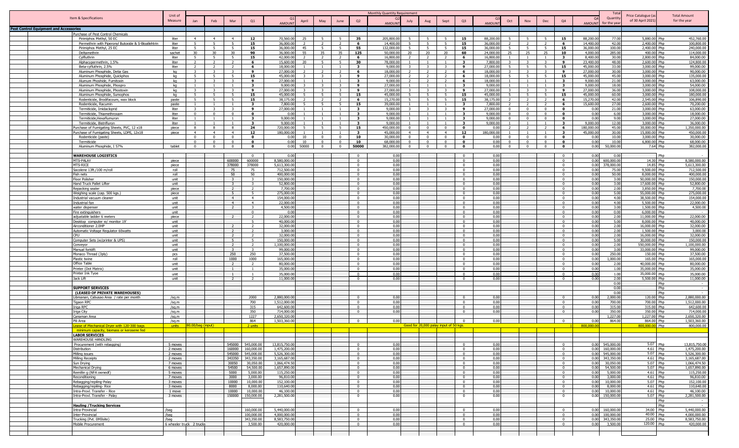| Item & Specifications | Unit of Measure | Jan | Feb | Mar | Q1 | Q1 AMOUNT | April | May | June | Q2 | Q2 AMOUNT | July | Aug | Sept | Q3 | Q3 AMOUNT | Oct | Nov | Dec | Q4 | Q4 AMOUNT | Total Quantity for the year | Price Catalogue (as of 30 April 2021) | | Total Amount for the year |
|---|---|---|---|---|---|---|---|---|---|---|---|---|---|---|---|---|---|---|---|---|---|---|---|---|---|
| **Pest Control Equipment and Accessories** | | | | | | | | | | | | | | | | | | | | | | | | | |
| Purchase of Pest Control Chemicals | | | | | | | | | | | | | | | | | | | | | | | | | |
| Pirimiphos Methyl, 50 EC | liter | 4 | 4 | 4 | 12 | 70,560.00 | 25 | 5 | 5 | 35 | 205,800.00 | 5 | 5 | 5 | 15 | 88,200.00 | 5 | 5 | 5 | 15 | 88,200.00 | 77.00 | 5,880.00 | Php | 452,760.00 |
| Permethrin with Piperonyl Butoxide & S-Bioallethrin | liter | 5 | 5 | 5 | 15 | 36,000.00 | 2 | 2 | 2 | 6 | 14,400.00 | 5 | 5 | 5 | 15 | 36,000.00 | 2 | 2 | 2 | 6 | 14,400.00 | 42.00 | 2,400.00 | Php | 100,800.00 |
| Pirimiphos Methyl, 25 EC | liter | 5 | 5 | 5 | 15 | 36,000.00 | 45 | 5 | 5 | 55 | 132,000.00 | 5 | 5 | 5 | 15 | 36,000.00 | 5 | 5 | 5 | 15 | 36,000.00 | 100.00 | 2,400.00 | Php | 240,000.00 |
| Deltamethrin | sachet | 30 | 30 | 30 | 90 | 36,000.00 | 55 | 35 | 35 | 125 | 50,000.00 | 20 | 20 | 20 | 60 | 24,000.00 | 25 | 25 | 25 | 10 | 4,000.00 | 285.00 | 400.00 | Php | 114,000.00 |
| Cyfluthrin | liter | 5 | 5 | 5 | 15 | 42,000.00 | 2 | 2 | 2 | 6 | 16,800.00 | 2 | 2 | 2 | 6 | 16,800.00 | 1 | 1 | 1 | 3 | 8,400.00 | 30.00 | 2,800.00 | Php | 84,000.00 |
| Alphacypermethrin, 1.5% | liter | 2 | 2 | 2 | 6 | 15,600.00 | 20 | 5 | 5 | 30 | 78,000.00 | 1 | 1 | 1 | 3 | 7,800.00 | 3 | 3 | 3 | 9 | 23,400.00 | 48.00 | 2,600.00 | Php | 124,800.00 |
| Beta-cyfluthrin, 2.5% | liter | 2 | 2 | 2 | 6 | 18,000.00 | 1 | 1 | 1 | 3 | 9,000.00 | 3 | 3 | 3 | 9 | 27,000.00 | 5 | 5 | 5 | 15 | 45,000.00 | 33.00 | 3,000.00 | Php | 99,000.00 |
| Aluminum Phosphide, Detia Gas | kg | 3 | 3 | 3 | 9 | 27,000.00 | 2 | 2 | 2 | 6 | 18,000.00 | 2 | 2 | 2 | 6 | 18,000.00 | 3 | 3 | 3 | 9 | 27,000.00 | 30.00 | 3,000.00 | Php | 90,000.00 |
| Aluminum Phosphide, Quickphos | kg | 5 | 5 | 5 | 15 | 45,000.00 | 3 | 3 | 3 | 9 | 27,000.00 | 2 | 2 | 2 | 6 | 18,000.00 | 5 | 5 | 5 | 15 | 45,000.00 | 45.00 | 3,000.00 | Php | 135,000.00 |
| Alumum Phoshide, Fumitoxin | kg | 3 | 3 | 3 | 9 | 27,000.00 | 1 | 1 | 1 | 3 | 9,000.00 | 2 | 2 | 2 | 6 | 18,000.00 | 1 | 1 | 1 | 3 | 9,000.00 | 21.00 | 3,000.00 | Php | 63,000.00 |
| Aluminum Phosphide, Phospro | kg | 1 | 1 | 1 | 3 | 9,000.00 | 3 | 3 | 3 | 9 | 27,000.00 | 1 | 1 | 1 | 3 | 9,000.00 | 1 | 1 | 1 | 3 | 9,000.00 | 18.00 | 3,000.00 | Php | 54,000.00 |
| Aluminum Phosphide, Phostoxin | kg | 3 | 3 | 3 | 9 | 27,000.00 | 3 | 3 | 3 | 9 | 27,000.00 | 3 | 3 | 3 | 9 | 27,000.00 | 3 | 3 | 3 | 9 | 27,000.00 | 36.00 | 3,000.00 | Php | 108,000.00 |
| Aluminum Phosphide, Sumophos | kg | 5 | 5 | 5 | 15 | 45,000.00 | 5 | 5 | 5 | 15 | 45,000.00 | 5 | 5 | 5 | 15 | 45,000.00 | 5 | 5 | 5 | 15 | 45,000.00 | 60.00 | 3,000.00 | Php | 180,000.00 |
| Rodenticide, Brodifacoum, wax block | paste | 5 | 5 | 5 | 15 | 38,175.00 | 2 | 2 | 2 | 6 | 15,270.00 | 5 | 5 | 5 | 15 | 38,175.00 | 2 | 2 | 2 | 6 | 15,270.00 | 42.00 | 2,545.00 | Php | 106,890.00 |
| Rodenticide, Racumin | paste | 1 | 1 | 1 | 3 | 7,800.00 | 5 | 5 | 5 | 15 | 39,000.00 | 1 | 1 | 1 | 3 | 7,800.00 | 2 | 2 | 2 | 6 | 15,600.00 | 27.00 | 2,600.00 | Php | 70,200.00 |
| Termiticide, Imidacloprid | liter | 3 | 3 | 3 | 9 | 27,000.00 | 1 | 1 | 1 | 3 | 9,000.00 | 3 | 3 | 3 | 9 | 27,000.00 | 0 | 0 | 0 | 0 | 0.00 | 21.00 | 3,000.00 | Php | 63,000.00 |
| Termiticide, Thiamethroxam | liter | 0 | 0 | 0 | 0 | 0.00 | 1 | 1 | 1 | 3 | 9,000.00 | 1 | 1 | 1 | 3 | 9,000.00 | 0 | 0 | 0 | 0 | 0.00 | 6.00 | 3,000.00 | Php | 18,000.00 |
| Termiticide,Hexaflumuron | liter | 1 | 1 | 1 | 3 | 9,000.00 | 1 | 1 | 1 | 3 | 9,000.00 | 1 | 1 | 1 | 3 | 9,000.00 | 0 | 0 | 0 | 0 | 0.00 | 9.00 | 3,000.00 | Php | 27,000.00 |
| Termiticide, Bistrifluron | liter | 1 | 1 | 1 | 3 | 9,000.00 | 1 | 1 | 1 | 3 | 9,000.00 | 1 | 1 | 1 | 3 | 9,000.00 | 1 | 1 | 1 | 3 | 9,000.00 | 12.00 | 3,000.00 | Php | 36,000.00 |
| Purchase of Fumigating Sheets, PVC, 12 x18 | piece | 8 | 8 | 8 | 24 | 720,000.00 | 5 | 5 | 5 | 15 | 450,000.00 | 0 | 0 | 0 | 0 | 0.00 | 2 | 2 | 2 | 6 | 180,000.00 | 45.00 | 30,000.00 | Php | 1,350,000.00 |
| Purchase of Fumigating Sheets, LDPE, 12x18 | piece | 4 | 4 | 4 | 12 | 180,000.00 | 1 | 1 | 1 | 3 | 45,000.00 | 4 | 4 | 4 | 12 | 180,000.00 | 1 | 1 | 1 | 3 | 45,000.00 | 30.00 | 15,000.00 | Php | 450,000.00 |
| Rodenticide (paste) | | 0 | 0 | 0 | 0 | 0.00 | 10 | 0 | 0 | 10 | 30,000.00 | 0 | 0 | 0 | 0 | 0.00 | 0 | 0 | 0 | 0 | 0.00 | 10.00 | 3,000.00 | Php | 30,000.00 |
| Termiticide | | 0 | 0 | 0 | 0 | 0.00 | 10 | 0 | 0 | 10 | 68,000.00 | 0 | 0 | 0 | 0 | 0.00 | 0 | 0 | 0 | 0 | 0.00 | 10.00 | 6,800.00 | Php | 68,000.00 |
| Aluminum Phosphide, I 57% | tablet | 0 | 0 | 0 | 0 | 0.00 | 50000 | 0 | 0 | 50000 | 382,000.00 | 0 | 0 | 0 | 0 | 0.00 | 0 | 0 | 0 | 0 | 0.00 | 50,000.00 | 7.64 | Php | 382,000.00 |
| **WAREHOUSE LOGISTICS** | | | | | 0 | 0.00 | | | | 0 | 0.00 | | | | 0 | 0.00 | | | | 0 | 0.00 | 0.00 | | Php | - |
| MTS-PALAY | piece | | | 600000 | 600000 | 8,580,000.00 | | | | 0 | 0.00 | | | | 0 | 0.00 | | | | 0 | 0.00 | 600,000.00 | 14.30 | Php | 8,580,000.00 |
| MTS-RICE | piece | | | 378000 | 378000 | 5,613,300.00 | | | | 0 | 0.00 | | | | 0 | 0.00 | | | | 0 | 0.00 | 378,000.00 | 14.85 | Php | 5,613,300.00 |
| Sacolene 13ft./100 m/roll | roll | | | 75 | 75 | 712,500.00 | | | | 0 | 0.00 | | | | 0 | 0.00 | | | | 0 | 0.00 | 75.00 | 9,500.00 | Php | 712,500.00 |
| Fish nets | roll | | | 50 | 50 | 400,000.00 | | | | 0 | 0.00 | | | | 0 | 0.00 | | | | 0 | 0.00 | 50.00 | 8,000.00 | Php | 400,000.00 |
| Floor Polisher | unit | | | 3 | 3 | 150,000.00 | | | | 0 | 0.00 | | | | 0 | 0.00 | | | | 0 | 0.00 | 3.00 | 50,000.00 | Php | 150,000.00 |
| Hand Truck Pallet Lifter | unit | | | 3 | 3 | 52,800.00 | | | | 0 | 0.00 | | | | 0 | 0.00 | | | | 0 | 0.00 | 3.00 | 17,600.00 | Php | 52,800.00 |
| Repacking sealer | piece | | | 2 | 2 | 7,700.00 | | | | 0 | 0.00 | | | | 0 | 0.00 | | | | 0 | 0.00 | 2.00 | 3,850.00 | Php | 7,700.00 |
| Weighing scale (cap. 500 kgs.) | piece | | | 5 | 5 | 275,000.00 | | | | 0 | 0.00 | | | | 0 | 0.00 | | | | 0 | 0.00 | 5.00 | 55,000.00 | Php | 275,000.00 |
| Industrial vacuum cleaner | unit | | | 4 | 4 | 154,000.00 | | | | 0 | 0.00 | | | | 0 | 0.00 | | | | 0 | 0.00 | 4.00 | 38,500.00 | Php | 154,000.00 |
| Industrial fan | unit | | | 4 | 4 | 22,000.00 | | | | 0 | 0.00 | | | | 0 | 0.00 | | | | 0 | 0.00 | 4.00 | 5,500.00 | Php | 22,000.00 |
| water dispenser | unit | | | 2 | 3 | 4,500.00 | | | | 0 | 0.00 | | | | 0 | 0.00 | | | | 0 | 0.00 | 3.00 | 1,500.00 | Php | 4,500.00 |
| Fire extinguishers | unit | | | | 0 | 0.00 | | | | 0 | 0.00 | | | | 0 | 0.00 | | | | 0 | 0.00 | 0.00 | 6,000.00 | Php | - |
| adjustable ladder 6 meters | piece | | | 2 | 2 | 22,000.00 | | | | 0 | 0.00 | | | | 0 | 0.00 | | | | 0 | 0.00 | 2.00 | 11,000.00 | Php | 22,000.00 |
| Desktop computer w/ monitor 19' | unit | | | | 5 | 40,000.00 | | | | 0 | 0.00 | | | | 0 | 0.00 | | | | 0 | 0.00 | 5.00 | 8,000.00 | Php | 40,000.00 |
| Airconditioner 2.0HP | unit | | | 2 | 2 | 32,000.00 | | | | 0 | 0.00 | | | | 0 | 0.00 | | | | 0 | 0.00 | 2.00 | 16,000.00 | Php | 32,000.00 |
| Automatic Voltage Regulator 60watts | unit | | | 2 | 2 | 3,000.00 | | | | 0 | 0.00 | | | | 0 | 0.00 | | | | 0 | 0.00 | 2.00 | 1,500.00 | Php | 3,000.00 |
| CPU | unit | | | 2 | 2 | 32,000.00 | | | | 0 | 0.00 | | | | 0 | 0.00 | | | | 0 | 0.00 | 2.00 | 16,000.00 | Php | 32,000.00 |
| Computer Sets (w/printer & UPS) | unit | | | 5 | 5 | 150,000.00 | | | | 0 | 0.00 | | | | 0 | 0.00 | | | | 0 | 0.00 | 5.00 | 30,000.00 | Php | 150,000.00 |
| Conveyor | unit | | | 2 | 2 | 1,100,000.00 | | | | 0 | 0.00 | | | | 0 | 0.00 | | | | 0 | 0.00 | 2.00 | 550,000.00 | Php | 1,100,000.00 |
| Manual forklift | unit | | | 3 | 3 | 99,000.00 | | | | 0 | 0.00 | | | | 0 | 0.00 | | | | 0 | 0.00 | 3.00 | 33,000.00 | Php | 99,000.00 |
| Monaco Thread (3ply) | pcs | | | 250 | 250 | 37,500.00 | | | | 0 | 0.00 | | | | 0 | 0.00 | | | | 0 | 0.00 | 250.00 | 150.00 | Php | 37,500.00 |
| Plastic twine | roll | | | 1000 | 1000 | 165,000.00 | | | | 0 | 0.00 | | | | 0 | 0.00 | | | | 0 | 0.00 | 1,000.00 | 165.00 | Php | 165,000.00 |
| Office Table | unit | | | 2 | 2 | 80,000.00 | | | | 0 | 0.00 | | | | 0 | 0.00 | | | | 0 | 0.00 | 2.00 | 40,000.00 | Php | 80,000.00 |
| Printer (Dot Matrix) | unit | | | 1 | 1 | 35,000.00 | | | | 0 | 0.00 | | | | 0 | 0.00 | | | | 0 | 0.00 | 1.00 | 35,000.00 | Php | 35,000.00 |
| Printer Ink Type | unit | | | 1 | 1 | 35,000.00 | | | | 0 | 0.00 | | | | 0 | 0.00 | | | | 0 | 0.00 | 1.00 | 35,000.00 | Php | 35,000.00 |
| Jack Lift | unit | | | 2 | 2 | 11,000.00 | | | | 0 | 0.00 | | | | 0 | 0.00 | | | | 0 | 0.00 | 2.00 | 5,500.00 | Php | 11,000.00 |
| | | | | | | | | | | | | | | | | | | | | | | 0.00 | | Php | - |
| **SUPPORT SERVICES** | | | | | | | | | | | | | | | | | | | | | | 0.00 | | Php | - |
| **(LEASED OF PRIVATE WAREHOUSES)** | | | | | | | | | | | | | | | | | | | | | | 0.00 | | Php | - |
| Libmanan, Cabusao Area / rate per month | /sq.m | | | | 2000 | 2,880,000.00 | | | | 0 | 0.00 | | | | 0 | 0.00 | | | | 0 | 0.00 | 2,000.00 | 120.00 | Php | 2,880,000.00 |
| Tigaon RPC | /sq.m | | | | 700 | 1,512,000.00 | | | | 0 | 0.00 | | | | 0 | 0.00 | | | | 0 | 0.00 | 700.00 | 700.00 | Php | 1,512,000.00 |
| Iriga RPC | /sq.m | | | | 315 | 642,600.00 | | | | 0 | 0.00 | | | | 0 | 0.00 | | | | 0 | 0.00 | 315.00 | 315.00 | Php | 642,600.00 |
| Iriga City | /sq.m | | | | 350 | 714,000.00 | | | | 0 | 0.00 | | | | 0 | 0.00 | | | | 0 | 0.00 | 350.00 | 350.00 | Php | 714,000.00 |
| Canaman Area | /sq.m | | | | 1227 | 2,650,320.00 | | | | | | | | | | | | | | | | 1,227.00 | 1,227.00 | Php | 2,650,320.00 |
| Pili Area | /sq.m | | | | 864 | 1,503,360.00 | | | | 0 | | | | | 0 | 0.00 | | | | 0 | 0.00 | 864.00 | 864.00 | Php | 1,503,360.00 |
| Lease of Mechanical Dryer with 120-300 bags minimum capacity, biomass or kerosene fed | units | 80.00/bag (input) | | | 2 units | | | | | | | Good for 20,000 palay input of 50 kgs. | | | | | | | | 1 | 800,000.00 | | 800,000.00 | Php | 800,000.00 |
| **LABOR SERVICES** | | | | | | | | | | | | | | | | | | | | | | | | | |
| WAREHOUSE HANDLING | | | | | | | | | | | | | | | | | | | | | | | | | |
| Procurement (with rebagging) | 5 moves | | | 545000 | 545,000.00 | 13,815,750.00 | | | | 0 | 0.00 | | | | 0 | 0.00 | | | | 0 | 0.00 | 545,000.00 | 5.07 | Php | 13,815,750.00 |
| Distribution | 2 moves | | | 160000 | 160,000.00 | 1,475,200.00 | | | | 0 | 0.00 | | | | 0 | 0.00 | | | | 0 | 0.00 | 160,000.00 | 4.61 | Php | 1,475,200.00 |
| Milling issues | 2 moves | | | 545000 | 545,000.00 | 5,526,300.00 | | | | 0 | 0.00 | | | | 0 | 0.00 | | | | 0 | 0.00 | 545,000.00 | 5.07 | Php | 5,526,300.00 |
| Milling Receipts | 2 moves | | | 343350 | 343,350.00 | 3,165,687.00 | | | | 0 | 0.00 | | | | 0 | 0.00 | | | | 0 | 0.00 | 343,350.00 | 4.61 | Php | 3,165,687.00 |
| Sun Drying | 7 moves | | | 30050 | 30,050.00 | 1,066,474.50 | | | | 0 | 0.00 | | | | 0 | 0.00 | | | | 0 | 0.00 | 30,050.00 | 5.07 | Php | 1,066,474.50 |
| Mechanical Drying | 6 moves | | | 54500 | 54,500.00 | 1,657,890.00 | | | | 0 | 0.00 | | | | 0 | 0.00 | | | | 0 | 0.00 | 54,500.00 | 5.07 | Php | 1,657,890.00 |
| Remillin g (NFA ownedf) | 5 moves | | | 5000 | 5,000.00 | 115,250.00 | | | | 0 | 0.00 | | | | 0 | 0.00 | | | | 0 | 0.00 | 5,000.00 | 4.61 | Php | 115,250.00 |
| Reconditioning | 7 moves | | | 3000 | 3,000.00 | 96,810.00 | | | | 0 | 0.00 | | | | 0 | 0.00 | | | | 0 | 0.00 | 3,000.00 | 4.61 | Php | 96,810.00 |
| Rebagging/repiling-Palay | 3 moves | | | 10000 | 10,000.00 | 152,100.00 | | | | 0 | 0.00 | | | | 0 | 0.00 | | | | 0 | 0.00 | 10,000.00 | 5.07 | Php | 152,100.00 |
| Rebagging/repiling- Rice | 3 moves | | | 8000 | 8,000.00 | 110,640.00 | | | | 0 | 0.00 | | | | 0 | 0.00 | | | | 0 | 0.00 | 8,000.00 | 4.61 | Php | 110,640.00 |
| Intra-Provl. Transfer - Rice | 1 move | | | 10000 | 10,000.00 | 46,100.00 | | | | 0 | 0.00 | | | | 0 | 0.00 | | | | 0 | 0.00 | 10,000.00 | 4.61 | Php | 46,100.00 |
| Intra-Provl. Transfer - Palay | 3 moves | | | 150000 | 150,000.00 | 2,281,500.00 | | | | 0 | 0.00 | | | | 0 | 0.00 | | | | 0 | 0.00 | 150,000.00 | 5.07 | Php | 2,281,500.00 |
| | | | | | | | | | | | | | | | | | | | | | | | | Php | - |
| **Hauling / Trucking Services** | | | | | | | | | | | | | | | | | | | | | | | | Php | - |
| Intra-Provincial | /bag | | | | 160,000.00 | 5,440,000.00 | | | | 0 | 0.00 | | | | 0 | 0.00 | | | | 0 | 0.00 | 160,000.00 | 34.00 | Php | 5,440,000.00 |
| Inter-Provincial | /bag | | | | 100,000.00 | 4,000,000.00 | | | | 0 | 0.00 | | | | 0 | 0.00 | | | | 0 | 0.00 | 100,000.00 | 40.00 | Php | 4,000,000.00 |
| Trucking (Pvt. DMIlsite) | /bag | | | | 343,350.00 | 8,583,750.00 | | | | 0 | 0.00 | | | | 0 | 0.00 | | | | 0 | 0.00 | 343,350.00 | 25.00 | Php | 8,583,750.00 |
| Mobile Procurement | 6 wheeler truck 2 trucks | | | | 3,500.00 | 420,000.00 | | | | 0 | 0.00 | | | | 0 | 0.00 | | | | 0 | 0.00 | 3,500.00 | 120.00 | Php | 420,000.00 |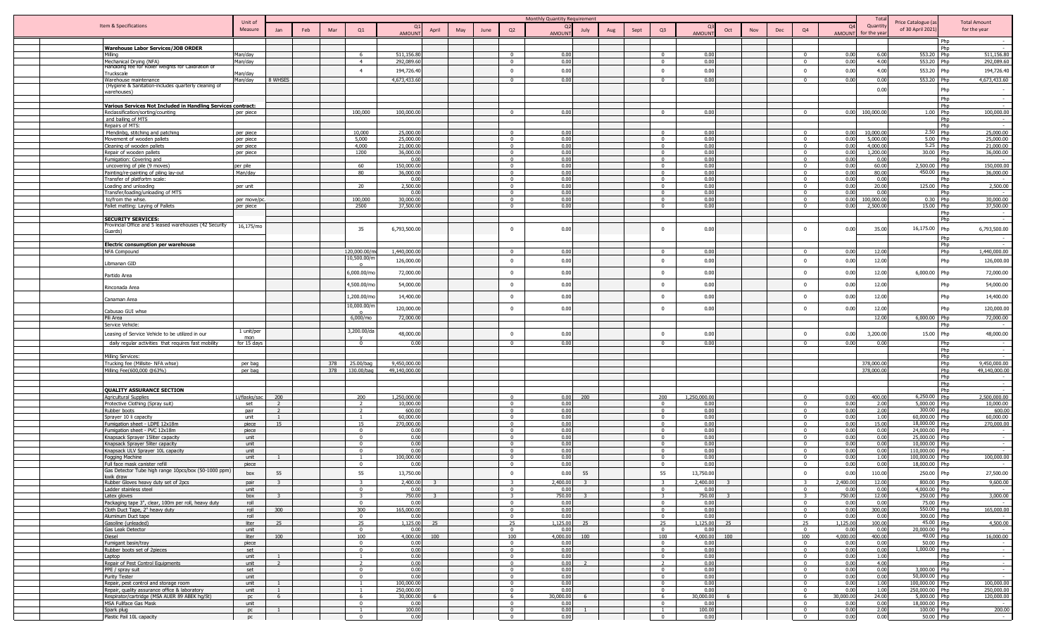| Item & Specifications | Unit of Measure | Jan | Feb | Mar | Q1 | Q1 AMOUNT | April | May | June | Q2 | Q2 AMOUNT | July | Aug | Sept | Q3 | Q3 AMOUNT | Oct | Nov | Dec | Q4 | Q4 AMOUNT | Total Quantity for the year | Price Catalogue (as of 30 April 2021) | Total Amount for the year |
|---|---|---|---|---|---|---|---|---|---|---|---|---|---|---|---|---|---|---|---|---|---|---|---|---|
| | | | | | | | | | | | | | | | | | | | | | | | | Php - |
| **Warehouse Labor Services/JOB ORDER** | | | | | | | | | | | | | | | | | | | | | | | | Php - |
| Milling | Man/day | | | | 6 | 511,156.80 | | | | 0 | 0.00 | | | | 0 | 0.00 | | | | 0 | 0.00 | 6.00 | 553.20 | Php 511,156.80 |
| Mechanical Drying (NFA) | Man/day | | | | 4 | 292,089.60 | | | | 0 | 0.00 | | | | 0 | 0.00 | | | | 0 | 0.00 | 4.00 | 553.20 | Php 292,089.60 |
| Handling fee for Roller weights for Calibration of Truckscale | Man/day | | | | 4 | 194,726.40 | | | | 0 | 0.00 | | | | 0 | 0.00 | | | | 0 | 0.00 | 4.00 | 553.20 | Php 194,726.40 |
| Warehouse maintenance | Man/day | 8 WHSES | | | | 4,673,433.60 | | | | 0 | 0.00 | | | | 0 | 0.00 | | | | 0 | 0.00 | 0.00 | 553.20 | Php 4,673,433.60 |
| (Hygiene & Sanitation-includes quarterly cleaning of warehouses) | | | | | | | | | | | | | | | | | | | | | | 0.00 | | Php - |
| | | | | | | | | | | | | | | | | | | | | | | | | Php - |
| **Various Services Not Included in Handling Services contract:** | | | | | | | | | | | | | | | | | | | | | | | | Php - |
| Reclassification/sorting/counting | per piece | | | | 100,000 | 100,000.00 | | | | 0 | 0.00 | | | | 0 | 0.00 | | | | 0 | 0.00 | 100,000.00 | 1.00 | Php 100,000.00 |
| and bailing of MTS | | | | | | | | | | | | | | | | | | | | | | | | Php - |
| Repairs of MTS: | | | | | | | | | | | | | | | | | | | | | | | | Php - |
| Mendinbg, stitching and patching | per piece | | | | 10,000 | 25,000.00 | | | | 0 | 0.00 | | | | 0 | 0.00 | | | | 0 | 0.00 | 10,000.00 | 2.50 | Php 25,000.00 |
| Movement of wooden pallets | per piece | | | | 5,000 | 25,000.00 | | | | 0 | 0.00 | | | | 0 | 0.00 | | | | 0 | 0.00 | 5,000.00 | 5.00 | Php 25,000.00 |
| Cleaning of wooden pallets | per piece | | | | 4,000 | 21,000.00 | | | | 0 | 0.00 | | | | 0 | 0.00 | | | | 0 | 0.00 | 4,000.00 | 5.25 | Php 21,000.00 |
| Repair of wooden pallets | per piece | | | | 1200 | 36,000.00 | | | | 0 | 0.00 | | | | 0 | 0.00 | | | | 0 | 0.00 | 1,200.00 | 30.00 | Php 36,000.00 |
| Fumigation: Covering and | | | | | | 0.00 | | | | 0 | 0.00 | | | | 0 | 0.00 | | | | 0 | 0.00 | 0.00 | | Php - |
| uncovering of pile (9 moves) | per pile | | | | 60 | 150,000.00 | | | | 0 | 0.00 | | | | 0 | 0.00 | | | | 0 | 0.00 | 60.00 | 2,500.00 | Php 150,000.00 |
| Painting/re-painting of piling lay-out | Man/day | | | | 80 | 36,000.00 | | | | 0 | 0.00 | | | | 0 | 0.00 | | | | 0 | 0.00 | 80.00 | 450.00 | Php 36,000.00 |
| Transfer of platfortm scale: | | | | | | 0.00 | | | | 0 | 0.00 | | | | 0 | 0.00 | | | | 0 | 0.00 | 0.00 | | Php - |
| Loading and unloading | per unit | | | | 20 | 2,500.00 | | | | 0 | 0.00 | | | | 0 | 0.00 | | | | 0 | 0.00 | 20.00 | 125.00 | Php 2,500.00 |
| Transfer/loading/unloading of MTS | | | | | | 0.00 | | | | 0 | 0.00 | | | | 0 | 0.00 | | | | 0 | 0.00 | 0.00 | | Php - |
| to/from the whse. | per move/pc. | | | | 100,000 | 30,000.00 | | | | 0 | 0.00 | | | | 0 | 0.00 | | | | 0 | 0.00 | 100,000.00 | 0.30 | Php 30,000.00 |
| Pallet matting: Laying of Pallets | per piece | | | | 2500 | 37,500.00 | | | | 0 | 0.00 | | | | 0 | 0.00 | | | | 0 | 0.00 | 2,500.00 | 15.00 | Php 37,500.00 |
| | | | | | | | | | | | | | | | | | | | | | | | | Php - |
| **SECURITY SERVICES:** | | | | | | | | | | | | | | | | | | | | | | | | Php - |
| Provincial Office and 5 leased warehouses (42 Security Guards) | 16,175/mo | | | | 35 | 6,793,500.00 | | | | 0 | 0.00 | | | | 0 | 0.00 | | | | 0 | 0.00 | 35.00 | 16,175.00 | Php 6,793,500.00 |
| | | | | | | | | | | | | | | | | | | | | | | | | Php - |
| **Electric consumption per warehouse** | | | | | | | | | | | | | | | | | | | | | | | | Php - |
| NFA Compound | | | | | 120,000.00/mo | 1,440,000.00 | | | | 0 | 0.00 | | | | 0 | 0.00 | | | | 0 | 0.00 | 12.00 | | Php 1,440,000.00 |
| Libmanan GID | | | | | 10,500.00/mo | 126,000.00 | | | | 0 | 0.00 | | | | 0 | 0.00 | | | | 0 | 0.00 | 12.00 | | Php 126,000.00 |
| Partido Area | | | | | 6,000.00/mo | 72,000.00 | | | | 0 | 0.00 | | | | 0 | 0.00 | | | | 0 | 0.00 | 12.00 | 6,000.00 | Php 72,000.00 |
| Rinconada Area | | | | | 4,500.00/mo | 54,000.00 | | | | 0 | 0.00 | | | | 0 | 0.00 | | | | 0 | 0.00 | 12.00 | | Php 54,000.00 |
| Canaman Area | | | | | 1,200.00/mo | 14,400.00 | | | | 0 | 0.00 | | | | 0 | 0.00 | | | | 0 | 0.00 | 12.00 | | Php 14,400.00 |
| Cabusao GUI whse | | | | | 10,000.00/mo | 120,000.00 | | | | 0 | 0.00 | | | | 0 | 0.00 | | | | 0 | 0.00 | 12.00 | | Php 120,000.00 |
| Pili Area | | | | | 6,000/mo | 72,000.00 | | | | | | | | | | | | | | | | 12.00 | 6,000.00 | Php 72,000.00 |
| Service Vehicle: | | | | | | | | | | | | | | | | | | | | | | | | Php |
| Leasing of Service Vehicle to be utilized in our | 1 unit/per mon | | | | 3,200.00/day | 48,000.00 | | | | 0 | 0.00 | | | | 0 | 0.00 | | | | 0 | 0.00 | 3,200.00 | 15.00 | Php 48,000.00 |
| daily regular activities that requires fast mobility | for 15 days | | | | 0 | 0.00 | | | | 0 | 0.00 | | | | 0 | 0.00 | | | | 0 | 0.00 | 0.00 | | Php - |
| | | | | | | | | | | | | | | | | | | | | | | | | Php - |
| Milling Services: | | | | | | | | | | | | | | | | | | | | | | | | Php |
| Trucking fee (Millsite- NFA whse) | per bag | | | 378 | 25.00/bag | 9,450,000.00 | | | | | | | | | | | | | | | | 378,000.00 | | Php 9,450,000.00 |
| Milling Fee(600,000 @63%) | per bag | | | 378 | 130.00/bag | 49,140,000.00 | | | | | | | | | | | | | | | | 378,000.00 | | Php 49,140,000.00 |
| | | | | | | | | | | | | | | | | | | | | | | | | Php - |
| | | | | | | | | | | | | | | | | | | | | | | | | Php - |
| **QUALITY ASSURANCE SECTION** | | | | | | | | | | | | | | | | | | | | | | | | Php - |
| Agricultural Supplies | Li/flasks/sac | 200 | | | 200 | 1,250,000.00 | | | | 0 | 0.00 | 200 | | | 200 | 1,250,000.00 | | | | 0 | 0.00 | 400.00 | 6,250.00 | Php 2,500,000.00 |
| Protective Clothing (Spray suit) | set | 2 | | | 2 | 10,000.00 | | | | 0 | 0.00 | | | | 0 | 0.00 | | | | 0 | 0.00 | 2.00 | 5,000.00 | Php 10,000.00 |
| Rubber boots | pair | 2 | | | 2 | 600.00 | | | | 0 | 0.00 | | | | 0 | 0.00 | | | | 0 | 0.00 | 2.00 | 300.00 | Php 600.00 |
| Sprayer 10 li capacity | unit | 1 | | | 1 | 60,000.00 | | | | 0 | 0.00 | | | | 0 | 0.00 | | | | 0 | 0.00 | 1.00 | 60,000.00 | Php 60,000.00 |
| Fumigation sheet - LDPE 12x18m | piece | 15 | | | 15 | 270,000.00 | | | | 0 | 0.00 | | | | 0 | 0.00 | | | | 0 | 0.00 | 15.00 | 18,000.00 | Php 270,000.00 |
| Fumigation sheet - PVC 12x18m | piece | | | | 0 | 0.00 | | | | 0 | 0.00 | | | | 0 | 0.00 | | | | 0 | 0.00 | 0.00 | 24,000.00 | Php - |
| Knapsack Sprayer 15liter capacity | unit | | | | 0 | 0.00 | | | | 0 | 0.00 | | | | 0 | 0.00 | | | | 0 | 0.00 | 0.00 | 25,000.00 | Php - |
| Knapsack Sprayer 5liter capacity | unit | | | | 0 | 0.00 | | | | 0 | 0.00 | | | | 0 | 0.00 | | | | 0 | 0.00 | 0.00 | 10,000.00 | Php - |
| Knapsack ULV Sprayer 10L capacity | unit | | | | 0 | 0.00 | | | | 0 | 0.00 | | | | 0 | 0.00 | | | | 0 | 0.00 | 0.00 | 110,000.00 | Php - |
| Fogging Machine | unit | 1 | | | 1 | 100,000.00 | | | | 0 | 0.00 | | | | 0 | 0.00 | | | | 0 | 0.00 | 1.00 | 100,000.00 | Php 100,000.00 |
| Full face mask canister refill | piece | | | | 0 | 0.00 | | | | 0 | 0.00 | | | | 0 | 0.00 | | | | 0 | 0.00 | 0.00 | 18,000.00 | Php - |
| Gas Detector Tube high range 10pcs/box (50-1000 ppm) kwik draw | box | 55 | | | 55 | 13,750.00 | | | | 0 | 0.00 | 55 | | | 55 | 13,750.00 | | | | 0 | 0.00 | 110.00 | 250.00 | Php 27,500.00 |
| Rubber Gloves heavy duty set of 2pcs | pair | 3 | | | 3 | 2,400.00 | 3 | | | 3 | 2,400.00 | 3 | | | 3 | 2,400.00 | 3 | | | 3 | 2,400.00 | 12.00 | 800.00 | Php 9,600.00 |
| Ladder stainless steel | unit | | | | 0 | 0.00 | | | | 0 | 0.00 | | | | 0 | 0.00 | | | | 0 | 0.00 | 0.00 | 4,000.00 | Php - |
| Latex gloves | box | 3 | | | 3 | 750.00 | 3 | | | 3 | 750.00 | 3 | | | 3 | 750.00 | 3 | | | 3 | 750.00 | 12.00 | 250.00 | Php 3,000.00 |
| Packaging tape 3", clear, 100m per roll, heavy duty | roll | | | | 0 | 0.00 | | | | 0 | 0.00 | | | | 0 | 0.00 | | | | 0 | 0.00 | 0.00 | 75.00 | Php - |
| Cloth Duct Tape, 2" heavy duty | roll | 300 | | | 300 | 165,000.00 | | | | 0 | 0.00 | | | | 0 | 0.00 | | | | 0 | 0.00 | 300.00 | 550.00 | Php 165,000.00 |
| Aluminum Duct tape | roll | | | | 0 | 0.00 | | | | 0 | 0.00 | | | | 0 | 0.00 | | | | 0 | 0.00 | 0.00 | 300.00 | Php - |
| Gasoline (unleaded) | liter | 25 | | | 25 | 1,125.00 | 25 | | | 25 | 1,125.00 | 25 | | | 25 | 1,125.00 | 25 | | | 25 | 1,125.00 | 100.00 | 45.00 | Php 4,500.00 |
| Gas Leak Detector | unit | | | | 0 | 0.00 | | | | 0 | 0.00 | | | | 0 | 0.00 | | | | 0 | 0.00 | 0.00 | 20,000.00 | Php - |
| Diesel | liter | 100 | | | 100 | 4,000.00 | 100 | | | 100 | 4,000.00 | 100 | | | 100 | 4,000.00 | 100 | | | 100 | 4,000.00 | 400.00 | 40.00 | Php 16,000.00 |
| Fumigant basin/tray | piece | | | | 0 | 0.00 | | | | 0 | 0.00 | | | | 0 | 0.00 | | | | 0 | 0.00 | 0.00 | 50.00 | Php - |
| Rubber boots set of 2pieces | set | | | | 0 | 0.00 | | | | 0 | 0.00 | | | | 0 | 0.00 | | | | 0 | 0.00 | 0.00 | 1,000.00 | Php - |
| Laptop | unit | 1 | | | 1 | 0.00 | | | | 0 | 0.00 | | | | 0 | 0.00 | | | | 0 | 0.00 | 1.00 | | Php - |
| Repair of Pest Control Equipments | unit | 2 | | | 2 | 0.00 | | | | 0 | 0.00 | 2 | | | 2 | 0.00 | | | | 0 | 0.00 | 4.00 | | Php - |
| PPE / spray suit | set | | | | 0 | 0.00 | | | | 0 | 0.00 | | | | 0 | 0.00 | | | | 0 | 0.00 | 0.00 | 3,000.00 | Php - |
| Purity Tester | unit | | | | 0 | 0.00 | | | | 0 | 0.00 | | | | 0 | 0.00 | | | | 0 | 0.00 | 0.00 | 50,000.00 | Php - |
| Repair, pest control and storage room | unit | 1 | | | 1 | 100,000.00 | | | | 0 | 0.00 | | | | 0 | 0.00 | | | | 0 | 0.00 | 1.00 | 100,000.00 | Php 100,000.00 |
| Repair, quality assurance office & laboratory | unit | 1 | | | 1 | 250,000.00 | | | | 0 | 0.00 | | | | 0 | 0.00 | | | | 0 | 0.00 | 1.00 | 250,000.00 | Php 250,000.00 |
| Respirator/cartridge (MSA AUER 89 ABEK hg/St) | pc | 6 | | | 6 | 30,000.00 | 6 | | | 6 | 30,000.00 | 6 | | | 6 | 30,000.00 | 6 | | | 6 | 30,000.00 | 24.00 | 5,000.00 | Php 120,000.00 |
| MSA Fullface Gas Mask | unit | | | | 0 | 0.00 | | | | 0 | 0.00 | | | | 0 | 0.00 | | | | 0 | 0.00 | 0.00 | 18,000.00 | Php - |
| Spark plug | pc | 1 | | | 1 | 100.00 | | | | 0 | 0.00 | 1 | | | 1 | 100.00 | | | | 0 | 0.00 | 2.00 | 100.00 | Php 200.00 |
| Plastic Pail 10L capacity | pc | | | | 0 | 0.00 | | | | 0 | 0.00 | | | | 0 | 0.00 | | | | 0 | 0.00 | 0.00 | 50.00 | Php - |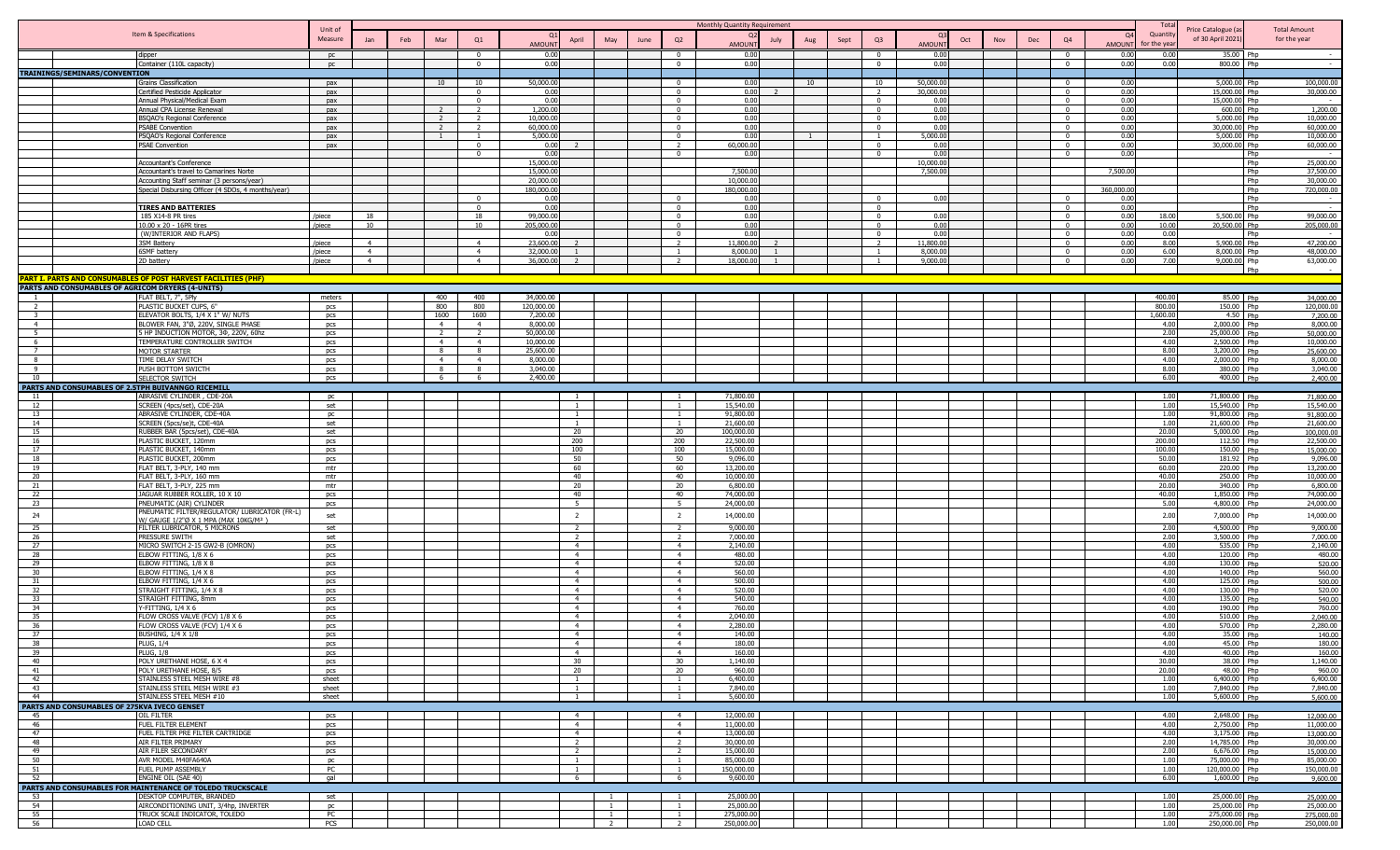| No. | Item & Specifications | Unit of Measure | Jan | Feb | Mar | Q1 | Q1 AMOUNT | April | May | June | Q2 | Q2 AMOUNT | July | Aug | Sept | Q3 | Q3 AMOUNT | Oct | Nov | Dec | Q4 | Q4 AMOUNT | Total Quantity for the year | Price Catalogue (as of 30 April 2021) | | Total Amount for the year |
|---|---|---|---|---|---|---|---|---|---|---|---|---|---|---|---|---|---|---|---|---|---|---|---|---|---|---|
| | dipper | pc | | | | 0 | 0.00 | | | | 0 | 0.00 | | | | 0 | 0.00 | | | | 0 | 0.00 | 0.00 | 35.00 | Php | - |
| | Container (110L capacity) | pc | | | | 0 | 0.00 | | | | 0 | 0.00 | | | | 0 | 0.00 | | | | 0 | 0.00 | 0.00 | 800.00 | Php | - |
| **TRAININGS/SEMINARS/CONVENTION** | | | | | | | | | | | | | | | | | | | | | | | | | | |
| | Grains Classification | pax | | | 10 | 10 | 50,000.00 | | | | 0 | 0.00 | | 10 | | 10 | 50,000.00 | | | | 0 | 0.00 | | 5,000.00 | Php | 100,000.00 |
| | Certified Pesticide Applicator | pax | | | | 0 | 0.00 | | | | 0 | 0.00 | 2 | | | 2 | 30,000.00 | | | | 0 | 0.00 | | 15,000.00 | Php | 30,000.00 |
| | Annual Physical/Medical Exam | pax | | | | 0 | 0.00 | | | | 0 | 0.00 | | | | 0 | 0.00 | | | | 0 | 0.00 | | 15,000.00 | Php | - |
| | Annual CPA License Renewal | pax | | | 2 | 2 | 1,200.00 | | | | 0 | 0.00 | | | | 0 | 0.00 | | | | 0 | 0.00 | | 600.00 | Php | 1,200.00 |
| | BSQAO's Regional Conference | pax | | | 2 | 2 | 10,000.00 | | | | 0 | 0.00 | | | | 0 | 0.00 | | | | 0 | 0.00 | | 5,000.00 | Php | 10,000.00 |
| | PSABE Convention | pax | | | 2 | 2 | 60,000.00 | | | | 0 | 0.00 | | | | 0 | 0.00 | | | | 0 | 0.00 | | 30,000.00 | Php | 60,000.00 |
| | PSQAO's Regional Conference | pax | | | 1 | 1 | 5,000.00 | | | | 0 | 0.00 | | 1 | | 1 | 5,000.00 | | | | 0 | 0.00 | | 5,000.00 | Php | 10,000.00 |
| | PSAE Convention | pax | | | | 0 | 0.00 | 2 | | | 2 | 60,000.00 | | | | 0 | 0.00 | | | | 0 | 0.00 | | 30,000.00 | Php | 60,000.00 |
| | | | | | | 0 | 0.00 | | | | 0 | 0.00 | | | | 0 | 0.00 | | | | 0 | 0.00 | | | Php | |
| | Accountant's Conference | | | | | | 15,000.00 | | | | | | | | | | 10,000.00 | | | | | | | | Php | 25,000.00 |
| | Accountant's travel to Camarines Norte | | | | | | 15,000.00 | | | | | 7,500.00 | | | | | 7,500.00 | | | | | 7,500.00 | | | Php | 37,500.00 |
| | Accounting Staff seminar (3 persons/year) | | | | | | 20,000.00 | | | | | 10,000.00 | | | | | | | | | | | | | Php | 30,000.00 |
| | Special Disbursing Officer (4 SDOs, 4 months/year) | | | | | | 180,000.00 | | | | | 180,000.00 | | | | | | | | | | 360,000.00 | | | Php | 720,000.00 |
| | | | | | | 0 | 0.00 | | | | 0 | 0.00 | | | | 0 | 0.00 | | | | 0 | 0.00 | | | Php | - |
| | TIRES AND BATTERIES | | | | | 0 | 0.00 | | | | 0 | 0.00 | | | | 0 | | | | | 0 | 0.00 | | | Php | - |
| | 185 X14-8 PR tires | /piece | 18 | | | 18 | 99,000.00 | | | | 0 | 0.00 | | | | 0 | 0.00 | | | | 0 | 0.00 | 18.00 | 5,500.00 | Php | 99,000.00 |
| | 10.00 x 20 - 16PR tires | /piece | 10 | | | 10 | 205,000.00 | | | | 0 | 0.00 | | | | 0 | 0.00 | | | | 0 | 0.00 | 10.00 | 20,500.00 | Php | 205,000.00 |
| | (W/INTERIOR AND FLAPS) | | | | | 0 | 0.00 | | | | 0 | 0.00 | | | | 0 | 0.00 | | | | 0 | 0.00 | 0.00 | | Php | - |
| | 3SM Battery | /piece | 4 | | | 4 | 23,600.00 | 2 | | | 2 | 11,800.00 | 2 | | | 2 | 11,800.00 | | | | 0 | 0.00 | 8.00 | 5,900.00 | Php | 47,200.00 |
| | 6SMF battery | /piece | 4 | | | 4 | 32,000.00 | 1 | | | 1 | 8,000.00 | 1 | | | 1 | 8,000.00 | | | | 0 | 0.00 | 6.00 | 8,000.00 | Php | 48,000.00 |
| | 2D battery | /piece | 4 | | | 4 | 36,000.00 | 2 | | | 2 | 18,000.00 | 1 | | | 1 | 9,000.00 | | | | 0 | 0.00 | 7.00 | 9,000.00 | Php | 63,000.00 |
| | | | | | | | | | | | | | | | | | | | | | | | | | Php | - |
| **PART I. PARTS AND CONSUMABLES OF POST HARVEST FACILITIES (PHF)** | | | | | | | | | | | | | | | | | | | | | | | | | | |
| **PARTS AND CONSUMABLES OF AGRICOM DRYERS (4-UNITS)** | | | | | | | | | | | | | | | | | | | | | | | | | | |
| 1 | FLAT BELT, 7", 5Ply | meters | | | 400 | 400 | 34,000.00 | | | | | | | | | | | | | | | | 400.00 | 85.00 | Php | 34,000.00 |
| 2 | PLASTIC BUCKET CUPS, 6" | pcs | | | 800 | 800 | 120,000.00 | | | | | | | | | | | | | | | | 800.00 | 150.00 | Php | 120,000.00 |
| 3 | ELEVATOR BOLTS, 1/4 X 1" W/ NUTS | pcs | | | 1600 | 1600 | 7,200.00 | | | | | | | | | | | | | | | | 1,600.00 | 4.50 | Php | 7,200.00 |
| 4 | BLOWER FAN, 3"Ø, 220V, SINGLE PHASE | pcs | | | 4 | 4 | 8,000.00 | | | | | | | | | | | | | | | | 4.00 | 2,000.00 | Php | 8,000.00 |
| 5 | 5 HP INDUCTION MOTOR, 3Φ, 220V, 60hz | pcs | | | 2 | 2 | 50,000.00 | | | | | | | | | | | | | | | | 2.00 | 25,000.00 | Php | 50,000.00 |
| 6 | TEMPERATURE CONTROLLER SWITCH | pcs | | | 4 | 4 | 10,000.00 | | | | | | | | | | | | | | | | 4.00 | 2,500.00 | Php | 10,000.00 |
| 7 | MOTOR STARTER | pcs | | | 8 | 8 | 25,600.00 | | | | | | | | | | | | | | | | 8.00 | 3,200.00 | Php | 25,600.00 |
| 8 | TIME DELAY SWITCH | pcs | | | 4 | 4 | 8,000.00 | | | | | | | | | | | | | | | | 4.00 | 2,000.00 | Php | 8,000.00 |
| 9 | PUSH BOTTOM SWICTH | pcs | | | 8 | 8 | 3,040.00 | | | | | | | | | | | | | | | | 8.00 | 380.00 | Php | 3,040.00 |
| 10 | SELECTOR SWITCH | pcs | | | 6 | 6 | 2,400.00 | | | | | | | | | | | | | | | | 6.00 | 400.00 | Php | 2,400.00 |
| **PARTS AND CONSUMABLES OF 2.5TPH BUIVANNGO RICEMILL** | | | | | | | | | | | | | | | | | | | | | | | | | | |
| 11 | ABRASIVE CYLINDER , CDE-20A | pc | | | | | | 1 | | | 1 | 71,800.00 | | | | | | | | | | | 1.00 | 71,800.00 | Php | 71,800.00 |
| 12 | SCREEN (4pcs/set), CDE-20A | set | | | | | | 1 | | | 1 | 15,540.00 | | | | | | | | | | | 1.00 | 15,540.00 | Php | 15,540.00 |
| 13 | ABRASIVE CYLINDER, CDE-40A | pc | | | | | | 1 | | | 1 | 91,800.00 | | | | | | | | | | | 1.00 | 91,800.00 | Php | 91,800.00 |
| 14 | SCREEN (5pcs/se)t, CDE-40A | set | | | | | | 1 | | | 1 | 21,600.00 | | | | | | | | | | | 1.00 | 21,600.00 | Php | 21,600.00 |
| 15 | RUBBER BAR (5pcs/set), CDE-40A | set | | | | | | 20 | | | 20 | 100,000.00 | | | | | | | | | | | 20.00 | 5,000.00 | Php | 100,000.00 |
| 16 | PLASTIC BUCKET, 120mm | pcs | | | | | | 200 | | | 200 | 22,500.00 | | | | | | | | | | | 200.00 | 112.50 | Php | 22,500.00 |
| 17 | PLASTIC BUCKET, 140mm | pcs | | | | | | 100 | | | 100 | 15,000.00 | | | | | | | | | | | 100.00 | 150.00 | Php | 15,000.00 |
| 18 | PLASTIC BUCKET, 200mm | pcs | | | | | | 50 | | | 50 | 9,096.00 | | | | | | | | | | | 50.00 | 181.92 | Php | 9,096.00 |
| 19 | FLAT BELT, 3-PLY, 140 mm | mtr | | | | | | 60 | | | 60 | 13,200.00 | | | | | | | | | | | 60.00 | 220.00 | Php | 13,200.00 |
| 20 | FLAT BELT, 3-PLY, 160 mm | mtr | | | | | | 40 | | | 40 | 10,000.00 | | | | | | | | | | | 40.00 | 250.00 | Php | 10,000.00 |
| 21 | FLAT BELT, 3-PLY, 225 mm | mtr | | | | | | 20 | | | 20 | 6,800.00 | | | | | | | | | | | 20.00 | 340.00 | Php | 6,800.00 |
| 22 | JAGUAR RUBBER ROLLER, 10 X 10 | pcs | | | | | | 40 | | | 40 | 74,000.00 | | | | | | | | | | | 40.00 | 1,850.00 | Php | 74,000.00 |
| 23 | PNEUMATIC (AIR) CYLINDER | pcs | | | | | | 5 | | | 5 | 24,000.00 | | | | | | | | | | | 5.00 | 4,800.00 | Php | 24,000.00 |
| 24 | PNEUMATIC FILTER/REGULATOR/ LUBRICATOR (FR-L) W/ GAUGE 1/2"Ø X 1 MPA (MAX 10KG/M²) | set | | | | | | 2 | | | 2 | 14,000.00 | | | | | | | | | | | 2.00 | 7,000.00 | Php | 14,000.00 |
| 25 | FILTER LUBRICATOR, 5 MICRONS | set | | | | | | 2 | | | 2 | 9,000.00 | | | | | | | | | | | 2.00 | 4,500.00 | Php | 9,000.00 |
| 26 | PRESSURE SWITH | set | | | | | | 2 | | | 2 | 7,000.00 | | | | | | | | | | | 2.00 | 3,500.00 | Php | 7,000.00 |
| 27 | MICRO SWITCH 2-15 GW2-B (OMRON) | pcs | | | | | | 4 | | | 4 | 2,140.00 | | | | | | | | | | | 4.00 | 535.00 | Php | 2,140.00 |
| 28 | ELBOW FITTING, 1/8 X 6 | pcs | | | | | | 4 | | | 4 | 480.00 | | | | | | | | | | | 4.00 | 120.00 | Php | 480.00 |
| 29 | ELBOW FITTING, 1/8 X 8 | pcs | | | | | | 4 | | | 4 | 520.00 | | | | | | | | | | | 4.00 | 130.00 | Php | 520.00 |
| 30 | ELBOW FITTING, 1/4 X 8 | pcs | | | | | | 4 | | | 4 | 560.00 | | | | | | | | | | | 4.00 | 140.00 | Php | 560.00 |
| 31 | ELBOW FITTING, 1/4 X 6 | pcs | | | | | | 4 | | | 4 | 500.00 | | | | | | | | | | | 4.00 | 125.00 | Php | 500.00 |
| 32 | STRAIGHT FITTING, 1/4 X 8 | pcs | | | | | | 4 | | | 4 | 520.00 | | | | | | | | | | | 4.00 | 130.00 | Php | 520.00 |
| 33 | STRAIGHT FITTING, 8mm | pcs | | | | | | 4 | | | 4 | 540.00 | | | | | | | | | | | 4.00 | 135.00 | Php | 540.00 |
| 34 | Y-FITTING, 1/4 X 6 | pcs | | | | | | 4 | | | 4 | 760.00 | | | | | | | | | | | 4.00 | 190.00 | Php | 760.00 |
| 35 | FLOW CROSS VALVE (FCV) 1/8 X 6 | pcs | | | | | | 4 | | | 4 | 2,040.00 | | | | | | | | | | | 4.00 | 510.00 | Php | 2,040.00 |
| 36 | FLOW CROSS VALVE (FCV) 1/4 X 6 | pcs | | | | | | 4 | | | 4 | 2,280.00 | | | | | | | | | | | 4.00 | 570.00 | Php | 2,280.00 |
| 37 | BUSHING, 1/4 X 1/8 | pcs | | | | | | 4 | | | 4 | 140.00 | | | | | | | | | | | 4.00 | 35.00 | Php | 140.00 |
| 38 | PLUG, 1/4 | pcs | | | | | | 4 | | | 4 | 180.00 | | | | | | | | | | | 4.00 | 45.00 | Php | 180.00 |
| 39 | PLUG, 1/8 | pcs | | | | | | 4 | | | 4 | 160.00 | | | | | | | | | | | 4.00 | 40.00 | Php | 160.00 |
| 40 | POLY URETHANE HOSE, 6 X 4 | pcs | | | | | | 30 | | | 30 | 1,140.00 | | | | | | | | | | | 30.00 | 38.00 | Php | 1,140.00 |
| 41 | POLY URETHANE HOSE, 8/5 | pcs | | | | | | 20 | | | 20 | 960.00 | | | | | | | | | | | 20.00 | 48.00 | Php | 960.00 |
| 42 | STAINLESS STEEL MESH WIRE #8 | sheet | | | | | | 1 | | | 1 | 6,400.00 | | | | | | | | | | | 1.00 | 6,400.00 | Php | 6,400.00 |
| 43 | STAINLESS STEEL MESH WIRE #3 | sheet | | | | | | 1 | | | 1 | 7,840.00 | | | | | | | | | | | 1.00 | 7,840.00 | Php | 7,840.00 |
| 44 | STAINLESS STEEL MESH #10 | sheet | | | | | | 1 | | | 1 | 5,600.00 | | | | | | | | | | | 1.00 | 5,600.00 | Php | 5,600.00 |
| **PARTS AND CONSUMABLES OF 275KVA IVECO GENSET** | | | | | | | | | | | | | | | | | | | | | | | | | | |
| 45 | OIL FILTER | pcs | | | | | | 4 | | | 4 | 12,000.00 | | | | | | | | | | | 4.00 | 2,648.00 | Php | 12,000.00 |
| 46 | FUEL FILTER ELEMENT | pcs | | | | | | 4 | | | 4 | 11,000.00 | | | | | | | | | | | 4.00 | 2,750.00 | Php | 11,000.00 |
| 47 | FUEL FILTER PRE FILTER CARTRIDGE | pcs | | | | | | 4 | | | 4 | 13,000.00 | | | | | | | | | | | 4.00 | 3,175.00 | Php | 13,000.00 |
| 48 | AIR FILTER PRIMARY | pcs | | | | | | 2 | | | 2 | 30,000.00 | | | | | | | | | | | 2.00 | 14,785.00 | Php | 30,000.00 |
| 49 | AIR FILER SECONDARY | pcs | | | | | | 2 | | | 2 | 15,000.00 | | | | | | | | | | | 2.00 | 6,676.00 | Php | 15,000.00 |
| 50 | AVR MODEL M40FA640A | pc | | | | | | 1 | | | 1 | 85,000.00 | | | | | | | | | | | 1.00 | 75,000.00 | Php | 85,000.00 |
| 51 | FUEL PUMP ASSEMBLY | PC | | | | | | 1 | | | 1 | 150,000.00 | | | | | | | | | | | 1.00 | 120,000.00 | Php | 150,000.00 |
| 52 | ENGINE OIL (SAE 40) | gal | | | | | | 6 | | | 6 | 9,600.00 | | | | | | | | | | | 6.00 | 1,600.00 | Php | 9,600.00 |
| **PARTS AND CONSUMABLES FOR MAINTENANCE OF TOLEDO TRUCKSCALE** | | | | | | | | | | | | | | | | | | | | | | | | | | |
| 53 | DESKTOP COMPUTER, BRANDED | set | | | | | | | 1 | | 1 | 25,000.00 | | | | | | | | | | | 1.00 | 25,000.00 | Php | 25,000.00 |
| 54 | AIRCONDITIONING UNIT, 3/4hp, INVERTER | pc | | | | | | | 1 | | 1 | 25,000.00 | | | | | | | | | | | 1.00 | 25,000.00 | Php | 25,000.00 |
| 55 | TRUCK SCALE INDICATOR, TOLEDO | PC | | | | | | | 1 | | 1 | 275,000.00 | | | | | | | | | | | 1.00 | 275,000.00 | Php | 275,000.00 |
| 56 | LOAD CELL | PCS | | | | | | | 2 | | 2 | 250,000.00 | | | | | | | | | | | 1.00 | 250,000.00 | Php | 250,000.00 |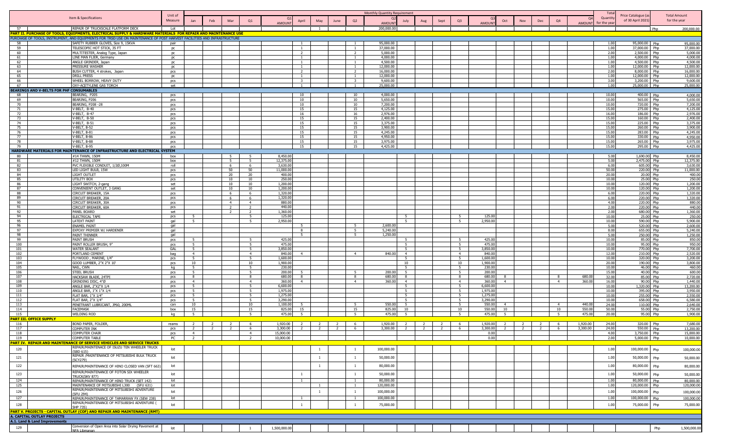| | Item & Specifications | Unit of Measure | Jan | Feb | Mar | Q1 | Q1 AMOUNT | April | May | June | Q2 | Q2 AMOUNT | July | Aug | Sept | Q3 | Q3 AMOUNT | Oct | Nov | Dec | Q4 | Q4 AMOUNT | Total Quantity for the year | Price Catalogue (as of 30 April 2021) | Total Amount for the year |
|---|---|---|---|---|---|---|---|---|---|---|---|---|---|---|---|---|---|---|---|---|---|---|---|---|---|
| | | | | | | | | | | | | Monthly Quantity Requirement | | | | | | | | | | | | | |
| 57 | REPAIR OF TRUCKSCALE PLATFORM DECK | Lot | | | | | | | 1 | | | 200,000.00 | | | | | | | | | | | | | Php 200,000.00 |
| **PART II. PURCHASE OF TOOLS, EQUIPMENTS, ELECTRICAL SUPPLY & HARDWARE MATERIALS FOR REPAIR AND MAINTENANCE USE** | | | | | | | | | | | | | | | | | | | | | | | | | |
| PURCHASE OF TOOLS, INSTRUMENT, AND EQUIPMENTS FOR TRSD USE ON MAINTENANCE OF POST HARVEST FACILITIES AND INFRASTRUCTURE | | | | | | | | | | | | | | | | | | | | | | | | | |
| 58 | SAFETY RUBBER GLOVES, Size 9, 15KVA | pair | | | | | | 1 | | | 1 | 95,000.00 | | | | | | | | | | | 1.00 | 95,000.00 | Php 95,000.00 |
| 59 | TELESCOPIC HOT STICK, 35 FT | pc | | | | | | 1 | | | 1 | 37,000.00 | | | | | | | | | | | 1.00 | 37,000.00 | Php 37,000.00 |
| 60 | MULTITESTER, Analog Type, Japan | pc | | | | | | 2 | | | 2 | 5,000.00 | | | | | | | | | | | 2.00 | 2,500.00 | Php 5,000.00 |
| 61 | LINE MAN FLIER, Germany | pc | | | | | | 1 | | | 1 | 4,000.00 | | | | | | | | | | | 1.00 | 4,000.00 | Php 4,000.00 |
| 62 | ANGLE GRINDER, Japan | pc | | | | | | 1 | | | 1 | 4,500.00 | | | | | | | | | | | 1.00 | 4,500.00 | Php 4,500.00 |
| 63 | PRESSURE WASHER | pc | | | | | | 1 | | | 1 | 12,000.00 | | | | | | | | | | | 1.00 | 12,000.00 | Php 12,000.00 |
| 64 | BUSH CUTTER, 4 strokes, Japan | pcs | | | | | | 2 | | | 2 | 16,000.00 | | | | | | | | | | | 2.00 | 8,000.00 | Php 16,000.00 |
| 65 | DRILL PRESS | pc | | | | | | 1 | | | 1 | 12,000.00 | | | | | | | | | | | 1.00 | 12,000.00 | Php 12,000.00 |
| 66 | WHEEL BORROW, HEAVY DUTY | pcs | | | | | | 3 | | | 3 | 9,600.00 | | | | | | | | | | | 3.00 | 3,200.00 | Php 9,600.00 |
| 67 | OXY-ACETYLENE GAS TORCH | set | | | | | | 1 | | | 1 | 25,000.00 | | | | | | | | | | | 1.00 | 25,000.00 | Php 25,000.00 |
| **BEARINGS AND V-BELTS FOR PHF CONSUMABLES** | | | | | | | | | | | | | | | | | | | | | | | | | |
| 68 | BEARING, P205 | pcs | | | | | | 10 | | | 10 | 4,000.00 | | | | | | | | | | | 10.00 | 400.00 | Php 4,000.00 |
| 69 | BEARING, P206 | pcs | | | | | | 10 | | | 10 | 5,650.00 | | | | | | | | | | | 10.00 | 565.00 | Php 5,650.00 |
| 70 | BEARING, P208 -28 | pcs | | | | | | 10 | | | 10 | 7,200.00 | | | | | | | | | | | 10.00 | 720.00 | Php 7,200.00 |
| 71 | V-BELT, B-40 | pcs | | | | | | 15 | | | 15 | 4,125.00 | | | | | | | | | | | 15.00 | 275.00 | Php 4,125.00 |
| 72 | V-BELT, B-47 | pcs | | | | | | 16 | | | 16 | 2,976.00 | | | | | | | | | | | 16.00 | 186.00 | Php 2,976.00 |
| 73 | V-BELT, B-50 | pcs | | | | | | 15 | | | 15 | 2,400.00 | | | | | | | | | | | 15.00 | 160.00 | Php 2,400.00 |
| 74 | V-BELT, B-51 | pcs | | | | | | 15 | | | 15 | 3,375.00 | | | | | | | | | | | 15.00 | 225.00 | Php 3,375.00 |
| 75 | V-BELT, B-52 | pcs | | | | | | 15 | | | 15 | 3,900.00 | | | | | | | | | | | 15.00 | 260.00 | Php 3,900.00 |
| 76 | V-BELT, B-81 | pcs | | | | | | 15 | | | 15 | 4,245.00 | | | | | | | | | | | 15.00 | 283.00 | Php 4,245.00 |
| 77 | V-BELT, B-86 | pcs | | | | | | 15 | | | 15 | 4,950.00 | | | | | | | | | | | 15.00 | 330.00 | Php 4,950.00 |
| 78 | V-BELT, B-88 | pcs | | | | | | 15 | | | 15 | 3,975.00 | | | | | | | | | | | 15.00 | 265.00 | Php 3,975.00 |
| 79 | V-BELT, B-95 | pcs | | | | | | 15 | | | 15 | 4,425.00 | | | | | | | | | | | 15.00 | 295.00 | Php 4,425.00 |
| **HARDWARE MATERIALS FOR MAINTENANCE OF INFRASTRUCTURE AND ELECTRICAL SYSTEM** | | | | | | | | | | | | | | | | | | | | | | | | | |
| 80 | #14 THWN, 150M | box | | | 5 | 5 | 8,450.00 | | | | | | | | | | | | | | | | 5.00 | 1,690.00 | Php 8,450.00 |
| 81 | #12 THWN, 150M | box | | | 5 | 5 | 12,375.00 | | | | | | | | | | | | | | | | 5.00 | 2,475.00 | Php 12,375.00 |
| 82 | PVC FLEXIBLE CONDUIT, 1/2Ø,100M | roll | | | 6 | 6 | 3,630.00 | | | | | | | | | | | | | | | | 6.00 | 605.00 | Php 3,630.00 |
| 83 | LED LIGHT BULB, 15W | pcs | | | 50 | 50 | 11,000.00 | | | | | | | | | | | | | | | | 50.00 | 220.00 | Php 11,000.00 |
| 84 | LIGHT OUTLET | pcs | | | 20 | 20 | 400.00 | | | | | | | | | | | | | | | | 20.00 | 20.00 | Php 400.00 |
| 85 | UTILITY BOX | pcs | | | 10 | 10 | 250.00 | | | | | | | | | | | | | | | | 10.00 | 25.00 | Php 250.00 |
| 86 | LIGHT SWITCH, 2-gang | set | | | 10 | 10 | 1,200.00 | | | | | | | | | | | | | | | | 10.00 | 120.00 | Php 1,200.00 |
| 87 | CONVENIENT OUTLET, 3 GANG | set | | | 10 | 10 | 1,200.00 | | | | | | | | | | | | | | | | 10.00 | 120.00 | Php 1,200.00 |
| 88 | CIRCUIT BREAKER, 15A | pcs | | | 6 | 6 | 1,320.00 | | | | | | | | | | | | | | | | 6.00 | 220.00 | Php 1,320.00 |
| 89 | CIRCUIT BREAKER, 20A | pcs | | | 6 | 6 | 1,320.00 | | | | | | | | | | | | | | | | 6.00 | 220.00 | Php 1,320.00 |
| 90 | CIRCUIT BREAKER, 30A | pcs | | | 4 | 4 | 880.00 | | | | | | | | | | | | | | | | 4.00 | 220.00 | Php 880.00 |
| 91 | CIRCUIT BREAKER, 60A | pcs | | | 2 | 2 | 440.00 | | | | | | | | | | | | | | | | 2.00 | 220.00 | Php 440.00 |
| 92 | PANEL BOARD | set | | | 2 | 2 | 1,360.00 | | | | | | | | | | | | | | | | 2.00 | 680.00 | Php 1,360.00 |
| 94 | ELECTRICAL TAPE | pcs | 5 | | | 5 | 125.00 | | | | | | 5 | | | 5 | 125.00 | | | | | | 10.00 | 25.00 | Php 250.00 |
| 95 | LATEXT PAINT | gal | 5 | | | 5 | 2,950.00 | | | | | | 5 | | | 5 | 2,950.00 | | | | | | 10.00 | 590.00 | Php 5,900.00 |
| 96 | ENAMEL PAINT | gal | | | | | | 5 | | | 5 | 2,600.00 | | | | | | | | | | | 5.00 | 520.00 | Php 2,600.00 |
| 97 | EXPOXY PRIMIER W/ HARDENER | gal | | | | | | 8 | | | 5 | 5,240.00 | | | | | | | | | | | 8.00 | 655.00 | Php 5,240.00 |
| 98 | PAINT THINNER | gal | | | | | | 5 | | | 5 | 1,250.00 | | | | | | | | | | | 5.00 | 250.00 | Php 1,250.00 |
| 99 | PAINT BRUSH | pcs | 5 | | | 5 | 425.00 | | | | | | 5 | | | 5 | 425.00 | | | | | | 10.00 | 85.00 | Php 850.00 |
| 100 | PAINT ROLLER BRUSH, 9" | pcs | 5 | | | 5 | 475.00 | | | | | | 5 | | | 5 | 475.00 | | | | | | 10.00 | 95.00 | Php 950.00 |
| 101 | WATER SEALANT | GAL | 5 | | | 5 | 3,850.00 | | | | | | 5 | | | 5 | 3,850.00 | | | | | | 10.00 | 770.00 | Php 7,700.00 |
| 102 | PORTLAND CEMENT | bag | 4 | | | 4 | 840.00 | 4 | | | 4 | 840.00 | 4 | | | 4 | 840.00 | | | | | | 12.00 | 210.00 | Php 2,520.00 |
| 103 | PLYWOOD , MARINE, 1/4" | pcs | 5 | | | 5 | 1,600.00 | | | | | | 5 | | | 5 | 1,600.00 | | | | | | 10.00 | 320.00 | Php 3,200.00 |
| 104 | GOOD LUMBER, 2"X 2"X 10' | pcs | 10 | | | 10 | 1,900.00 | | | | | | 10 | | | 10 | 1,900.00 | | | | | | 20.00 | 190.00 | Php 3,800.00 |
| 105 | NAIL, CWN | kg | 5 | | | 5 | 230.00 | | | | | | 5 | | | 5 | 230.00 | | | | | | 10.00 | 46.00 | Php 460.00 |
| 106 | STEEL BRUSH | pcs | 5 | | | 5 | 200.00 | 5 | | | 5 | 200.00 | 5 | | | 5 | 200.00 | | | | | | 15.00 | 40.00 | Php 600.00 |
| 107 | HACKSAW BLADE, 24TPI | pcs | 8 | | | 8 | 680.00 | 8 | | | 8 | 680.00 | 8 | | | 8 | 680.00 | 8 | | | 8 | 680.00 | 32.00 | 85.00 | Php 2,720.00 |
| 108 | GRINDING DISC, 4"Ø | pcs | 4 | | | 4 | 360.00 | 4 | | | 4 | 360.00 | 4 | | | 4 | 360.00 | 4 | | | 4 | 360.00 | 16.00 | 90.00 | Php 1,440.00 |
| 109 | ANGLE BAR, 2"X2"X 1/4 | pcs | 5 | | | 5 | 6,600.00 | | | | | | 5 | | | 5 | 6,600.00 | | | | | | 10.00 | 1,320.00 | Php 13,200.00 |
| 110 | ANGLE BAR, 1"X 1"X 1/4 | pcs | 5 | | | 5 | 1,975.00 | | | | | | 5 | | | 5 | 1,975.00 | | | | | | 10.00 | 395.00 | Php 3,950.00 |
| 111 | FLAT BAR, 1"X 1/4" | pcs | 5 | | | 5 | 1,275.00 | | | | | | 5 | | | 5 | 1,275.00 | | | | | | 10.00 | 255.00 | Php 2,550.00 |
| 112 | FLAT BAR, 2"X 1/4" | pcs | 5 | | | 5 | 3,290.00 | | | | | | 5 | | | 5 | 3,290.00 | | | | | | 10.00 | 658.00 | Php 6,580.00 |
| 113 | PENETRANT LUBRICANT, JP60, 200ML | can | 10 | | | 10 | 1,100.00 | 5 | | | 5 | 550.00 | 5 | | | 5 | 550.00 | 4 | | | 4 | 440.00 | 24.00 | 110.00 | Php 2,640.00 |
| 114 | FACEMASK | box | 15 | | | 15 | 825.00 | 15 | | | 15 | 825.00 | 10 | | | 10 | 550.00 | 10 | | | 10 | 550.00 | 50.00 | 55.00 | Php 2,750.00 |
| 115 | WELDING ROD | kg | 5 | | | 5 | 475.00 | 5 | | | 5 | 475.00 | 5 | | | 5 | 475.00 | 5 | | | 5 | 475.00 | 20.00 | 95.00 | Php 1,900.00 |
| **PART III. OFFICE SUPPLY** | | | | | | | | | | | | | | | | | | | | | | | | | |
| 116 | BOND PAPER, FOLDER, | reams | 2 | 2 | 2 | 6 | 1,920.00 | 2 | 2 | 2 | 6 | 1,920.00 | 2 | 2 | 2 | 6 | 1,920.00 | 2 | 2 | 2 | 6 | 1,920.00 | 24.00 | 320.00 | Php 7,680.00 |
| 117 | COMPUTER INK | pcs | 2 | 2 | 2 | 6 | 3,300.00 | 2 | 2 | 2 | 6 | 3,300.00 | 2 | 2 | 2 | 6 | 3,300.00 | 2 | 2 | 2 | 6 | 3,300.00 | 24.00 | 550.00 | Php 13,200.00 |
| 118 | COMPUTER CHAIR | pcs | 4 | | | 4 | 15,000.00 | | | | | | | | | | 0.00 | | | | | | 4.00 | 3,750.00 | Php 15,000.00 |
| 119 | COMPUTER TABLE | PC | 2 | | | 2 | 10,000.00 | | | | | | | | | | 0.00 | | | | | | 2.00 | 5,000.00 | Php 10,000.00 |
| **PART IV. REPAIR AND MAINTENANCE OF SERVICE VEHICLES AND SERVICE TRUCKS** | | | | | | | | | | | | | | | | | | | | | | | | | |
| 120 | REPAIR/MAINTENACE OF ISUZU TEN WHEELER TRUCK (SBD 615) | lot | | | | | | | 1 | | 1 | 100,000.00 | | | | | | | | | | | 1.00 | 100,000.00 | Php 100,000.00 |
| 121 | REPAIR /MAINTENANCE OF MITSUBISHI BULK TRUCK (SCY279) | lot | | | | | | | 1 | | 1 | 50,000.00 | | | | | | | | | | | 1.00 | 50,000.00 | Php 50,000.00 |
| 122 | REPAIR/MAINTENANCE OF HINO CLOSED VAN (SFT 663) | lot | | | | | | | 1 | | 1 | 80,000.00 | | | | | | | | | | | 1.00 | 80,000.00 | Php 80,000.00 |
| 123 | REPAIR/MAINTENANCE OF FOTON SIX WHEELER TRUCK(SKV 877) | lot | | | | | | 1 | | | 1 | 50,000.00 | | | | | | | | | | | 1.00 | 50,000.00 | Php 50,000.00 |
| 124 | REPAIR/MAINTENANCE OF HINO TRUCK (SET 142) | lot | | | | | | 1 | | | 1 | 80,000.00 | | | | | | | | | | | 1.00 | 80,000.00 | Php 80,000.00 |
| 125 | MAINTENANCE OF MITSUBISHI L300 (SFU 631) | lot | | | | | | | 1 | | 1 | 120,000.00 | | | | | | | | | | | 1.00 | 120,000.00 | Php 120,000.00 |
| 126 | REPAIR/MAINTENANCE OF MITSUBISHI ADVENTURE (SFU 294) | lot | | | | | | | 1 | | 1 | 100,000.00 | | | | | | | | | | | 1.00 | 100,000.00 | Php 100,000.00 |
| 127 | REPAIR/MAINTENANCE OF TAMARRAW FX (SEW 238) | lot | | | | | | 1 | | | 1 | 100,000.00 | | | | | | | | | | | 1.00 | 100,000.00 | Php 100,000.00 |
| 128 | REPAIR/MAINTENANCE OF MITSUBISHI ADVENTURE ( SHP 735) | lot | | | | | | 1 | | | 1 | 75,000.00 | | | | | | | | | | | 1.00 | 75,000.00 | Php 75,000.00 |
| **PART V. PROJECTS - CAPITAL OUTLAY (COF) AND REPAIR AND MAINTENANCE (RMT)** | | | | | | | | | | | | | | | | | | | | | | | | | |
| **A. CAPITAL OUTLAY PROJECTS** | | | | | | | | | | | | | | | | | | | | | | | | | |
| **A.1. Land & Land Improvements** | | | | | | | | | | | | | | | | | | | | | | | | | |
| 129 | Conversion of Open Area into Solar Drying Pavement at NFA Libmanan | lot | | | | 1 | 1,500,000.00 | | | | | | | | | | | | | | | | | | Php 1,500,000.00 |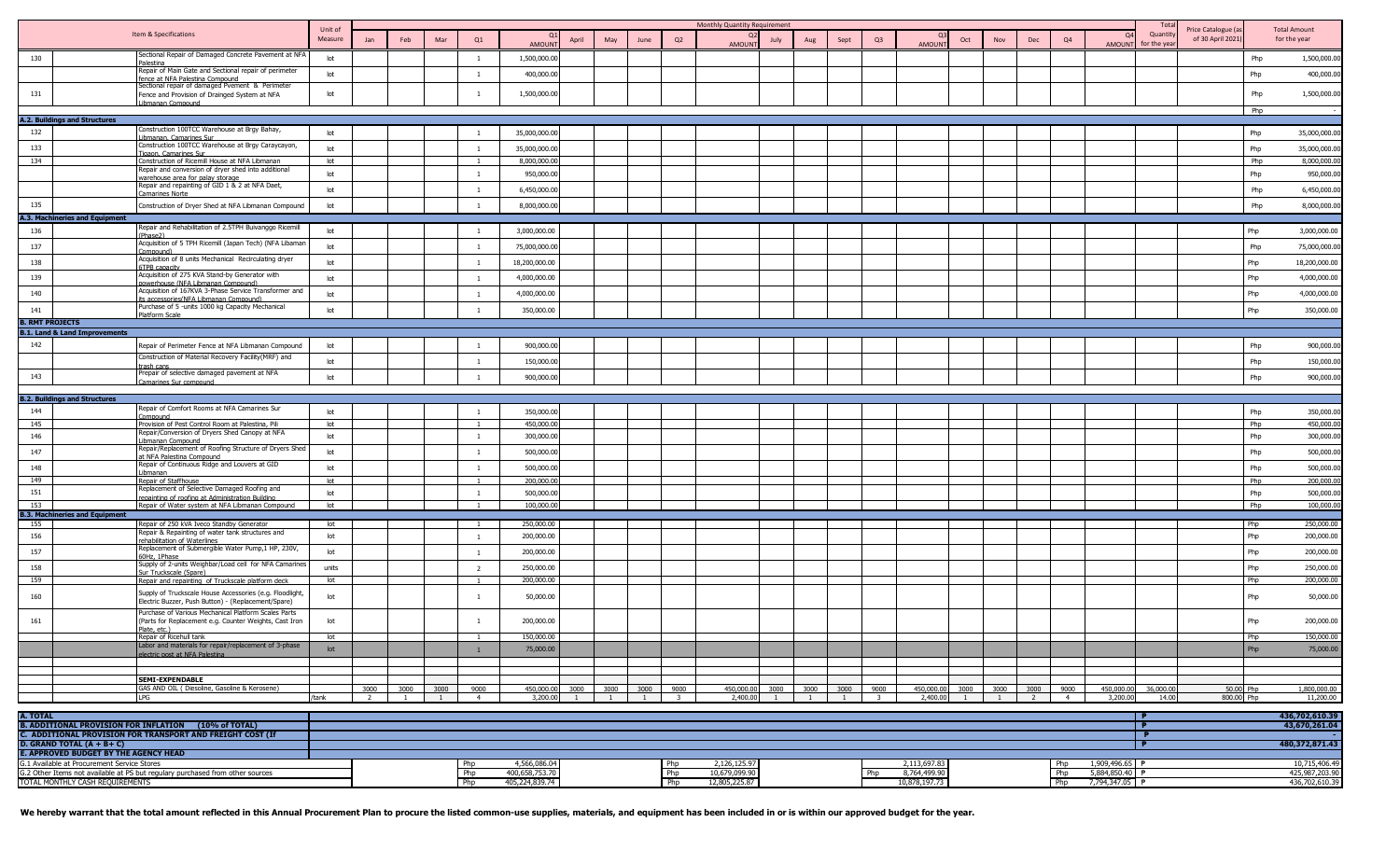| | Item & Specifications | Unit of Measure | Jan | Feb | Mar | Q1 | Q1 AMOUNT | April | May | June | Q2 | Q2 AMOUNT | July | Aug | Sept | Q3 | Q3 AMOUNT | Oct | Nov | Dec | Q4 | Q4 AMOUNT | Total Quantity for the year | Price Catalogue (as of 30 April 2021) | Total Amount for the year |
|---|---|---|---|---|---|---|---|---|---|---|---|---|---|---|---|---|---|---|---|---|---|---|---|---|---|
| 130 | Sectional Repair of Damaged Concrete Pavement at NFA Palestina | lot | | | | 1 | 1,500,000.00 | | | | | | | | | | | | | | | | | | Php 1,500,000.00 |
| | Repair of Main Gate and Sectional repair of perimeter fence at NFA Palestina Compound | lot | | | | 1 | 400,000.00 | | | | | | | | | | | | | | | | | | Php 400,000.00 |
| 131 | Sectional repair of damaged Pvement & Perimeter Fence and Provision of Drainged System at NFA Libmanan Compound | lot | | | | 1 | 1,500,000.00 | | | | | | | | | | | | | | | | | | Php 1,500,000.00 |
| | | | | | | | | | | | | | | | | | | | | | | | | | Php - |
| **A.2. Buildings and Structures** | | | | | | | | | | | | | | | | | | | | | | | | | |
| 132 | Construction 100TCC Warehouse at Brgy Bahay, Libmanan, Camarines Sur | lot | | | | 1 | 35,000,000.00 | | | | | | | | | | | | | | | | | | Php 35,000,000.00 |
| 133 | Construction 100TCC Warehouse at Brgy Caraycayon, Tigaon, Camarines Sur | lot | | | | 1 | 35,000,000.00 | | | | | | | | | | | | | | | | | | Php 35,000,000.00 |
| 134 | Construction of Ricemill House at NFA Libmanan | lot | | | | 1 | 8,000,000.00 | | | | | | | | | | | | | | | | | | Php 8,000,000.00 |
| | Repair and conversion of dryer shed into additional warehouse area for palay storage | lot | | | | 1 | 950,000.00 | | | | | | | | | | | | | | | | | | Php 950,000.00 |
| | Repair and repainting of GID 1 & 2 at NFA Daet, Camarines Norte | lot | | | | 1 | 6,450,000.00 | | | | | | | | | | | | | | | | | | Php 6,450,000.00 |
| 135 | Construction of Dryer Shed at NFA Libmanan Compound | lot | | | | 1 | 8,000,000.00 | | | | | | | | | | | | | | | | | | Php 8,000,000.00 |
| **A.3. Machineries and Equipment** | | | | | | | | | | | | | | | | | | | | | | | | | |
| 136 | Repair and Rehabilitation of 2.5TPH Buivanggo Ricemill (Phase2) | lot | | | | 1 | 3,000,000.00 | | | | | | | | | | | | | | | | | | Php 3,000,000.00 |
| 137 | Acquisition of 5 TPH Ricemill (Japan Tech) (NFA Libaman Compound) | lot | | | | 1 | 75,000,000.00 | | | | | | | | | | | | | | | | | | Php 75,000,000.00 |
| 138 | Acquisition of 8 units Mechanical Recirculating dryer 6TPB capacity | lot | | | | 1 | 18,200,000.00 | | | | | | | | | | | | | | | | | | Php 18,200,000.00 |
| 139 | Acquisition of 275 KVA Stand-by Generator with powerhouse (NFA Libmanan Compound) | lot | | | | 1 | 4,000,000.00 | | | | | | | | | | | | | | | | | | Php 4,000,000.00 |
| 140 | Acquisition of 167KVA 3-Phase Service Transformer and its accessories(NFA Libmanan Compound) | lot | | | | 1 | 4,000,000.00 | | | | | | | | | | | | | | | | | | Php 4,000,000.00 |
| 141 | Purchase of 5 -units 1000 kg Capacity Mechanical Platform Scale | lot | | | | 1 | 350,000.00 | | | | | | | | | | | | | | | | | | Php 350,000.00 |
| **B. RMT PROJECTS** | | | | | | | | | | | | | | | | | | | | | | | | | |
| **B.1. Land & Land Improvements** | | | | | | | | | | | | | | | | | | | | | | | | | |
| 142 | Repair of Perimeter Fence at NFA Libmanan Compound | lot | | | | 1 | 900,000.00 | | | | | | | | | | | | | | | | | | Php 900,000.00 |
| | Construction of Material Recovery Facility(MRF) and trash cans | lot | | | | 1 | 150,000.00 | | | | | | | | | | | | | | | | | | Php 150,000.00 |
| 143 | Prepair of selective damaged pavement at NFA Camarines Sur compound | lot | | | | 1 | 900,000.00 | | | | | | | | | | | | | | | | | | Php 900,000.00 |
| **B.2. Buildings and Structures** | | | | | | | | | | | | | | | | | | | | | | | | | |
| 144 | Repair of Comfort Rooms at NFA Camarines Sur Compound | lot | | | | 1 | 350,000.00 | | | | | | | | | | | | | | | | | | Php 350,000.00 |
| 145 | Provision of Pest Control Room at Palestina, Pili | lot | | | | 1 | 450,000.00 | | | | | | | | | | | | | | | | | | Php 450,000.00 |
| 146 | Repair/Conversion of Dryers Shed Canopy at NFA Libmanan Compound | lot | | | | 1 | 300,000.00 | | | | | | | | | | | | | | | | | | Php 300,000.00 |
| 147 | Repair/Replacement of Roofing Structure of Dryers Shed at NFA Palestina Compound | lot | | | | 1 | 500,000.00 | | | | | | | | | | | | | | | | | | Php 500,000.00 |
| 148 | Repair of Continuous Ridge and Louvers at GID Libmanan | lot | | | | 1 | 500,000.00 | | | | | | | | | | | | | | | | | | Php 500,000.00 |
| 149 | Repair of Staffhouse | lot | | | | 1 | 200,000.00 | | | | | | | | | | | | | | | | | | Php 200,000.00 |
| 151 | Replacement of Selective Damaged Roofing and repainting of roofing at Administration Building | lot | | | | 1 | 500,000.00 | | | | | | | | | | | | | | | | | | Php 500,000.00 |
| 153 | Repair of Water system at NFA Libmanan Compound | lot | | | | 1 | 100,000.00 | | | | | | | | | | | | | | | | | | Php 100,000.00 |
| **B.3. Machineries and Equipment** | | | | | | | | | | | | | | | | | | | | | | | | | |
| 155 | Repair of 250 kVA Iveco Standby Generator | lot | | | | 1 | 250,000.00 | | | | | | | | | | | | | | | | | | Php 250,000.00 |
| 156 | Repair & Repainting of water tank structures and rehabilitation of Waterlines | lot | | | | 1 | 200,000.00 | | | | | | | | | | | | | | | | | | Php 200,000.00 |
| 157 | Replecement of Submergible Water Pump,1 HP, 230V, 60Hz, 1Phase | lot | | | | 1 | 200,000.00 | | | | | | | | | | | | | | | | | | Php 200,000.00 |
| 158 | Supply of 2-units Weighbar/Load cell for NFA Camarines Sur Truckscale (Spare) | units | | | | 2 | 250,000.00 | | | | | | | | | | | | | | | | | | Php 250,000.00 |
| 159 | Repair and repainting of Truckscale platform deck | lot | | | | 1 | 200,000.00 | | | | | | | | | | | | | | | | | | Php 200,000.00 |
| 160 | Supply of Truckscale House Accessories (e.g. Floodlight, Electric Buzzer, Push Button) - (Replacement/Spare) | lot | | | | 1 | 50,000.00 | | | | | | | | | | | | | | | | | | Php 50,000.00 |
| 161 | Purchase of Various Mechanical Platform Scales Parts (Parts for Replacement e.g. Counter Weights, Cast Iron Plate, etc.) | lot | | | | 1 | 200,000.00 | | | | | | | | | | | | | | | | | | Php 200,000.00 |
| | Repair of Ricehull tank | lot | | | | 1 | 150,000.00 | | | | | | | | | | | | | | | | | | Php 150,000.00 |
| | Labor and materials for repair/replacement of 3-phase electric post at NFA Palestina | lot | | | | 1 | 75,000.00 | | | | | | | | | | | | | | | | | | Php 75,000.00 |
| | **SEMI-EXPENDABLE** | | | | | | | | | | | | | | | | | | | | | | | | |
| | GAS AND OIL ( Diesoline, Gasoline & Kerosene) | | 3000 | 3000 | 3000 | 9000 | 450,000.00 | 3000 | 3000 | 3000 | 9000 | 450,000.00 | 3000 | 3000 | 3000 | 9000 | 450,000.00 | 3000 | 3000 | 3000 | 9000 | 450,000.00 | 36,000.00 | 50.00 | Php 1,800,000.00 |
| | LPG | /tank | 2 | 1 | 1 | 4 | 3,200.00 | 1 | 1 | 1 | 3 | 2,400.00 | 1 | 1 | 1 | 3 | 2,400.00 | 1 | 1 | 2 | 4 | 3,200.00 | 14.00 | 800.00 | Php 11,200.00 |

| | | |
|---|---|---|
| **A. TOTAL** | ₱ | 436,702,610.39 |
| **B. ADDITIONAL PROVISION FOR INFLATION (10% of TOTAL)** | ₱ | 43,670,261.04 |
| **C. ADDITIONAL PROVISION FOR TRANSPORT AND FREIGHT COST (If** | ₱ | - |
| **D. GRAND TOTAL (A + B+ C)** | ₱ | 480,372,871.43 |
| **E. APPROVED BUDGET BY THE AGENCY HEAD** | | |

| | Q1 | Q2 | Q3 | Q4 | Total |
|---|---|---|---|---|---|
| G.1 Available at Procurement Service Stores | Php 4,566,086.04 | Php 2,126,125.97 | 2,113,697.83 | Php 1,909,496.65 | ₱ 10,715,406.49 |
| G.2 Other Items not available at PS but regulary purchased from other sources | Php 400,658,753.70 | Php 10,679,099.90 | Php 8,764,499.90 | Php 5,884,850.40 | ₱ 425,987,203.90 |
| TOTAL MONTHLY CASH REQUIREMENTS | Php 405,224,839.74 | Php 12,805,225.87 | 10,878,197.73 | Php 7,794,347.05 | ₱ 436,702,610.39 |

**We hereby warrant that the total amount reflected in this Annual Procurement Plan to procure the listed common-use supplies, materials, and equipment has been included in or is within our approved budget for the year.**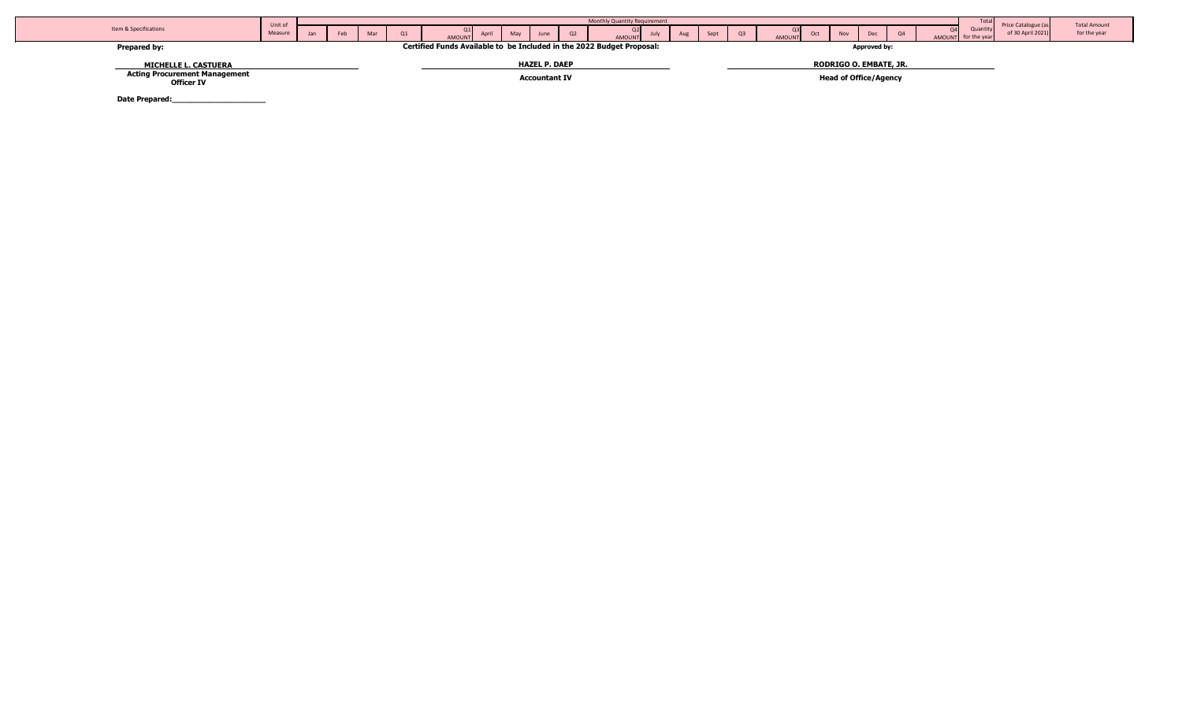| Item & Specifications | Unit of Measure | Monthly Quantity Requirement | | | | | | | | | | | | | | | | | | | | | Total Quantity for the year | Price Catalogue (as of 30 April 2021) | Total Amount for the year |
|---|---|---|---|---|---|---|---|---|---|---|---|---|---|---|---|---|---|---|---|---|---|---|---|---|---|
| | | Jan | Feb | Mar | Q1 | Q1 AMOUNT | April | May | June | Q2 | Q2 AMOUNT | July | Aug | Sept | Q3 | Q3 AMOUNT | Oct | Nov | Dec | Q4 | Q4 AMOUNT | | | | |

**Prepared by:**

**MICHELLE L. CASTUERA**
**Acting Procurement Management Officer IV**

**Certified Funds Available to be Included in the 2022 Budget Proposal:**

**HAZEL P. DAEP**
**Accountant IV**

**Approved by:**

**RODRIGO O. EMBATE, JR.**
**Head of Office/Agency**

**Date Prepared:**_____________________